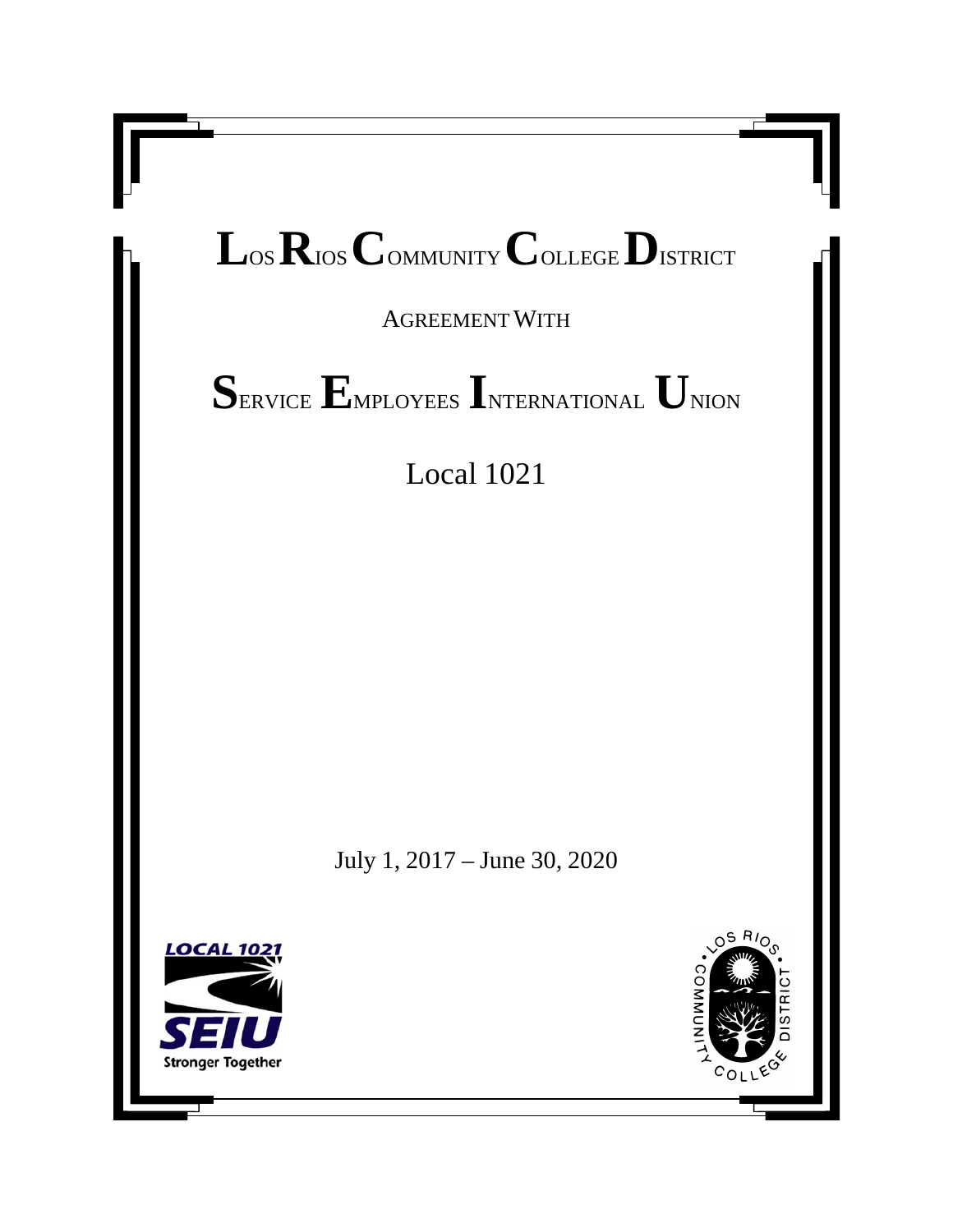# LOS RIOS COMMUNITY COLLEGE DISTRICT

AGREEMENT WITH

# SERVICE EMPLOYEES INTERNATIONAL UNION

## Local 1021

July 1, 2017 – June 30, 2020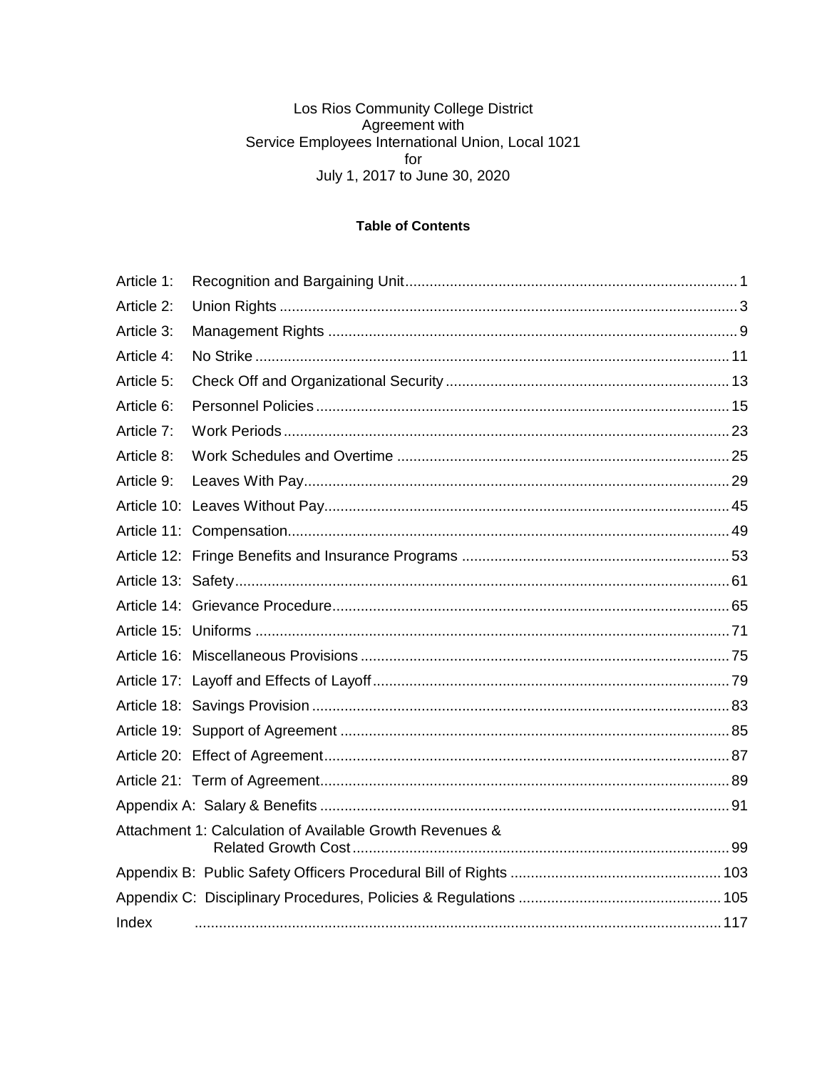Los Rios Community College District
Agreement with
Service Employees International Union, Local 1021
for
July 1, 2017 to June 30, 2020

**Table of Contents**

| | | |
|---|---|---|
| Article 1: | Recognition and Bargaining Unit | 1 |
| Article 2: | Union Rights | 3 |
| Article 3: | Management Rights | 9 |
| Article 4: | No Strike | 11 |
| Article 5: | Check Off and Organizational Security | 13 |
| Article 6: | Personnel Policies | 15 |
| Article 7: | Work Periods | 23 |
| Article 8: | Work Schedules and Overtime | 25 |
| Article 9: | Leaves With Pay | 29 |
| Article 10: | Leaves Without Pay | 45 |
| Article 11: | Compensation | 49 |
| Article 12: | Fringe Benefits and Insurance Programs | 53 |
| Article 13: | Safety | 61 |
| Article 14: | Grievance Procedure | 65 |
| Article 15: | Uniforms | 71 |
| Article 16: | Miscellaneous Provisions | 75 |
| Article 17: | Layoff and Effects of Layoff | 79 |
| Article 18: | Savings Provision | 83 |
| Article 19: | Support of Agreement | 85 |
| Article 20: | Effect of Agreement | 87 |
| Article 21: | Term of Agreement | 89 |
| Appendix A: | Salary & Benefits | 91 |
| Attachment 1: | Calculation of Available Growth Revenues & Related Growth Cost | 99 |
| Appendix B: | Public Safety Officers Procedural Bill of Rights | 103 |
| Appendix C: | Disciplinary Procedures, Policies & Regulations | 105 |
| Index | | 117 |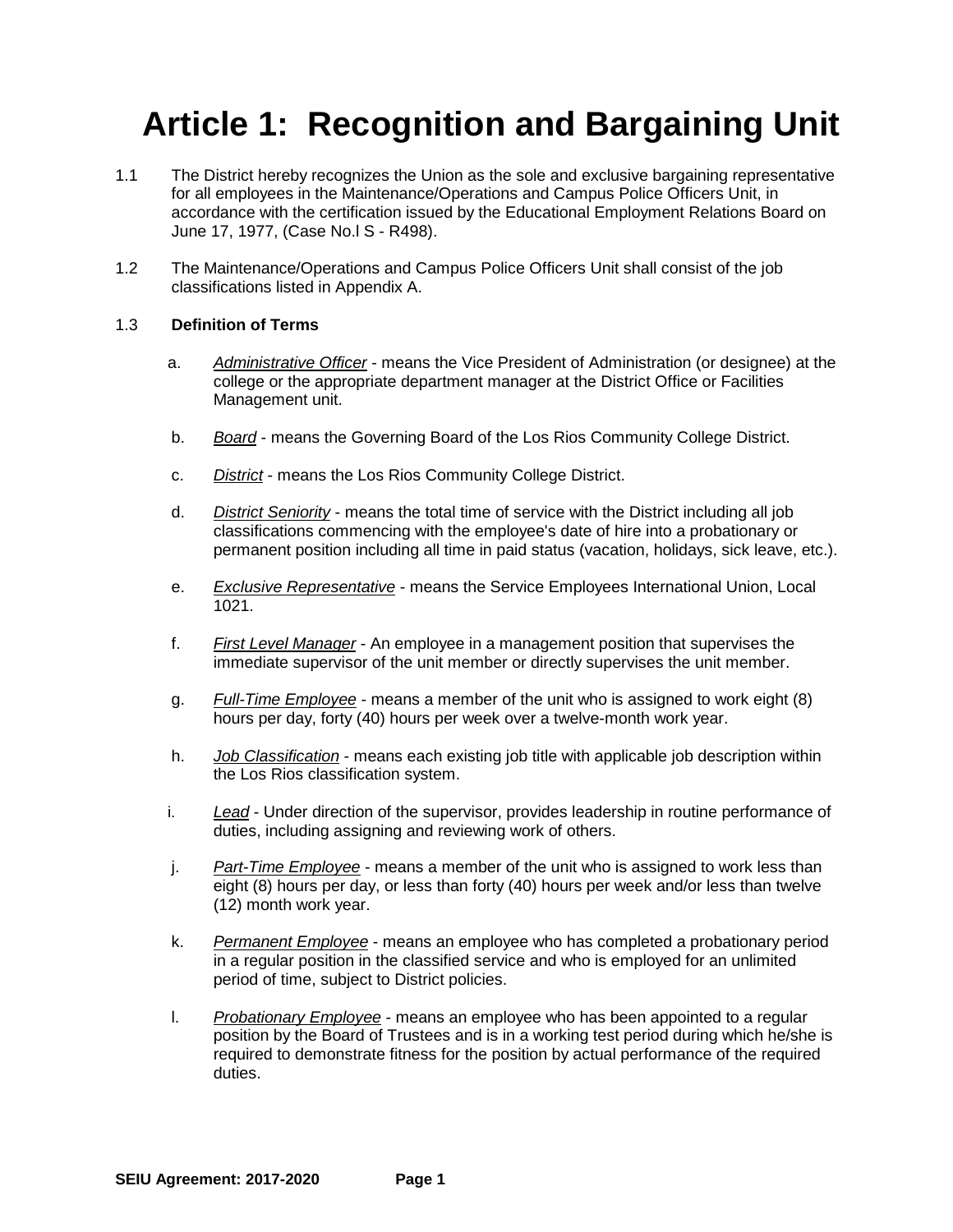# Article 1: Recognition and Bargaining Unit

1.1 The District hereby recognizes the Union as the sole and exclusive bargaining representative for all employees in the Maintenance/Operations and Campus Police Officers Unit, in accordance with the certification issued by the Educational Employment Relations Board on June 17, 1977, (Case No.l S - R498).

1.2 The Maintenance/Operations and Campus Police Officers Unit shall consist of the job classifications listed in Appendix A.

1.3 **Definition of Terms**

a. *Administrative Officer* - means the Vice President of Administration (or designee) at the college or the appropriate department manager at the District Office or Facilities Management unit.

b. *Board* - means the Governing Board of the Los Rios Community College District.

c. *District* - means the Los Rios Community College District.

d. *District Seniority* - means the total time of service with the District including all job classifications commencing with the employee's date of hire into a probationary or permanent position including all time in paid status (vacation, holidays, sick leave, etc.).

e. *Exclusive Representative* - means the Service Employees International Union, Local 1021.

f. *First Level Manager* - An employee in a management position that supervises the immediate supervisor of the unit member or directly supervises the unit member.

g. *Full-Time Employee* - means a member of the unit who is assigned to work eight (8) hours per day, forty (40) hours per week over a twelve-month work year.

h. *Job Classification* - means each existing job title with applicable job description within the Los Rios classification system.

i. *Lead* - Under direction of the supervisor, provides leadership in routine performance of duties, including assigning and reviewing work of others.

j. *Part-Time Employee* - means a member of the unit who is assigned to work less than eight (8) hours per day, or less than forty (40) hours per week and/or less than twelve (12) month work year.

k. *Permanent Employee* - means an employee who has completed a probationary period in a regular position in the classified service and who is employed for an unlimited period of time, subject to District policies.

l. *Probationary Employee* - means an employee who has been appointed to a regular position by the Board of Trustees and is in a working test period during which he/she is required to demonstrate fitness for the position by actual performance of the required duties.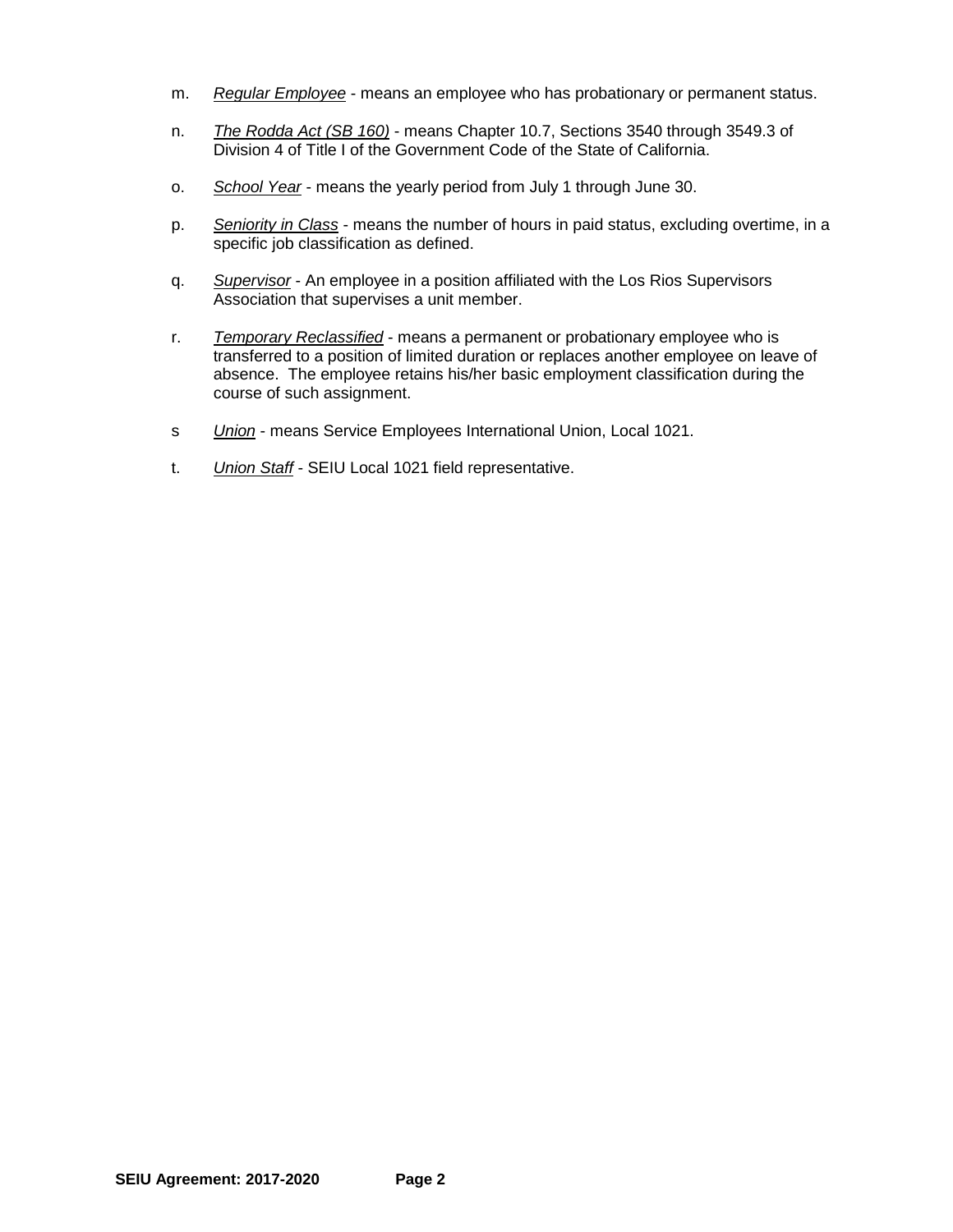m. *Regular Employee* - means an employee who has probationary or permanent status.

n. *The Rodda Act (SB 160)* - means Chapter 10.7, Sections 3540 through 3549.3 of Division 4 of Title I of the Government Code of the State of California.

o. *School Year* - means the yearly period from July 1 through June 30.

p. *Seniority in Class* - means the number of hours in paid status, excluding overtime, in a specific job classification as defined.

q. *Supervisor* - An employee in a position affiliated with the Los Rios Supervisors Association that supervises a unit member.

r. *Temporary Reclassified* - means a permanent or probationary employee who is transferred to a position of limited duration or replaces another employee on leave of absence. The employee retains his/her basic employment classification during the course of such assignment.

s *Union* - means Service Employees International Union, Local 1021.

t. *Union Staff* - SEIU Local 1021 field representative.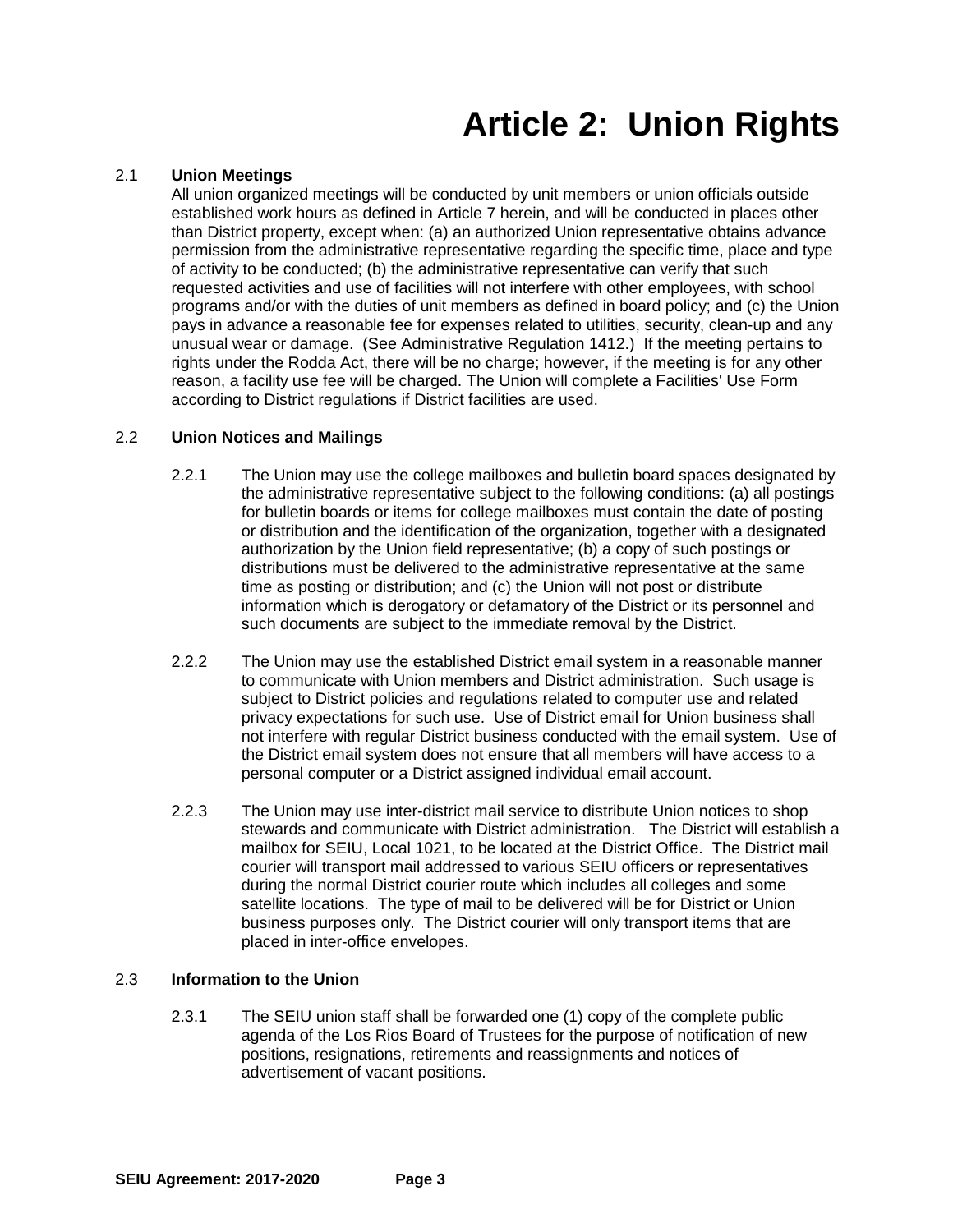# Article 2: Union Rights

2.1 **Union Meetings**

All union organized meetings will be conducted by unit members or union officials outside established work hours as defined in Article 7 herein, and will be conducted in places other than District property, except when: (a) an authorized Union representative obtains advance permission from the administrative representative regarding the specific time, place and type of activity to be conducted; (b) the administrative representative can verify that such requested activities and use of facilities will not interfere with other employees, with school programs and/or with the duties of unit members as defined in board policy; and (c) the Union pays in advance a reasonable fee for expenses related to utilities, security, clean-up and any unusual wear or damage. (See Administrative Regulation 1412.) If the meeting pertains to rights under the Rodda Act, there will be no charge; however, if the meeting is for any other reason, a facility use fee will be charged. The Union will complete a Facilities' Use Form according to District regulations if District facilities are used.

2.2 **Union Notices and Mailings**

2.2.1 The Union may use the college mailboxes and bulletin board spaces designated by the administrative representative subject to the following conditions: (a) all postings for bulletin boards or items for college mailboxes must contain the date of posting or distribution and the identification of the organization, together with a designated authorization by the Union field representative; (b) a copy of such postings or distributions must be delivered to the administrative representative at the same time as posting or distribution; and (c) the Union will not post or distribute information which is derogatory or defamatory of the District or its personnel and such documents are subject to the immediate removal by the District.

2.2.2 The Union may use the established District email system in a reasonable manner to communicate with Union members and District administration. Such usage is subject to District policies and regulations related to computer use and related privacy expectations for such use. Use of District email for Union business shall not interfere with regular District business conducted with the email system. Use of the District email system does not ensure that all members will have access to a personal computer or a District assigned individual email account.

2.2.3 The Union may use inter-district mail service to distribute Union notices to shop stewards and communicate with District administration. The District will establish a mailbox for SEIU, Local 1021, to be located at the District Office. The District mail courier will transport mail addressed to various SEIU officers or representatives during the normal District courier route which includes all colleges and some satellite locations. The type of mail to be delivered will be for District or Union business purposes only. The District courier will only transport items that are placed in inter-office envelopes.

2.3 **Information to the Union**

2.3.1 The SEIU union staff shall be forwarded one (1) copy of the complete public agenda of the Los Rios Board of Trustees for the purpose of notification of new positions, resignations, retirements and reassignments and notices of advertisement of vacant positions.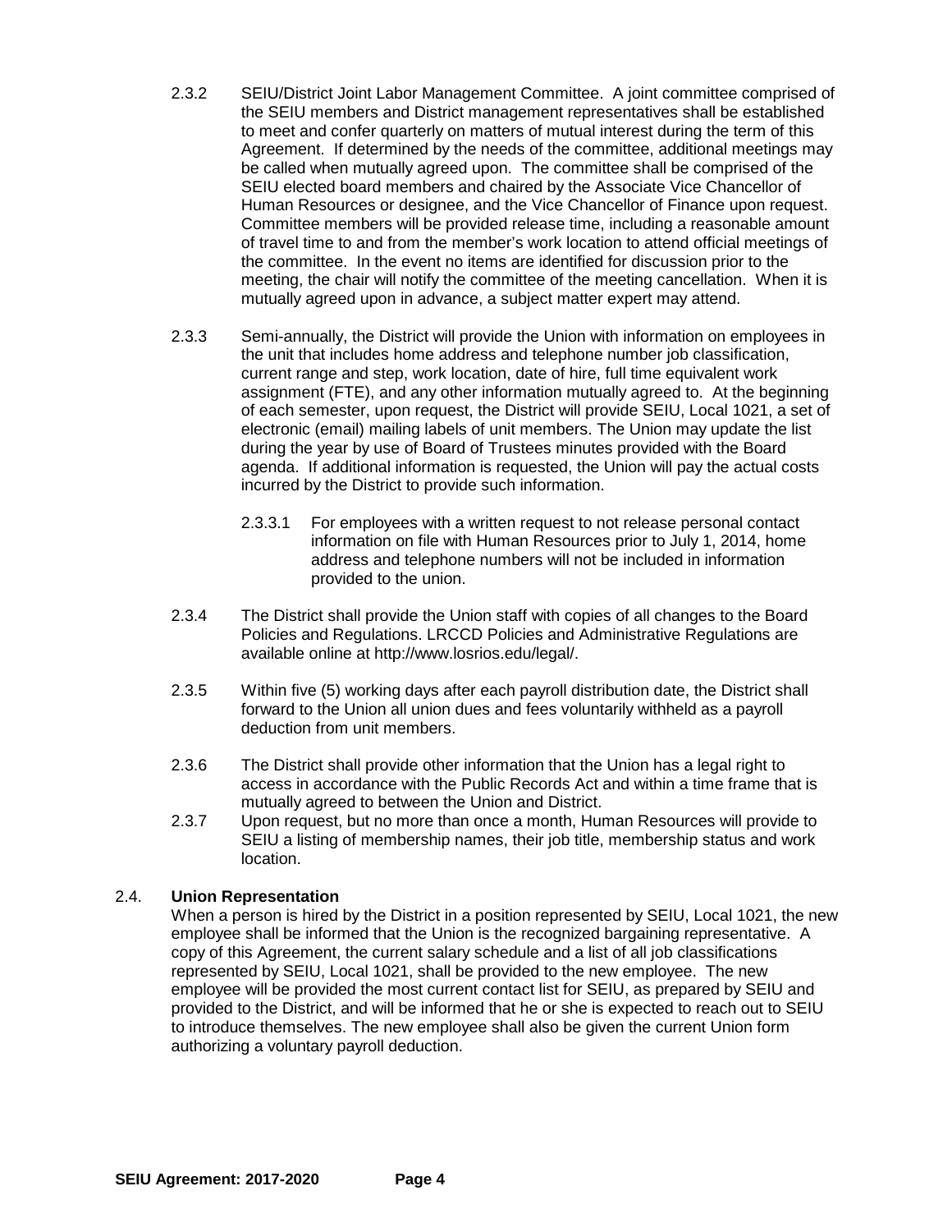2.3.2 SEIU/District Joint Labor Management Committee. A joint committee comprised of the SEIU members and District management representatives shall be established to meet and confer quarterly on matters of mutual interest during the term of this Agreement. If determined by the needs of the committee, additional meetings may be called when mutually agreed upon. The committee shall be comprised of the SEIU elected board members and chaired by the Associate Vice Chancellor of Human Resources or designee, and the Vice Chancellor of Finance upon request. Committee members will be provided release time, including a reasonable amount of travel time to and from the member's work location to attend official meetings of the committee. In the event no items are identified for discussion prior to the meeting, the chair will notify the committee of the meeting cancellation. When it is mutually agreed upon in advance, a subject matter expert may attend.

2.3.3 Semi-annually, the District will provide the Union with information on employees in the unit that includes home address and telephone number job classification, current range and step, work location, date of hire, full time equivalent work assignment (FTE), and any other information mutually agreed to. At the beginning of each semester, upon request, the District will provide SEIU, Local 1021, a set of electronic (email) mailing labels of unit members. The Union may update the list during the year by use of Board of Trustees minutes provided with the Board agenda. If additional information is requested, the Union will pay the actual costs incurred by the District to provide such information.

2.3.3.1 For employees with a written request to not release personal contact information on file with Human Resources prior to July 1, 2014, home address and telephone numbers will not be included in information provided to the union.

2.3.4 The District shall provide the Union staff with copies of all changes to the Board Policies and Regulations. LRCCD Policies and Administrative Regulations are available online at http://www.losrios.edu/legal/.

2.3.5 Within five (5) working days after each payroll distribution date, the District shall forward to the Union all union dues and fees voluntarily withheld as a payroll deduction from unit members.

2.3.6 The District shall provide other information that the Union has a legal right to access in accordance with the Public Records Act and within a time frame that is mutually agreed to between the Union and District.

2.3.7 Upon request, but no more than once a month, Human Resources will provide to SEIU a listing of membership names, their job title, membership status and work location.

2.4. **Union Representation**

When a person is hired by the District in a position represented by SEIU, Local 1021, the new employee shall be informed that the Union is the recognized bargaining representative. A copy of this Agreement, the current salary schedule and a list of all job classifications represented by SEIU, Local 1021, shall be provided to the new employee. The new employee will be provided the most current contact list for SEIU, as prepared by SEIU and provided to the District, and will be informed that he or she is expected to reach out to SEIU to introduce themselves. The new employee shall also be given the current Union form authorizing a voluntary payroll deduction.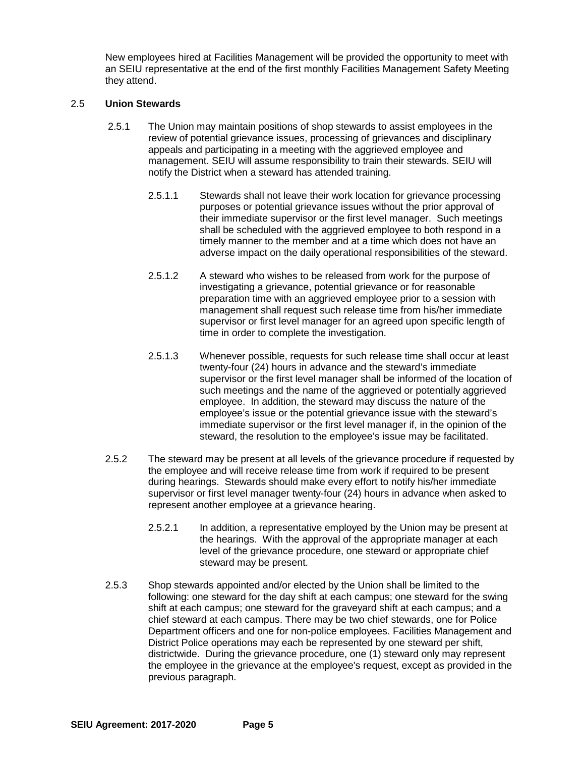New employees hired at Facilities Management will be provided the opportunity to meet with an SEIU representative at the end of the first monthly Facilities Management Safety Meeting they attend.

2.5 **Union Stewards**

2.5.1 The Union may maintain positions of shop stewards to assist employees in the review of potential grievance issues, processing of grievances and disciplinary appeals and participating in a meeting with the aggrieved employee and management. SEIU will assume responsibility to train their stewards. SEIU will notify the District when a steward has attended training.

2.5.1.1 Stewards shall not leave their work location for grievance processing purposes or potential grievance issues without the prior approval of their immediate supervisor or the first level manager. Such meetings shall be scheduled with the aggrieved employee to both respond in a timely manner to the member and at a time which does not have an adverse impact on the daily operational responsibilities of the steward.

2.5.1.2 A steward who wishes to be released from work for the purpose of investigating a grievance, potential grievance or for reasonable preparation time with an aggrieved employee prior to a session with management shall request such release time from his/her immediate supervisor or first level manager for an agreed upon specific length of time in order to complete the investigation.

2.5.1.3 Whenever possible, requests for such release time shall occur at least twenty-four (24) hours in advance and the steward's immediate supervisor or the first level manager shall be informed of the location of such meetings and the name of the aggrieved or potentially aggrieved employee. In addition, the steward may discuss the nature of the employee's issue or the potential grievance issue with the steward's immediate supervisor or the first level manager if, in the opinion of the steward, the resolution to the employee's issue may be facilitated.

2.5.2 The steward may be present at all levels of the grievance procedure if requested by the employee and will receive release time from work if required to be present during hearings. Stewards should make every effort to notify his/her immediate supervisor or first level manager twenty-four (24) hours in advance when asked to represent another employee at a grievance hearing.

2.5.2.1 In addition, a representative employed by the Union may be present at the hearings. With the approval of the appropriate manager at each level of the grievance procedure, one steward or appropriate chief steward may be present.

2.5.3 Shop stewards appointed and/or elected by the Union shall be limited to the following: one steward for the day shift at each campus; one steward for the swing shift at each campus; one steward for the graveyard shift at each campus; and a chief steward at each campus. There may be two chief stewards, one for Police Department officers and one for non-police employees. Facilities Management and District Police operations may each be represented by one steward per shift, districtwide. During the grievance procedure, one (1) steward only may represent the employee in the grievance at the employee's request, except as provided in the previous paragraph.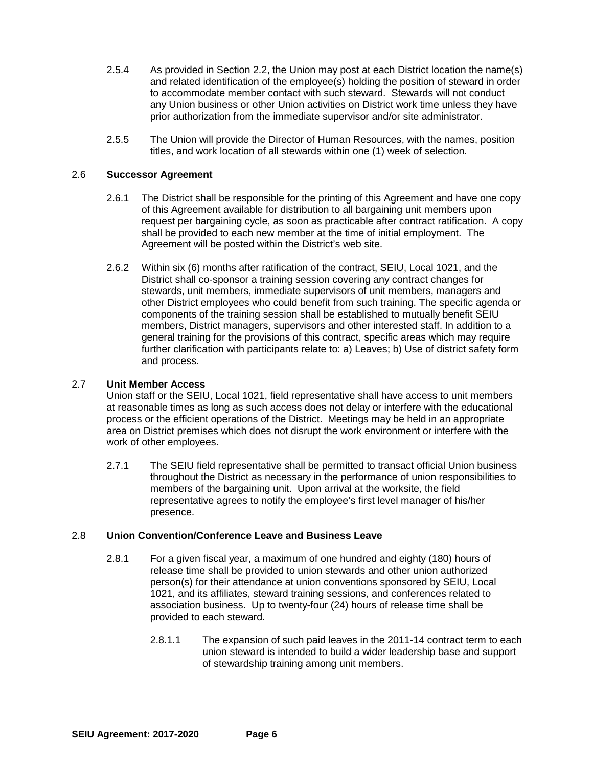2.5.4 As provided in Section 2.2, the Union may post at each District location the name(s) and related identification of the employee(s) holding the position of steward in order to accommodate member contact with such steward. Stewards will not conduct any Union business or other Union activities on District work time unless they have prior authorization from the immediate supervisor and/or site administrator.

2.5.5 The Union will provide the Director of Human Resources, with the names, position titles, and work location of all stewards within one (1) week of selection.

## 2.6 Successor Agreement

2.6.1 The District shall be responsible for the printing of this Agreement and have one copy of this Agreement available for distribution to all bargaining unit members upon request per bargaining cycle, as soon as practicable after contract ratification. A copy shall be provided to each new member at the time of initial employment. The Agreement will be posted within the District's web site.

2.6.2 Within six (6) months after ratification of the contract, SEIU, Local 1021, and the District shall co-sponsor a training session covering any contract changes for stewards, unit members, immediate supervisors of unit members, managers and other District employees who could benefit from such training. The specific agenda or components of the training session shall be established to mutually benefit SEIU members, District managers, supervisors and other interested staff. In addition to a general training for the provisions of this contract, specific areas which may require further clarification with participants relate to: a) Leaves; b) Use of district safety form and process.

## 2.7 Unit Member Access

Union staff or the SEIU, Local 1021, field representative shall have access to unit members at reasonable times as long as such access does not delay or interfere with the educational process or the efficient operations of the District. Meetings may be held in an appropriate area on District premises which does not disrupt the work environment or interfere with the work of other employees.

2.7.1 The SEIU field representative shall be permitted to transact official Union business throughout the District as necessary in the performance of union responsibilities to members of the bargaining unit. Upon arrival at the worksite, the field representative agrees to notify the employee's first level manager of his/her presence.

## 2.8 Union Convention/Conference Leave and Business Leave

2.8.1 For a given fiscal year, a maximum of one hundred and eighty (180) hours of release time shall be provided to union stewards and other union authorized person(s) for their attendance at union conventions sponsored by SEIU, Local 1021, and its affiliates, steward training sessions, and conferences related to association business. Up to twenty-four (24) hours of release time shall be provided to each steward.

2.8.1.1 The expansion of such paid leaves in the 2011-14 contract term to each union steward is intended to build a wider leadership base and support of stewardship training among unit members.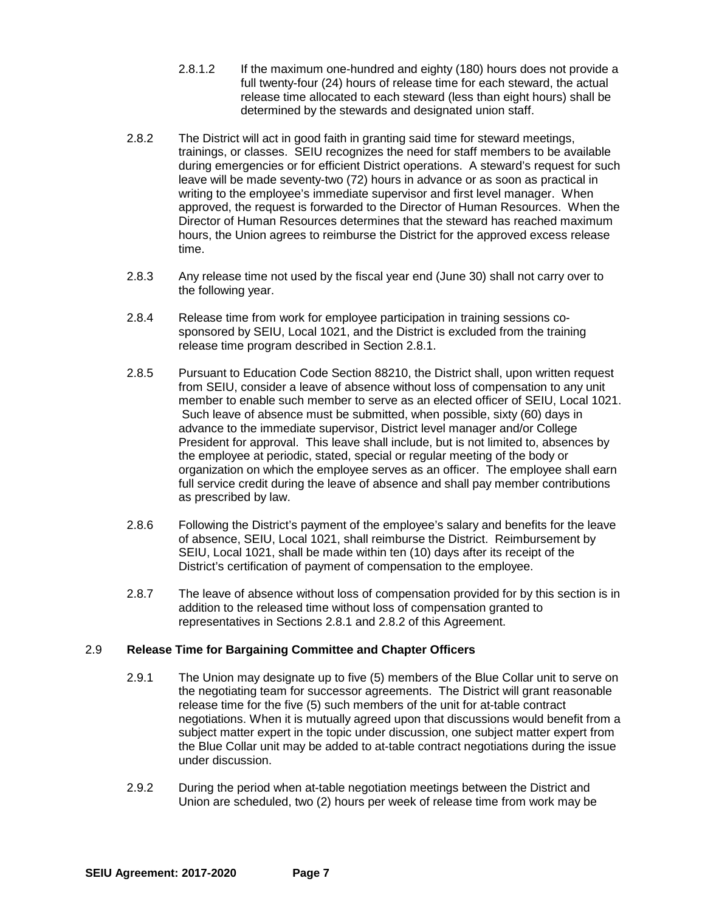2.8.1.2 If the maximum one-hundred and eighty (180) hours does not provide a full twenty-four (24) hours of release time for each steward, the actual release time allocated to each steward (less than eight hours) shall be determined by the stewards and designated union staff.

2.8.2 The District will act in good faith in granting said time for steward meetings, trainings, or classes. SEIU recognizes the need for staff members to be available during emergencies or for efficient District operations. A steward's request for such leave will be made seventy-two (72) hours in advance or as soon as practical in writing to the employee's immediate supervisor and first level manager. When approved, the request is forwarded to the Director of Human Resources. When the Director of Human Resources determines that the steward has reached maximum hours, the Union agrees to reimburse the District for the approved excess release time.

2.8.3 Any release time not used by the fiscal year end (June 30) shall not carry over to the following year.

2.8.4 Release time from work for employee participation in training sessions co-sponsored by SEIU, Local 1021, and the District is excluded from the training release time program described in Section 2.8.1.

2.8.5 Pursuant to Education Code Section 88210, the District shall, upon written request from SEIU, consider a leave of absence without loss of compensation to any unit member to enable such member to serve as an elected officer of SEIU, Local 1021. Such leave of absence must be submitted, when possible, sixty (60) days in advance to the immediate supervisor, District level manager and/or College President for approval. This leave shall include, but is not limited to, absences by the employee at periodic, stated, special or regular meeting of the body or organization on which the employee serves as an officer. The employee shall earn full service credit during the leave of absence and shall pay member contributions as prescribed by law.

2.8.6 Following the District's payment of the employee's salary and benefits for the leave of absence, SEIU, Local 1021, shall reimburse the District. Reimbursement by SEIU, Local 1021, shall be made within ten (10) days after its receipt of the District's certification of payment of compensation to the employee.

2.8.7 The leave of absence without loss of compensation provided for by this section is in addition to the released time without loss of compensation granted to representatives in Sections 2.8.1 and 2.8.2 of this Agreement.

### 2.9 **Release Time for Bargaining Committee and Chapter Officers**

2.9.1 The Union may designate up to five (5) members of the Blue Collar unit to serve on the negotiating team for successor agreements. The District will grant reasonable release time for the five (5) such members of the unit for at-table contract negotiations. When it is mutually agreed upon that discussions would benefit from a subject matter expert in the topic under discussion, one subject matter expert from the Blue Collar unit may be added to at-table contract negotiations during the issue under discussion.

2.9.2 During the period when at-table negotiation meetings between the District and Union are scheduled, two (2) hours per week of release time from work may be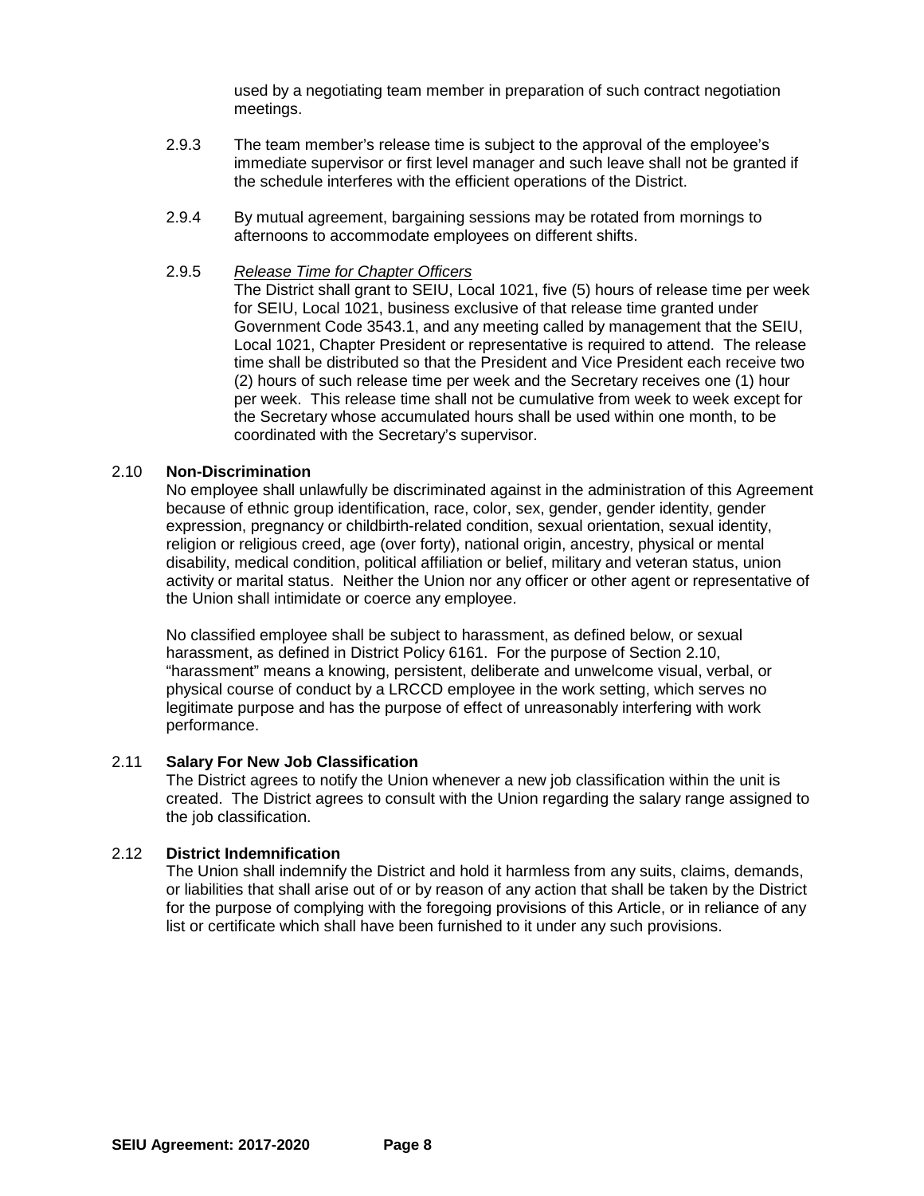used by a negotiating team member in preparation of such contract negotiation meetings.

2.9.3 The team member's release time is subject to the approval of the employee's immediate supervisor or first level manager and such leave shall not be granted if the schedule interferes with the efficient operations of the District.

2.9.4 By mutual agreement, bargaining sessions may be rotated from mornings to afternoons to accommodate employees on different shifts.

2.9.5 *Release Time for Chapter Officers*
The District shall grant to SEIU, Local 1021, five (5) hours of release time per week for SEIU, Local 1021, business exclusive of that release time granted under Government Code 3543.1, and any meeting called by management that the SEIU, Local 1021, Chapter President or representative is required to attend. The release time shall be distributed so that the President and Vice President each receive two (2) hours of such release time per week and the Secretary receives one (1) hour per week. This release time shall not be cumulative from week to week except for the Secretary whose accumulated hours shall be used within one month, to be coordinated with the Secretary's supervisor.

2.10 **Non-Discrimination**
No employee shall unlawfully be discriminated against in the administration of this Agreement because of ethnic group identification, race, color, sex, gender, gender identity, gender expression, pregnancy or childbirth-related condition, sexual orientation, sexual identity, religion or religious creed, age (over forty), national origin, ancestry, physical or mental disability, medical condition, political affiliation or belief, military and veteran status, union activity or marital status. Neither the Union nor any officer or other agent or representative of the Union shall intimidate or coerce any employee.

No classified employee shall be subject to harassment, as defined below, or sexual harassment, as defined in District Policy 6161. For the purpose of Section 2.10, "harassment" means a knowing, persistent, deliberate and unwelcome visual, verbal, or physical course of conduct by a LRCCD employee in the work setting, which serves no legitimate purpose and has the purpose of effect of unreasonably interfering with work performance.

2.11 **Salary For New Job Classification**
The District agrees to notify the Union whenever a new job classification within the unit is created. The District agrees to consult with the Union regarding the salary range assigned to the job classification.

2.12 **District Indemnification**
The Union shall indemnify the District and hold it harmless from any suits, claims, demands, or liabilities that shall arise out of or by reason of any action that shall be taken by the District for the purpose of complying with the foregoing provisions of this Article, or in reliance of any list or certificate which shall have been furnished to it under any such provisions.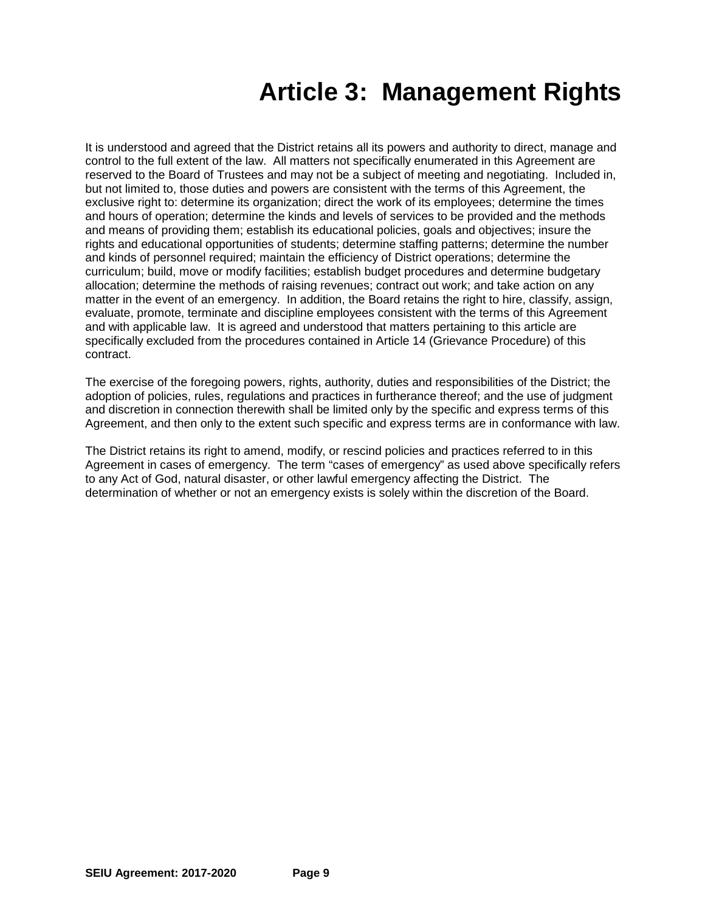# Article 3: Management Rights

It is understood and agreed that the District retains all its powers and authority to direct, manage and control to the full extent of the law. All matters not specifically enumerated in this Agreement are reserved to the Board of Trustees and may not be a subject of meeting and negotiating. Included in, but not limited to, those duties and powers are consistent with the terms of this Agreement, the exclusive right to: determine its organization; direct the work of its employees; determine the times and hours of operation; determine the kinds and levels of services to be provided and the methods and means of providing them; establish its educational policies, goals and objectives; insure the rights and educational opportunities of students; determine staffing patterns; determine the number and kinds of personnel required; maintain the efficiency of District operations; determine the curriculum; build, move or modify facilities; establish budget procedures and determine budgetary allocation; determine the methods of raising revenues; contract out work; and take action on any matter in the event of an emergency. In addition, the Board retains the right to hire, classify, assign, evaluate, promote, terminate and discipline employees consistent with the terms of this Agreement and with applicable law. It is agreed and understood that matters pertaining to this article are specifically excluded from the procedures contained in Article 14 (Grievance Procedure) of this contract.

The exercise of the foregoing powers, rights, authority, duties and responsibilities of the District; the adoption of policies, rules, regulations and practices in furtherance thereof; and the use of judgment and discretion in connection therewith shall be limited only by the specific and express terms of this Agreement, and then only to the extent such specific and express terms are in conformance with law.

The District retains its right to amend, modify, or rescind policies and practices referred to in this Agreement in cases of emergency. The term "cases of emergency" as used above specifically refers to any Act of God, natural disaster, or other lawful emergency affecting the District. The determination of whether or not an emergency exists is solely within the discretion of the Board.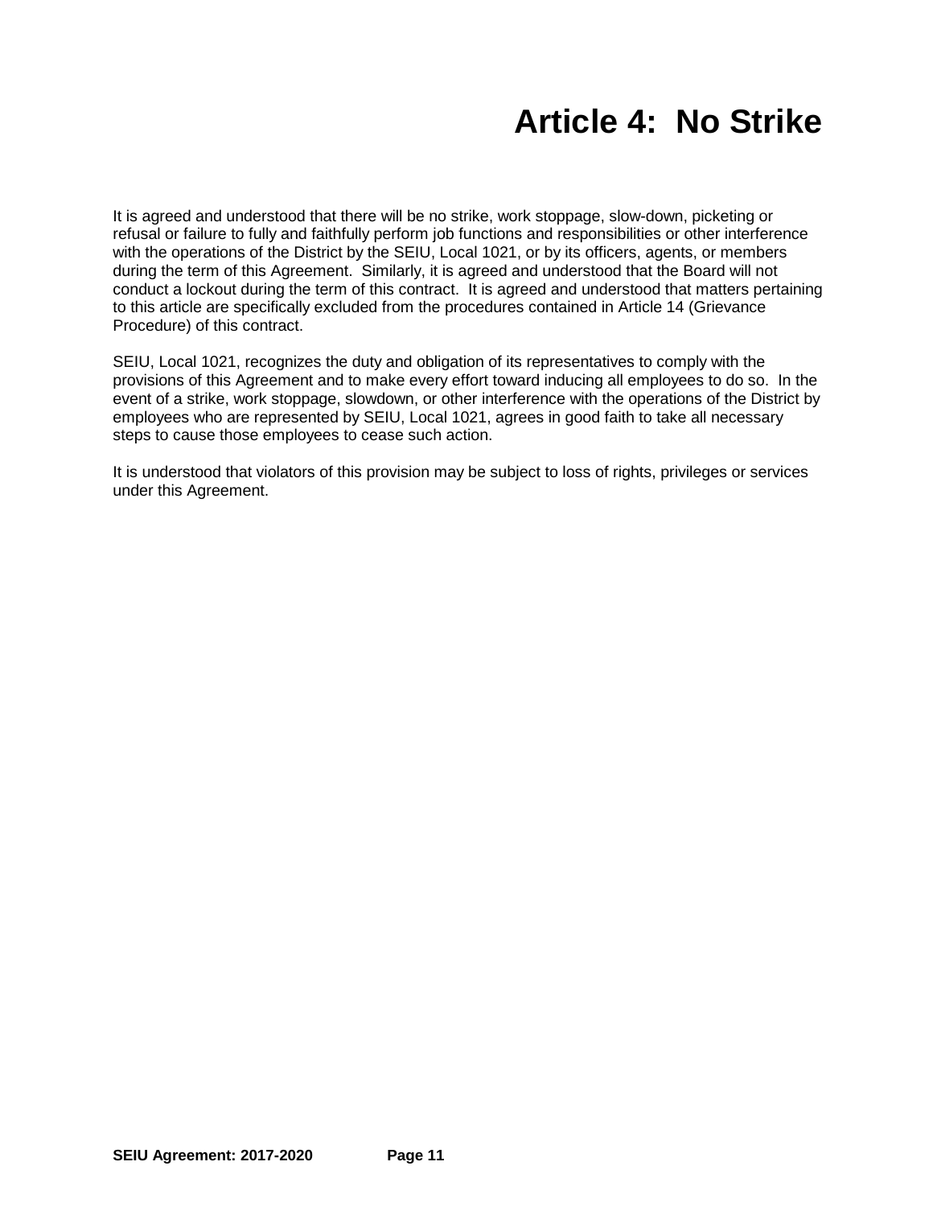# Article 4:  No Strike

It is agreed and understood that there will be no strike, work stoppage, slow-down, picketing or refusal or failure to fully and faithfully perform job functions and responsibilities or other interference with the operations of the District by the SEIU, Local 1021, or by its officers, agents, or members during the term of this Agreement.  Similarly, it is agreed and understood that the Board will not conduct a lockout during the term of this contract.  It is agreed and understood that matters pertaining to this article are specifically excluded from the procedures contained in Article 14 (Grievance Procedure) of this contract.

SEIU, Local 1021, recognizes the duty and obligation of its representatives to comply with the provisions of this Agreement and to make every effort toward inducing all employees to do so.  In the event of a strike, work stoppage, slowdown, or other interference with the operations of the District by employees who are represented by SEIU, Local 1021, agrees in good faith to take all necessary steps to cause those employees to cease such action.

It is understood that violators of this provision may be subject to loss of rights, privileges or services under this Agreement.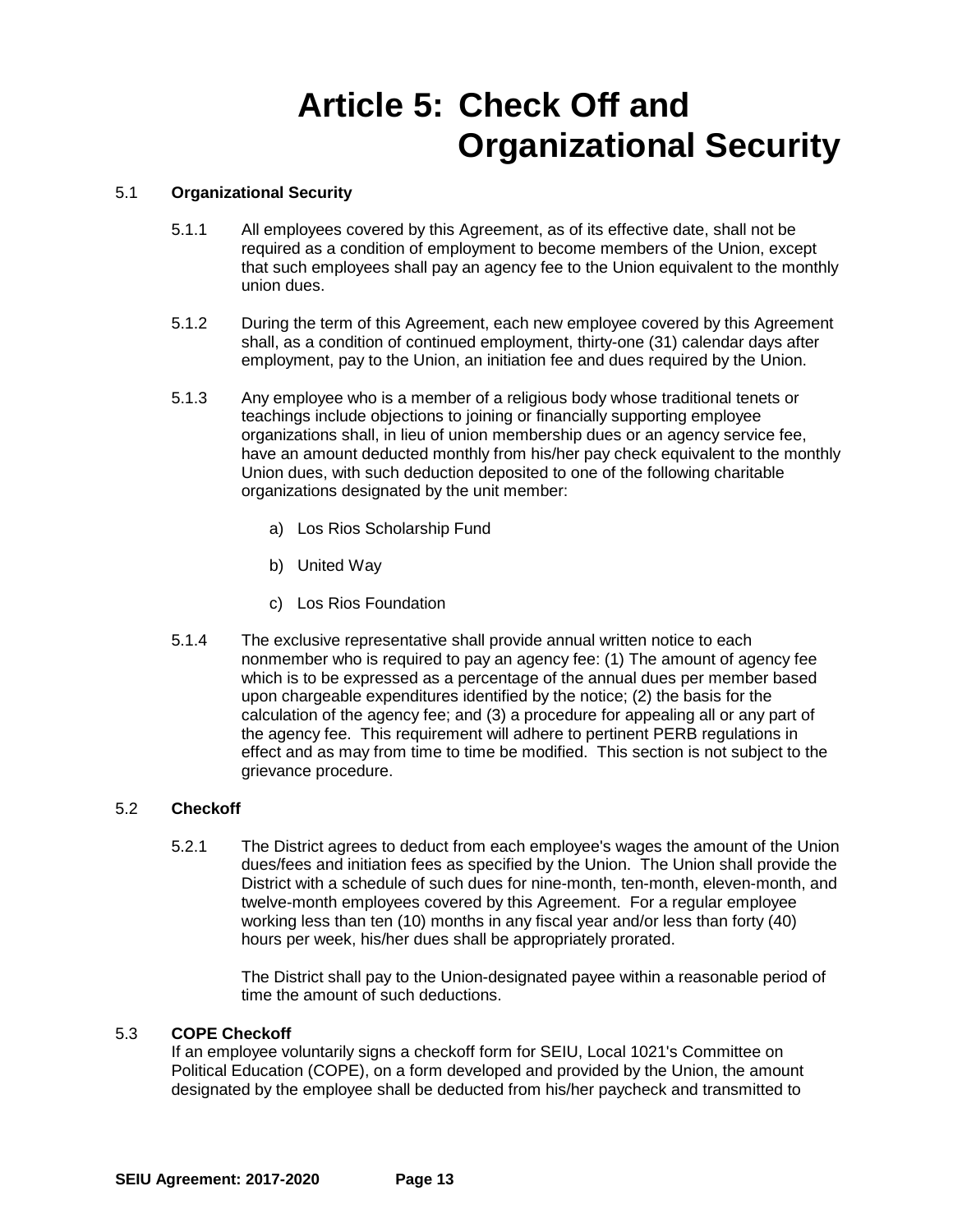# Article 5: Check Off and Organizational Security

## 5.1 Organizational Security

5.1.1 All employees covered by this Agreement, as of its effective date, shall not be required as a condition of employment to become members of the Union, except that such employees shall pay an agency fee to the Union equivalent to the monthly union dues.

5.1.2 During the term of this Agreement, each new employee covered by this Agreement shall, as a condition of continued employment, thirty-one (31) calendar days after employment, pay to the Union, an initiation fee and dues required by the Union.

5.1.3 Any employee who is a member of a religious body whose traditional tenets or teachings include objections to joining or financially supporting employee organizations shall, in lieu of union membership dues or an agency service fee, have an amount deducted monthly from his/her pay check equivalent to the monthly Union dues, with such deduction deposited to one of the following charitable organizations designated by the unit member:

a) Los Rios Scholarship Fund

b) United Way

c) Los Rios Foundation

5.1.4 The exclusive representative shall provide annual written notice to each nonmember who is required to pay an agency fee: (1) The amount of agency fee which is to be expressed as a percentage of the annual dues per member based upon chargeable expenditures identified by the notice; (2) the basis for the calculation of the agency fee; and (3) a procedure for appealing all or any part of the agency fee. This requirement will adhere to pertinent PERB regulations in effect and as may from time to time be modified. This section is not subject to the grievance procedure.

## 5.2 Checkoff

5.2.1 The District agrees to deduct from each employee's wages the amount of the Union dues/fees and initiation fees as specified by the Union. The Union shall provide the District with a schedule of such dues for nine-month, ten-month, eleven-month, and twelve-month employees covered by this Agreement. For a regular employee working less than ten (10) months in any fiscal year and/or less than forty (40) hours per week, his/her dues shall be appropriately prorated.

The District shall pay to the Union-designated payee within a reasonable period of time the amount of such deductions.

## 5.3 COPE Checkoff

If an employee voluntarily signs a checkoff form for SEIU, Local 1021's Committee on Political Education (COPE), on a form developed and provided by the Union, the amount designated by the employee shall be deducted from his/her paycheck and transmitted to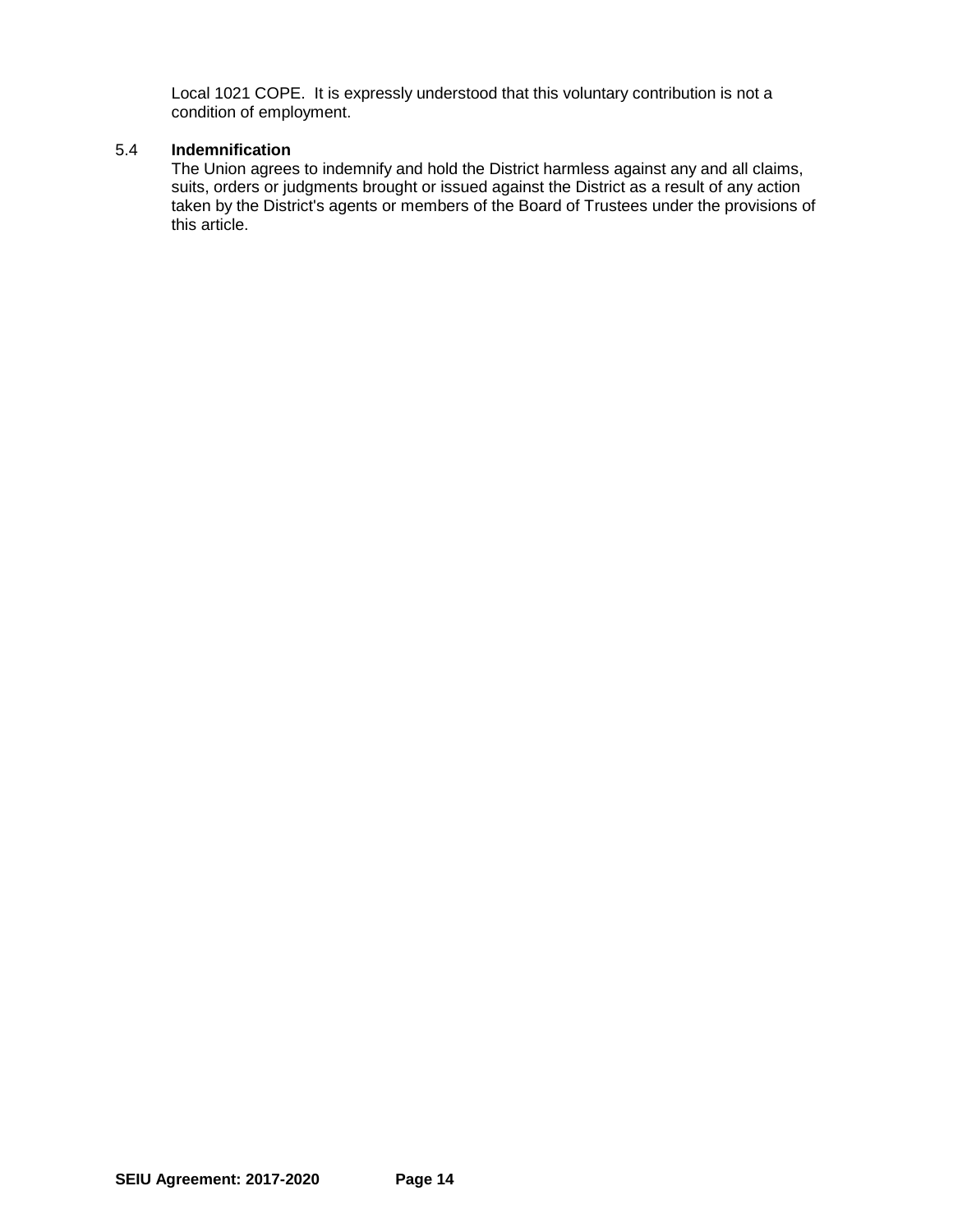Local 1021 COPE. It is expressly understood that this voluntary contribution is not a condition of employment.

5.4 **Indemnification**

The Union agrees to indemnify and hold the District harmless against any and all claims, suits, orders or judgments brought or issued against the District as a result of any action taken by the District's agents or members of the Board of Trustees under the provisions of this article.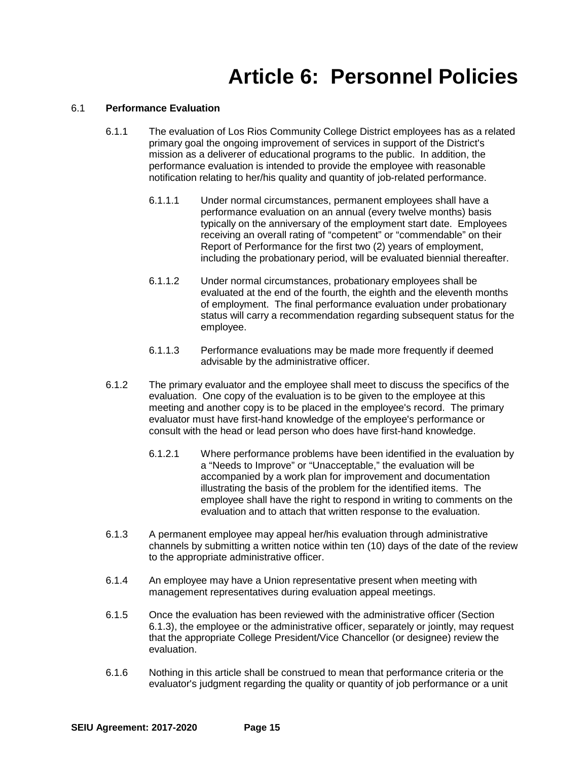# Article 6: Personnel Policies

6.1 **Performance Evaluation**

6.1.1 The evaluation of Los Rios Community College District employees has as a related primary goal the ongoing improvement of services in support of the District's mission as a deliverer of educational programs to the public. In addition, the performance evaluation is intended to provide the employee with reasonable notification relating to her/his quality and quantity of job-related performance.

6.1.1.1 Under normal circumstances, permanent employees shall have a performance evaluation on an annual (every twelve months) basis typically on the anniversary of the employment start date. Employees receiving an overall rating of "competent" or "commendable" on their Report of Performance for the first two (2) years of employment, including the probationary period, will be evaluated biennial thereafter.

6.1.1.2 Under normal circumstances, probationary employees shall be evaluated at the end of the fourth, the eighth and the eleventh months of employment. The final performance evaluation under probationary status will carry a recommendation regarding subsequent status for the employee.

6.1.1.3 Performance evaluations may be made more frequently if deemed advisable by the administrative officer.

6.1.2 The primary evaluator and the employee shall meet to discuss the specifics of the evaluation. One copy of the evaluation is to be given to the employee at this meeting and another copy is to be placed in the employee's record. The primary evaluator must have first-hand knowledge of the employee's performance or consult with the head or lead person who does have first-hand knowledge.

6.1.2.1 Where performance problems have been identified in the evaluation by a "Needs to Improve" or "Unacceptable," the evaluation will be accompanied by a work plan for improvement and documentation illustrating the basis of the problem for the identified items. The employee shall have the right to respond in writing to comments on the evaluation and to attach that written response to the evaluation.

6.1.3 A permanent employee may appeal her/his evaluation through administrative channels by submitting a written notice within ten (10) days of the date of the review to the appropriate administrative officer.

6.1.4 An employee may have a Union representative present when meeting with management representatives during evaluation appeal meetings.

6.1.5 Once the evaluation has been reviewed with the administrative officer (Section 6.1.3), the employee or the administrative officer, separately or jointly, may request that the appropriate College President/Vice Chancellor (or designee) review the evaluation.

6.1.6 Nothing in this article shall be construed to mean that performance criteria or the evaluator's judgment regarding the quality or quantity of job performance or a unit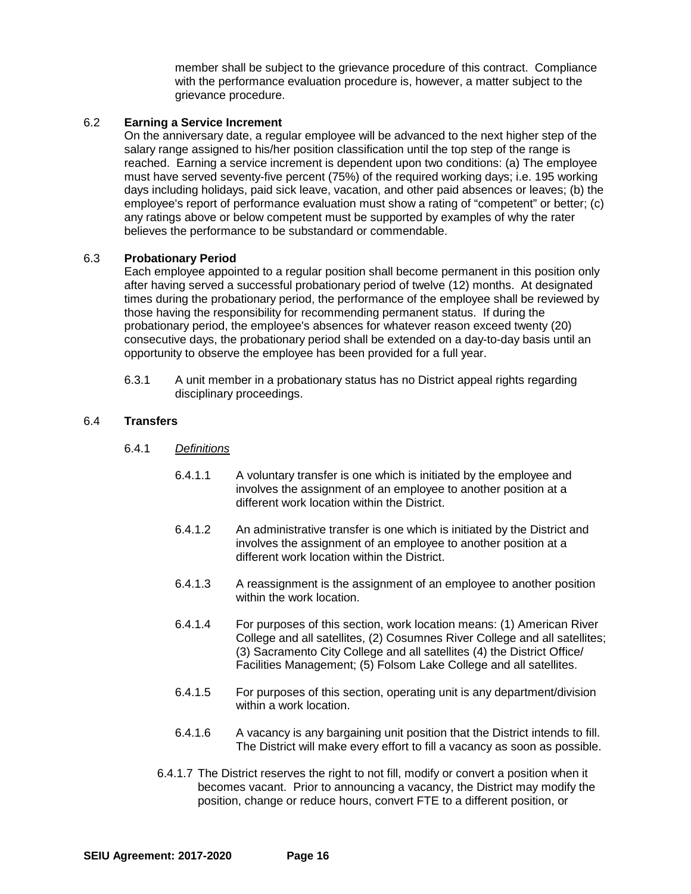member shall be subject to the grievance procedure of this contract. Compliance with the performance evaluation procedure is, however, a matter subject to the grievance procedure.

## 6.2 Earning a Service Increment

On the anniversary date, a regular employee will be advanced to the next higher step of the salary range assigned to his/her position classification until the top step of the range is reached. Earning a service increment is dependent upon two conditions: (a) The employee must have served seventy-five percent (75%) of the required working days; i.e. 195 working days including holidays, paid sick leave, vacation, and other paid absences or leaves; (b) the employee's report of performance evaluation must show a rating of "competent" or better; (c) any ratings above or below competent must be supported by examples of why the rater believes the performance to be substandard or commendable.

## 6.3 Probationary Period

Each employee appointed to a regular position shall become permanent in this position only after having served a successful probationary period of twelve (12) months. At designated times during the probationary period, the performance of the employee shall be reviewed by those having the responsibility for recommending permanent status. If during the probationary period, the employee's absences for whatever reason exceed twenty (20) consecutive days, the probationary period shall be extended on a day-to-day basis until an opportunity to observe the employee has been provided for a full year.

6.3.1 A unit member in a probationary status has no District appeal rights regarding disciplinary proceedings.

## 6.4 Transfers

6.4.1 *Definitions*

6.4.1.1 A voluntary transfer is one which is initiated by the employee and involves the assignment of an employee to another position at a different work location within the District.

6.4.1.2 An administrative transfer is one which is initiated by the District and involves the assignment of an employee to another position at a different work location within the District.

6.4.1.3 A reassignment is the assignment of an employee to another position within the work location.

6.4.1.4 For purposes of this section, work location means: (1) American River College and all satellites, (2) Cosumnes River College and all satellites; (3) Sacramento City College and all satellites (4) the District Office/ Facilities Management; (5) Folsom Lake College and all satellites.

6.4.1.5 For purposes of this section, operating unit is any department/division within a work location.

6.4.1.6 A vacancy is any bargaining unit position that the District intends to fill. The District will make every effort to fill a vacancy as soon as possible.

6.4.1.7 The District reserves the right to not fill, modify or convert a position when it becomes vacant. Prior to announcing a vacancy, the District may modify the position, change or reduce hours, convert FTE to a different position, or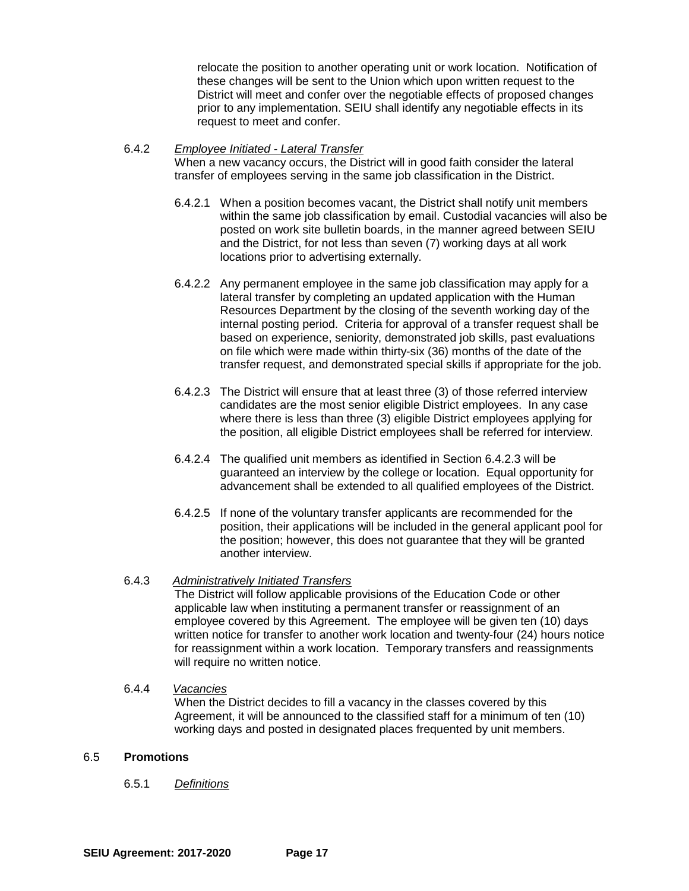relocate the position to another operating unit or work location. Notification of these changes will be sent to the Union which upon written request to the District will meet and confer over the negotiable effects of proposed changes prior to any implementation. SEIU shall identify any negotiable effects in its request to meet and confer.

6.4.2 *Employee Initiated - Lateral Transfer*

When a new vacancy occurs, the District will in good faith consider the lateral transfer of employees serving in the same job classification in the District.

6.4.2.1 When a position becomes vacant, the District shall notify unit members within the same job classification by email. Custodial vacancies will also be posted on work site bulletin boards, in the manner agreed between SEIU and the District, for not less than seven (7) working days at all work locations prior to advertising externally.

6.4.2.2 Any permanent employee in the same job classification may apply for a lateral transfer by completing an updated application with the Human Resources Department by the closing of the seventh working day of the internal posting period. Criteria for approval of a transfer request shall be based on experience, seniority, demonstrated job skills, past evaluations on file which were made within thirty-six (36) months of the date of the transfer request, and demonstrated special skills if appropriate for the job.

6.4.2.3 The District will ensure that at least three (3) of those referred interview candidates are the most senior eligible District employees. In any case where there is less than three (3) eligible District employees applying for the position, all eligible District employees shall be referred for interview.

6.4.2.4 The qualified unit members as identified in Section 6.4.2.3 will be guaranteed an interview by the college or location. Equal opportunity for advancement shall be extended to all qualified employees of the District.

6.4.2.5 If none of the voluntary transfer applicants are recommended for the position, their applications will be included in the general applicant pool for the position; however, this does not guarantee that they will be granted another interview.

6.4.3 *Administratively Initiated Transfers*

The District will follow applicable provisions of the Education Code or other applicable law when instituting a permanent transfer or reassignment of an employee covered by this Agreement. The employee will be given ten (10) days written notice for transfer to another work location and twenty-four (24) hours notice for reassignment within a work location. Temporary transfers and reassignments will require no written notice.

6.4.4 *Vacancies*

When the District decides to fill a vacancy in the classes covered by this Agreement, it will be announced to the classified staff for a minimum of ten (10) working days and posted in designated places frequented by unit members.

## 6.5 Promotions

6.5.1 *Definitions*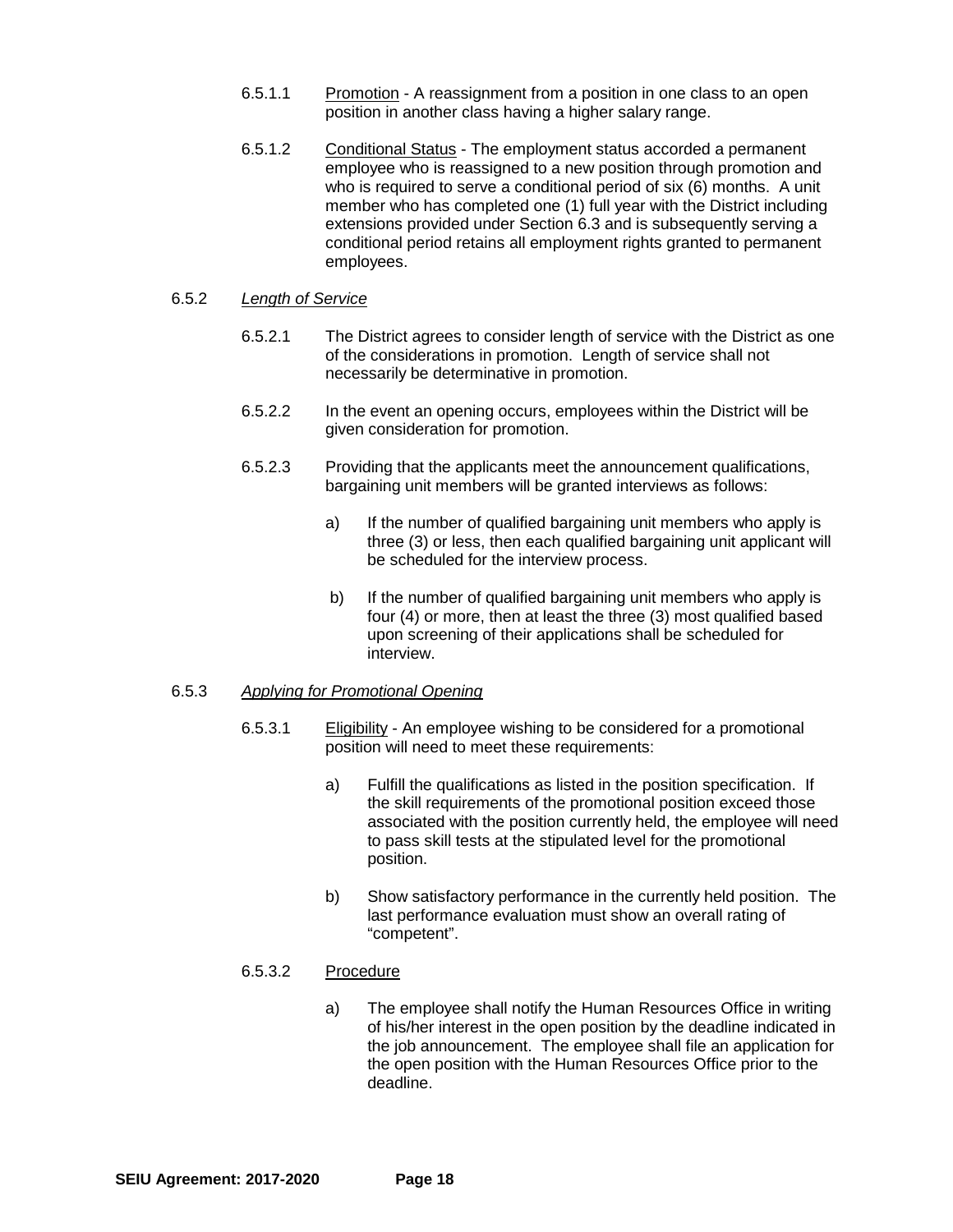6.5.1.1 Promotion - A reassignment from a position in one class to an open position in another class having a higher salary range.

6.5.1.2 Conditional Status - The employment status accorded a permanent employee who is reassigned to a new position through promotion and who is required to serve a conditional period of six (6) months. A unit member who has completed one (1) full year with the District including extensions provided under Section 6.3 and is subsequently serving a conditional period retains all employment rights granted to permanent employees.

6.5.2 *Length of Service*

6.5.2.1 The District agrees to consider length of service with the District as one of the considerations in promotion. Length of service shall not necessarily be determinative in promotion.

6.5.2.2 In the event an opening occurs, employees within the District will be given consideration for promotion.

6.5.2.3 Providing that the applicants meet the announcement qualifications, bargaining unit members will be granted interviews as follows:

a) If the number of qualified bargaining unit members who apply is three (3) or less, then each qualified bargaining unit applicant will be scheduled for the interview process.

b) If the number of qualified bargaining unit members who apply is four (4) or more, then at least the three (3) most qualified based upon screening of their applications shall be scheduled for interview.

6.5.3 *Applying for Promotional Opening*

6.5.3.1 Eligibility - An employee wishing to be considered for a promotional position will need to meet these requirements:

a) Fulfill the qualifications as listed in the position specification. If the skill requirements of the promotional position exceed those associated with the position currently held, the employee will need to pass skill tests at the stipulated level for the promotional position.

b) Show satisfactory performance in the currently held position. The last performance evaluation must show an overall rating of "competent".

6.5.3.2 Procedure

a) The employee shall notify the Human Resources Office in writing of his/her interest in the open position by the deadline indicated in the job announcement. The employee shall file an application for the open position with the Human Resources Office prior to the deadline.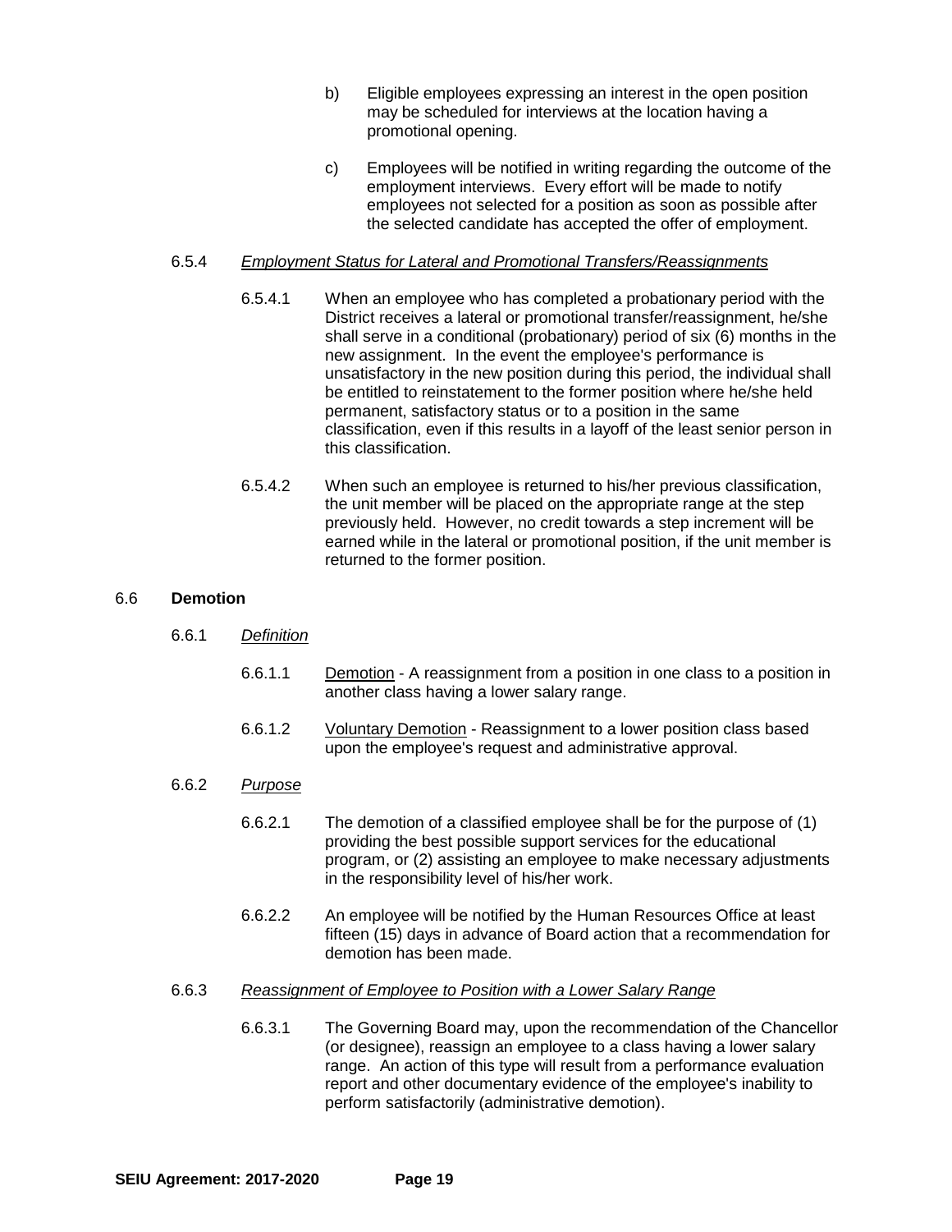b) Eligible employees expressing an interest in the open position may be scheduled for interviews at the location having a promotional opening.

c) Employees will be notified in writing regarding the outcome of the employment interviews. Every effort will be made to notify employees not selected for a position as soon as possible after the selected candidate has accepted the offer of employment.

6.5.4 *Employment Status for Lateral and Promotional Transfers/Reassignments*

6.5.4.1 When an employee who has completed a probationary period with the District receives a lateral or promotional transfer/reassignment, he/she shall serve in a conditional (probationary) period of six (6) months in the new assignment. In the event the employee's performance is unsatisfactory in the new position during this period, the individual shall be entitled to reinstatement to the former position where he/she held permanent, satisfactory status or to a position in the same classification, even if this results in a layoff of the least senior person in this classification.

6.5.4.2 When such an employee is returned to his/her previous classification, the unit member will be placed on the appropriate range at the step previously held. However, no credit towards a step increment will be earned while in the lateral or promotional position, if the unit member is returned to the former position.

## 6.6 **Demotion**

6.6.1 *Definition*

6.6.1.1 Demotion - A reassignment from a position in one class to a position in another class having a lower salary range.

6.6.1.2 Voluntary Demotion - Reassignment to a lower position class based upon the employee's request and administrative approval.

6.6.2 *Purpose*

6.6.2.1 The demotion of a classified employee shall be for the purpose of (1) providing the best possible support services for the educational program, or (2) assisting an employee to make necessary adjustments in the responsibility level of his/her work.

6.6.2.2 An employee will be notified by the Human Resources Office at least fifteen (15) days in advance of Board action that a recommendation for demotion has been made.

6.6.3 *Reassignment of Employee to Position with a Lower Salary Range*

6.6.3.1 The Governing Board may, upon the recommendation of the Chancellor (or designee), reassign an employee to a class having a lower salary range. An action of this type will result from a performance evaluation report and other documentary evidence of the employee's inability to perform satisfactorily (administrative demotion).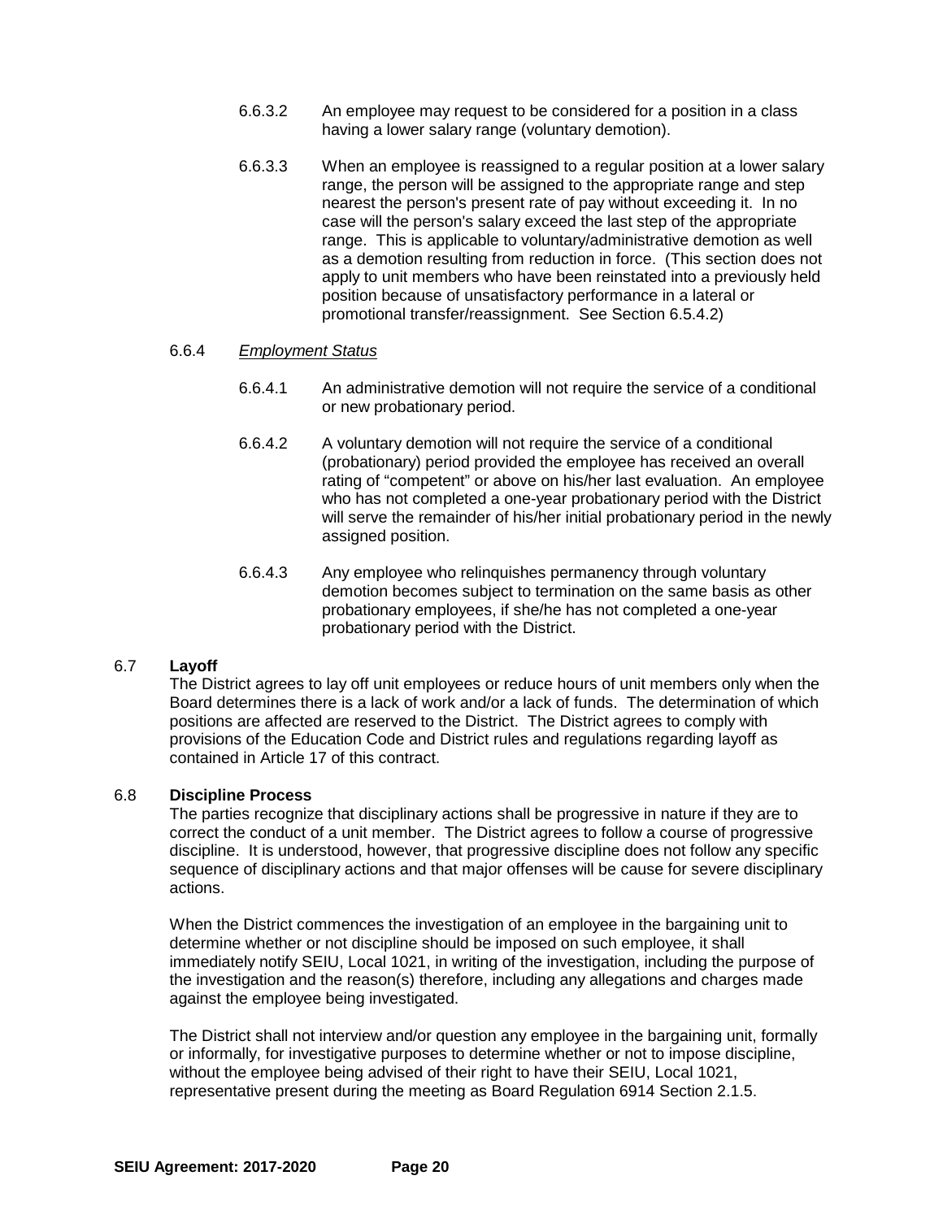6.6.3.2 An employee may request to be considered for a position in a class having a lower salary range (voluntary demotion).

6.6.3.3 When an employee is reassigned to a regular position at a lower salary range, the person will be assigned to the appropriate range and step nearest the person's present rate of pay without exceeding it. In no case will the person's salary exceed the last step of the appropriate range. This is applicable to voluntary/administrative demotion as well as a demotion resulting from reduction in force. (This section does not apply to unit members who have been reinstated into a previously held position because of unsatisfactory performance in a lateral or promotional transfer/reassignment. See Section 6.5.4.2)

6.6.4 *Employment Status*

6.6.4.1 An administrative demotion will not require the service of a conditional or new probationary period.

6.6.4.2 A voluntary demotion will not require the service of a conditional (probationary) period provided the employee has received an overall rating of "competent" or above on his/her last evaluation. An employee who has not completed a one-year probationary period with the District will serve the remainder of his/her initial probationary period in the newly assigned position.

6.6.4.3 Any employee who relinquishes permanency through voluntary demotion becomes subject to termination on the same basis as other probationary employees, if she/he has not completed a one-year probationary period with the District.

### 6.7 **Layoff**

The District agrees to lay off unit employees or reduce hours of unit members only when the Board determines there is a lack of work and/or a lack of funds. The determination of which positions are affected are reserved to the District. The District agrees to comply with provisions of the Education Code and District rules and regulations regarding layoff as contained in Article 17 of this contract.

### 6.8 **Discipline Process**

The parties recognize that disciplinary actions shall be progressive in nature if they are to correct the conduct of a unit member. The District agrees to follow a course of progressive discipline. It is understood, however, that progressive discipline does not follow any specific sequence of disciplinary actions and that major offenses will be cause for severe disciplinary actions.

When the District commences the investigation of an employee in the bargaining unit to determine whether or not discipline should be imposed on such employee, it shall immediately notify SEIU, Local 1021, in writing of the investigation, including the purpose of the investigation and the reason(s) therefore, including any allegations and charges made against the employee being investigated.

The District shall not interview and/or question any employee in the bargaining unit, formally or informally, for investigative purposes to determine whether or not to impose discipline, without the employee being advised of their right to have their SEIU, Local 1021, representative present during the meeting as Board Regulation 6914 Section 2.1.5.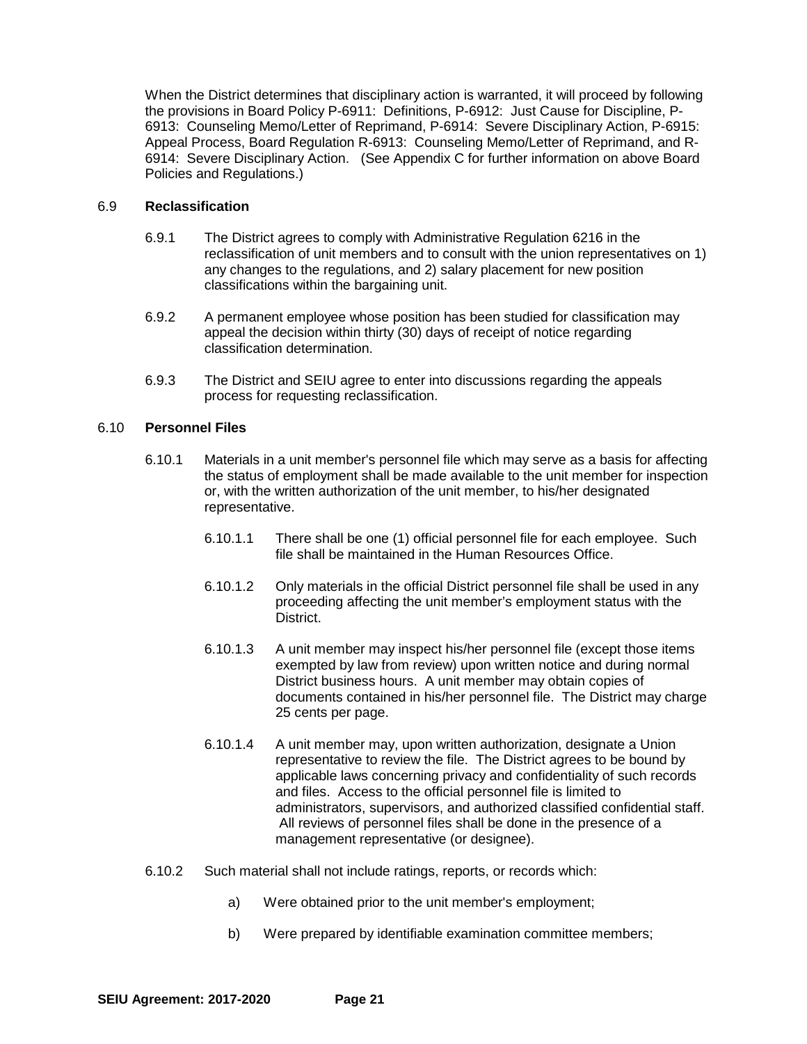When the District determines that disciplinary action is warranted, it will proceed by following the provisions in Board Policy P-6911: Definitions, P-6912: Just Cause for Discipline, P-6913: Counseling Memo/Letter of Reprimand, P-6914: Severe Disciplinary Action, P-6915: Appeal Process, Board Regulation R-6913: Counseling Memo/Letter of Reprimand, and R-6914: Severe Disciplinary Action. (See Appendix C for further information on above Board Policies and Regulations.)

6.9 **Reclassification**

6.9.1 The District agrees to comply with Administrative Regulation 6216 in the reclassification of unit members and to consult with the union representatives on 1) any changes to the regulations, and 2) salary placement for new position classifications within the bargaining unit.

6.9.2 A permanent employee whose position has been studied for classification may appeal the decision within thirty (30) days of receipt of notice regarding classification determination.

6.9.3 The District and SEIU agree to enter into discussions regarding the appeals process for requesting reclassification.

6.10 **Personnel Files**

6.10.1 Materials in a unit member's personnel file which may serve as a basis for affecting the status of employment shall be made available to the unit member for inspection or, with the written authorization of the unit member, to his/her designated representative.

6.10.1.1 There shall be one (1) official personnel file for each employee. Such file shall be maintained in the Human Resources Office.

6.10.1.2 Only materials in the official District personnel file shall be used in any proceeding affecting the unit member's employment status with the District.

6.10.1.3 A unit member may inspect his/her personnel file (except those items exempted by law from review) upon written notice and during normal District business hours. A unit member may obtain copies of documents contained in his/her personnel file. The District may charge 25 cents per page.

6.10.1.4 A unit member may, upon written authorization, designate a Union representative to review the file. The District agrees to be bound by applicable laws concerning privacy and confidentiality of such records and files. Access to the official personnel file is limited to administrators, supervisors, and authorized classified confidential staff. All reviews of personnel files shall be done in the presence of a management representative (or designee).

6.10.2 Such material shall not include ratings, reports, or records which:

a) Were obtained prior to the unit member's employment;

b) Were prepared by identifiable examination committee members;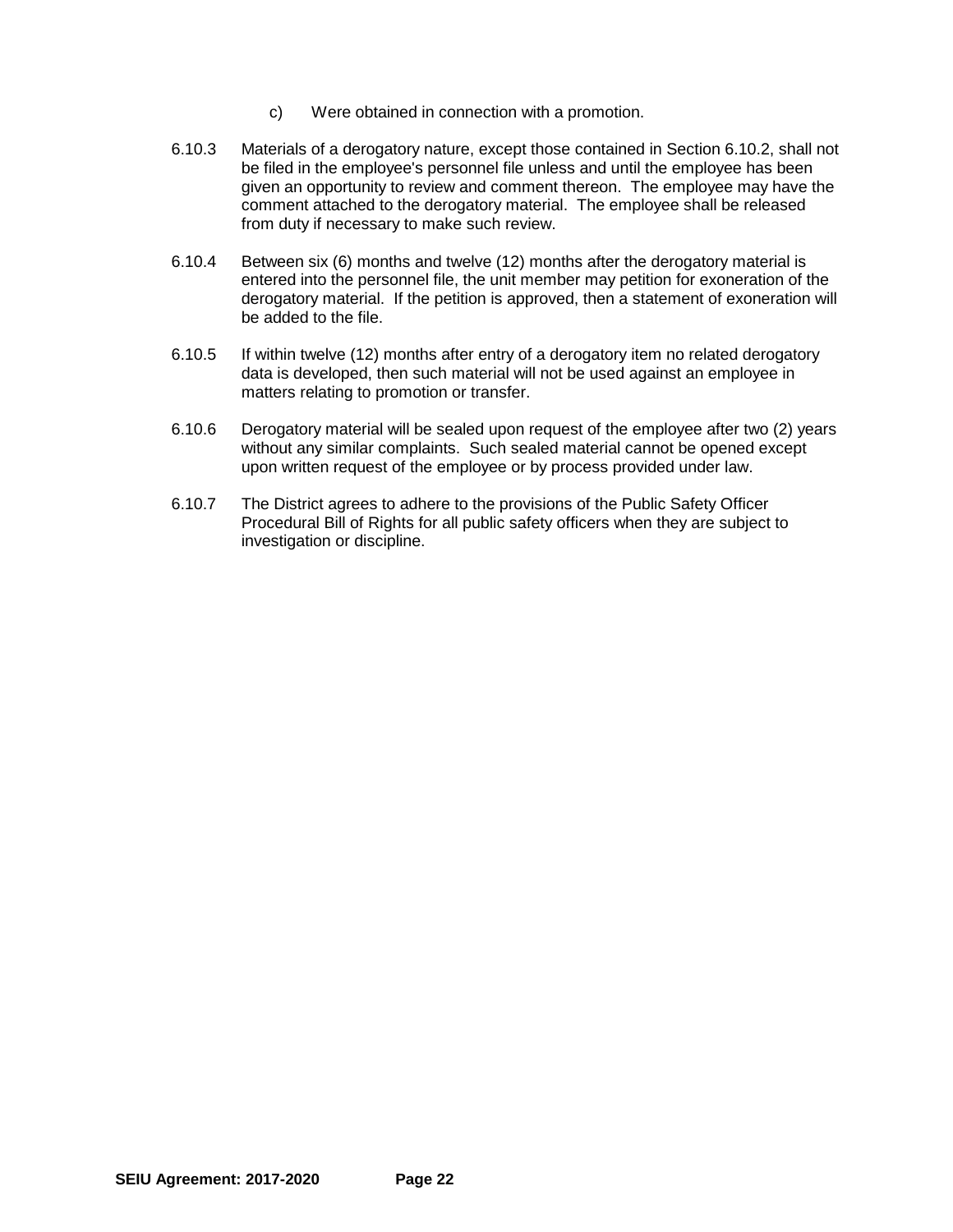c) Were obtained in connection with a promotion.

6.10.3 Materials of a derogatory nature, except those contained in Section 6.10.2, shall not be filed in the employee's personnel file unless and until the employee has been given an opportunity to review and comment thereon. The employee may have the comment attached to the derogatory material. The employee shall be released from duty if necessary to make such review.

6.10.4 Between six (6) months and twelve (12) months after the derogatory material is entered into the personnel file, the unit member may petition for exoneration of the derogatory material. If the petition is approved, then a statement of exoneration will be added to the file.

6.10.5 If within twelve (12) months after entry of a derogatory item no related derogatory data is developed, then such material will not be used against an employee in matters relating to promotion or transfer.

6.10.6 Derogatory material will be sealed upon request of the employee after two (2) years without any similar complaints. Such sealed material cannot be opened except upon written request of the employee or by process provided under law.

6.10.7 The District agrees to adhere to the provisions of the Public Safety Officer Procedural Bill of Rights for all public safety officers when they are subject to investigation or discipline.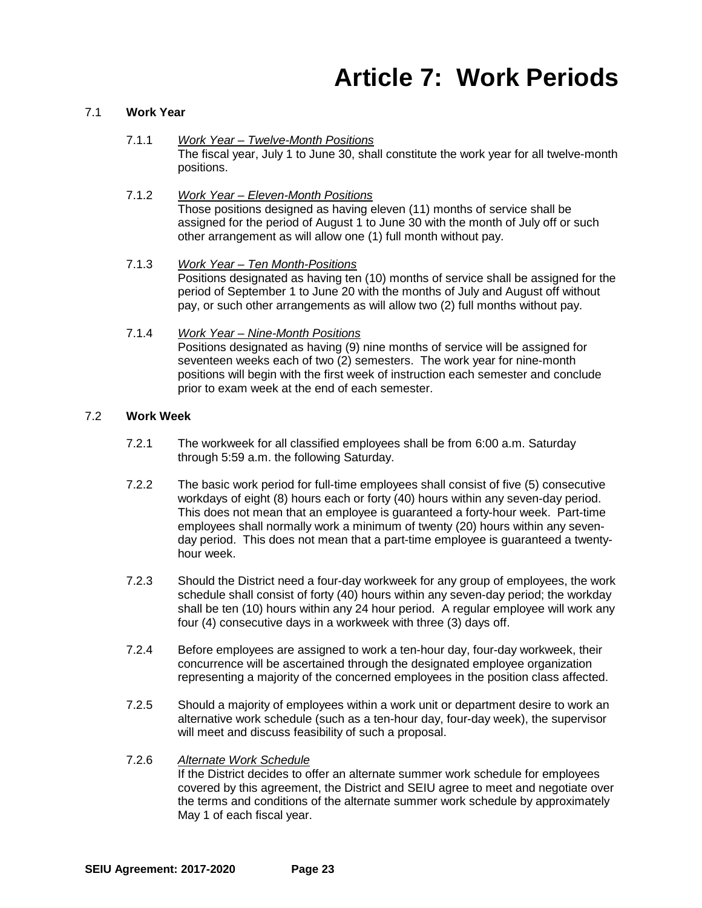# Article 7: Work Periods

## 7.1 Work Year

7.1.1 *Work Year – Twelve-Month Positions*
The fiscal year, July 1 to June 30, shall constitute the work year for all twelve-month positions.

7.1.2 *Work Year – Eleven-Month Positions*
Those positions designed as having eleven (11) months of service shall be assigned for the period of August 1 to June 30 with the month of July off or such other arrangement as will allow one (1) full month without pay.

7.1.3 *Work Year – Ten Month-Positions*
Positions designated as having ten (10) months of service shall be assigned for the period of September 1 to June 20 with the months of July and August off without pay, or such other arrangements as will allow two (2) full months without pay.

7.1.4 *Work Year – Nine-Month Positions*
Positions designated as having (9) nine months of service will be assigned for seventeen weeks each of two (2) semesters. The work year for nine-month positions will begin with the first week of instruction each semester and conclude prior to exam week at the end of each semester.

## 7.2 Work Week

7.2.1 The workweek for all classified employees shall be from 6:00 a.m. Saturday through 5:59 a.m. the following Saturday.

7.2.2 The basic work period for full-time employees shall consist of five (5) consecutive workdays of eight (8) hours each or forty (40) hours within any seven-day period. This does not mean that an employee is guaranteed a forty-hour week. Part-time employees shall normally work a minimum of twenty (20) hours within any seven-day period. This does not mean that a part-time employee is guaranteed a twenty-hour week.

7.2.3 Should the District need a four-day workweek for any group of employees, the work schedule shall consist of forty (40) hours within any seven-day period; the workday shall be ten (10) hours within any 24 hour period. A regular employee will work any four (4) consecutive days in a workweek with three (3) days off.

7.2.4 Before employees are assigned to work a ten-hour day, four-day workweek, their concurrence will be ascertained through the designated employee organization representing a majority of the concerned employees in the position class affected.

7.2.5 Should a majority of employees within a work unit or department desire to work an alternative work schedule (such as a ten-hour day, four-day week), the supervisor will meet and discuss feasibility of such a proposal.

7.2.6 *Alternate Work Schedule*
If the District decides to offer an alternate summer work schedule for employees covered by this agreement, the District and SEIU agree to meet and negotiate over the terms and conditions of the alternate summer work schedule by approximately May 1 of each fiscal year.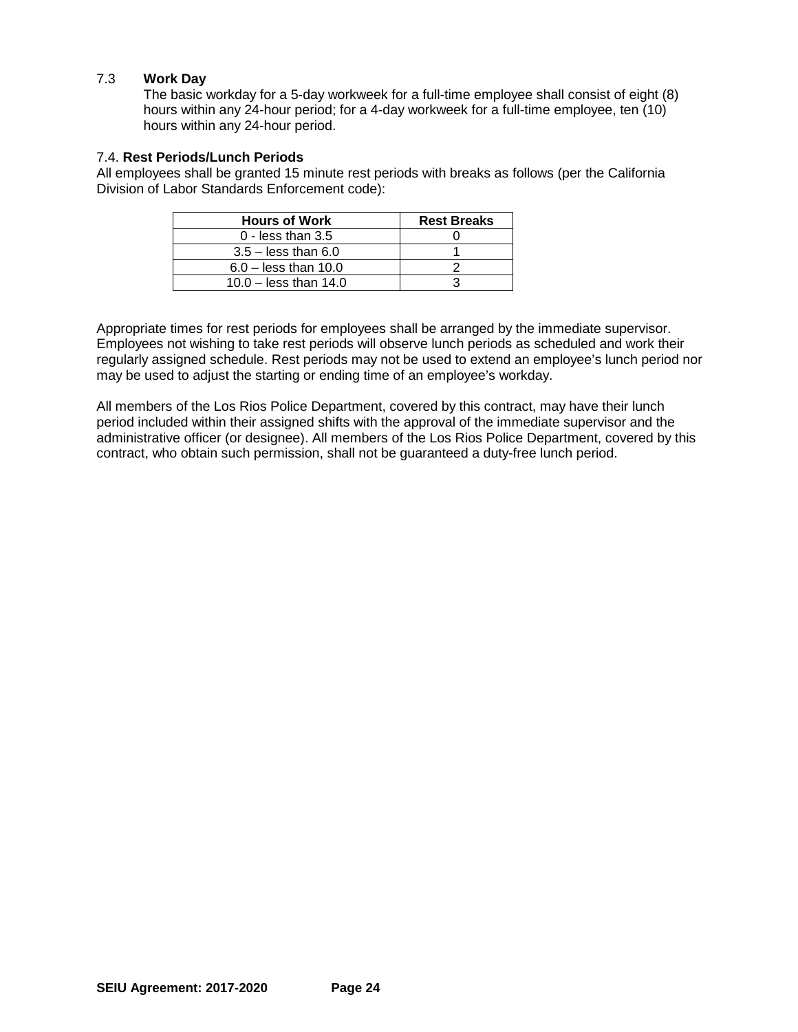7.3 **Work Day**

The basic workday for a 5-day workweek for a full-time employee shall consist of eight (8) hours within any 24-hour period; for a 4-day workweek for a full-time employee, ten (10) hours within any 24-hour period.

7.4. **Rest Periods/Lunch Periods**

All employees shall be granted 15 minute rest periods with breaks as follows (per the California Division of Labor Standards Enforcement code):

| Hours of Work | Rest Breaks |
|---|---|
| 0 - less than 3.5 | 0 |
| 3.5 – less than 6.0 | 1 |
| 6.0 – less than 10.0 | 2 |
| 10.0 – less than 14.0 | 3 |

Appropriate times for rest periods for employees shall be arranged by the immediate supervisor. Employees not wishing to take rest periods will observe lunch periods as scheduled and work their regularly assigned schedule. Rest periods may not be used to extend an employee's lunch period nor may be used to adjust the starting or ending time of an employee's workday.

All members of the Los Rios Police Department, covered by this contract, may have their lunch period included within their assigned shifts with the approval of the immediate supervisor and the administrative officer (or designee). All members of the Los Rios Police Department, covered by this contract, who obtain such permission, shall not be guaranteed a duty-free lunch period.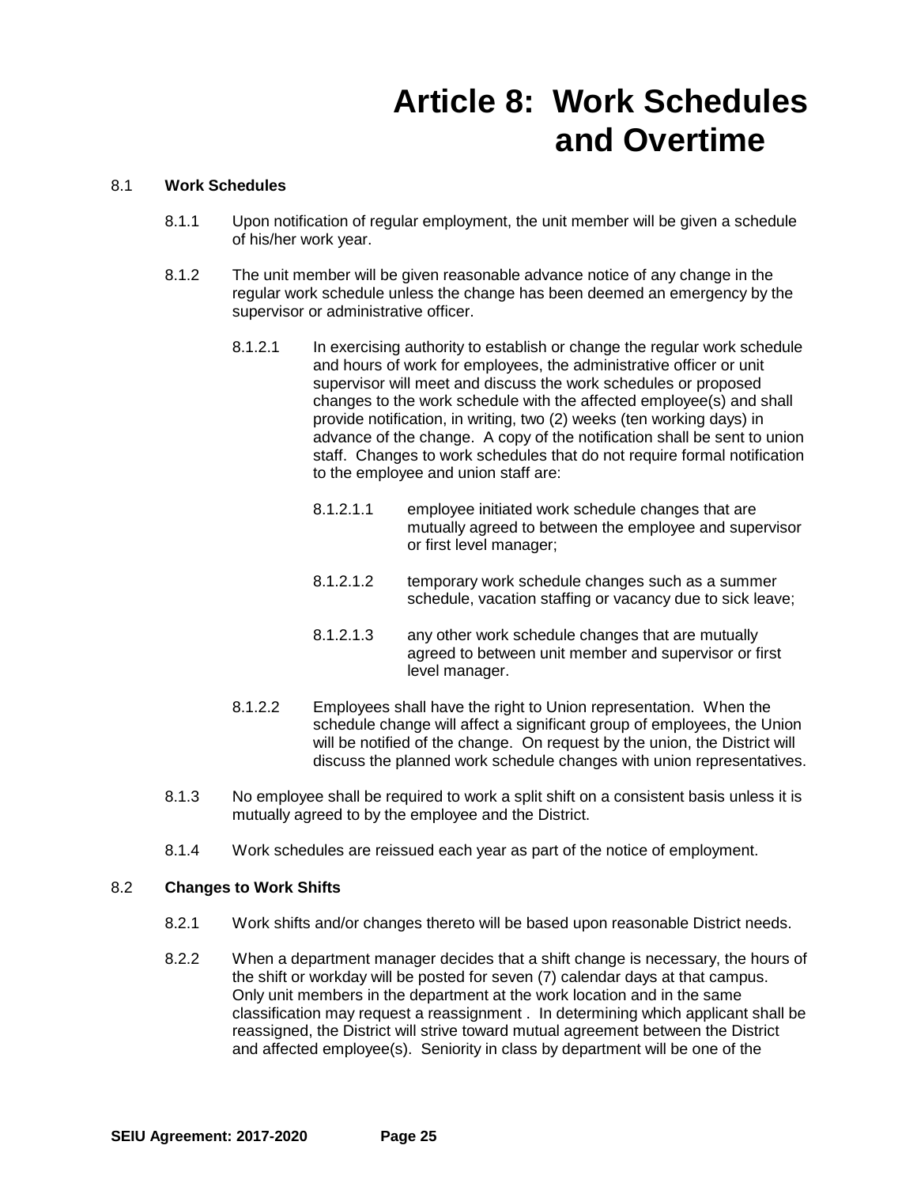# Article 8: Work Schedules and Overtime

8.1 **Work Schedules**

8.1.1 Upon notification of regular employment, the unit member will be given a schedule of his/her work year.

8.1.2 The unit member will be given reasonable advance notice of any change in the regular work schedule unless the change has been deemed an emergency by the supervisor or administrative officer.

8.1.2.1 In exercising authority to establish or change the regular work schedule and hours of work for employees, the administrative officer or unit supervisor will meet and discuss the work schedules or proposed changes to the work schedule with the affected employee(s) and shall provide notification, in writing, two (2) weeks (ten working days) in advance of the change. A copy of the notification shall be sent to union staff. Changes to work schedules that do not require formal notification to the employee and union staff are:

8.1.2.1.1 employee initiated work schedule changes that are mutually agreed to between the employee and supervisor or first level manager;

8.1.2.1.2 temporary work schedule changes such as a summer schedule, vacation staffing or vacancy due to sick leave;

8.1.2.1.3 any other work schedule changes that are mutually agreed to between unit member and supervisor or first level manager.

8.1.2.2 Employees shall have the right to Union representation. When the schedule change will affect a significant group of employees, the Union will be notified of the change. On request by the union, the District will discuss the planned work schedule changes with union representatives.

8.1.3 No employee shall be required to work a split shift on a consistent basis unless it is mutually agreed to by the employee and the District.

8.1.4 Work schedules are reissued each year as part of the notice of employment.

8.2 **Changes to Work Shifts**

8.2.1 Work shifts and/or changes thereto will be based upon reasonable District needs.

8.2.2 When a department manager decides that a shift change is necessary, the hours of the shift or workday will be posted for seven (7) calendar days at that campus. Only unit members in the department at the work location and in the same classification may request a reassignment . In determining which applicant shall be reassigned, the District will strive toward mutual agreement between the District and affected employee(s). Seniority in class by department will be one of the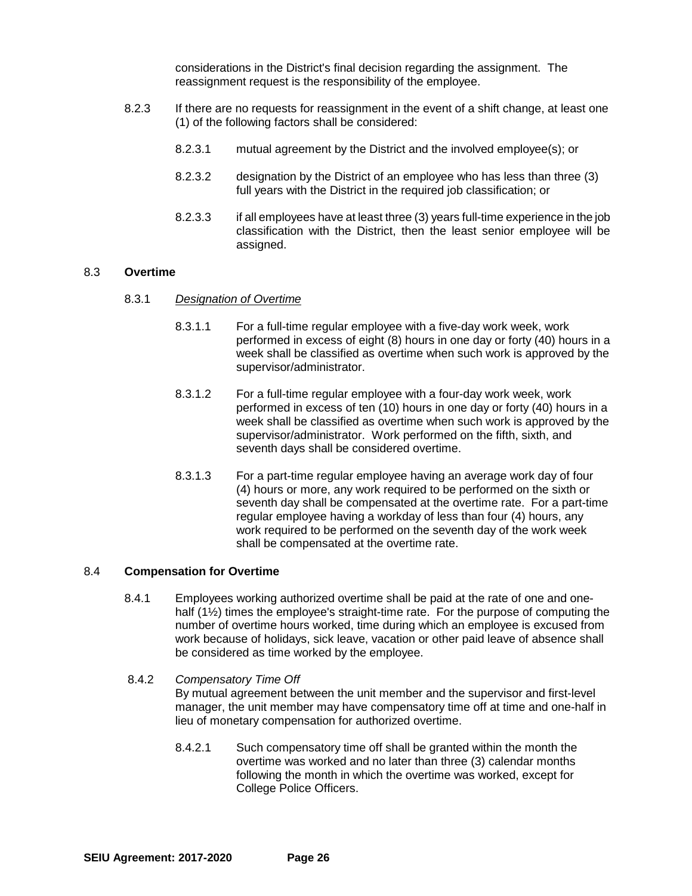considerations in the District's final decision regarding the assignment. The reassignment request is the responsibility of the employee.

8.2.3 If there are no requests for reassignment in the event of a shift change, at least one (1) of the following factors shall be considered:

8.2.3.1 mutual agreement by the District and the involved employee(s); or

8.2.3.2 designation by the District of an employee who has less than three (3) full years with the District in the required job classification; or

8.2.3.3 if all employees have at least three (3) years full-time experience in the job classification with the District, then the least senior employee will be assigned.

8.3 **Overtime**

8.3.1 *Designation of Overtime*

8.3.1.1 For a full-time regular employee with a five-day work week, work performed in excess of eight (8) hours in one day or forty (40) hours in a week shall be classified as overtime when such work is approved by the supervisor/administrator.

8.3.1.2 For a full-time regular employee with a four-day work week, work performed in excess of ten (10) hours in one day or forty (40) hours in a week shall be classified as overtime when such work is approved by the supervisor/administrator. Work performed on the fifth, sixth, and seventh days shall be considered overtime.

8.3.1.3 For a part-time regular employee having an average work day of four (4) hours or more, any work required to be performed on the sixth or seventh day shall be compensated at the overtime rate. For a part-time regular employee having a workday of less than four (4) hours, any work required to be performed on the seventh day of the work week shall be compensated at the overtime rate.

8.4 **Compensation for Overtime**

8.4.1 Employees working authorized overtime shall be paid at the rate of one and one-half (1½) times the employee's straight-time rate. For the purpose of computing the number of overtime hours worked, time during which an employee is excused from work because of holidays, sick leave, vacation or other paid leave of absence shall be considered as time worked by the employee.

8.4.2 *Compensatory Time Off*
By mutual agreement between the unit member and the supervisor and first-level manager, the unit member may have compensatory time off at time and one-half in lieu of monetary compensation for authorized overtime.

8.4.2.1 Such compensatory time off shall be granted within the month the overtime was worked and no later than three (3) calendar months following the month in which the overtime was worked, except for College Police Officers.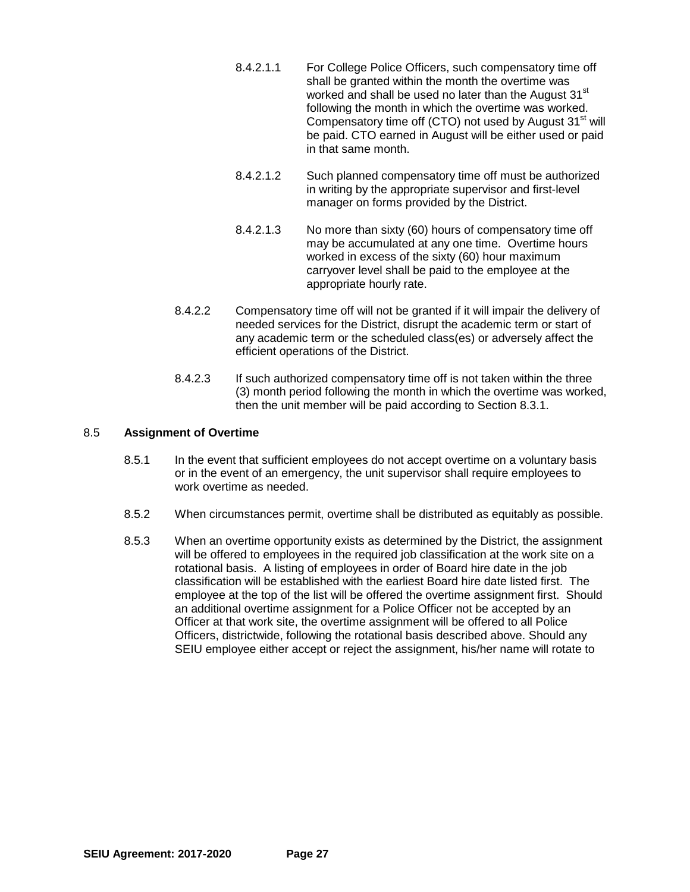8.4.2.1.1 For College Police Officers, such compensatory time off shall be granted within the month the overtime was worked and shall be used no later than the August 31st following the month in which the overtime was worked. Compensatory time off (CTO) not used by August 31st will be paid. CTO earned in August will be either used or paid in that same month.

8.4.2.1.2 Such planned compensatory time off must be authorized in writing by the appropriate supervisor and first-level manager on forms provided by the District.

8.4.2.1.3 No more than sixty (60) hours of compensatory time off may be accumulated at any one time. Overtime hours worked in excess of the sixty (60) hour maximum carryover level shall be paid to the employee at the appropriate hourly rate.

8.4.2.2 Compensatory time off will not be granted if it will impair the delivery of needed services for the District, disrupt the academic term or start of any academic term or the scheduled class(es) or adversely affect the efficient operations of the District.

8.4.2.3 If such authorized compensatory time off is not taken within the three (3) month period following the month in which the overtime was worked, then the unit member will be paid according to Section 8.3.1.

## 8.5 Assignment of Overtime

8.5.1 In the event that sufficient employees do not accept overtime on a voluntary basis or in the event of an emergency, the unit supervisor shall require employees to work overtime as needed.

8.5.2 When circumstances permit, overtime shall be distributed as equitably as possible.

8.5.3 When an overtime opportunity exists as determined by the District, the assignment will be offered to employees in the required job classification at the work site on a rotational basis. A listing of employees in order of Board hire date in the job classification will be established with the earliest Board hire date listed first. The employee at the top of the list will be offered the overtime assignment first. Should an additional overtime assignment for a Police Officer not be accepted by an Officer at that work site, the overtime assignment will be offered to all Police Officers, districtwide, following the rotational basis described above. Should any SEIU employee either accept or reject the assignment, his/her name will rotate to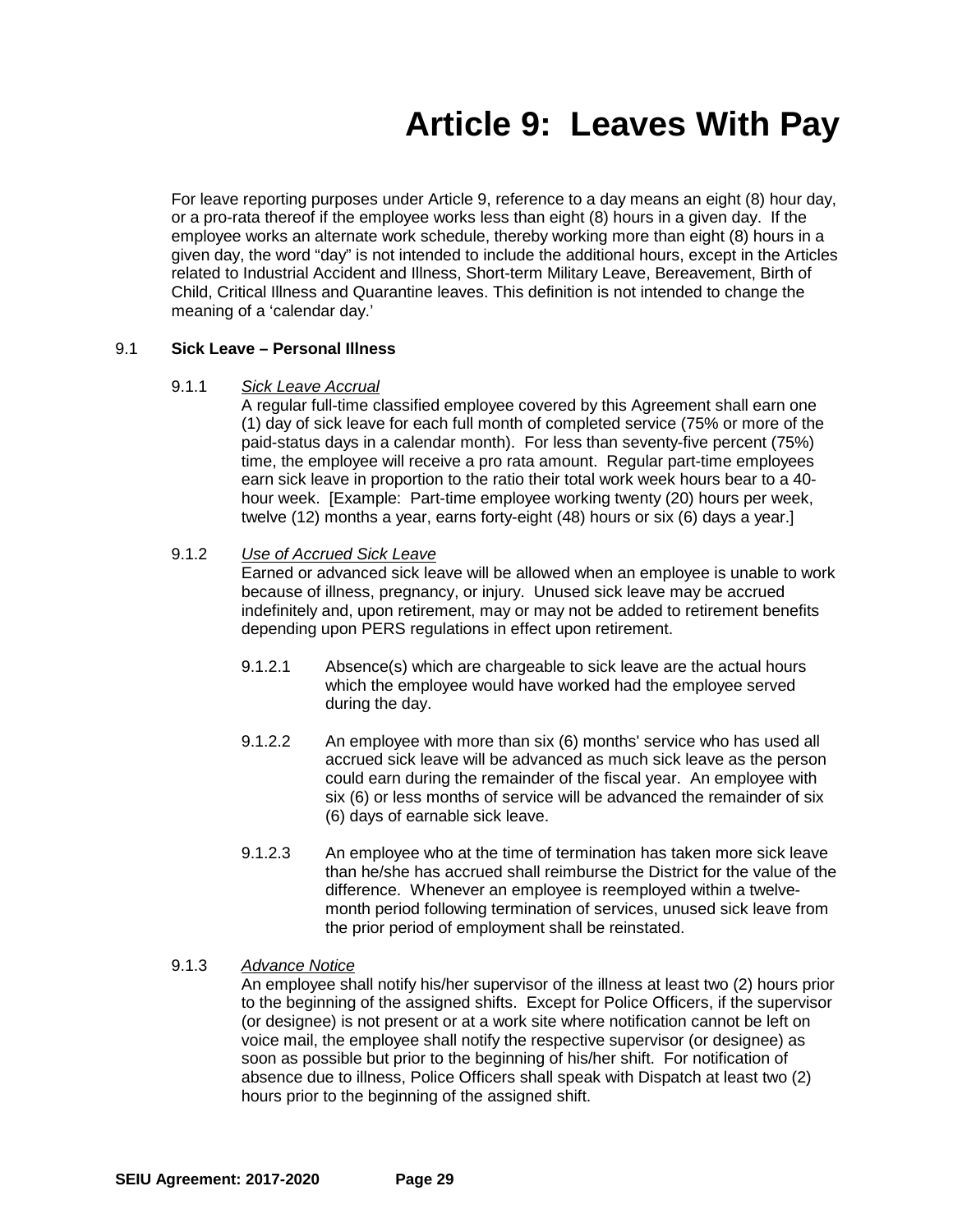# Article 9: Leaves With Pay

For leave reporting purposes under Article 9, reference to a day means an eight (8) hour day, or a pro-rata thereof if the employee works less than eight (8) hours in a given day. If the employee works an alternate work schedule, thereby working more than eight (8) hours in a given day, the word "day" is not intended to include the additional hours, except in the Articles related to Industrial Accident and Illness, Short-term Military Leave, Bereavement, Birth of Child, Critical Illness and Quarantine leaves. This definition is not intended to change the meaning of a 'calendar day.'

## 9.1 Sick Leave – Personal Illness

### 9.1.1 *Sick Leave Accrual*

A regular full-time classified employee covered by this Agreement shall earn one (1) day of sick leave for each full month of completed service (75% or more of the paid-status days in a calendar month). For less than seventy-five percent (75%) time, the employee will receive a pro rata amount. Regular part-time employees earn sick leave in proportion to the ratio their total work week hours bear to a 40-hour week. [Example: Part-time employee working twenty (20) hours per week, twelve (12) months a year, earns forty-eight (48) hours or six (6) days a year.]

### 9.1.2 *Use of Accrued Sick Leave*

Earned or advanced sick leave will be allowed when an employee is unable to work because of illness, pregnancy, or injury. Unused sick leave may be accrued indefinitely and, upon retirement, may or may not be added to retirement benefits depending upon PERS regulations in effect upon retirement.

9.1.2.1 Absence(s) which are chargeable to sick leave are the actual hours which the employee would have worked had the employee served during the day.

9.1.2.2 An employee with more than six (6) months' service who has used all accrued sick leave will be advanced as much sick leave as the person could earn during the remainder of the fiscal year. An employee with six (6) or less months of service will be advanced the remainder of six (6) days of earnable sick leave.

9.1.2.3 An employee who at the time of termination has taken more sick leave than he/she has accrued shall reimburse the District for the value of the difference. Whenever an employee is reemployed within a twelve-month period following termination of services, unused sick leave from the prior period of employment shall be reinstated.

### 9.1.3 *Advance Notice*

An employee shall notify his/her supervisor of the illness at least two (2) hours prior to the beginning of the assigned shifts. Except for Police Officers, if the supervisor (or designee) is not present or at a work site where notification cannot be left on voice mail, the employee shall notify the respective supervisor (or designee) as soon as possible but prior to the beginning of his/her shift. For notification of absence due to illness, Police Officers shall speak with Dispatch at least two (2) hours prior to the beginning of the assigned shift.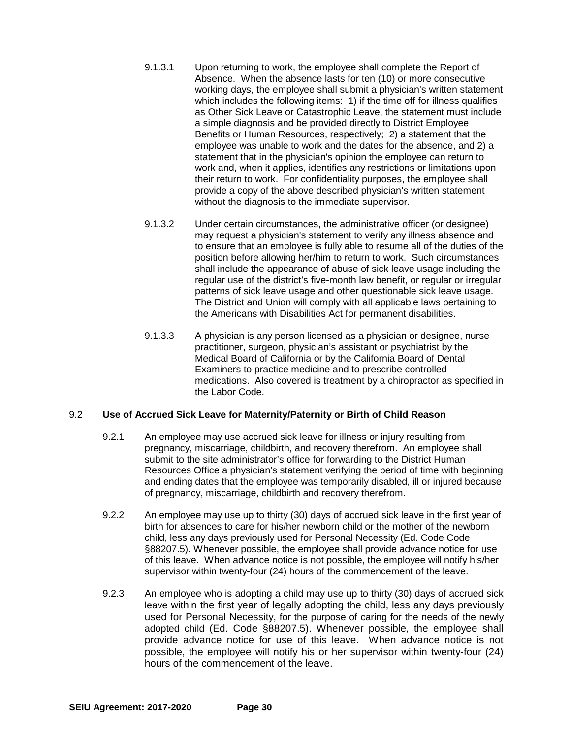9.1.3.1 Upon returning to work, the employee shall complete the Report of Absence. When the absence lasts for ten (10) or more consecutive working days, the employee shall submit a physician's written statement which includes the following items: 1) if the time off for illness qualifies as Other Sick Leave or Catastrophic Leave, the statement must include a simple diagnosis and be provided directly to District Employee Benefits or Human Resources, respectively; 2) a statement that the employee was unable to work and the dates for the absence, and 2) a statement that in the physician's opinion the employee can return to work and, when it applies, identifies any restrictions or limitations upon their return to work. For confidentiality purposes, the employee shall provide a copy of the above described physician's written statement without the diagnosis to the immediate supervisor.

9.1.3.2 Under certain circumstances, the administrative officer (or designee) may request a physician's statement to verify any illness absence and to ensure that an employee is fully able to resume all of the duties of the position before allowing her/him to return to work. Such circumstances shall include the appearance of abuse of sick leave usage including the regular use of the district's five-month law benefit, or regular or irregular patterns of sick leave usage and other questionable sick leave usage. The District and Union will comply with all applicable laws pertaining to the Americans with Disabilities Act for permanent disabilities.

9.1.3.3 A physician is any person licensed as a physician or designee, nurse practitioner, surgeon, physician's assistant or psychiatrist by the Medical Board of California or by the California Board of Dental Examiners to practice medicine and to prescribe controlled medications. Also covered is treatment by a chiropractor as specified in the Labor Code.

## 9.2 Use of Accrued Sick Leave for Maternity/Paternity or Birth of Child Reason

9.2.1 An employee may use accrued sick leave for illness or injury resulting from pregnancy, miscarriage, childbirth, and recovery therefrom. An employee shall submit to the site administrator's office for forwarding to the District Human Resources Office a physician's statement verifying the period of time with beginning and ending dates that the employee was temporarily disabled, ill or injured because of pregnancy, miscarriage, childbirth and recovery therefrom.

9.2.2 An employee may use up to thirty (30) days of accrued sick leave in the first year of birth for absences to care for his/her newborn child or the mother of the newborn child, less any days previously used for Personal Necessity (Ed. Code Code §88207.5). Whenever possible, the employee shall provide advance notice for use of this leave. When advance notice is not possible, the employee will notify his/her supervisor within twenty-four (24) hours of the commencement of the leave.

9.2.3 An employee who is adopting a child may use up to thirty (30) days of accrued sick leave within the first year of legally adopting the child, less any days previously used for Personal Necessity, for the purpose of caring for the needs of the newly adopted child (Ed. Code §88207.5). Whenever possible, the employee shall provide advance notice for use of this leave. When advance notice is not possible, the employee will notify his or her supervisor within twenty-four (24) hours of the commencement of the leave.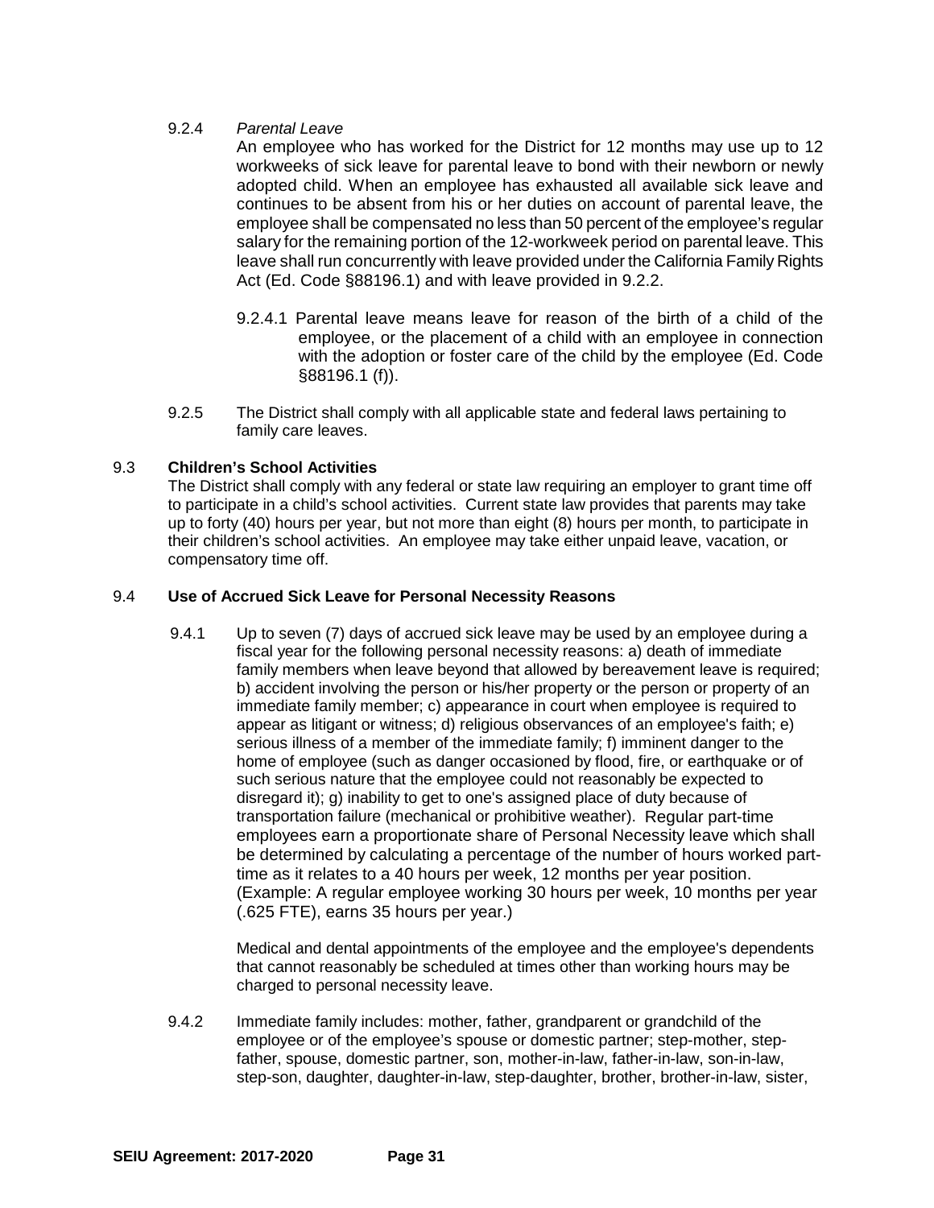9.2.4 *Parental Leave*

An employee who has worked for the District for 12 months may use up to 12 workweeks of sick leave for parental leave to bond with their newborn or newly adopted child. When an employee has exhausted all available sick leave and continues to be absent from his or her duties on account of parental leave, the employee shall be compensated no less than 50 percent of the employee's regular salary for the remaining portion of the 12-workweek period on parental leave. This leave shall run concurrently with leave provided under the California Family Rights Act (Ed. Code §88196.1) and with leave provided in 9.2.2.

9.2.4.1 Parental leave means leave for reason of the birth of a child of the employee, or the placement of a child with an employee in connection with the adoption or foster care of the child by the employee (Ed. Code §88196.1 (f)).

9.2.5 The District shall comply with all applicable state and federal laws pertaining to family care leaves.

## 9.3 Children's School Activities

The District shall comply with any federal or state law requiring an employer to grant time off to participate in a child's school activities. Current state law provides that parents may take up to forty (40) hours per year, but not more than eight (8) hours per month, to participate in their children's school activities. An employee may take either unpaid leave, vacation, or compensatory time off.

## 9.4 Use of Accrued Sick Leave for Personal Necessity Reasons

9.4.1 Up to seven (7) days of accrued sick leave may be used by an employee during a fiscal year for the following personal necessity reasons: a) death of immediate family members when leave beyond that allowed by bereavement leave is required; b) accident involving the person or his/her property or the person or property of an immediate family member; c) appearance in court when employee is required to appear as litigant or witness; d) religious observances of an employee's faith; e) serious illness of a member of the immediate family; f) imminent danger to the home of employee (such as danger occasioned by flood, fire, or earthquake or of such serious nature that the employee could not reasonably be expected to disregard it); g) inability to get to one's assigned place of duty because of transportation failure (mechanical or prohibitive weather). Regular part-time employees earn a proportionate share of Personal Necessity leave which shall be determined by calculating a percentage of the number of hours worked part-time as it relates to a 40 hours per week, 12 months per year position. (Example: A regular employee working 30 hours per week, 10 months per year (.625 FTE), earns 35 hours per year.)

Medical and dental appointments of the employee and the employee's dependents that cannot reasonably be scheduled at times other than working hours may be charged to personal necessity leave.

9.4.2 Immediate family includes: mother, father, grandparent or grandchild of the employee or of the employee's spouse or domestic partner; step-mother, step-father, spouse, domestic partner, son, mother-in-law, father-in-law, son-in-law, step-son, daughter, daughter-in-law, step-daughter, brother, brother-in-law, sister,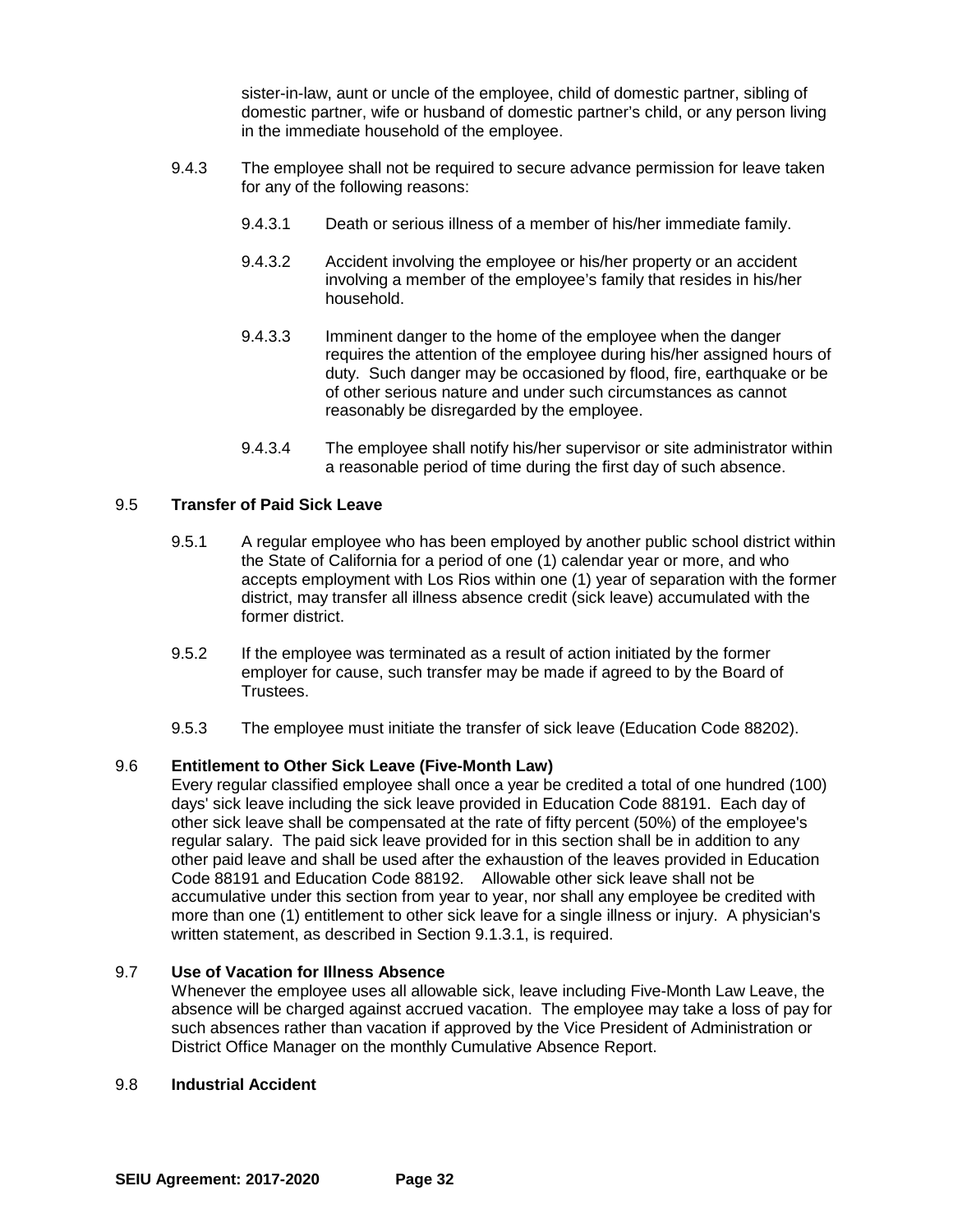sister-in-law, aunt or uncle of the employee, child of domestic partner, sibling of domestic partner, wife or husband of domestic partner's child, or any person living in the immediate household of the employee.

9.4.3 The employee shall not be required to secure advance permission for leave taken for any of the following reasons:

9.4.3.1 Death or serious illness of a member of his/her immediate family.

9.4.3.2 Accident involving the employee or his/her property or an accident involving a member of the employee's family that resides in his/her household.

9.4.3.3 Imminent danger to the home of the employee when the danger requires the attention of the employee during his/her assigned hours of duty. Such danger may be occasioned by flood, fire, earthquake or be of other serious nature and under such circumstances as cannot reasonably be disregarded by the employee.

9.4.3.4 The employee shall notify his/her supervisor or site administrator within a reasonable period of time during the first day of such absence.

## 9.5 Transfer of Paid Sick Leave

9.5.1 A regular employee who has been employed by another public school district within the State of California for a period of one (1) calendar year or more, and who accepts employment with Los Rios within one (1) year of separation with the former district, may transfer all illness absence credit (sick leave) accumulated with the former district.

9.5.2 If the employee was terminated as a result of action initiated by the former employer for cause, such transfer may be made if agreed to by the Board of Trustees.

9.5.3 The employee must initiate the transfer of sick leave (Education Code 88202).

## 9.6 Entitlement to Other Sick Leave (Five-Month Law)

Every regular classified employee shall once a year be credited a total of one hundred (100) days' sick leave including the sick leave provided in Education Code 88191. Each day of other sick leave shall be compensated at the rate of fifty percent (50%) of the employee's regular salary. The paid sick leave provided for in this section shall be in addition to any other paid leave and shall be used after the exhaustion of the leaves provided in Education Code 88191 and Education Code 88192. Allowable other sick leave shall not be accumulative under this section from year to year, nor shall any employee be credited with more than one (1) entitlement to other sick leave for a single illness or injury. A physician's written statement, as described in Section 9.1.3.1, is required.

## 9.7 Use of Vacation for Illness Absence

Whenever the employee uses all allowable sick, leave including Five-Month Law Leave, the absence will be charged against accrued vacation. The employee may take a loss of pay for such absences rather than vacation if approved by the Vice President of Administration or District Office Manager on the monthly Cumulative Absence Report.

## 9.8 Industrial Accident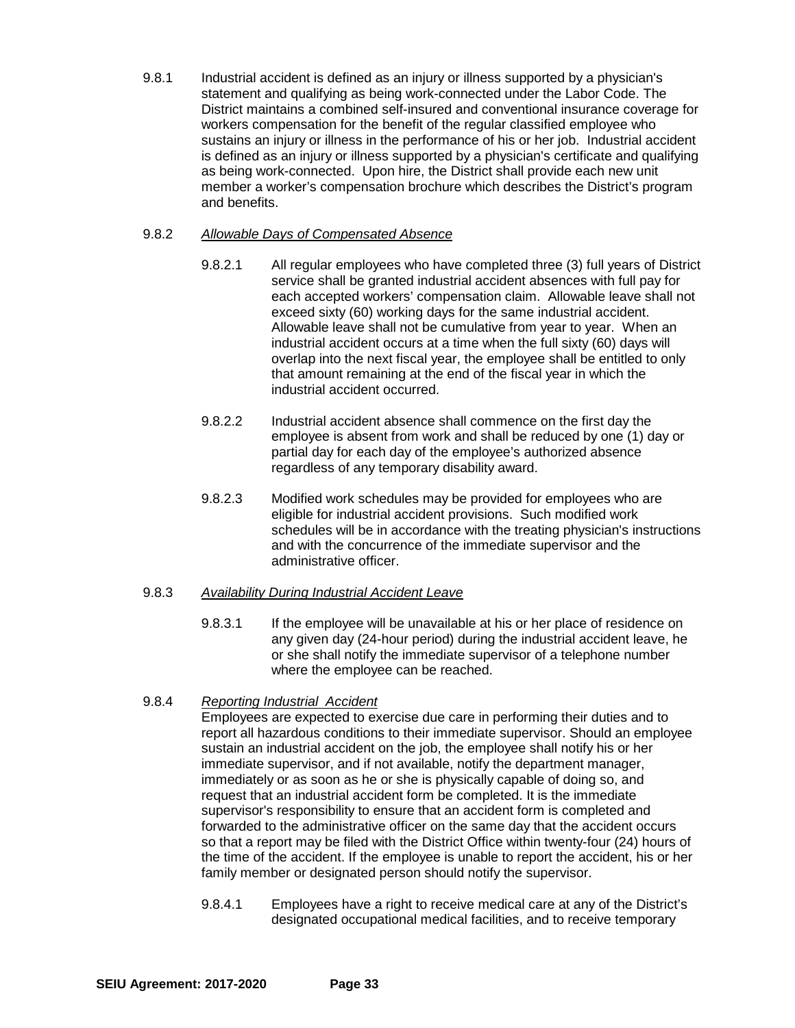9.8.1 Industrial accident is defined as an injury or illness supported by a physician's statement and qualifying as being work-connected under the Labor Code. The District maintains a combined self-insured and conventional insurance coverage for workers compensation for the benefit of the regular classified employee who sustains an injury or illness in the performance of his or her job. Industrial accident is defined as an injury or illness supported by a physician's certificate and qualifying as being work-connected. Upon hire, the District shall provide each new unit member a worker's compensation brochure which describes the District's program and benefits.

9.8.2 *Allowable Days of Compensated Absence*

9.8.2.1 All regular employees who have completed three (3) full years of District service shall be granted industrial accident absences with full pay for each accepted workers' compensation claim. Allowable leave shall not exceed sixty (60) working days for the same industrial accident. Allowable leave shall not be cumulative from year to year. When an industrial accident occurs at a time when the full sixty (60) days will overlap into the next fiscal year, the employee shall be entitled to only that amount remaining at the end of the fiscal year in which the industrial accident occurred.

9.8.2.2 Industrial accident absence shall commence on the first day the employee is absent from work and shall be reduced by one (1) day or partial day for each day of the employee's authorized absence regardless of any temporary disability award.

9.8.2.3 Modified work schedules may be provided for employees who are eligible for industrial accident provisions. Such modified work schedules will be in accordance with the treating physician's instructions and with the concurrence of the immediate supervisor and the administrative officer.

9.8.3 *Availability During Industrial Accident Leave*

9.8.3.1 If the employee will be unavailable at his or her place of residence on any given day (24-hour period) during the industrial accident leave, he or she shall notify the immediate supervisor of a telephone number where the employee can be reached.

9.8.4 *Reporting Industrial Accident*

Employees are expected to exercise due care in performing their duties and to report all hazardous conditions to their immediate supervisor. Should an employee sustain an industrial accident on the job, the employee shall notify his or her immediate supervisor, and if not available, notify the department manager, immediately or as soon as he or she is physically capable of doing so, and request that an industrial accident form be completed. It is the immediate supervisor's responsibility to ensure that an accident form is completed and forwarded to the administrative officer on the same day that the accident occurs so that a report may be filed with the District Office within twenty-four (24) hours of the time of the accident. If the employee is unable to report the accident, his or her family member or designated person should notify the supervisor.

9.8.4.1 Employees have a right to receive medical care at any of the District's designated occupational medical facilities, and to receive temporary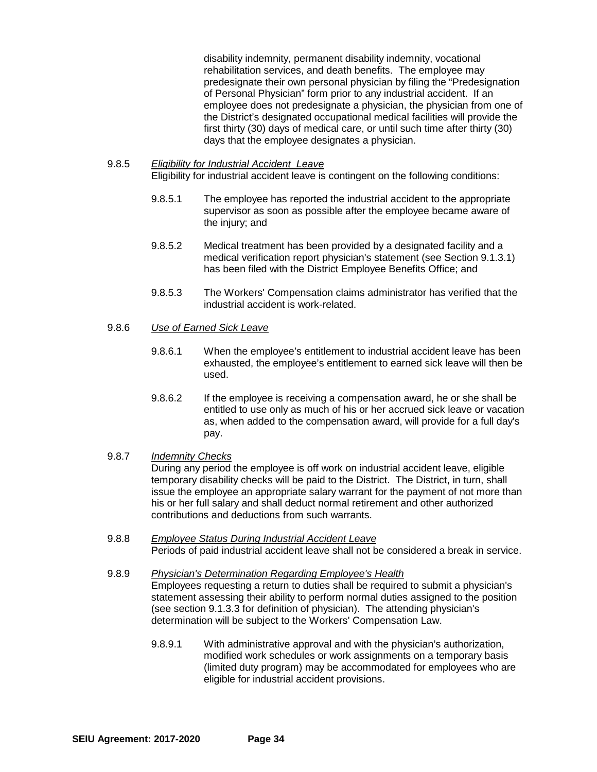disability indemnity, permanent disability indemnity, vocational rehabilitation services, and death benefits. The employee may predesignate their own personal physician by filing the "Predesignation of Personal Physician" form prior to any industrial accident. If an employee does not predesignate a physician, the physician from one of the District's designated occupational medical facilities will provide the first thirty (30) days of medical care, or until such time after thirty (30) days that the employee designates a physician.

9.8.5 *Eligibility for Industrial Accident Leave*
Eligibility for industrial accident leave is contingent on the following conditions:

9.8.5.1 The employee has reported the industrial accident to the appropriate supervisor as soon as possible after the employee became aware of the injury; and

9.8.5.2 Medical treatment has been provided by a designated facility and a medical verification report physician's statement (see Section 9.1.3.1) has been filed with the District Employee Benefits Office; and

9.8.5.3 The Workers' Compensation claims administrator has verified that the industrial accident is work-related.

9.8.6 *Use of Earned Sick Leave*

9.8.6.1 When the employee's entitlement to industrial accident leave has been exhausted, the employee's entitlement to earned sick leave will then be used.

9.8.6.2 If the employee is receiving a compensation award, he or she shall be entitled to use only as much of his or her accrued sick leave or vacation as, when added to the compensation award, will provide for a full day's pay.

9.8.7 *Indemnity Checks*
During any period the employee is off work on industrial accident leave, eligible temporary disability checks will be paid to the District. The District, in turn, shall issue the employee an appropriate salary warrant for the payment of not more than his or her full salary and shall deduct normal retirement and other authorized contributions and deductions from such warrants.

9.8.8 *Employee Status During Industrial Accident Leave*
Periods of paid industrial accident leave shall not be considered a break in service.

9.8.9 *Physician's Determination Regarding Employee's Health*
Employees requesting a return to duties shall be required to submit a physician's statement assessing their ability to perform normal duties assigned to the position (see section 9.1.3.3 for definition of physician). The attending physician's determination will be subject to the Workers' Compensation Law.

9.8.9.1 With administrative approval and with the physician's authorization, modified work schedules or work assignments on a temporary basis (limited duty program) may be accommodated for employees who are eligible for industrial accident provisions.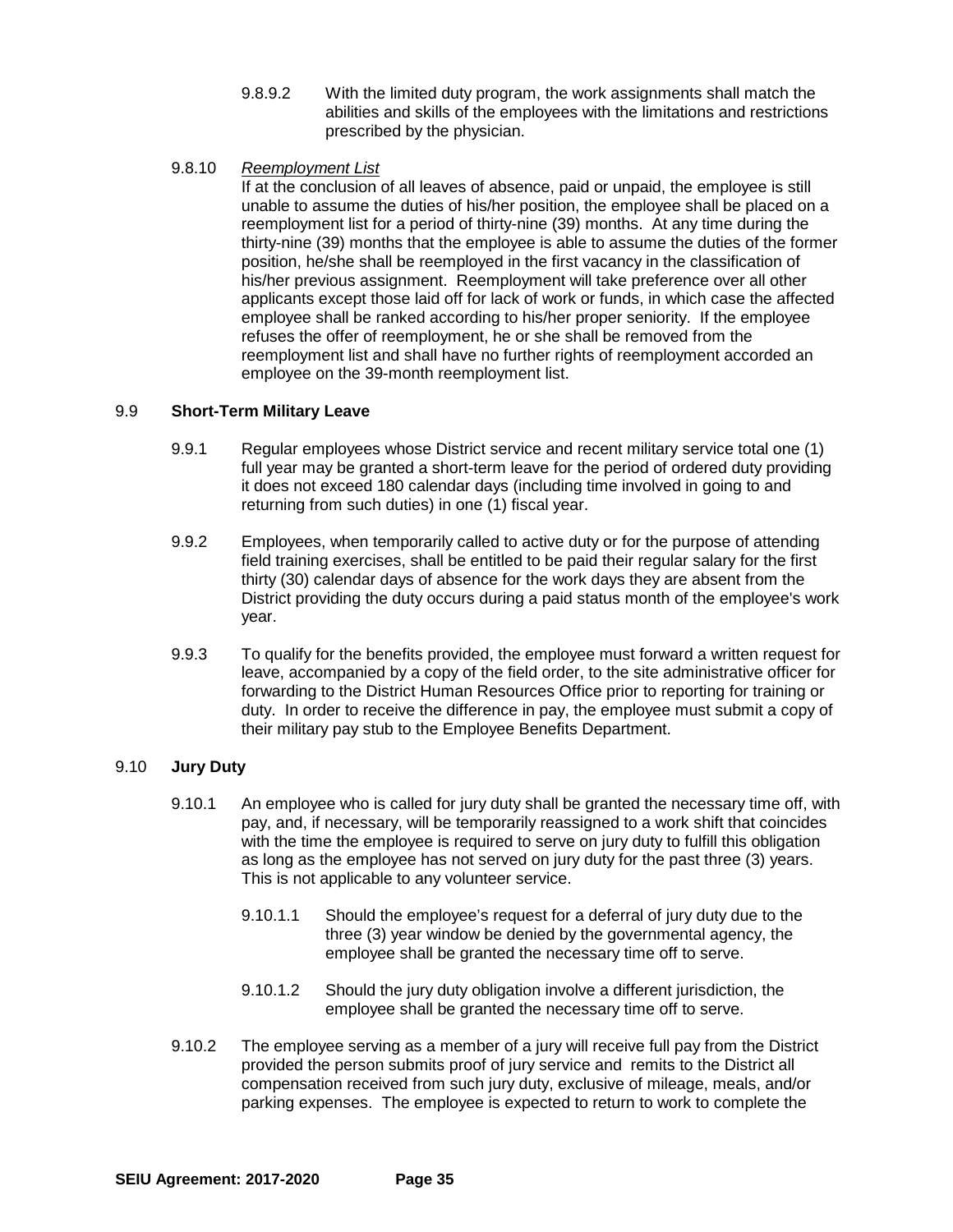9.8.9.2 With the limited duty program, the work assignments shall match the abilities and skills of the employees with the limitations and restrictions prescribed by the physician.

9.8.10 *Reemployment List*

If at the conclusion of all leaves of absence, paid or unpaid, the employee is still unable to assume the duties of his/her position, the employee shall be placed on a reemployment list for a period of thirty-nine (39) months. At any time during the thirty-nine (39) months that the employee is able to assume the duties of the former position, he/she shall be reemployed in the first vacancy in the classification of his/her previous assignment. Reemployment will take preference over all other applicants except those laid off for lack of work or funds, in which case the affected employee shall be ranked according to his/her proper seniority. If the employee refuses the offer of reemployment, he or she shall be removed from the reemployment list and shall have no further rights of reemployment accorded an employee on the 39-month reemployment list.

9.9 **Short-Term Military Leave**

9.9.1 Regular employees whose District service and recent military service total one (1) full year may be granted a short-term leave for the period of ordered duty providing it does not exceed 180 calendar days (including time involved in going to and returning from such duties) in one (1) fiscal year.

9.9.2 Employees, when temporarily called to active duty or for the purpose of attending field training exercises, shall be entitled to be paid their regular salary for the first thirty (30) calendar days of absence for the work days they are absent from the District providing the duty occurs during a paid status month of the employee's work year.

9.9.3 To qualify for the benefits provided, the employee must forward a written request for leave, accompanied by a copy of the field order, to the site administrative officer for forwarding to the District Human Resources Office prior to reporting for training or duty. In order to receive the difference in pay, the employee must submit a copy of their military pay stub to the Employee Benefits Department.

9.10 **Jury Duty**

9.10.1 An employee who is called for jury duty shall be granted the necessary time off, with pay, and, if necessary, will be temporarily reassigned to a work shift that coincides with the time the employee is required to serve on jury duty to fulfill this obligation as long as the employee has not served on jury duty for the past three (3) years. This is not applicable to any volunteer service.

9.10.1.1 Should the employee's request for a deferral of jury duty due to the three (3) year window be denied by the governmental agency, the employee shall be granted the necessary time off to serve.

9.10.1.2 Should the jury duty obligation involve a different jurisdiction, the employee shall be granted the necessary time off to serve.

9.10.2 The employee serving as a member of a jury will receive full pay from the District provided the person submits proof of jury service and remits to the District all compensation received from such jury duty, exclusive of mileage, meals, and/or parking expenses. The employee is expected to return to work to complete the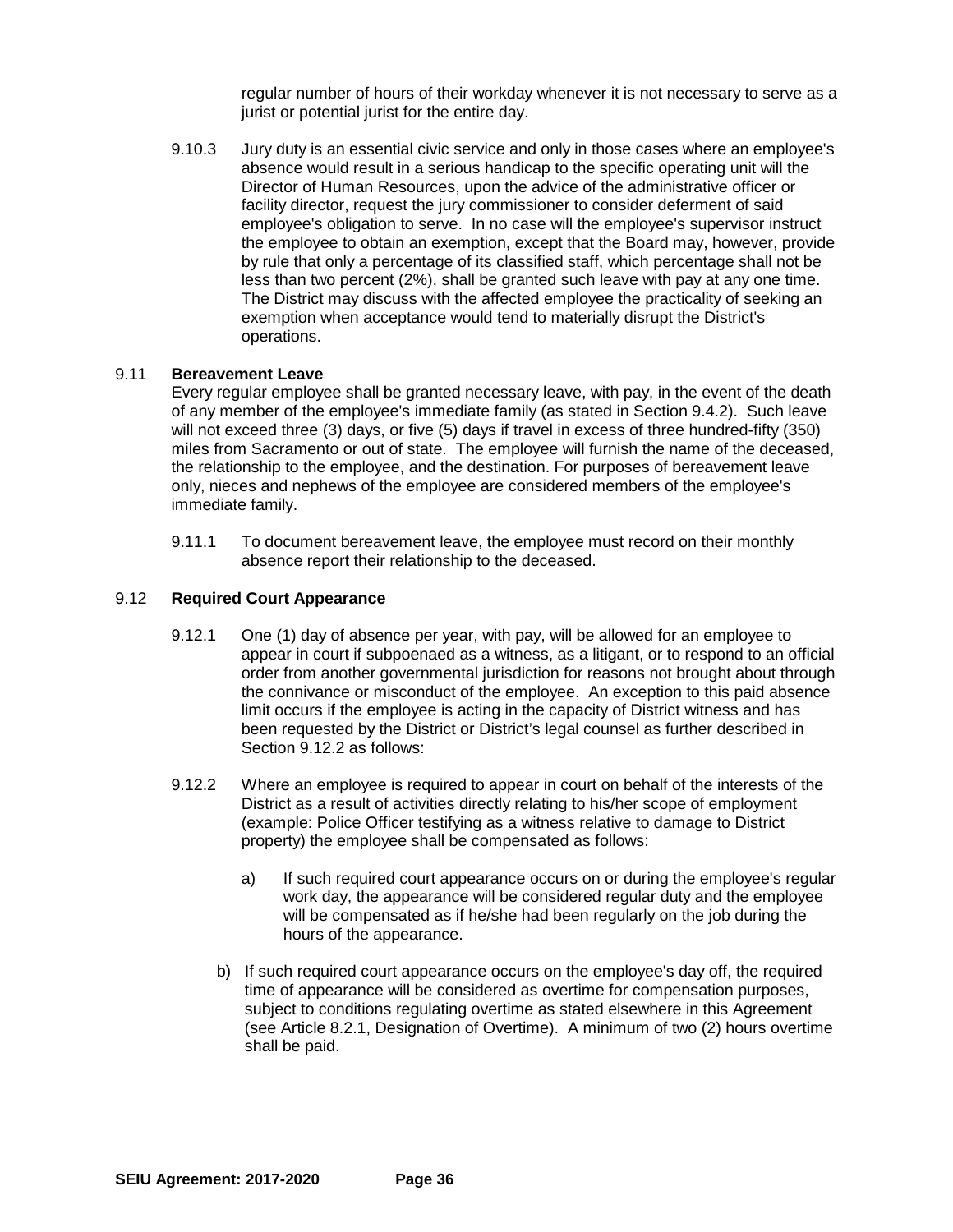regular number of hours of their workday whenever it is not necessary to serve as a jurist or potential jurist for the entire day.

9.10.3 Jury duty is an essential civic service and only in those cases where an employee's absence would result in a serious handicap to the specific operating unit will the Director of Human Resources, upon the advice of the administrative officer or facility director, request the jury commissioner to consider deferment of said employee's obligation to serve. In no case will the employee's supervisor instruct the employee to obtain an exemption, except that the Board may, however, provide by rule that only a percentage of its classified staff, which percentage shall not be less than two percent (2%), shall be granted such leave with pay at any one time. The District may discuss with the affected employee the practicality of seeking an exemption when acceptance would tend to materially disrupt the District's operations.

### 9.11 Bereavement Leave

Every regular employee shall be granted necessary leave, with pay, in the event of the death of any member of the employee's immediate family (as stated in Section 9.4.2). Such leave will not exceed three (3) days, or five (5) days if travel in excess of three hundred-fifty (350) miles from Sacramento or out of state. The employee will furnish the name of the deceased, the relationship to the employee, and the destination. For purposes of bereavement leave only, nieces and nephews of the employee are considered members of the employee's immediate family.

9.11.1 To document bereavement leave, the employee must record on their monthly absence report their relationship to the deceased.

### 9.12 Required Court Appearance

9.12.1 One (1) day of absence per year, with pay, will be allowed for an employee to appear in court if subpoenaed as a witness, as a litigant, or to respond to an official order from another governmental jurisdiction for reasons not brought about through the connivance or misconduct of the employee. An exception to this paid absence limit occurs if the employee is acting in the capacity of District witness and has been requested by the District or District's legal counsel as further described in Section 9.12.2 as follows:

9.12.2 Where an employee is required to appear in court on behalf of the interests of the District as a result of activities directly relating to his/her scope of employment (example: Police Officer testifying as a witness relative to damage to District property) the employee shall be compensated as follows:

a) If such required court appearance occurs on or during the employee's regular work day, the appearance will be considered regular duty and the employee will be compensated as if he/she had been regularly on the job during the hours of the appearance.

b) If such required court appearance occurs on the employee's day off, the required time of appearance will be considered as overtime for compensation purposes, subject to conditions regulating overtime as stated elsewhere in this Agreement (see Article 8.2.1, Designation of Overtime). A minimum of two (2) hours overtime shall be paid.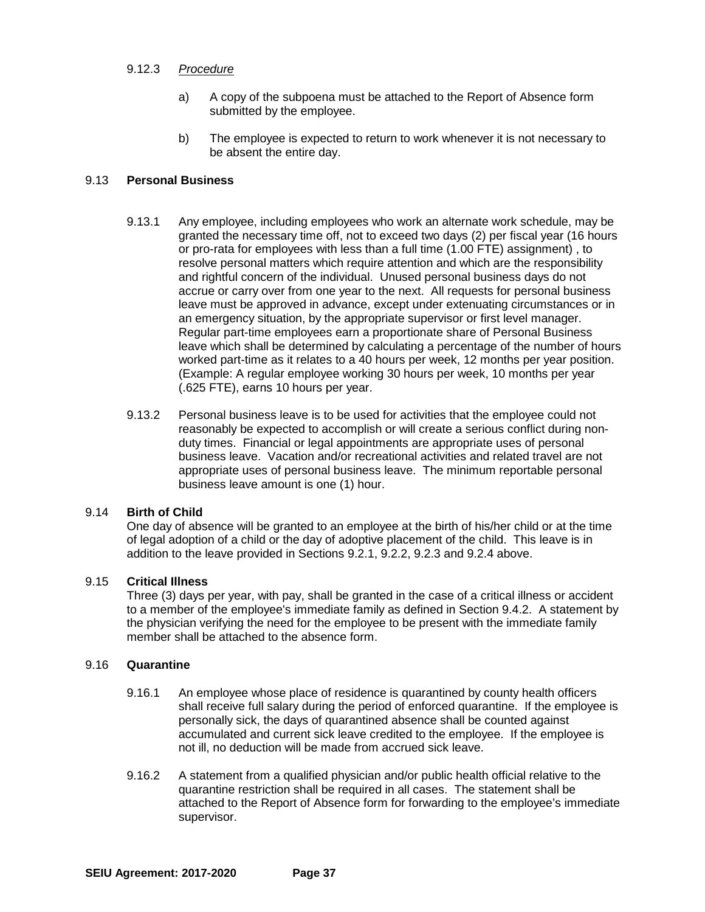9.12.3 *Procedure*

a) A copy of the subpoena must be attached to the Report of Absence form submitted by the employee.

b) The employee is expected to return to work whenever it is not necessary to be absent the entire day.

### 9.13 **Personal Business**

9.13.1 Any employee, including employees who work an alternate work schedule, may be granted the necessary time off, not to exceed two days (2) per fiscal year (16 hours or pro-rata for employees with less than a full time (1.00 FTE) assignment) , to resolve personal matters which require attention and which are the responsibility and rightful concern of the individual. Unused personal business days do not accrue or carry over from one year to the next. All requests for personal business leave must be approved in advance, except under extenuating circumstances or in an emergency situation, by the appropriate supervisor or first level manager. Regular part-time employees earn a proportionate share of Personal Business leave which shall be determined by calculating a percentage of the number of hours worked part-time as it relates to a 40 hours per week, 12 months per year position. (Example: A regular employee working 30 hours per week, 10 months per year (.625 FTE), earns 10 hours per year.

9.13.2 Personal business leave is to be used for activities that the employee could not reasonably be expected to accomplish or will create a serious conflict during non-duty times. Financial or legal appointments are appropriate uses of personal business leave. Vacation and/or recreational activities and related travel are not appropriate uses of personal business leave. The minimum reportable personal business leave amount is one (1) hour.

### 9.14 **Birth of Child**

One day of absence will be granted to an employee at the birth of his/her child or at the time of legal adoption of a child or the day of adoptive placement of the child. This leave is in addition to the leave provided in Sections 9.2.1, 9.2.2, 9.2.3 and 9.2.4 above.

### 9.15 **Critical Illness**

Three (3) days per year, with pay, shall be granted in the case of a critical illness or accident to a member of the employee's immediate family as defined in Section 9.4.2. A statement by the physician verifying the need for the employee to be present with the immediate family member shall be attached to the absence form.

### 9.16 **Quarantine**

9.16.1 An employee whose place of residence is quarantined by county health officers shall receive full salary during the period of enforced quarantine. If the employee is personally sick, the days of quarantined absence shall be counted against accumulated and current sick leave credited to the employee. If the employee is not ill, no deduction will be made from accrued sick leave.

9.16.2 A statement from a qualified physician and/or public health official relative to the quarantine restriction shall be required in all cases. The statement shall be attached to the Report of Absence form for forwarding to the employee's immediate supervisor.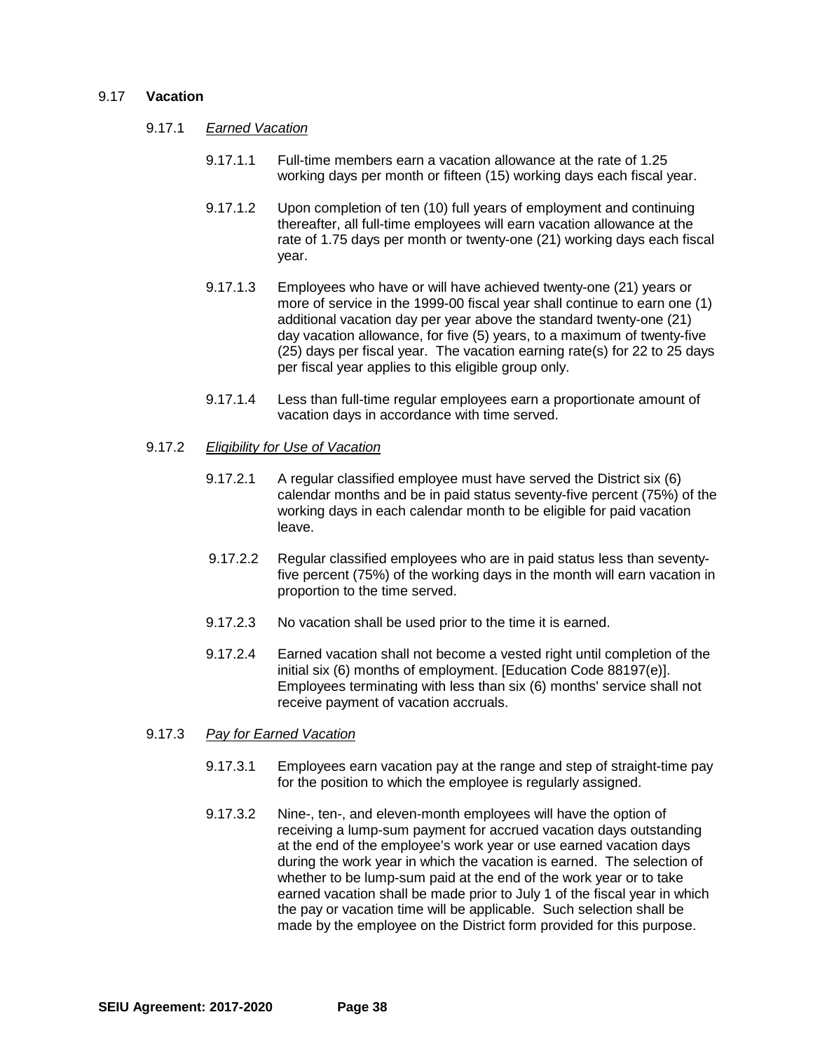## 9.17 **Vacation**

### 9.17.1 *Earned Vacation*

9.17.1.1 Full-time members earn a vacation allowance at the rate of 1.25 working days per month or fifteen (15) working days each fiscal year.

9.17.1.2 Upon completion of ten (10) full years of employment and continuing thereafter, all full-time employees will earn vacation allowance at the rate of 1.75 days per month or twenty-one (21) working days each fiscal year.

9.17.1.3 Employees who have or will have achieved twenty-one (21) years or more of service in the 1999-00 fiscal year shall continue to earn one (1) additional vacation day per year above the standard twenty-one (21) day vacation allowance, for five (5) years, to a maximum of twenty-five (25) days per fiscal year. The vacation earning rate(s) for 22 to 25 days per fiscal year applies to this eligible group only.

9.17.1.4 Less than full-time regular employees earn a proportionate amount of vacation days in accordance with time served.

### 9.17.2 *Eligibility for Use of Vacation*

9.17.2.1 A regular classified employee must have served the District six (6) calendar months and be in paid status seventy-five percent (75%) of the working days in each calendar month to be eligible for paid vacation leave.

9.17.2.2 Regular classified employees who are in paid status less than seventy-five percent (75%) of the working days in the month will earn vacation in proportion to the time served.

9.17.2.3 No vacation shall be used prior to the time it is earned.

9.17.2.4 Earned vacation shall not become a vested right until completion of the initial six (6) months of employment. [Education Code 88197(e)]. Employees terminating with less than six (6) months' service shall not receive payment of vacation accruals.

### 9.17.3 *Pay for Earned Vacation*

9.17.3.1 Employees earn vacation pay at the range and step of straight-time pay for the position to which the employee is regularly assigned.

9.17.3.2 Nine-, ten-, and eleven-month employees will have the option of receiving a lump-sum payment for accrued vacation days outstanding at the end of the employee's work year or use earned vacation days during the work year in which the vacation is earned. The selection of whether to be lump-sum paid at the end of the work year or to take earned vacation shall be made prior to July 1 of the fiscal year in which the pay or vacation time will be applicable. Such selection shall be made by the employee on the District form provided for this purpose.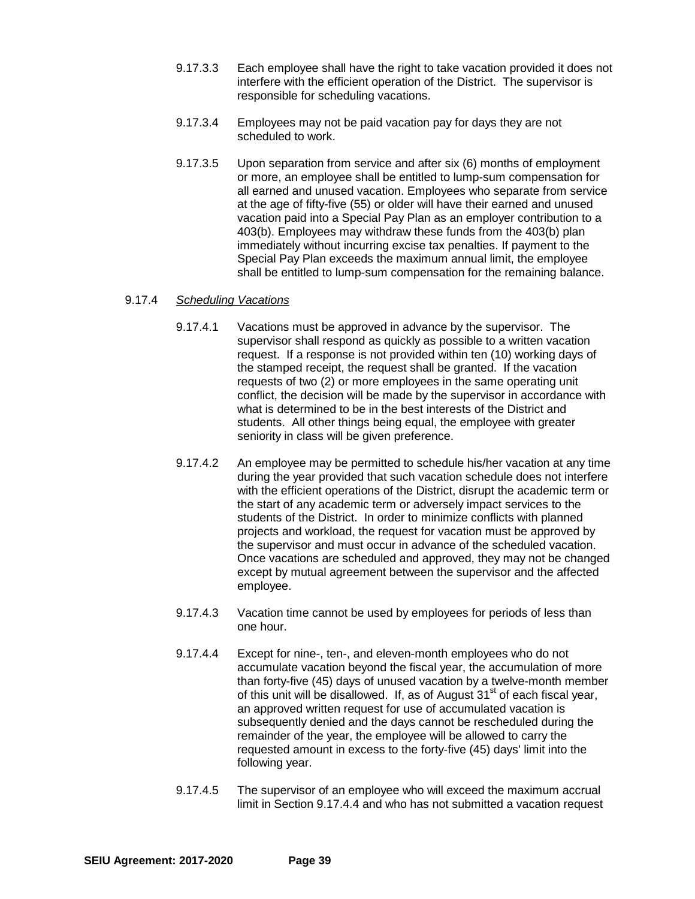9.17.3.3 Each employee shall have the right to take vacation provided it does not interfere with the efficient operation of the District. The supervisor is responsible for scheduling vacations.

9.17.3.4 Employees may not be paid vacation pay for days they are not scheduled to work.

9.17.3.5 Upon separation from service and after six (6) months of employment or more, an employee shall be entitled to lump-sum compensation for all earned and unused vacation. Employees who separate from service at the age of fifty-five (55) or older will have their earned and unused vacation paid into a Special Pay Plan as an employer contribution to a 403(b). Employees may withdraw these funds from the 403(b) plan immediately without incurring excise tax penalties. If payment to the Special Pay Plan exceeds the maximum annual limit, the employee shall be entitled to lump-sum compensation for the remaining balance.

9.17.4 *Scheduling Vacations*

9.17.4.1 Vacations must be approved in advance by the supervisor. The supervisor shall respond as quickly as possible to a written vacation request. If a response is not provided within ten (10) working days of the stamped receipt, the request shall be granted. If the vacation requests of two (2) or more employees in the same operating unit conflict, the decision will be made by the supervisor in accordance with what is determined to be in the best interests of the District and students. All other things being equal, the employee with greater seniority in class will be given preference.

9.17.4.2 An employee may be permitted to schedule his/her vacation at any time during the year provided that such vacation schedule does not interfere with the efficient operations of the District, disrupt the academic term or the start of any academic term or adversely impact services to the students of the District. In order to minimize conflicts with planned projects and workload, the request for vacation must be approved by the supervisor and must occur in advance of the scheduled vacation. Once vacations are scheduled and approved, they may not be changed except by mutual agreement between the supervisor and the affected employee.

9.17.4.3 Vacation time cannot be used by employees for periods of less than one hour.

9.17.4.4 Except for nine-, ten-, and eleven-month employees who do not accumulate vacation beyond the fiscal year, the accumulation of more than forty-five (45) days of unused vacation by a twelve-month member of this unit will be disallowed. If, as of August 31st of each fiscal year, an approved written request for use of accumulated vacation is subsequently denied and the days cannot be rescheduled during the remainder of the year, the employee will be allowed to carry the requested amount in excess to the forty-five (45) days' limit into the following year.

9.17.4.5 The supervisor of an employee who will exceed the maximum accrual limit in Section 9.17.4.4 and who has not submitted a vacation request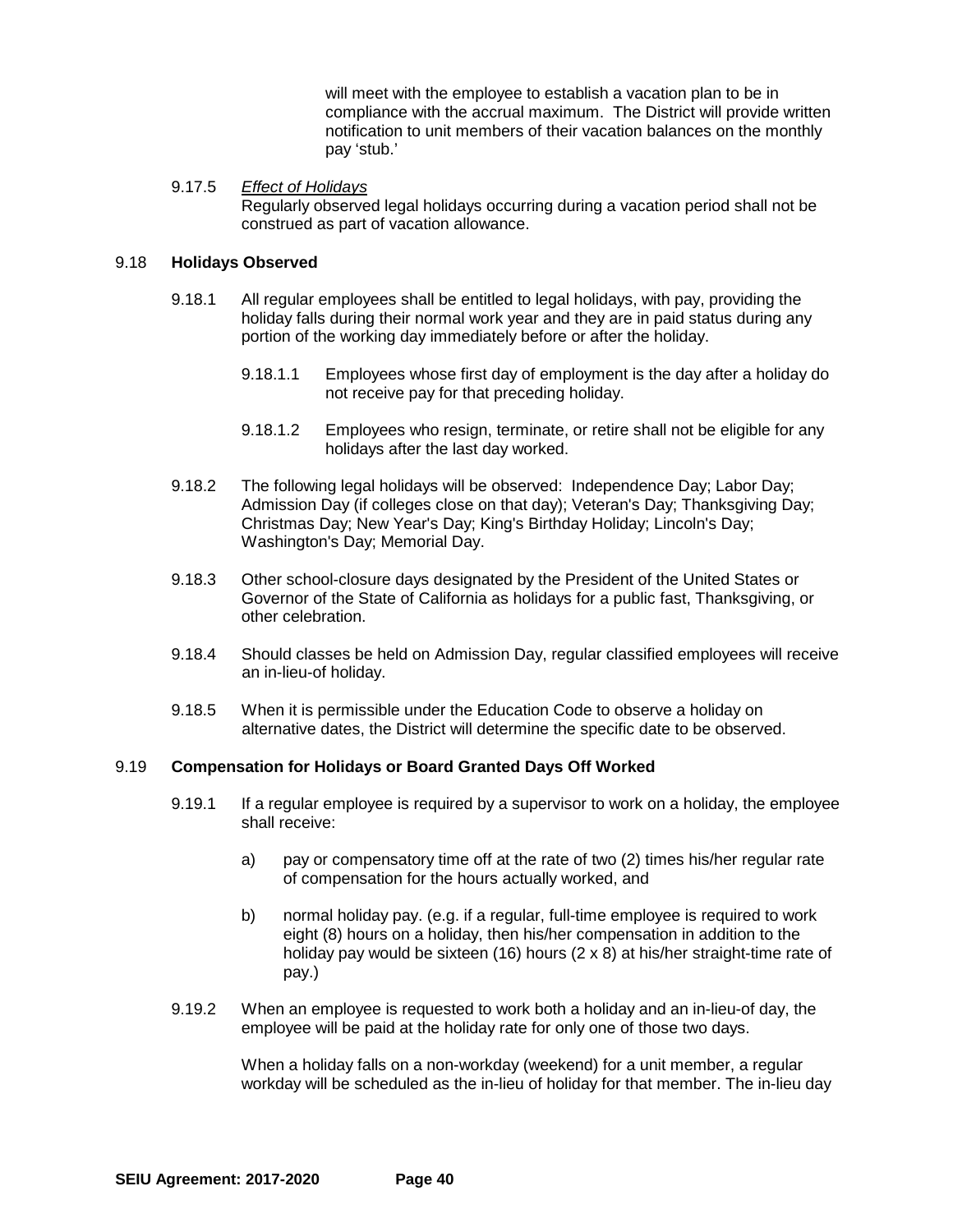will meet with the employee to establish a vacation plan to be in compliance with the accrual maximum. The District will provide written notification to unit members of their vacation balances on the monthly pay 'stub.'

9.17.5 *Effect of Holidays*
Regularly observed legal holidays occurring during a vacation period shall not be construed as part of vacation allowance.

### 9.18 **Holidays Observed**

9.18.1 All regular employees shall be entitled to legal holidays, with pay, providing the holiday falls during their normal work year and they are in paid status during any portion of the working day immediately before or after the holiday.

9.18.1.1 Employees whose first day of employment is the day after a holiday do not receive pay for that preceding holiday.

9.18.1.2 Employees who resign, terminate, or retire shall not be eligible for any holidays after the last day worked.

9.18.2 The following legal holidays will be observed: Independence Day; Labor Day; Admission Day (if colleges close on that day); Veteran's Day; Thanksgiving Day; Christmas Day; New Year's Day; King's Birthday Holiday; Lincoln's Day; Washington's Day; Memorial Day.

9.18.3 Other school-closure days designated by the President of the United States or Governor of the State of California as holidays for a public fast, Thanksgiving, or other celebration.

9.18.4 Should classes be held on Admission Day, regular classified employees will receive an in-lieu-of holiday.

9.18.5 When it is permissible under the Education Code to observe a holiday on alternative dates, the District will determine the specific date to be observed.

### 9.19 **Compensation for Holidays or Board Granted Days Off Worked**

9.19.1 If a regular employee is required by a supervisor to work on a holiday, the employee shall receive:

a) pay or compensatory time off at the rate of two (2) times his/her regular rate of compensation for the hours actually worked, and

b) normal holiday pay. (e.g. if a regular, full-time employee is required to work eight (8) hours on a holiday, then his/her compensation in addition to the holiday pay would be sixteen (16) hours (2 x 8) at his/her straight-time rate of pay.)

9.19.2 When an employee is requested to work both a holiday and an in-lieu-of day, the employee will be paid at the holiday rate for only one of those two days.

When a holiday falls on a non-workday (weekend) for a unit member, a regular workday will be scheduled as the in-lieu of holiday for that member. The in-lieu day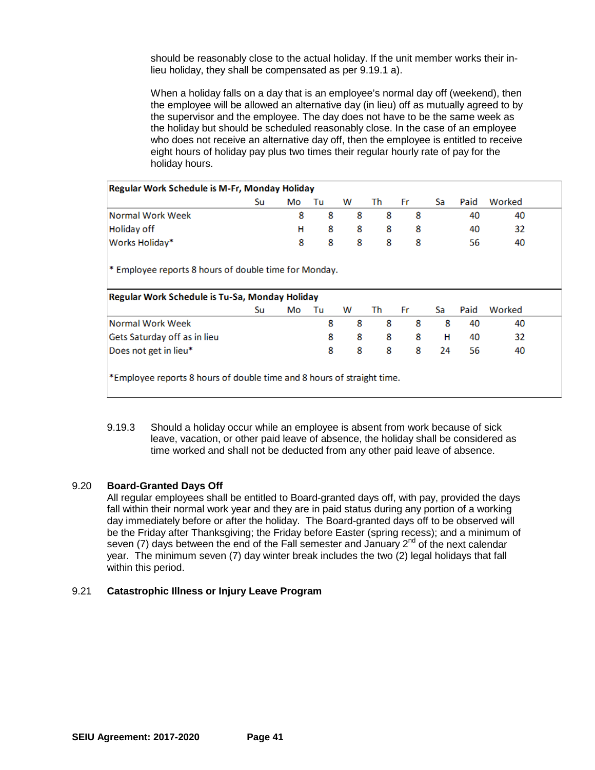should be reasonably close to the actual holiday. If the unit member works their in-lieu holiday, they shall be compensated as per 9.19.1 a).

When a holiday falls on a day that is an employee's normal day off (weekend), then the employee will be allowed an alternative day (in lieu) off as mutually agreed to by the supervisor and the employee. The day does not have to be the same week as the holiday but should be scheduled reasonably close. In the case of an employee who does not receive an alternative day off, then the employee is entitled to receive eight hours of holiday pay plus two times their regular hourly rate of pay for the holiday hours.

| Regular Work Schedule is M-Fr, Monday Holiday | | | | | | | | | |
|---|---|---|---|---|---|---|---|---|---|
| | Su | Mo | Tu | W | Th | Fr | Sa | Paid | Worked |
| Normal Work Week | | 8 | 8 | 8 | 8 | 8 | | 40 | 40 |
| Holiday off | | H | 8 | 8 | 8 | 8 | | 40 | 32 |
| Works Holiday* | | 8 | 8 | 8 | 8 | 8 | | 56 | 40 |

* Employee reports 8 hours of double time for Monday.

| Regular Work Schedule is Tu-Sa, Monday Holiday | | | | | | | | | |
|---|---|---|---|---|---|---|---|---|---|
| | Su | Mo | Tu | W | Th | Fr | Sa | Paid | Worked |
| Normal Work Week | | | 8 | 8 | 8 | 8 | 8 | 40 | 40 |
| Gets Saturday off as in lieu | | | 8 | 8 | 8 | 8 | H | 40 | 32 |
| Does not get in lieu* | | | 8 | 8 | 8 | 8 | 24 | 56 | 40 |

*Employee reports 8 hours of double time and 8 hours of straight time.

9.19.3 Should a holiday occur while an employee is absent from work because of sick leave, vacation, or other paid leave of absence, the holiday shall be considered as time worked and shall not be deducted from any other paid leave of absence.

### 9.20 Board-Granted Days Off

All regular employees shall be entitled to Board-granted days off, with pay, provided the days fall within their normal work year and they are in paid status during any portion of a working day immediately before or after the holiday. The Board-granted days off to be observed will be the Friday after Thanksgiving; the Friday before Easter (spring recess); and a minimum of seven (7) days between the end of the Fall semester and January 2nd of the next calendar year. The minimum seven (7) day winter break includes the two (2) legal holidays that fall within this period.

### 9.21 Catastrophic Illness or Injury Leave Program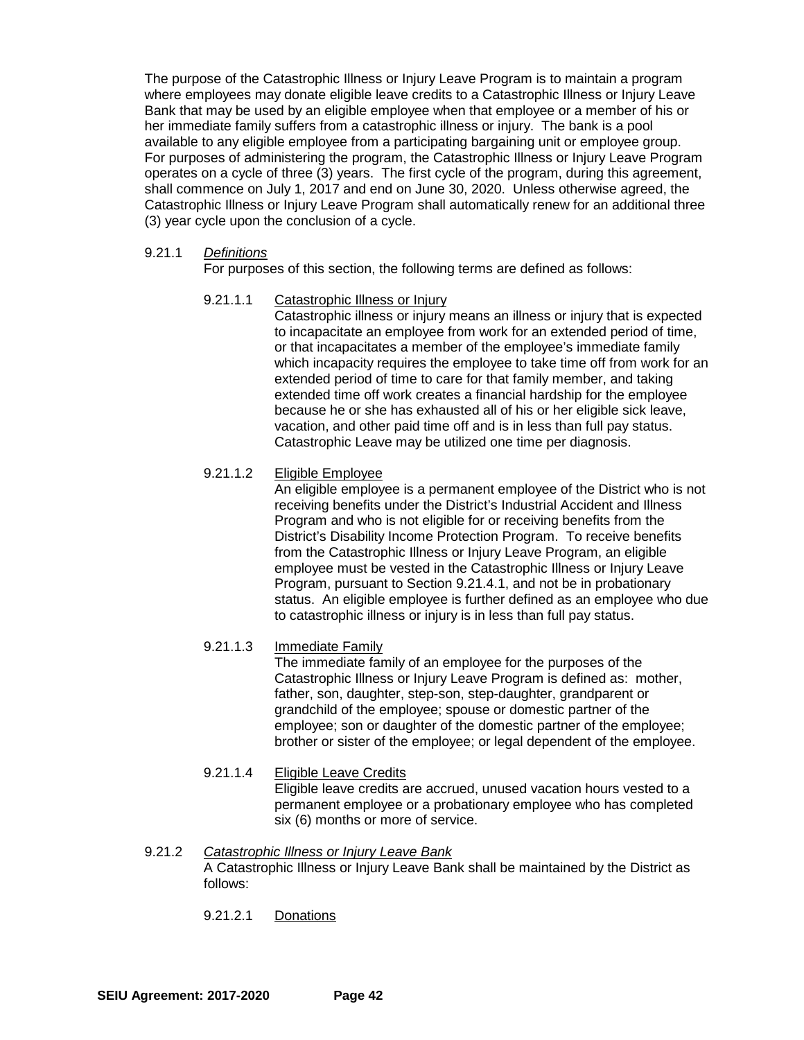The purpose of the Catastrophic Illness or Injury Leave Program is to maintain a program where employees may donate eligible leave credits to a Catastrophic Illness or Injury Leave Bank that may be used by an eligible employee when that employee or a member of his or her immediate family suffers from a catastrophic illness or injury. The bank is a pool available to any eligible employee from a participating bargaining unit or employee group. For purposes of administering the program, the Catastrophic Illness or Injury Leave Program operates on a cycle of three (3) years. The first cycle of the program, during this agreement, shall commence on July 1, 2017 and end on June 30, 2020. Unless otherwise agreed, the Catastrophic Illness or Injury Leave Program shall automatically renew for an additional three (3) year cycle upon the conclusion of a cycle.

9.21.1 *Definitions*

For purposes of this section, the following terms are defined as follows:

9.21.1.1 Catastrophic Illness or Injury

Catastrophic illness or injury means an illness or injury that is expected to incapacitate an employee from work for an extended period of time, or that incapacitates a member of the employee's immediate family which incapacity requires the employee to take time off from work for an extended period of time to care for that family member, and taking extended time off work creates a financial hardship for the employee because he or she has exhausted all of his or her eligible sick leave, vacation, and other paid time off and is in less than full pay status. Catastrophic Leave may be utilized one time per diagnosis.

9.21.1.2 Eligible Employee

An eligible employee is a permanent employee of the District who is not receiving benefits under the District's Industrial Accident and Illness Program and who is not eligible for or receiving benefits from the District's Disability Income Protection Program. To receive benefits from the Catastrophic Illness or Injury Leave Program, an eligible employee must be vested in the Catastrophic Illness or Injury Leave Program, pursuant to Section 9.21.4.1, and not be in probationary status. An eligible employee is further defined as an employee who due to catastrophic illness or injury is in less than full pay status.

9.21.1.3 Immediate Family

The immediate family of an employee for the purposes of the Catastrophic Illness or Injury Leave Program is defined as: mother, father, son, daughter, step-son, step-daughter, grandparent or grandchild of the employee; spouse or domestic partner of the employee; son or daughter of the domestic partner of the employee; brother or sister of the employee; or legal dependent of the employee.

9.21.1.4 Eligible Leave Credits

Eligible leave credits are accrued, unused vacation hours vested to a permanent employee or a probationary employee who has completed six (6) months or more of service.

9.21.2 *Catastrophic Illness or Injury Leave Bank*

A Catastrophic Illness or Injury Leave Bank shall be maintained by the District as follows:

9.21.2.1 Donations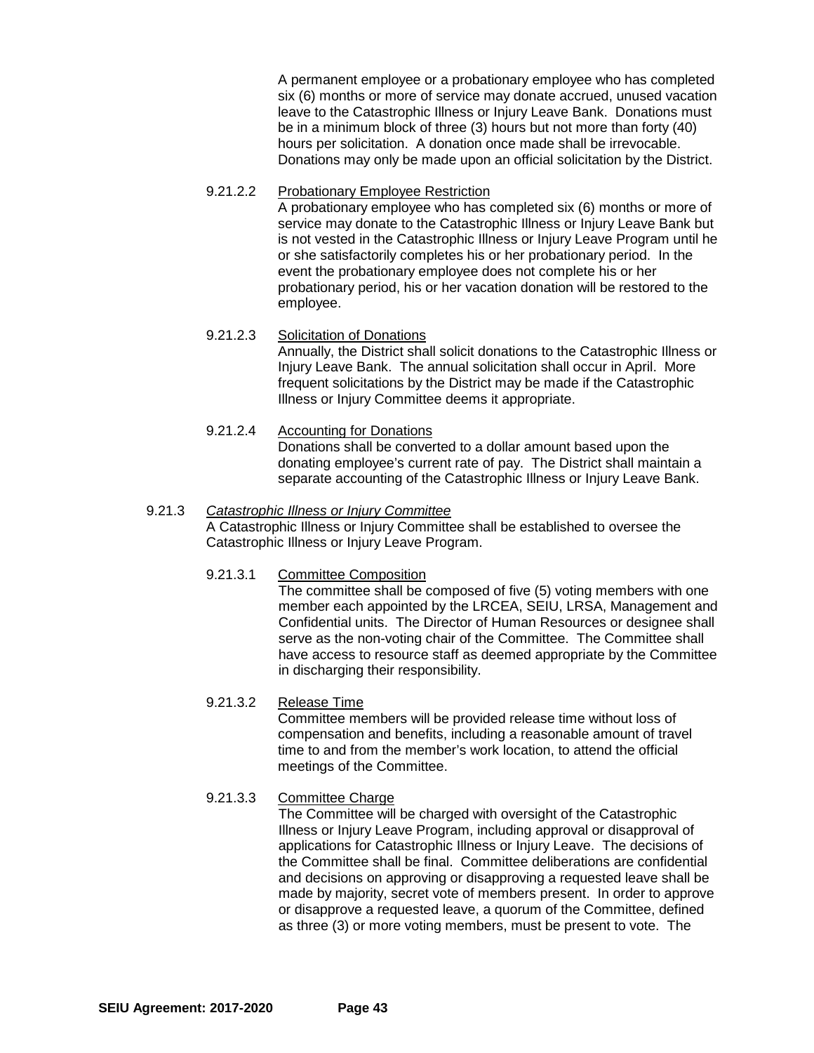A permanent employee or a probationary employee who has completed six (6) months or more of service may donate accrued, unused vacation leave to the Catastrophic Illness or Injury Leave Bank. Donations must be in a minimum block of three (3) hours but not more than forty (40) hours per solicitation. A donation once made shall be irrevocable. Donations may only be made upon an official solicitation by the District.

9.21.2.2 Probationary Employee Restriction

A probationary employee who has completed six (6) months or more of service may donate to the Catastrophic Illness or Injury Leave Bank but is not vested in the Catastrophic Illness or Injury Leave Program until he or she satisfactorily completes his or her probationary period. In the event the probationary employee does not complete his or her probationary period, his or her vacation donation will be restored to the employee.

9.21.2.3 Solicitation of Donations

Annually, the District shall solicit donations to the Catastrophic Illness or Injury Leave Bank. The annual solicitation shall occur in April. More frequent solicitations by the District may be made if the Catastrophic Illness or Injury Committee deems it appropriate.

9.21.2.4 Accounting for Donations

Donations shall be converted to a dollar amount based upon the donating employee's current rate of pay. The District shall maintain a separate accounting of the Catastrophic Illness or Injury Leave Bank.

9.21.3 *Catastrophic Illness or Injury Committee*

A Catastrophic Illness or Injury Committee shall be established to oversee the Catastrophic Illness or Injury Leave Program.

9.21.3.1 Committee Composition

The committee shall be composed of five (5) voting members with one member each appointed by the LRCEA, SEIU, LRSA, Management and Confidential units. The Director of Human Resources or designee shall serve as the non-voting chair of the Committee. The Committee shall have access to resource staff as deemed appropriate by the Committee in discharging their responsibility.

9.21.3.2 Release Time

Committee members will be provided release time without loss of compensation and benefits, including a reasonable amount of travel time to and from the member's work location, to attend the official meetings of the Committee.

9.21.3.3 Committee Charge

The Committee will be charged with oversight of the Catastrophic Illness or Injury Leave Program, including approval or disapproval of applications for Catastrophic Illness or Injury Leave. The decisions of the Committee shall be final. Committee deliberations are confidential and decisions on approving or disapproving a requested leave shall be made by majority, secret vote of members present. In order to approve or disapprove a requested leave, a quorum of the Committee, defined as three (3) or more voting members, must be present to vote. The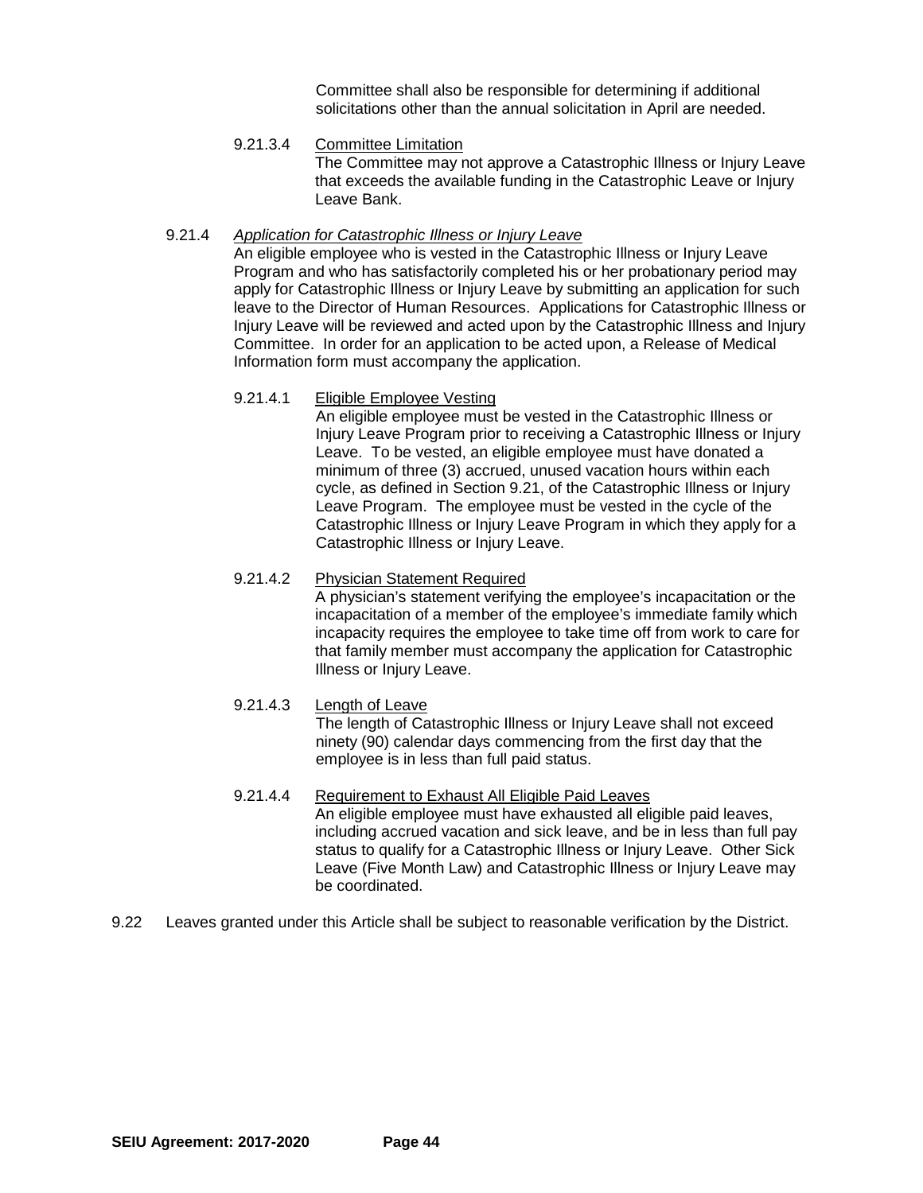Committee shall also be responsible for determining if additional solicitations other than the annual solicitation in April are needed.

9.21.3.4 Committee Limitation

The Committee may not approve a Catastrophic Illness or Injury Leave that exceeds the available funding in the Catastrophic Leave or Injury Leave Bank.

9.21.4 *Application for Catastrophic Illness or Injury Leave*

An eligible employee who is vested in the Catastrophic Illness or Injury Leave Program and who has satisfactorily completed his or her probationary period may apply for Catastrophic Illness or Injury Leave by submitting an application for such leave to the Director of Human Resources. Applications for Catastrophic Illness or Injury Leave will be reviewed and acted upon by the Catastrophic Illness and Injury Committee. In order for an application to be acted upon, a Release of Medical Information form must accompany the application.

9.21.4.1 Eligible Employee Vesting

An eligible employee must be vested in the Catastrophic Illness or Injury Leave Program prior to receiving a Catastrophic Illness or Injury Leave. To be vested, an eligible employee must have donated a minimum of three (3) accrued, unused vacation hours within each cycle, as defined in Section 9.21, of the Catastrophic Illness or Injury Leave Program. The employee must be vested in the cycle of the Catastrophic Illness or Injury Leave Program in which they apply for a Catastrophic Illness or Injury Leave.

9.21.4.2 Physician Statement Required

A physician's statement verifying the employee's incapacitation or the incapacitation of a member of the employee's immediate family which incapacity requires the employee to take time off from work to care for that family member must accompany the application for Catastrophic Illness or Injury Leave.

9.21.4.3 Length of Leave

The length of Catastrophic Illness or Injury Leave shall not exceed ninety (90) calendar days commencing from the first day that the employee is in less than full paid status.

9.21.4.4 Requirement to Exhaust All Eligible Paid Leaves

An eligible employee must have exhausted all eligible paid leaves, including accrued vacation and sick leave, and be in less than full pay status to qualify for a Catastrophic Illness or Injury Leave. Other Sick Leave (Five Month Law) and Catastrophic Illness or Injury Leave may be coordinated.

9.22 Leaves granted under this Article shall be subject to reasonable verification by the District.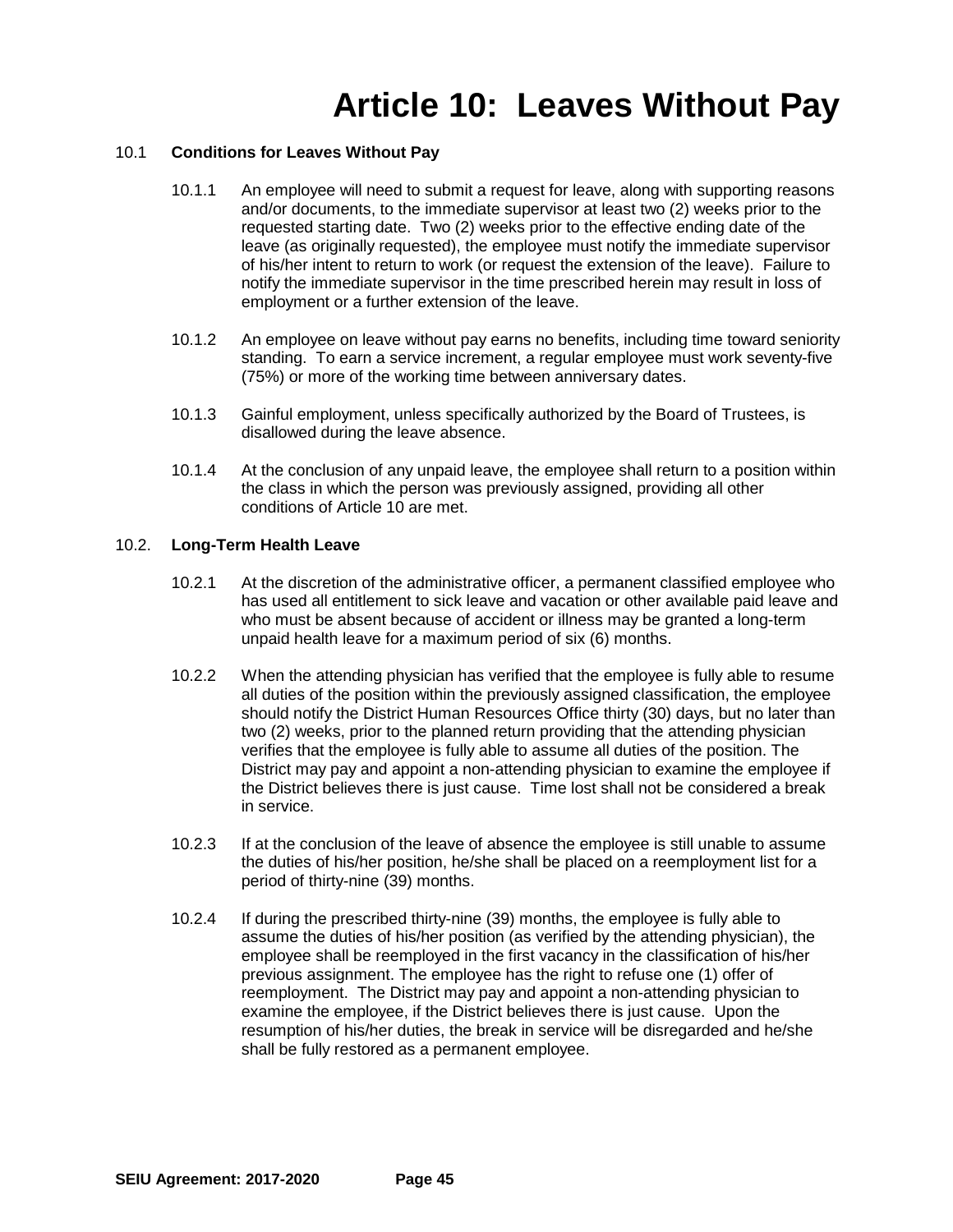# Article 10: Leaves Without Pay

## 10.1 Conditions for Leaves Without Pay

10.1.1 An employee will need to submit a request for leave, along with supporting reasons and/or documents, to the immediate supervisor at least two (2) weeks prior to the requested starting date. Two (2) weeks prior to the effective ending date of the leave (as originally requested), the employee must notify the immediate supervisor of his/her intent to return to work (or request the extension of the leave). Failure to notify the immediate supervisor in the time prescribed herein may result in loss of employment or a further extension of the leave.

10.1.2 An employee on leave without pay earns no benefits, including time toward seniority standing. To earn a service increment, a regular employee must work seventy-five (75%) or more of the working time between anniversary dates.

10.1.3 Gainful employment, unless specifically authorized by the Board of Trustees, is disallowed during the leave absence.

10.1.4 At the conclusion of any unpaid leave, the employee shall return to a position within the class in which the person was previously assigned, providing all other conditions of Article 10 are met.

## 10.2. Long-Term Health Leave

10.2.1 At the discretion of the administrative officer, a permanent classified employee who has used all entitlement to sick leave and vacation or other available paid leave and who must be absent because of accident or illness may be granted a long-term unpaid health leave for a maximum period of six (6) months.

10.2.2 When the attending physician has verified that the employee is fully able to resume all duties of the position within the previously assigned classification, the employee should notify the District Human Resources Office thirty (30) days, but no later than two (2) weeks, prior to the planned return providing that the attending physician verifies that the employee is fully able to assume all duties of the position. The District may pay and appoint a non-attending physician to examine the employee if the District believes there is just cause. Time lost shall not be considered a break in service.

10.2.3 If at the conclusion of the leave of absence the employee is still unable to assume the duties of his/her position, he/she shall be placed on a reemployment list for a period of thirty-nine (39) months.

10.2.4 If during the prescribed thirty-nine (39) months, the employee is fully able to assume the duties of his/her position (as verified by the attending physician), the employee shall be reemployed in the first vacancy in the classification of his/her previous assignment. The employee has the right to refuse one (1) offer of reemployment. The District may pay and appoint a non-attending physician to examine the employee, if the District believes there is just cause. Upon the resumption of his/her duties, the break in service will be disregarded and he/she shall be fully restored as a permanent employee.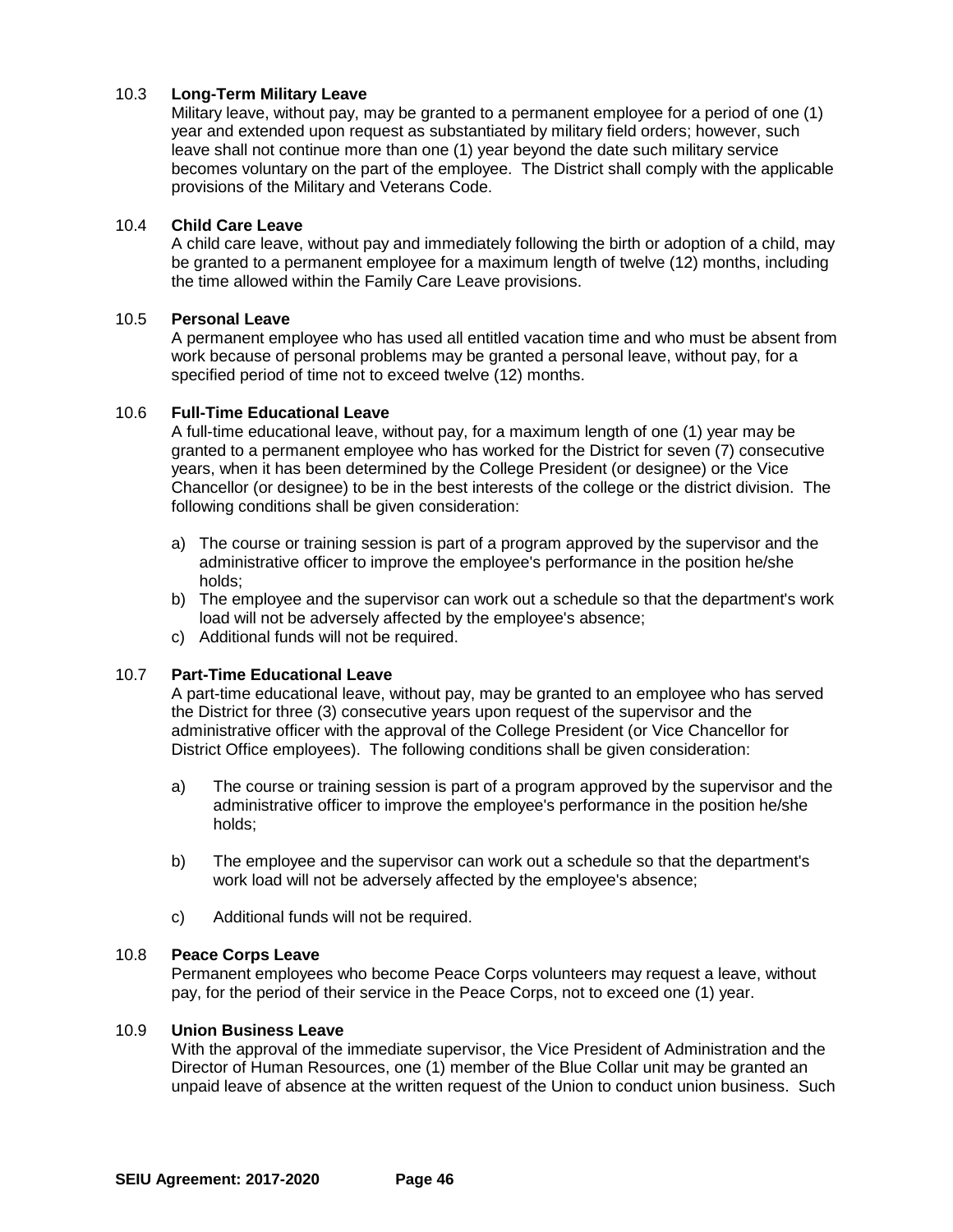### 10.3 **Long-Term Military Leave**

Military leave, without pay, may be granted to a permanent employee for a period of one (1) year and extended upon request as substantiated by military field orders; however, such leave shall not continue more than one (1) year beyond the date such military service becomes voluntary on the part of the employee. The District shall comply with the applicable provisions of the Military and Veterans Code.

### 10.4 **Child Care Leave**

A child care leave, without pay and immediately following the birth or adoption of a child, may be granted to a permanent employee for a maximum length of twelve (12) months, including the time allowed within the Family Care Leave provisions.

### 10.5 **Personal Leave**

A permanent employee who has used all entitled vacation time and who must be absent from work because of personal problems may be granted a personal leave, without pay, for a specified period of time not to exceed twelve (12) months.

### 10.6 **Full-Time Educational Leave**

A full-time educational leave, without pay, for a maximum length of one (1) year may be granted to a permanent employee who has worked for the District for seven (7) consecutive years, when it has been determined by the College President (or designee) or the Vice Chancellor (or designee) to be in the best interests of the college or the district division. The following conditions shall be given consideration:

a) The course or training session is part of a program approved by the supervisor and the administrative officer to improve the employee's performance in the position he/she holds;
b) The employee and the supervisor can work out a schedule so that the department's work load will not be adversely affected by the employee's absence;
c) Additional funds will not be required.

### 10.7 **Part-Time Educational Leave**

A part-time educational leave, without pay, may be granted to an employee who has served the District for three (3) consecutive years upon request of the supervisor and the administrative officer with the approval of the College President (or Vice Chancellor for District Office employees). The following conditions shall be given consideration:

a) The course or training session is part of a program approved by the supervisor and the administrative officer to improve the employee's performance in the position he/she holds;

b) The employee and the supervisor can work out a schedule so that the department's work load will not be adversely affected by the employee's absence;

c) Additional funds will not be required.

### 10.8 **Peace Corps Leave**

Permanent employees who become Peace Corps volunteers may request a leave, without pay, for the period of their service in the Peace Corps, not to exceed one (1) year.

### 10.9 **Union Business Leave**

With the approval of the immediate supervisor, the Vice President of Administration and the Director of Human Resources, one (1) member of the Blue Collar unit may be granted an unpaid leave of absence at the written request of the Union to conduct union business. Such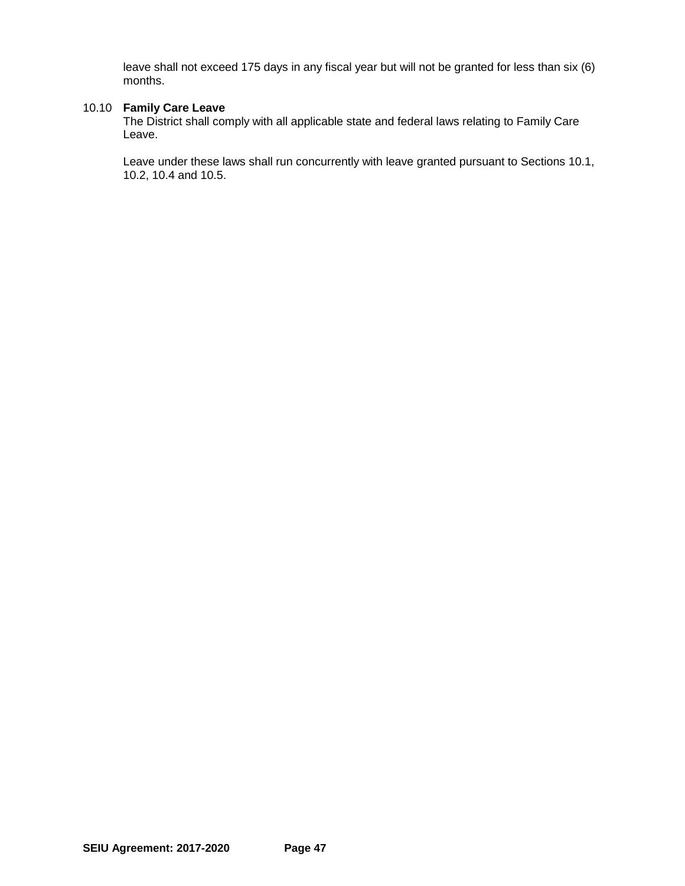leave shall not exceed 175 days in any fiscal year but will not be granted for less than six (6) months.

10.10 **Family Care Leave**

The District shall comply with all applicable state and federal laws relating to Family Care Leave.

Leave under these laws shall run concurrently with leave granted pursuant to Sections 10.1, 10.2, 10.4 and 10.5.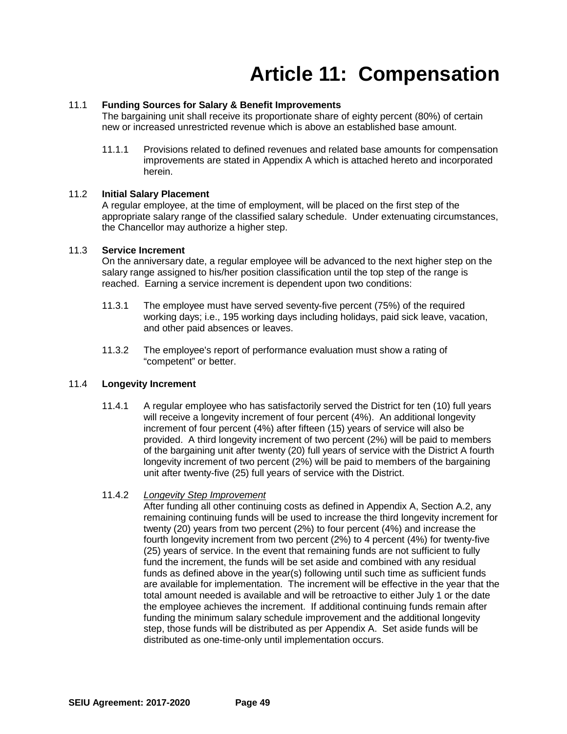# Article 11: Compensation

11.1 **Funding Sources for Salary & Benefit Improvements**

The bargaining unit shall receive its proportionate share of eighty percent (80%) of certain new or increased unrestricted revenue which is above an established base amount.

11.1.1 Provisions related to defined revenues and related base amounts for compensation improvements are stated in Appendix A which is attached hereto and incorporated herein.

11.2 **Initial Salary Placement**

A regular employee, at the time of employment, will be placed on the first step of the appropriate salary range of the classified salary schedule. Under extenuating circumstances, the Chancellor may authorize a higher step.

11.3 **Service Increment**

On the anniversary date, a regular employee will be advanced to the next higher step on the salary range assigned to his/her position classification until the top step of the range is reached. Earning a service increment is dependent upon two conditions:

11.3.1 The employee must have served seventy-five percent (75%) of the required working days; i.e., 195 working days including holidays, paid sick leave, vacation, and other paid absences or leaves.

11.3.2 The employee's report of performance evaluation must show a rating of "competent" or better.

11.4 **Longevity Increment**

11.4.1 A regular employee who has satisfactorily served the District for ten (10) full years will receive a longevity increment of four percent (4%). An additional longevity increment of four percent (4%) after fifteen (15) years of service will also be provided. A third longevity increment of two percent (2%) will be paid to members of the bargaining unit after twenty (20) full years of service with the District A fourth longevity increment of two percent (2%) will be paid to members of the bargaining unit after twenty-five (25) full years of service with the District.

11.4.2 *Longevity Step Improvement*

After funding all other continuing costs as defined in Appendix A, Section A.2, any remaining continuing funds will be used to increase the third longevity increment for twenty (20) years from two percent (2%) to four percent (4%) and increase the fourth longevity increment from two percent (2%) to 4 percent (4%) for twenty-five (25) years of service. In the event that remaining funds are not sufficient to fully fund the increment, the funds will be set aside and combined with any residual funds as defined above in the year(s) following until such time as sufficient funds are available for implementation. The increment will be effective in the year that the total amount needed is available and will be retroactive to either July 1 or the date the employee achieves the increment. If additional continuing funds remain after funding the minimum salary schedule improvement and the additional longevity step, those funds will be distributed as per Appendix A. Set aside funds will be distributed as one-time-only until implementation occurs.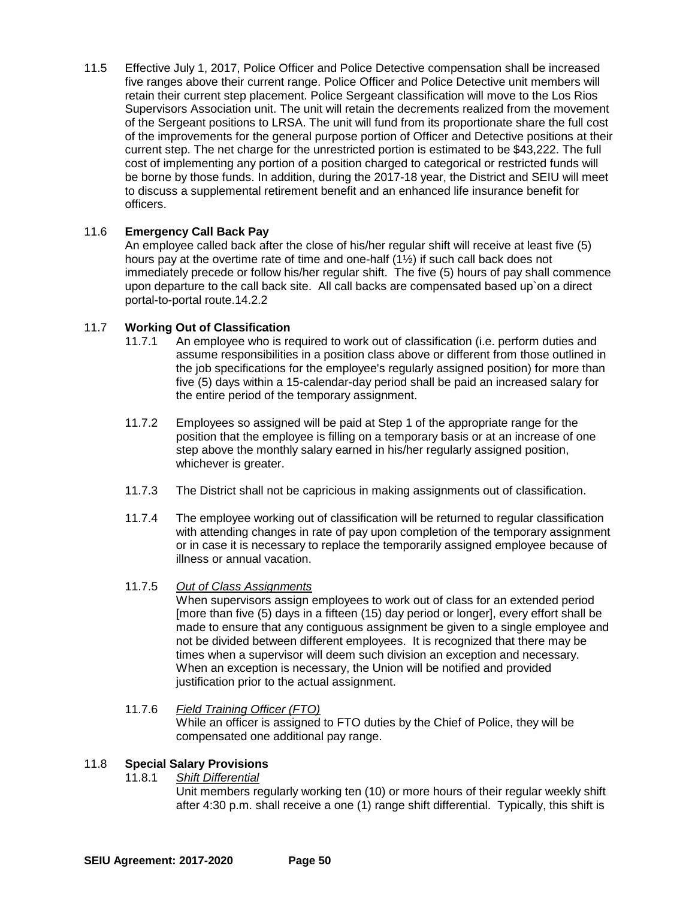11.5 Effective July 1, 2017, Police Officer and Police Detective compensation shall be increased five ranges above their current range. Police Officer and Police Detective unit members will retain their current step placement. Police Sergeant classification will move to the Los Rios Supervisors Association unit. The unit will retain the decrements realized from the movement of the Sergeant positions to LRSA. The unit will fund from its proportionate share the full cost of the improvements for the general purpose portion of Officer and Detective positions at their current step. The net charge for the unrestricted portion is estimated to be $43,222. The full cost of implementing any portion of a position charged to categorical or restricted funds will be borne by those funds. In addition, during the 2017-18 year, the District and SEIU will meet to discuss a supplemental retirement benefit and an enhanced life insurance benefit for officers.

11.6 **Emergency Call Back Pay**

An employee called back after the close of his/her regular shift will receive at least five (5) hours pay at the overtime rate of time and one-half (1½) if such call back does not immediately precede or follow his/her regular shift. The five (5) hours of pay shall commence upon departure to the call back site. All call backs are compensated based up`on a direct portal-to-portal route.14.2.2

11.7 **Working Out of Classification**

11.7.1 An employee who is required to work out of classification (i.e. perform duties and assume responsibilities in a position class above or different from those outlined in the job specifications for the employee's regularly assigned position) for more than five (5) days within a 15-calendar-day period shall be paid an increased salary for the entire period of the temporary assignment.

11.7.2 Employees so assigned will be paid at Step 1 of the appropriate range for the position that the employee is filling on a temporary basis or at an increase of one step above the monthly salary earned in his/her regularly assigned position, whichever is greater.

11.7.3 The District shall not be capricious in making assignments out of classification.

11.7.4 The employee working out of classification will be returned to regular classification with attending changes in rate of pay upon completion of the temporary assignment or in case it is necessary to replace the temporarily assigned employee because of illness or annual vacation.

11.7.5 *Out of Class Assignments*

When supervisors assign employees to work out of class for an extended period [more than five (5) days in a fifteen (15) day period or longer], every effort shall be made to ensure that any contiguous assignment be given to a single employee and not be divided between different employees. It is recognized that there may be times when a supervisor will deem such division an exception and necessary. When an exception is necessary, the Union will be notified and provided justification prior to the actual assignment.

11.7.6 *Field Training Officer (FTO)*

While an officer is assigned to FTO duties by the Chief of Police, they will be compensated one additional pay range.

11.8 **Special Salary Provisions**

11.8.1 *Shift Differential*

Unit members regularly working ten (10) or more hours of their regular weekly shift after 4:30 p.m. shall receive a one (1) range shift differential. Typically, this shift is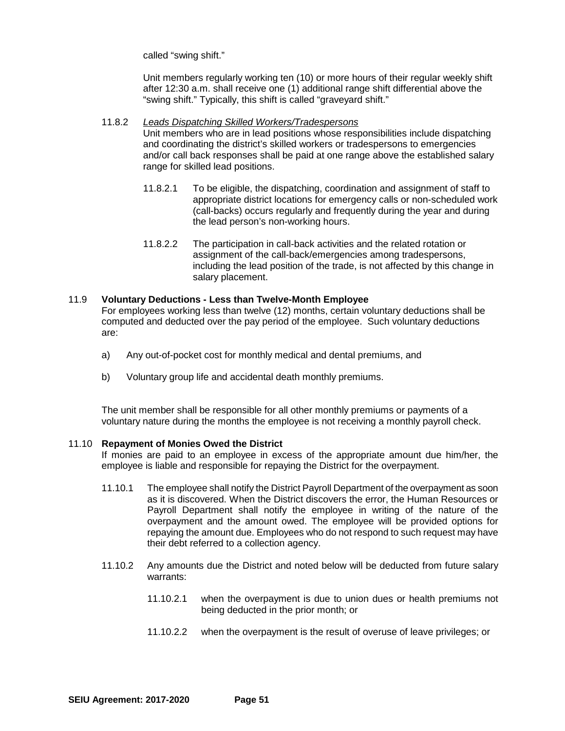called "swing shift."

Unit members regularly working ten (10) or more hours of their regular weekly shift after 12:30 a.m. shall receive one (1) additional range shift differential above the "swing shift." Typically, this shift is called "graveyard shift."

11.8.2 *Leads Dispatching Skilled Workers/Tradespersons*
Unit members who are in lead positions whose responsibilities include dispatching and coordinating the district's skilled workers or tradespersons to emergencies and/or call back responses shall be paid at one range above the established salary range for skilled lead positions.

11.8.2.1 To be eligible, the dispatching, coordination and assignment of staff to appropriate district locations for emergency calls or non-scheduled work (call-backs) occurs regularly and frequently during the year and during the lead person's non-working hours.

11.8.2.2 The participation in call-back activities and the related rotation or assignment of the call-back/emergencies among tradespersons, including the lead position of the trade, is not affected by this change in salary placement.

11.9 **Voluntary Deductions - Less than Twelve-Month Employee**
For employees working less than twelve (12) months, certain voluntary deductions shall be computed and deducted over the pay period of the employee. Such voluntary deductions are:

a) Any out-of-pocket cost for monthly medical and dental premiums, and

b) Voluntary group life and accidental death monthly premiums.

The unit member shall be responsible for all other monthly premiums or payments of a voluntary nature during the months the employee is not receiving a monthly payroll check.

11.10 **Repayment of Monies Owed the District**
If monies are paid to an employee in excess of the appropriate amount due him/her, the employee is liable and responsible for repaying the District for the overpayment.

11.10.1 The employee shall notify the District Payroll Department of the overpayment as soon as it is discovered. When the District discovers the error, the Human Resources or Payroll Department shall notify the employee in writing of the nature of the overpayment and the amount owed. The employee will be provided options for repaying the amount due. Employees who do not respond to such request may have their debt referred to a collection agency.

11.10.2 Any amounts due the District and noted below will be deducted from future salary warrants:

11.10.2.1 when the overpayment is due to union dues or health premiums not being deducted in the prior month; or

11.10.2.2 when the overpayment is the result of overuse of leave privileges; or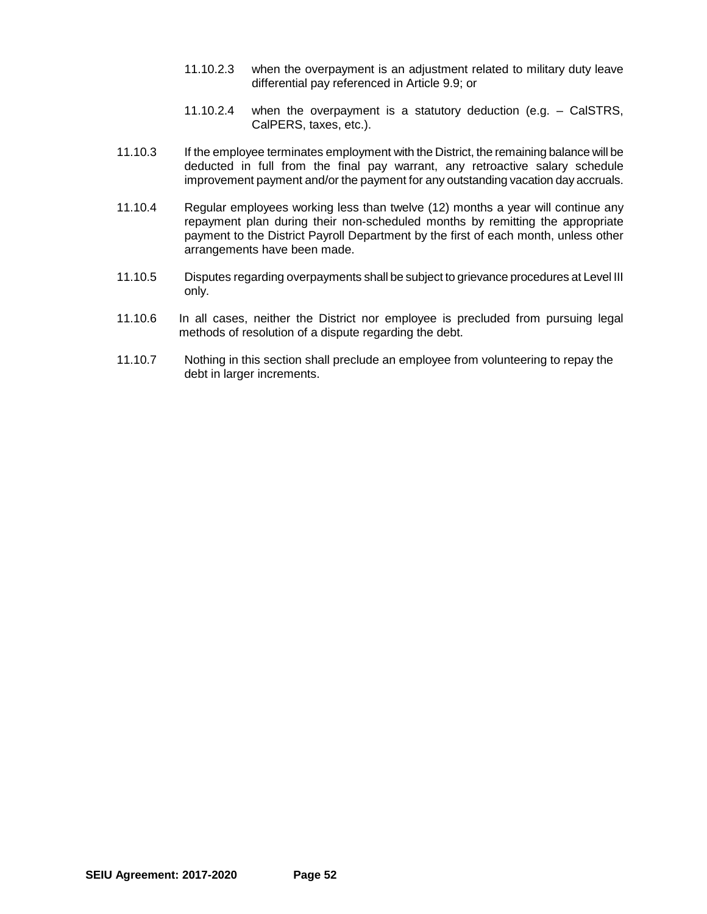11.10.2.3 when the overpayment is an adjustment related to military duty leave differential pay referenced in Article 9.9; or

11.10.2.4 when the overpayment is a statutory deduction (e.g. – CalSTRS, CalPERS, taxes, etc.).

11.10.3 If the employee terminates employment with the District, the remaining balance will be deducted in full from the final pay warrant, any retroactive salary schedule improvement payment and/or the payment for any outstanding vacation day accruals.

11.10.4 Regular employees working less than twelve (12) months a year will continue any repayment plan during their non-scheduled months by remitting the appropriate payment to the District Payroll Department by the first of each month, unless other arrangements have been made.

11.10.5 Disputes regarding overpayments shall be subject to grievance procedures at Level III only.

11.10.6 In all cases, neither the District nor employee is precluded from pursuing legal methods of resolution of a dispute regarding the debt.

11.10.7 Nothing in this section shall preclude an employee from volunteering to repay the debt in larger increments.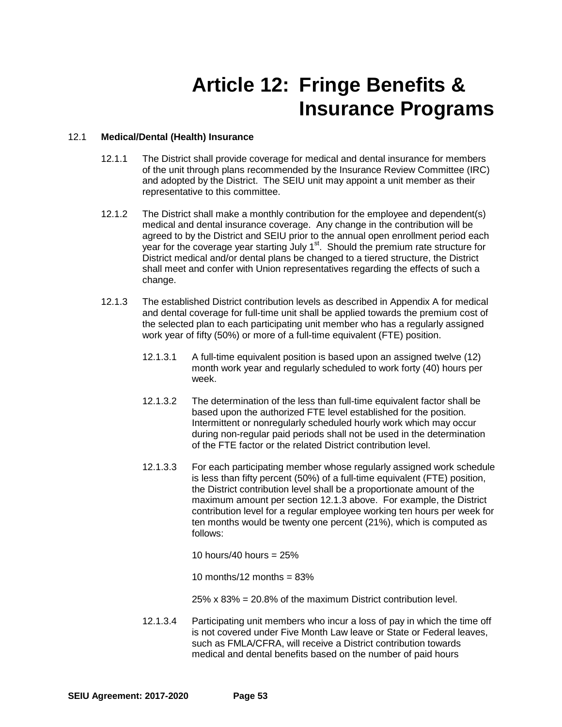# Article 12: Fringe Benefits & Insurance Programs

## 12.1 Medical/Dental (Health) Insurance

12.1.1 The District shall provide coverage for medical and dental insurance for members of the unit through plans recommended by the Insurance Review Committee (IRC) and adopted by the District. The SEIU unit may appoint a unit member as their representative to this committee.

12.1.2 The District shall make a monthly contribution for the employee and dependent(s) medical and dental insurance coverage. Any change in the contribution will be agreed to by the District and SEIU prior to the annual open enrollment period each year for the coverage year starting July 1st. Should the premium rate structure for District medical and/or dental plans be changed to a tiered structure, the District shall meet and confer with Union representatives regarding the effects of such a change.

12.1.3 The established District contribution levels as described in Appendix A for medical and dental coverage for full-time unit shall be applied towards the premium cost of the selected plan to each participating unit member who has a regularly assigned work year of fifty (50%) or more of a full-time equivalent (FTE) position.

12.1.3.1 A full-time equivalent position is based upon an assigned twelve (12) month work year and regularly scheduled to work forty (40) hours per week.

12.1.3.2 The determination of the less than full-time equivalent factor shall be based upon the authorized FTE level established for the position. Intermittent or nonregularly scheduled hourly work which may occur during non-regular paid periods shall not be used in the determination of the FTE factor or the related District contribution level.

12.1.3.3 For each participating member whose regularly assigned work schedule is less than fifty percent (50%) of a full-time equivalent (FTE) position, the District contribution level shall be a proportionate amount of the maximum amount per section 12.1.3 above. For example, the District contribution level for a regular employee working ten hours per week for ten months would be twenty one percent (21%), which is computed as follows:

10 hours/40 hours = 25%

10 months/12 months = 83%

25% x 83% = 20.8% of the maximum District contribution level.

12.1.3.4 Participating unit members who incur a loss of pay in which the time off is not covered under Five Month Law leave or State or Federal leaves, such as FMLA/CFRA, will receive a District contribution towards medical and dental benefits based on the number of paid hours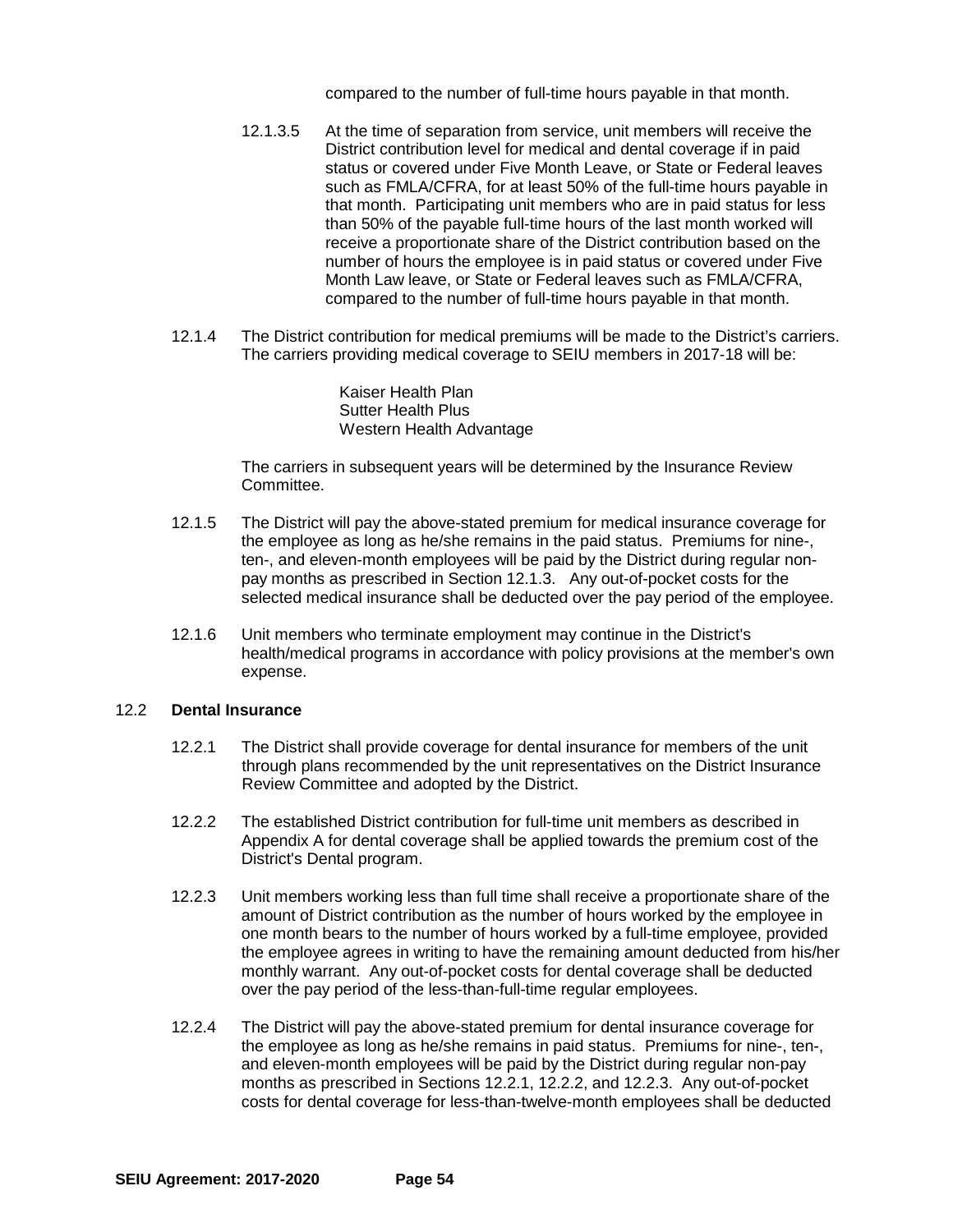compared to the number of full-time hours payable in that month.

12.1.3.5 At the time of separation from service, unit members will receive the District contribution level for medical and dental coverage if in paid status or covered under Five Month Leave, or State or Federal leaves such as FMLA/CFRA, for at least 50% of the full-time hours payable in that month. Participating unit members who are in paid status for less than 50% of the payable full-time hours of the last month worked will receive a proportionate share of the District contribution based on the number of hours the employee is in paid status or covered under Five Month Law leave, or State or Federal leaves such as FMLA/CFRA, compared to the number of full-time hours payable in that month.

12.1.4 The District contribution for medical premiums will be made to the District's carriers. The carriers providing medical coverage to SEIU members in 2017-18 will be:

Kaiser Health Plan
Sutter Health Plus
Western Health Advantage

The carriers in subsequent years will be determined by the Insurance Review Committee.

12.1.5 The District will pay the above-stated premium for medical insurance coverage for the employee as long as he/she remains in the paid status. Premiums for nine-, ten-, and eleven-month employees will be paid by the District during regular non-pay months as prescribed in Section 12.1.3. Any out-of-pocket costs for the selected medical insurance shall be deducted over the pay period of the employee.

12.1.6 Unit members who terminate employment may continue in the District's health/medical programs in accordance with policy provisions at the member's own expense.

12.2 **Dental Insurance**

12.2.1 The District shall provide coverage for dental insurance for members of the unit through plans recommended by the unit representatives on the District Insurance Review Committee and adopted by the District.

12.2.2 The established District contribution for full-time unit members as described in Appendix A for dental coverage shall be applied towards the premium cost of the District's Dental program.

12.2.3 Unit members working less than full time shall receive a proportionate share of the amount of District contribution as the number of hours worked by the employee in one month bears to the number of hours worked by a full-time employee, provided the employee agrees in writing to have the remaining amount deducted from his/her monthly warrant. Any out-of-pocket costs for dental coverage shall be deducted over the pay period of the less-than-full-time regular employees.

12.2.4 The District will pay the above-stated premium for dental insurance coverage for the employee as long as he/she remains in paid status. Premiums for nine-, ten-, and eleven-month employees will be paid by the District during regular non-pay months as prescribed in Sections 12.2.1, 12.2.2, and 12.2.3. Any out-of-pocket costs for dental coverage for less-than-twelve-month employees shall be deducted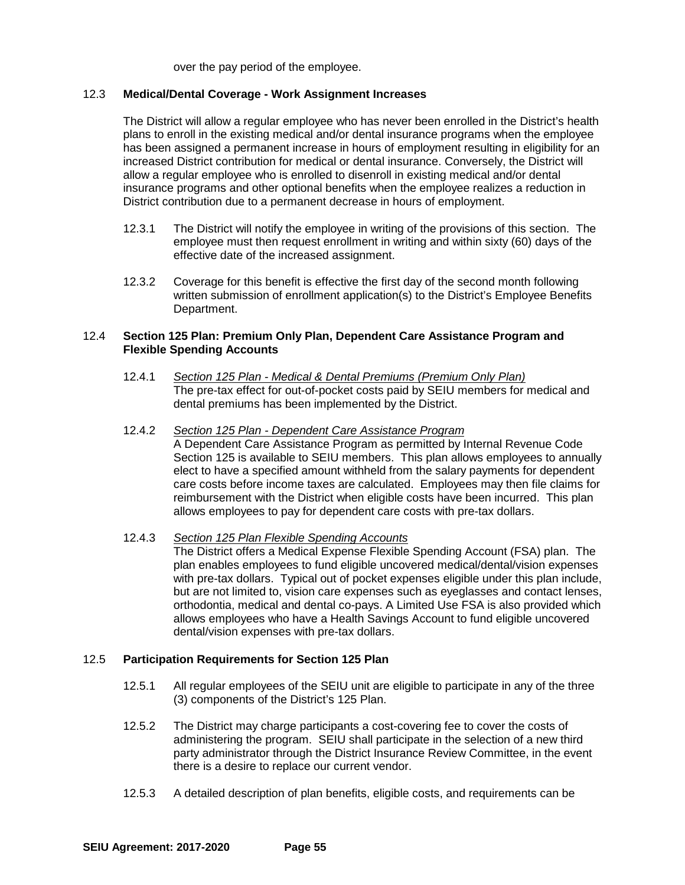over the pay period of the employee.

### 12.3 Medical/Dental Coverage - Work Assignment Increases

The District will allow a regular employee who has never been enrolled in the District's health plans to enroll in the existing medical and/or dental insurance programs when the employee has been assigned a permanent increase in hours of employment resulting in eligibility for an increased District contribution for medical or dental insurance. Conversely, the District will allow a regular employee who is enrolled to disenroll in existing medical and/or dental insurance programs and other optional benefits when the employee realizes a reduction in District contribution due to a permanent decrease in hours of employment.

12.3.1 The District will notify the employee in writing of the provisions of this section. The employee must then request enrollment in writing and within sixty (60) days of the effective date of the increased assignment.

12.3.2 Coverage for this benefit is effective the first day of the second month following written submission of enrollment application(s) to the District's Employee Benefits Department.

### 12.4 Section 125 Plan: Premium Only Plan, Dependent Care Assistance Program and Flexible Spending Accounts

12.4.1 *Section 125 Plan - Medical & Dental Premiums (Premium Only Plan)*
The pre-tax effect for out-of-pocket costs paid by SEIU members for medical and dental premiums has been implemented by the District.

12.4.2 *Section 125 Plan - Dependent Care Assistance Program*
A Dependent Care Assistance Program as permitted by Internal Revenue Code Section 125 is available to SEIU members. This plan allows employees to annually elect to have a specified amount withheld from the salary payments for dependent care costs before income taxes are calculated. Employees may then file claims for reimbursement with the District when eligible costs have been incurred. This plan allows employees to pay for dependent care costs with pre-tax dollars.

12.4.3 *Section 125 Plan Flexible Spending Accounts*
The District offers a Medical Expense Flexible Spending Account (FSA) plan. The plan enables employees to fund eligible uncovered medical/dental/vision expenses with pre-tax dollars. Typical out of pocket expenses eligible under this plan include, but are not limited to, vision care expenses such as eyeglasses and contact lenses, orthodontia, medical and dental co-pays. A Limited Use FSA is also provided which allows employees who have a Health Savings Account to fund eligible uncovered dental/vision expenses with pre-tax dollars.

### 12.5 Participation Requirements for Section 125 Plan

12.5.1 All regular employees of the SEIU unit are eligible to participate in any of the three (3) components of the District's 125 Plan.

12.5.2 The District may charge participants a cost-covering fee to cover the costs of administering the program. SEIU shall participate in the selection of a new third party administrator through the District Insurance Review Committee, in the event there is a desire to replace our current vendor.

12.5.3 A detailed description of plan benefits, eligible costs, and requirements can be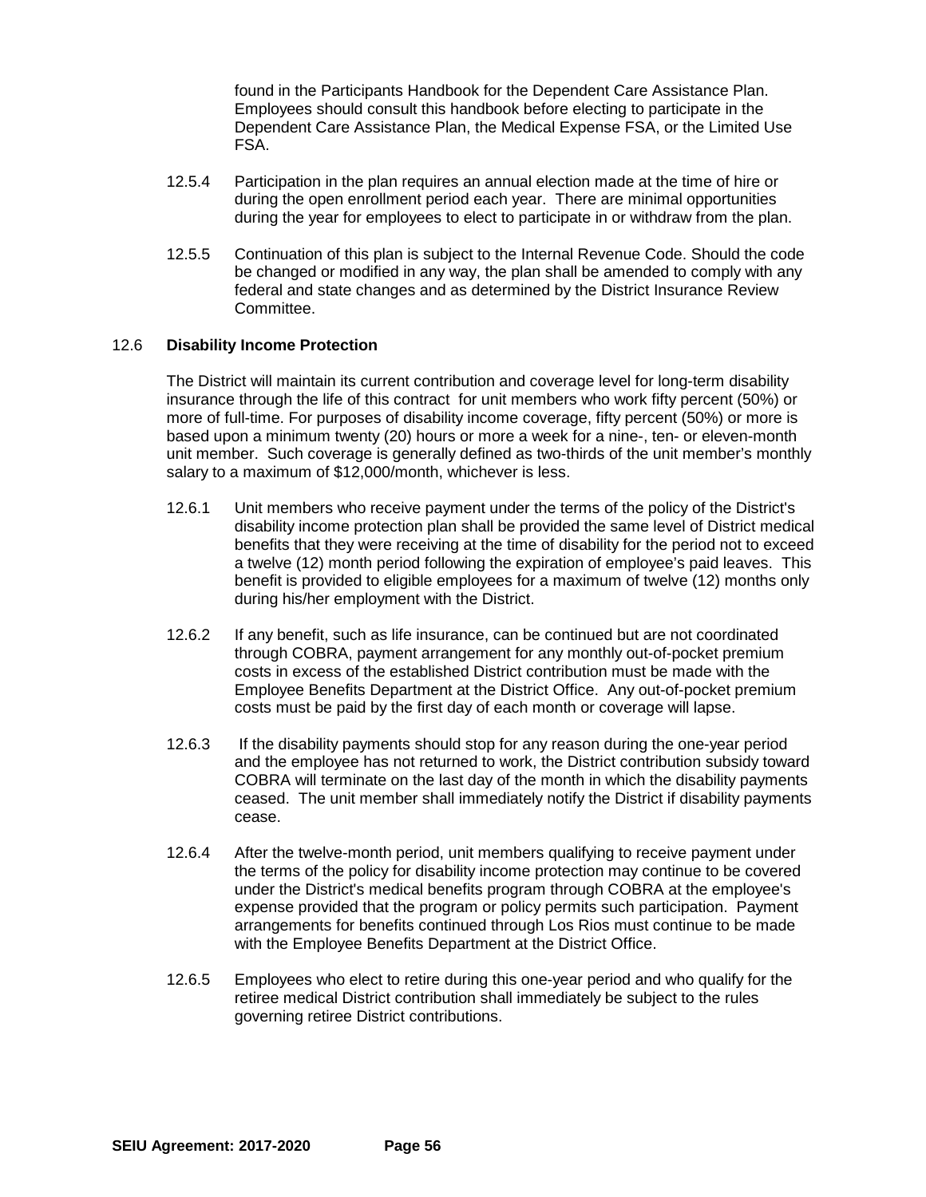found in the Participants Handbook for the Dependent Care Assistance Plan. Employees should consult this handbook before electing to participate in the Dependent Care Assistance Plan, the Medical Expense FSA, or the Limited Use FSA.

12.5.4 Participation in the plan requires an annual election made at the time of hire or during the open enrollment period each year. There are minimal opportunities during the year for employees to elect to participate in or withdraw from the plan.

12.5.5 Continuation of this plan is subject to the Internal Revenue Code. Should the code be changed or modified in any way, the plan shall be amended to comply with any federal and state changes and as determined by the District Insurance Review Committee.

## 12.6 Disability Income Protection

The District will maintain its current contribution and coverage level for long-term disability insurance through the life of this contract for unit members who work fifty percent (50%) or more of full-time. For purposes of disability income coverage, fifty percent (50%) or more is based upon a minimum twenty (20) hours or more a week for a nine-, ten- or eleven-month unit member. Such coverage is generally defined as two-thirds of the unit member's monthly salary to a maximum of $12,000/month, whichever is less.

12.6.1 Unit members who receive payment under the terms of the policy of the District's disability income protection plan shall be provided the same level of District medical benefits that they were receiving at the time of disability for the period not to exceed a twelve (12) month period following the expiration of employee's paid leaves. This benefit is provided to eligible employees for a maximum of twelve (12) months only during his/her employment with the District.

12.6.2 If any benefit, such as life insurance, can be continued but are not coordinated through COBRA, payment arrangement for any monthly out-of-pocket premium costs in excess of the established District contribution must be made with the Employee Benefits Department at the District Office. Any out-of-pocket premium costs must be paid by the first day of each month or coverage will lapse.

12.6.3 If the disability payments should stop for any reason during the one-year period and the employee has not returned to work, the District contribution subsidy toward COBRA will terminate on the last day of the month in which the disability payments ceased. The unit member shall immediately notify the District if disability payments cease.

12.6.4 After the twelve-month period, unit members qualifying to receive payment under the terms of the policy for disability income protection may continue to be covered under the District's medical benefits program through COBRA at the employee's expense provided that the program or policy permits such participation. Payment arrangements for benefits continued through Los Rios must continue to be made with the Employee Benefits Department at the District Office.

12.6.5 Employees who elect to retire during this one-year period and who qualify for the retiree medical District contribution shall immediately be subject to the rules governing retiree District contributions.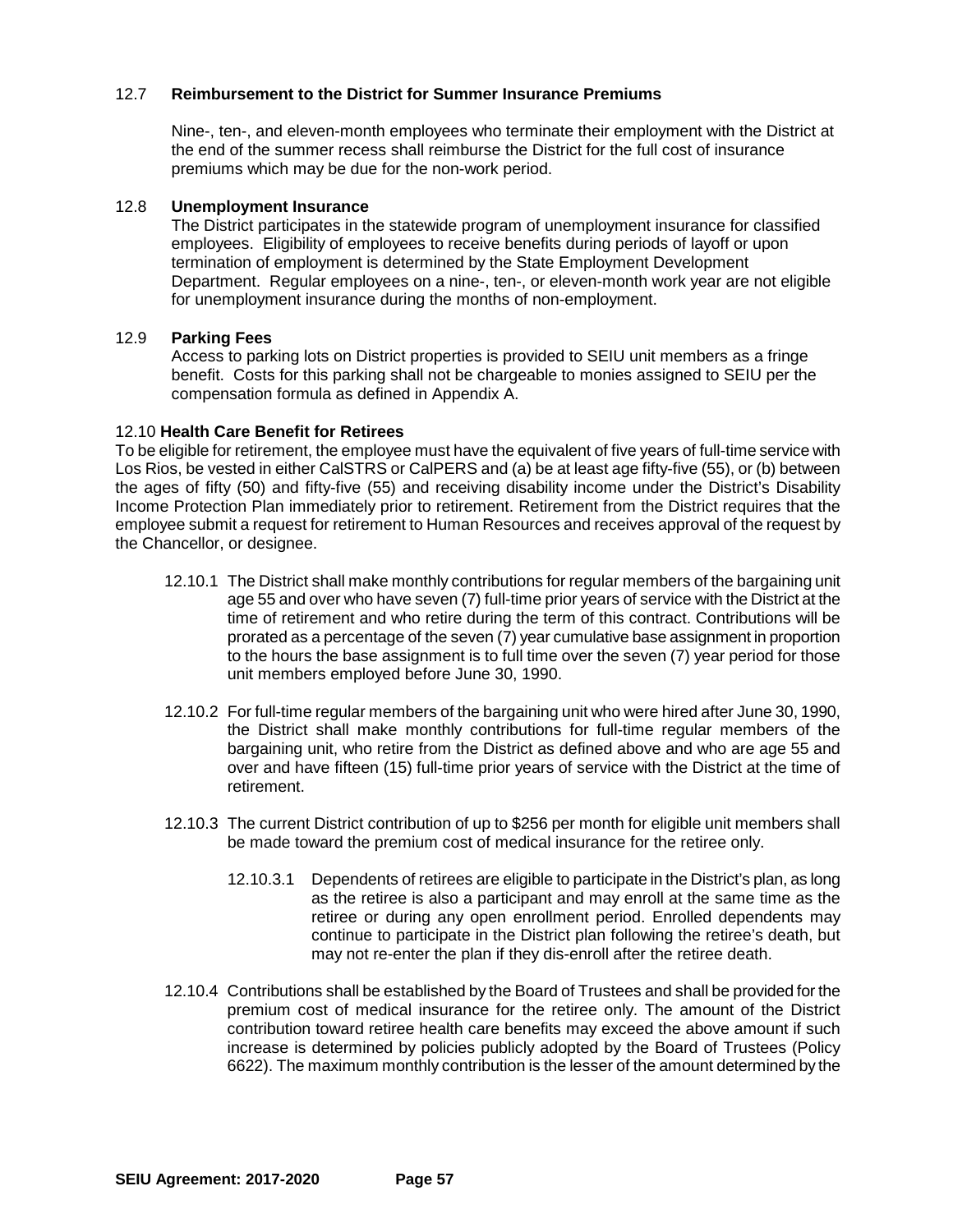### 12.7 **Reimbursement to the District for Summer Insurance Premiums**

Nine-, ten-, and eleven-month employees who terminate their employment with the District at the end of the summer recess shall reimburse the District for the full cost of insurance premiums which may be due for the non-work period.

### 12.8 **Unemployment Insurance**

The District participates in the statewide program of unemployment insurance for classified employees. Eligibility of employees to receive benefits during periods of layoff or upon termination of employment is determined by the State Employment Development Department. Regular employees on a nine-, ten-, or eleven-month work year are not eligible for unemployment insurance during the months of non-employment.

### 12.9 **Parking Fees**

Access to parking lots on District properties is provided to SEIU unit members as a fringe benefit. Costs for this parking shall not be chargeable to monies assigned to SEIU per the compensation formula as defined in Appendix A.

### 12.10 **Health Care Benefit for Retirees**

To be eligible for retirement, the employee must have the equivalent of five years of full-time service with Los Rios, be vested in either CalSTRS or CalPERS and (a) be at least age fifty-five (55), or (b) between the ages of fifty (50) and fifty-five (55) and receiving disability income under the District's Disability Income Protection Plan immediately prior to retirement. Retirement from the District requires that the employee submit a request for retirement to Human Resources and receives approval of the request by the Chancellor, or designee.

12.10.1 The District shall make monthly contributions for regular members of the bargaining unit age 55 and over who have seven (7) full-time prior years of service with the District at the time of retirement and who retire during the term of this contract. Contributions will be prorated as a percentage of the seven (7) year cumulative base assignment in proportion to the hours the base assignment is to full time over the seven (7) year period for those unit members employed before June 30, 1990.

12.10.2 For full-time regular members of the bargaining unit who were hired after June 30, 1990, the District shall make monthly contributions for full-time regular members of the bargaining unit, who retire from the District as defined above and who are age 55 and over and have fifteen (15) full-time prior years of service with the District at the time of retirement.

12.10.3 The current District contribution of up to $256 per month for eligible unit members shall be made toward the premium cost of medical insurance for the retiree only.

12.10.3.1 Dependents of retirees are eligible to participate in the District's plan, as long as the retiree is also a participant and may enroll at the same time as the retiree or during any open enrollment period. Enrolled dependents may continue to participate in the District plan following the retiree's death, but may not re-enter the plan if they dis-enroll after the retiree death.

12.10.4 Contributions shall be established by the Board of Trustees and shall be provided for the premium cost of medical insurance for the retiree only. The amount of the District contribution toward retiree health care benefits may exceed the above amount if such increase is determined by policies publicly adopted by the Board of Trustees (Policy 6622). The maximum monthly contribution is the lesser of the amount determined by the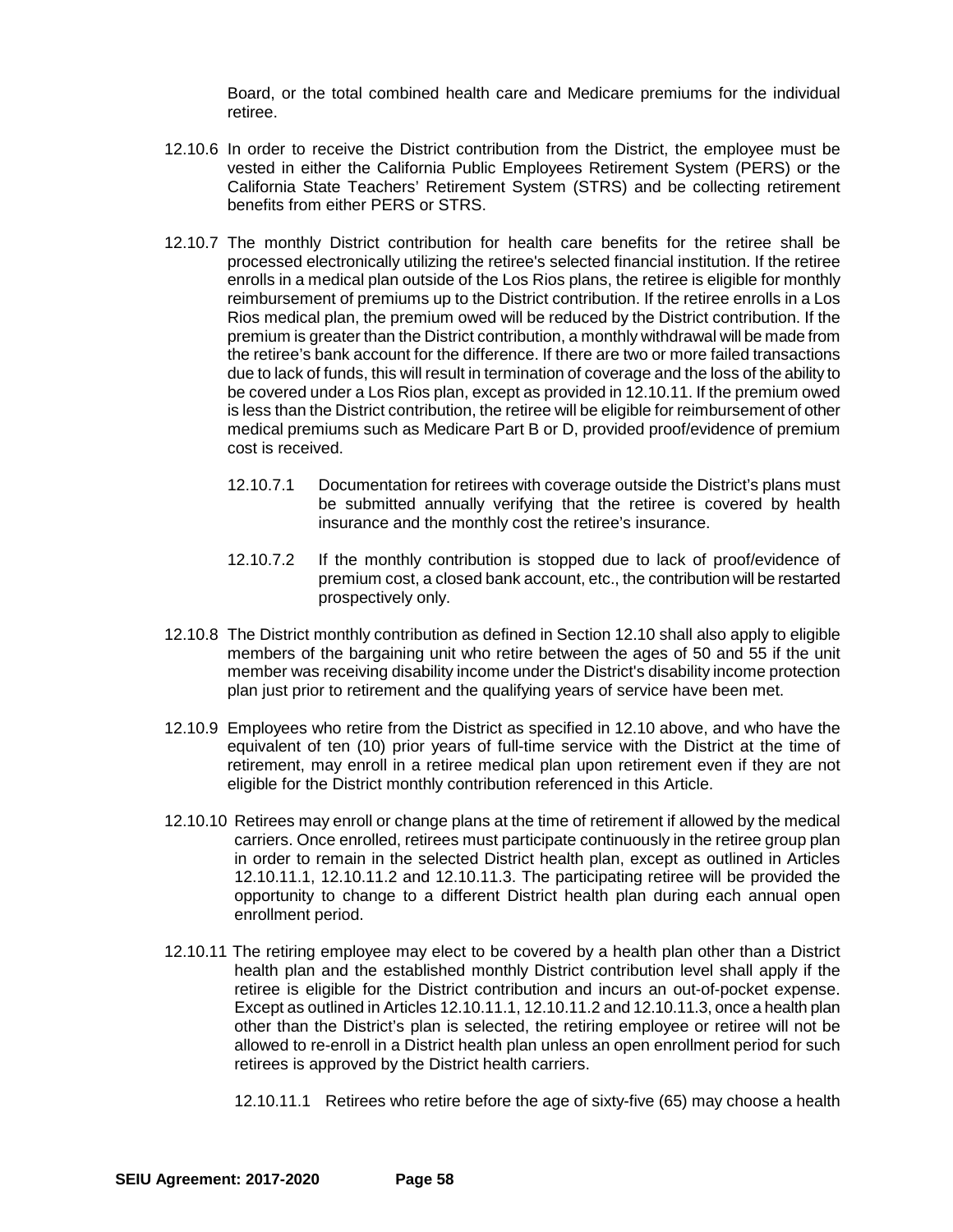Board, or the total combined health care and Medicare premiums for the individual retiree.

12.10.6 In order to receive the District contribution from the District, the employee must be vested in either the California Public Employees Retirement System (PERS) or the California State Teachers' Retirement System (STRS) and be collecting retirement benefits from either PERS or STRS.

12.10.7 The monthly District contribution for health care benefits for the retiree shall be processed electronically utilizing the retiree's selected financial institution. If the retiree enrolls in a medical plan outside of the Los Rios plans, the retiree is eligible for monthly reimbursement of premiums up to the District contribution. If the retiree enrolls in a Los Rios medical plan, the premium owed will be reduced by the District contribution. If the premium is greater than the District contribution, a monthly withdrawal will be made from the retiree's bank account for the difference. If there are two or more failed transactions due to lack of funds, this will result in termination of coverage and the loss of the ability to be covered under a Los Rios plan, except as provided in 12.10.11. If the premium owed is less than the District contribution, the retiree will be eligible for reimbursement of other medical premiums such as Medicare Part B or D, provided proof/evidence of premium cost is received.

12.10.7.1 Documentation for retirees with coverage outside the District's plans must be submitted annually verifying that the retiree is covered by health insurance and the monthly cost the retiree's insurance.

12.10.7.2 If the monthly contribution is stopped due to lack of proof/evidence of premium cost, a closed bank account, etc., the contribution will be restarted prospectively only.

12.10.8 The District monthly contribution as defined in Section 12.10 shall also apply to eligible members of the bargaining unit who retire between the ages of 50 and 55 if the unit member was receiving disability income under the District's disability income protection plan just prior to retirement and the qualifying years of service have been met.

12.10.9 Employees who retire from the District as specified in 12.10 above, and who have the equivalent of ten (10) prior years of full-time service with the District at the time of retirement, may enroll in a retiree medical plan upon retirement even if they are not eligible for the District monthly contribution referenced in this Article.

12.10.10 Retirees may enroll or change plans at the time of retirement if allowed by the medical carriers. Once enrolled, retirees must participate continuously in the retiree group plan in order to remain in the selected District health plan, except as outlined in Articles 12.10.11.1, 12.10.11.2 and 12.10.11.3. The participating retiree will be provided the opportunity to change to a different District health plan during each annual open enrollment period.

12.10.11 The retiring employee may elect to be covered by a health plan other than a District health plan and the established monthly District contribution level shall apply if the retiree is eligible for the District contribution and incurs an out-of-pocket expense. Except as outlined in Articles 12.10.11.1, 12.10.11.2 and 12.10.11.3, once a health plan other than the District's plan is selected, the retiring employee or retiree will not be allowed to re-enroll in a District health plan unless an open enrollment period for such retirees is approved by the District health carriers.

12.10.11.1 Retirees who retire before the age of sixty-five (65) may choose a health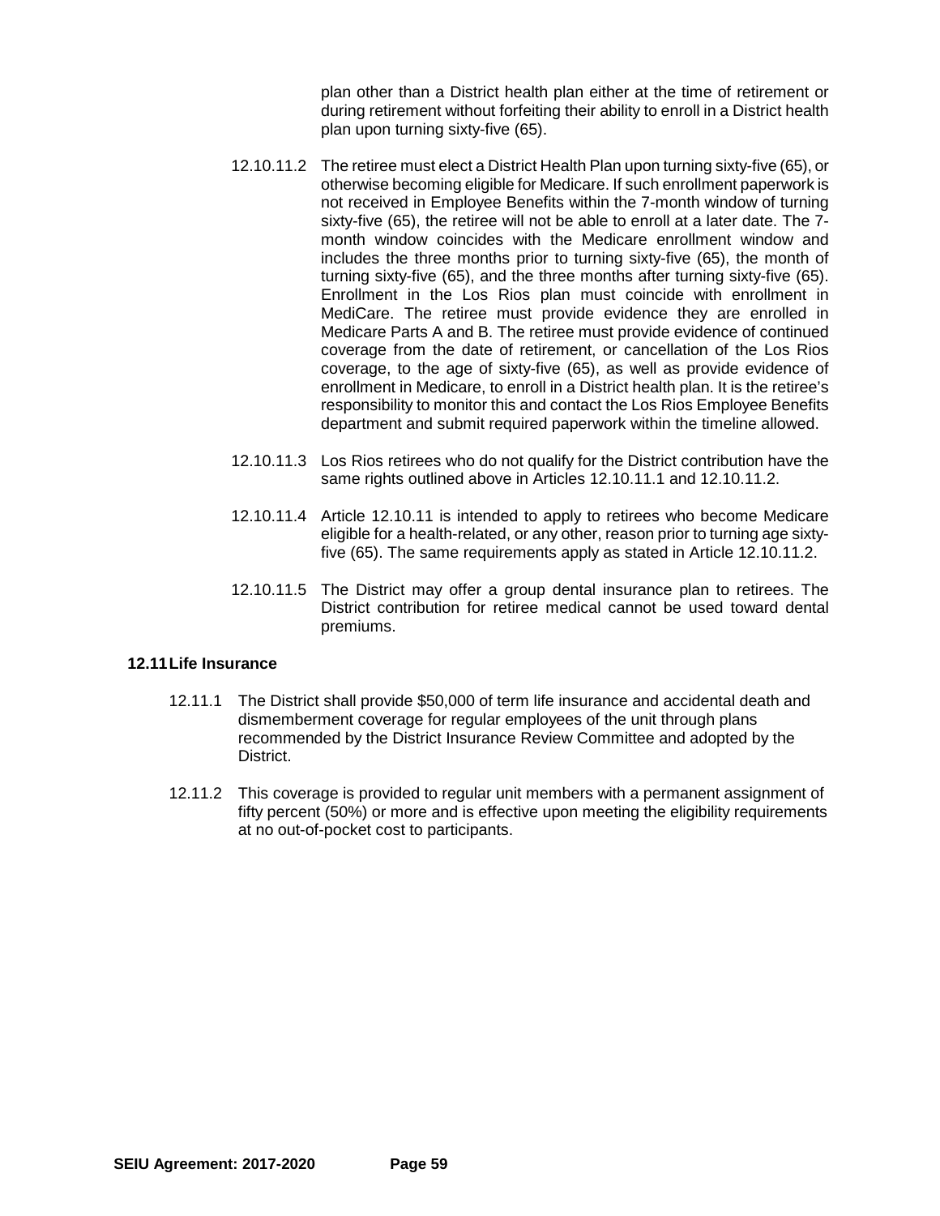plan other than a District health plan either at the time of retirement or during retirement without forfeiting their ability to enroll in a District health plan upon turning sixty-five (65).

12.10.11.2 The retiree must elect a District Health Plan upon turning sixty-five (65), or otherwise becoming eligible for Medicare. If such enrollment paperwork is not received in Employee Benefits within the 7-month window of turning sixty-five (65), the retiree will not be able to enroll at a later date. The 7-month window coincides with the Medicare enrollment window and includes the three months prior to turning sixty-five (65), the month of turning sixty-five (65), and the three months after turning sixty-five (65). Enrollment in the Los Rios plan must coincide with enrollment in MediCare. The retiree must provide evidence they are enrolled in Medicare Parts A and B. The retiree must provide evidence of continued coverage from the date of retirement, or cancellation of the Los Rios coverage, to the age of sixty-five (65), as well as provide evidence of enrollment in Medicare, to enroll in a District health plan. It is the retiree's responsibility to monitor this and contact the Los Rios Employee Benefits department and submit required paperwork within the timeline allowed.

12.10.11.3 Los Rios retirees who do not qualify for the District contribution have the same rights outlined above in Articles 12.10.11.1 and 12.10.11.2.

12.10.11.4 Article 12.10.11 is intended to apply to retirees who become Medicare eligible for a health-related, or any other, reason prior to turning age sixty-five (65). The same requirements apply as stated in Article 12.10.11.2.

12.10.11.5 The District may offer a group dental insurance plan to retirees. The District contribution for retiree medical cannot be used toward dental premiums.

### 12.11 Life Insurance

12.11.1 The District shall provide $50,000 of term life insurance and accidental death and dismemberment coverage for regular employees of the unit through plans recommended by the District Insurance Review Committee and adopted by the District.

12.11.2 This coverage is provided to regular unit members with a permanent assignment of fifty percent (50%) or more and is effective upon meeting the eligibility requirements at no out-of-pocket cost to participants.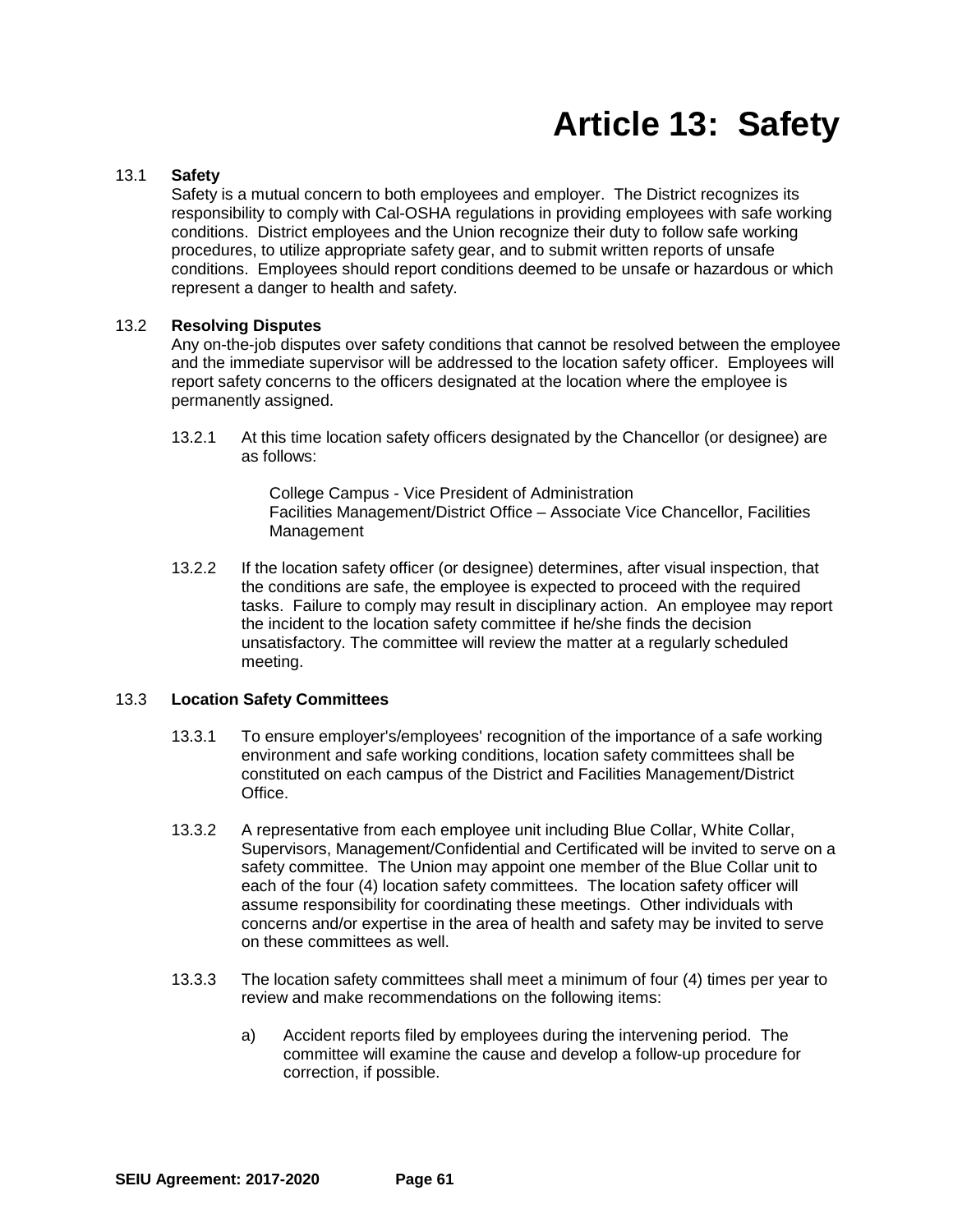# Article 13: Safety

13.1 **Safety**

Safety is a mutual concern to both employees and employer. The District recognizes its responsibility to comply with Cal-OSHA regulations in providing employees with safe working conditions. District employees and the Union recognize their duty to follow safe working procedures, to utilize appropriate safety gear, and to submit written reports of unsafe conditions. Employees should report conditions deemed to be unsafe or hazardous or which represent a danger to health and safety.

13.2 **Resolving Disputes**

Any on-the-job disputes over safety conditions that cannot be resolved between the employee and the immediate supervisor will be addressed to the location safety officer. Employees will report safety concerns to the officers designated at the location where the employee is permanently assigned.

13.2.1 At this time location safety officers designated by the Chancellor (or designee) are as follows:

College Campus - Vice President of Administration
Facilities Management/District Office – Associate Vice Chancellor, Facilities Management

13.2.2 If the location safety officer (or designee) determines, after visual inspection, that the conditions are safe, the employee is expected to proceed with the required tasks. Failure to comply may result in disciplinary action. An employee may report the incident to the location safety committee if he/she finds the decision unsatisfactory. The committee will review the matter at a regularly scheduled meeting.

13.3 **Location Safety Committees**

13.3.1 To ensure employer's/employees' recognition of the importance of a safe working environment and safe working conditions, location safety committees shall be constituted on each campus of the District and Facilities Management/District Office.

13.3.2 A representative from each employee unit including Blue Collar, White Collar, Supervisors, Management/Confidential and Certificated will be invited to serve on a safety committee. The Union may appoint one member of the Blue Collar unit to each of the four (4) location safety committees. The location safety officer will assume responsibility for coordinating these meetings. Other individuals with concerns and/or expertise in the area of health and safety may be invited to serve on these committees as well.

13.3.3 The location safety committees shall meet a minimum of four (4) times per year to review and make recommendations on the following items:

a) Accident reports filed by employees during the intervening period. The committee will examine the cause and develop a follow-up procedure for correction, if possible.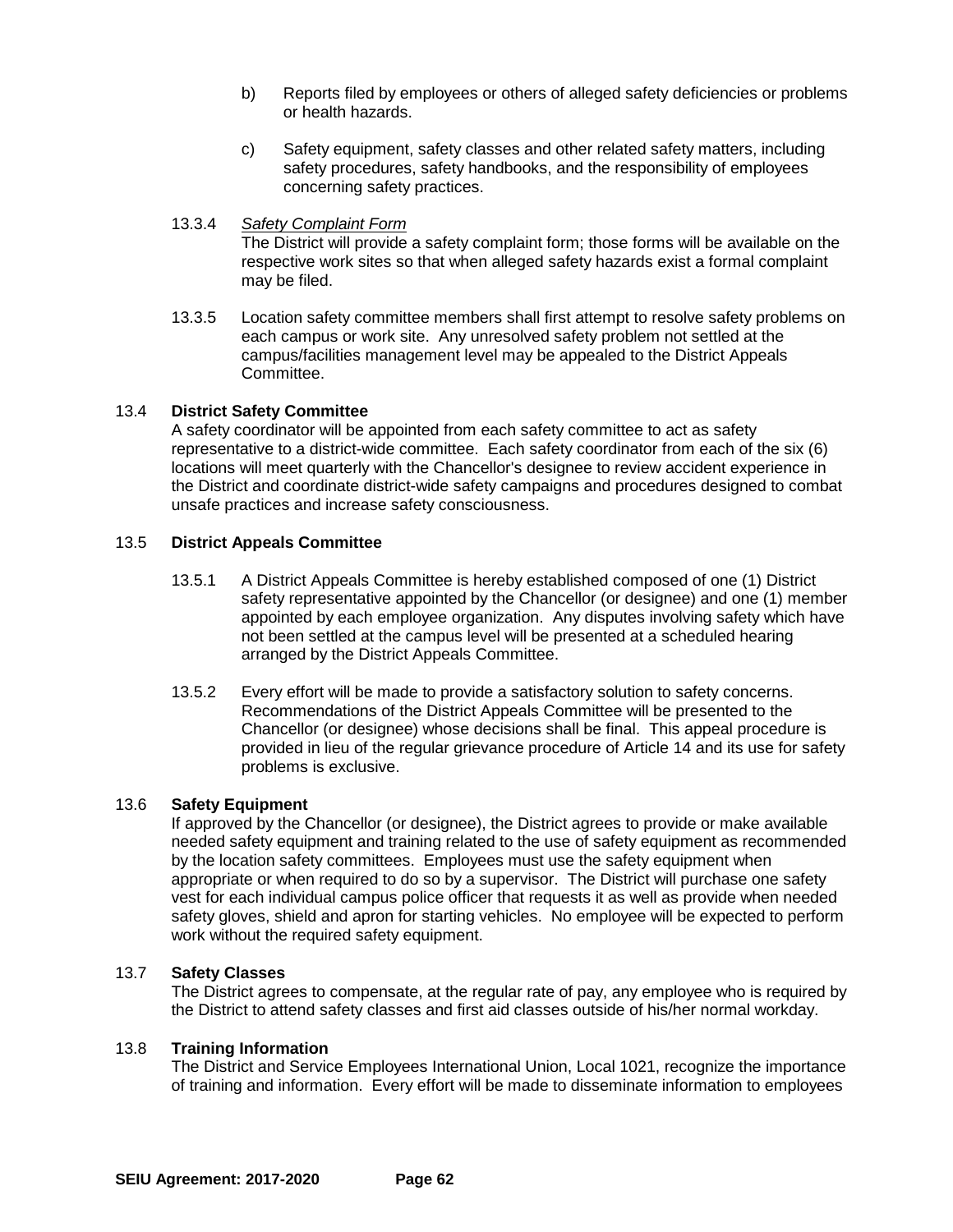b) Reports filed by employees or others of alleged safety deficiencies or problems or health hazards.

c) Safety equipment, safety classes and other related safety matters, including safety procedures, safety handbooks, and the responsibility of employees concerning safety practices.

13.3.4 *Safety Complaint Form*
The District will provide a safety complaint form; those forms will be available on the respective work sites so that when alleged safety hazards exist a formal complaint may be filed.

13.3.5 Location safety committee members shall first attempt to resolve safety problems on each campus or work site. Any unresolved safety problem not settled at the campus/facilities management level may be appealed to the District Appeals Committee.

### 13.4 District Safety Committee

A safety coordinator will be appointed from each safety committee to act as safety representative to a district-wide committee. Each safety coordinator from each of the six (6) locations will meet quarterly with the Chancellor's designee to review accident experience in the District and coordinate district-wide safety campaigns and procedures designed to combat unsafe practices and increase safety consciousness.

### 13.5 District Appeals Committee

13.5.1 A District Appeals Committee is hereby established composed of one (1) District safety representative appointed by the Chancellor (or designee) and one (1) member appointed by each employee organization. Any disputes involving safety which have not been settled at the campus level will be presented at a scheduled hearing arranged by the District Appeals Committee.

13.5.2 Every effort will be made to provide a satisfactory solution to safety concerns. Recommendations of the District Appeals Committee will be presented to the Chancellor (or designee) whose decisions shall be final. This appeal procedure is provided in lieu of the regular grievance procedure of Article 14 and its use for safety problems is exclusive.

### 13.6 Safety Equipment

If approved by the Chancellor (or designee), the District agrees to provide or make available needed safety equipment and training related to the use of safety equipment as recommended by the location safety committees. Employees must use the safety equipment when appropriate or when required to do so by a supervisor. The District will purchase one safety vest for each individual campus police officer that requests it as well as provide when needed safety gloves, shield and apron for starting vehicles. No employee will be expected to perform work without the required safety equipment.

### 13.7 Safety Classes

The District agrees to compensate, at the regular rate of pay, any employee who is required by the District to attend safety classes and first aid classes outside of his/her normal workday.

### 13.8 Training Information

The District and Service Employees International Union, Local 1021, recognize the importance of training and information. Every effort will be made to disseminate information to employees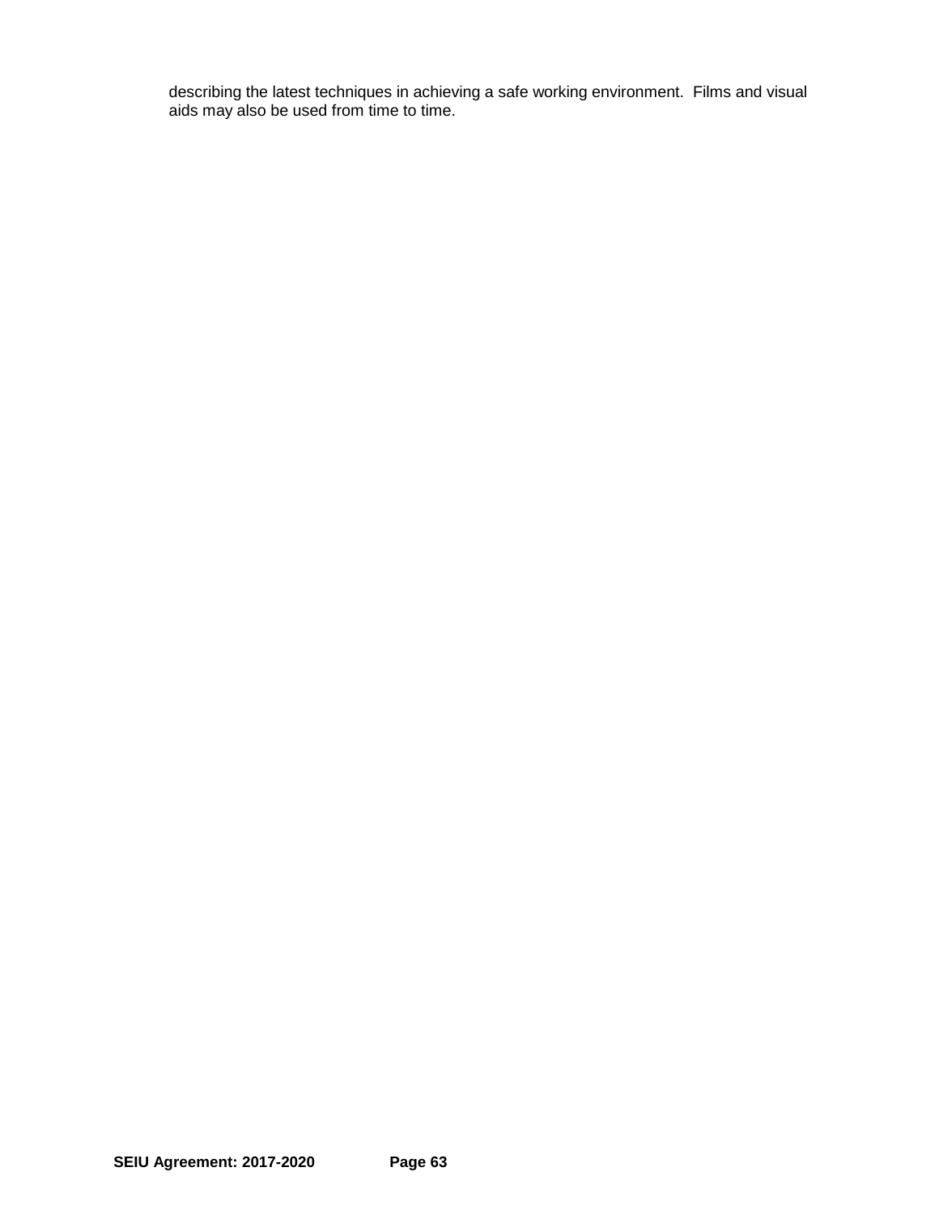describing the latest techniques in achieving a safe working environment. Films and visual aids may also be used from time to time.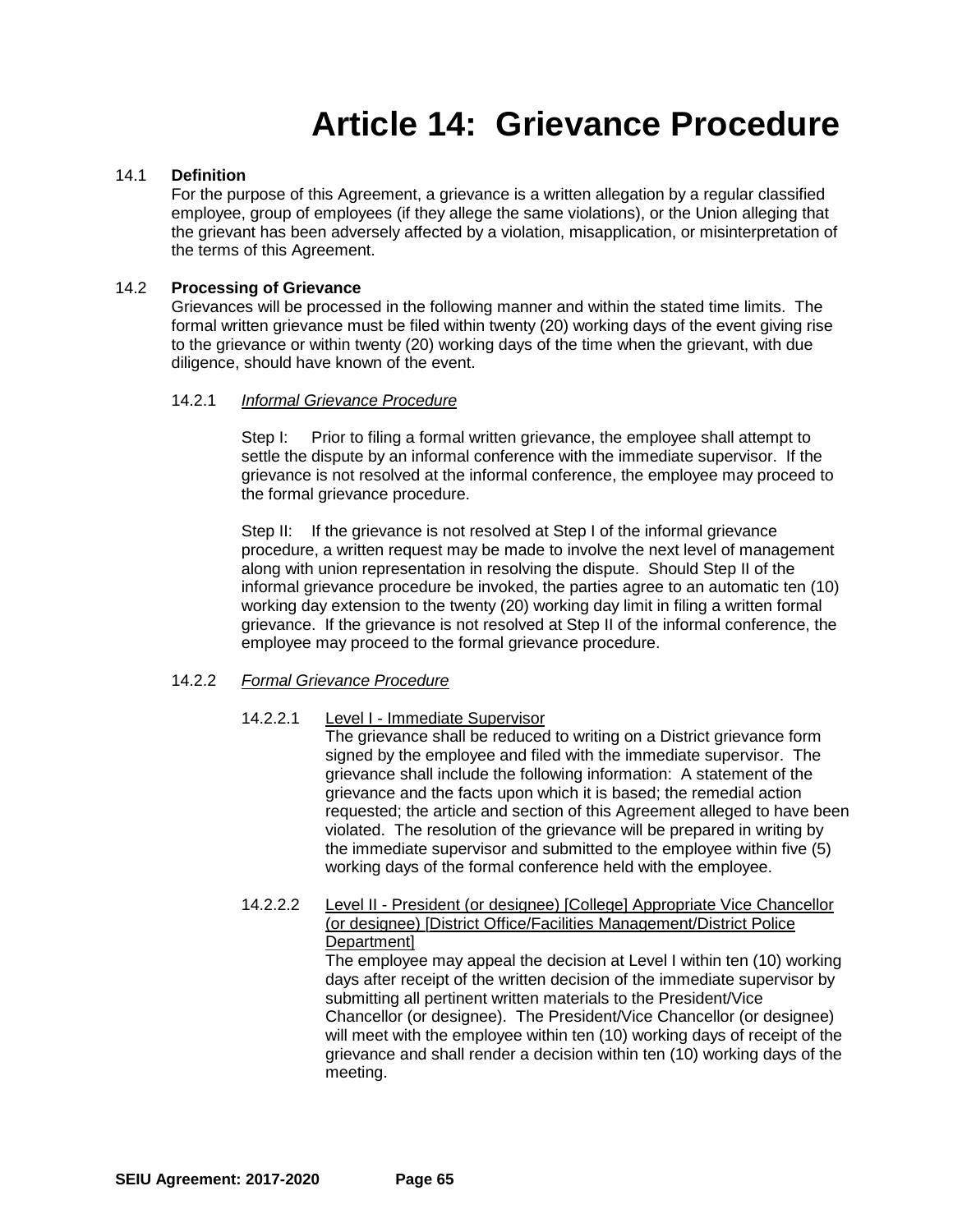# Article 14: Grievance Procedure

14.1 **Definition**

For the purpose of this Agreement, a grievance is a written allegation by a regular classified employee, group of employees (if they allege the same violations), or the Union alleging that the grievant has been adversely affected by a violation, misapplication, or misinterpretation of the terms of this Agreement.

14.2 **Processing of Grievance**

Grievances will be processed in the following manner and within the stated time limits. The formal written grievance must be filed within twenty (20) working days of the event giving rise to the grievance or within twenty (20) working days of the time when the grievant, with due diligence, should have known of the event.

14.2.1 *Informal Grievance Procedure*

Step I: Prior to filing a formal written grievance, the employee shall attempt to settle the dispute by an informal conference with the immediate supervisor. If the grievance is not resolved at the informal conference, the employee may proceed to the formal grievance procedure.

Step II: If the grievance is not resolved at Step I of the informal grievance procedure, a written request may be made to involve the next level of management along with union representation in resolving the dispute. Should Step II of the informal grievance procedure be invoked, the parties agree to an automatic ten (10) working day extension to the twenty (20) working day limit in filing a written formal grievance. If the grievance is not resolved at Step II of the informal conference, the employee may proceed to the formal grievance procedure.

14.2.2 *Formal Grievance Procedure*

14.2.2.1 Level I - Immediate Supervisor

The grievance shall be reduced to writing on a District grievance form signed by the employee and filed with the immediate supervisor. The grievance shall include the following information: A statement of the grievance and the facts upon which it is based; the remedial action requested; the article and section of this Agreement alleged to have been violated. The resolution of the grievance will be prepared in writing by the immediate supervisor and submitted to the employee within five (5) working days of the formal conference held with the employee.

14.2.2.2 Level II - President (or designee) [College] Appropriate Vice Chancellor (or designee) [District Office/Facilities Management/District Police Department]

The employee may appeal the decision at Level I within ten (10) working days after receipt of the written decision of the immediate supervisor by submitting all pertinent written materials to the President/Vice Chancellor (or designee). The President/Vice Chancellor (or designee) will meet with the employee within ten (10) working days of receipt of the grievance and shall render a decision within ten (10) working days of the meeting.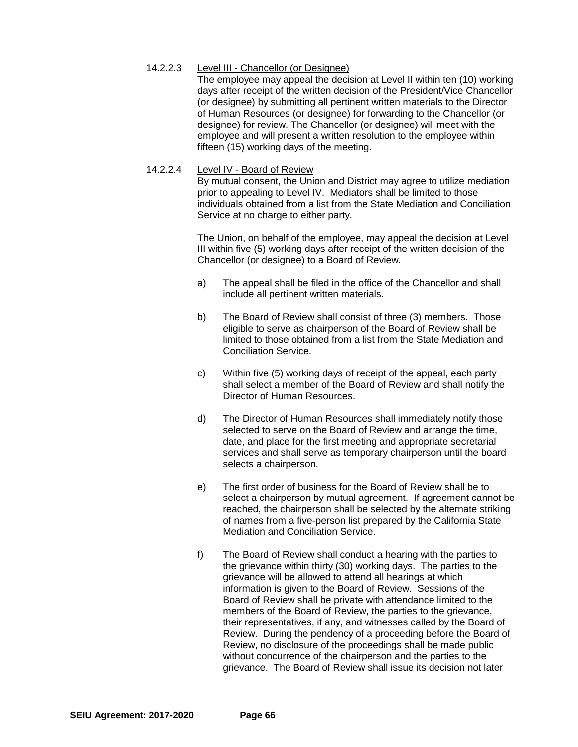14.2.2.3 Level III - Chancellor (or Designee)

The employee may appeal the decision at Level II within ten (10) working days after receipt of the written decision of the President/Vice Chancellor (or designee) by submitting all pertinent written materials to the Director of Human Resources (or designee) for forwarding to the Chancellor (or designee) for review. The Chancellor (or designee) will meet with the employee and will present a written resolution to the employee within fifteen (15) working days of the meeting.

14.2.2.4 Level IV - Board of Review

By mutual consent, the Union and District may agree to utilize mediation prior to appealing to Level IV. Mediators shall be limited to those individuals obtained from a list from the State Mediation and Conciliation Service at no charge to either party.

The Union, on behalf of the employee, may appeal the decision at Level III within five (5) working days after receipt of the written decision of the Chancellor (or designee) to a Board of Review.

a) The appeal shall be filed in the office of the Chancellor and shall include all pertinent written materials.

b) The Board of Review shall consist of three (3) members. Those eligible to serve as chairperson of the Board of Review shall be limited to those obtained from a list from the State Mediation and Conciliation Service.

c) Within five (5) working days of receipt of the appeal, each party shall select a member of the Board of Review and shall notify the Director of Human Resources.

d) The Director of Human Resources shall immediately notify those selected to serve on the Board of Review and arrange the time, date, and place for the first meeting and appropriate secretarial services and shall serve as temporary chairperson until the board selects a chairperson.

e) The first order of business for the Board of Review shall be to select a chairperson by mutual agreement. If agreement cannot be reached, the chairperson shall be selected by the alternate striking of names from a five-person list prepared by the California State Mediation and Conciliation Service.

f) The Board of Review shall conduct a hearing with the parties to the grievance within thirty (30) working days. The parties to the grievance will be allowed to attend all hearings at which information is given to the Board of Review. Sessions of the Board of Review shall be private with attendance limited to the members of the Board of Review, the parties to the grievance, their representatives, if any, and witnesses called by the Board of Review. During the pendency of a proceeding before the Board of Review, no disclosure of the proceedings shall be made public without concurrence of the chairperson and the parties to the grievance. The Board of Review shall issue its decision not later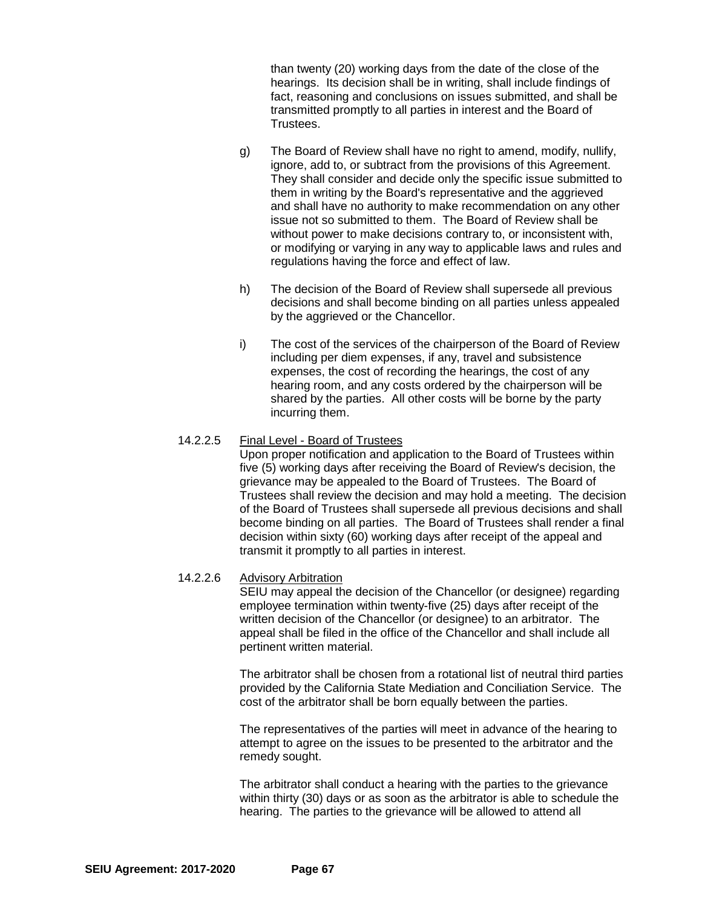than twenty (20) working days from the date of the close of the hearings. Its decision shall be in writing, shall include findings of fact, reasoning and conclusions on issues submitted, and shall be transmitted promptly to all parties in interest and the Board of Trustees.

g) The Board of Review shall have no right to amend, modify, nullify, ignore, add to, or subtract from the provisions of this Agreement. They shall consider and decide only the specific issue submitted to them in writing by the Board's representative and the aggrieved and shall have no authority to make recommendation on any other issue not so submitted to them. The Board of Review shall be without power to make decisions contrary to, or inconsistent with, or modifying or varying in any way to applicable laws and rules and regulations having the force and effect of law.

h) The decision of the Board of Review shall supersede all previous decisions and shall become binding on all parties unless appealed by the aggrieved or the Chancellor.

i) The cost of the services of the chairperson of the Board of Review including per diem expenses, if any, travel and subsistence expenses, the cost of recording the hearings, the cost of any hearing room, and any costs ordered by the chairperson will be shared by the parties. All other costs will be borne by the party incurring them.

14.2.2.5 Final Level - Board of Trustees

Upon proper notification and application to the Board of Trustees within five (5) working days after receiving the Board of Review's decision, the grievance may be appealed to the Board of Trustees. The Board of Trustees shall review the decision and may hold a meeting. The decision of the Board of Trustees shall supersede all previous decisions and shall become binding on all parties. The Board of Trustees shall render a final decision within sixty (60) working days after receipt of the appeal and transmit it promptly to all parties in interest.

14.2.2.6 Advisory Arbitration

SEIU may appeal the decision of the Chancellor (or designee) regarding employee termination within twenty-five (25) days after receipt of the written decision of the Chancellor (or designee) to an arbitrator. The appeal shall be filed in the office of the Chancellor and shall include all pertinent written material.

The arbitrator shall be chosen from a rotational list of neutral third parties provided by the California State Mediation and Conciliation Service. The cost of the arbitrator shall be born equally between the parties.

The representatives of the parties will meet in advance of the hearing to attempt to agree on the issues to be presented to the arbitrator and the remedy sought.

The arbitrator shall conduct a hearing with the parties to the grievance within thirty (30) days or as soon as the arbitrator is able to schedule the hearing. The parties to the grievance will be allowed to attend all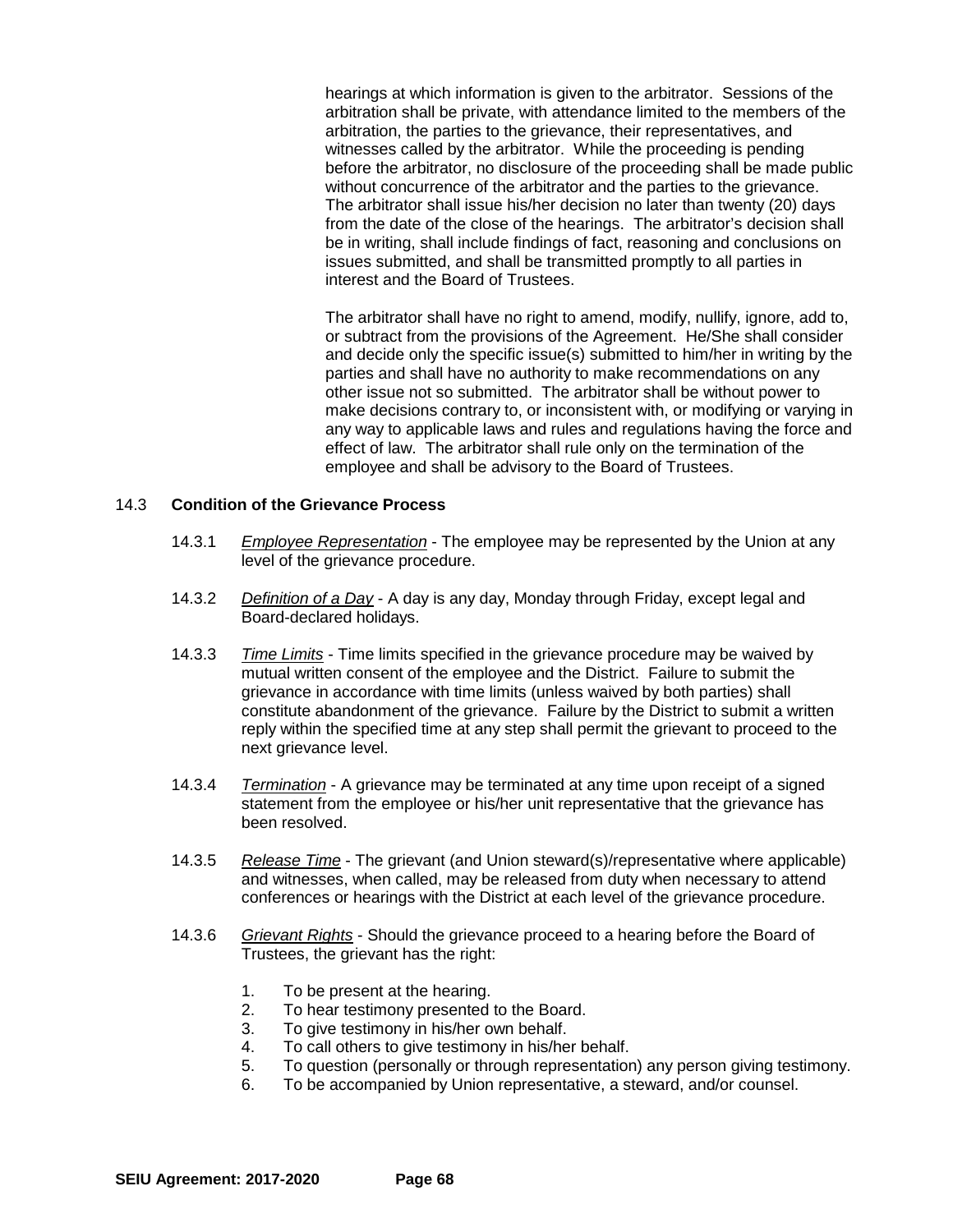hearings at which information is given to the arbitrator. Sessions of the arbitration shall be private, with attendance limited to the members of the arbitration, the parties to the grievance, their representatives, and witnesses called by the arbitrator. While the proceeding is pending before the arbitrator, no disclosure of the proceeding shall be made public without concurrence of the arbitrator and the parties to the grievance. The arbitrator shall issue his/her decision no later than twenty (20) days from the date of the close of the hearings. The arbitrator's decision shall be in writing, shall include findings of fact, reasoning and conclusions on issues submitted, and shall be transmitted promptly to all parties in interest and the Board of Trustees.

The arbitrator shall have no right to amend, modify, nullify, ignore, add to, or subtract from the provisions of the Agreement. He/She shall consider and decide only the specific issue(s) submitted to him/her in writing by the parties and shall have no authority to make recommendations on any other issue not so submitted. The arbitrator shall be without power to make decisions contrary to, or inconsistent with, or modifying or varying in any way to applicable laws and rules and regulations having the force and effect of law. The arbitrator shall rule only on the termination of the employee and shall be advisory to the Board of Trustees.

### 14.3 **Condition of the Grievance Process**

14.3.1 *Employee Representation* - The employee may be represented by the Union at any level of the grievance procedure.

14.3.2 *Definition of a Day* - A day is any day, Monday through Friday, except legal and Board-declared holidays.

14.3.3 *Time Limits* - Time limits specified in the grievance procedure may be waived by mutual written consent of the employee and the District. Failure to submit the grievance in accordance with time limits (unless waived by both parties) shall constitute abandonment of the grievance. Failure by the District to submit a written reply within the specified time at any step shall permit the grievant to proceed to the next grievance level.

14.3.4 *Termination* - A grievance may be terminated at any time upon receipt of a signed statement from the employee or his/her unit representative that the grievance has been resolved.

14.3.5 *Release Time* - The grievant (and Union steward(s)/representative where applicable) and witnesses, when called, may be released from duty when necessary to attend conferences or hearings with the District at each level of the grievance procedure.

14.3.6 *Grievant Rights* - Should the grievance proceed to a hearing before the Board of Trustees, the grievant has the right:

1. To be present at the hearing.
2. To hear testimony presented to the Board.
3. To give testimony in his/her own behalf.
4. To call others to give testimony in his/her behalf.
5. To question (personally or through representation) any person giving testimony.
6. To be accompanied by Union representative, a steward, and/or counsel.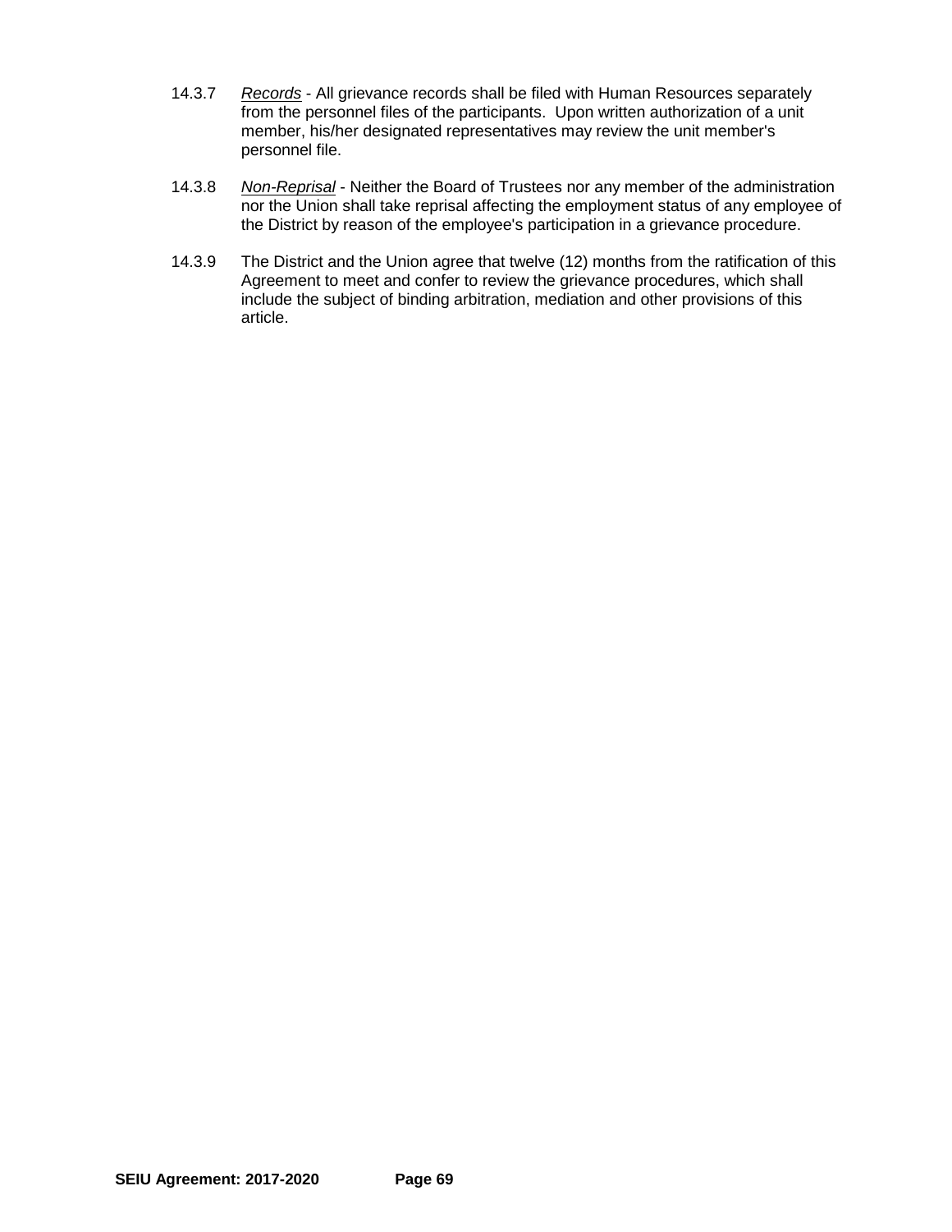14.3.7 *Records* - All grievance records shall be filed with Human Resources separately from the personnel files of the participants. Upon written authorization of a unit member, his/her designated representatives may review the unit member's personnel file.

14.3.8 *Non-Reprisal* - Neither the Board of Trustees nor any member of the administration nor the Union shall take reprisal affecting the employment status of any employee of the District by reason of the employee's participation in a grievance procedure.

14.3.9 The District and the Union agree that twelve (12) months from the ratification of this Agreement to meet and confer to review the grievance procedures, which shall include the subject of binding arbitration, mediation and other provisions of this article.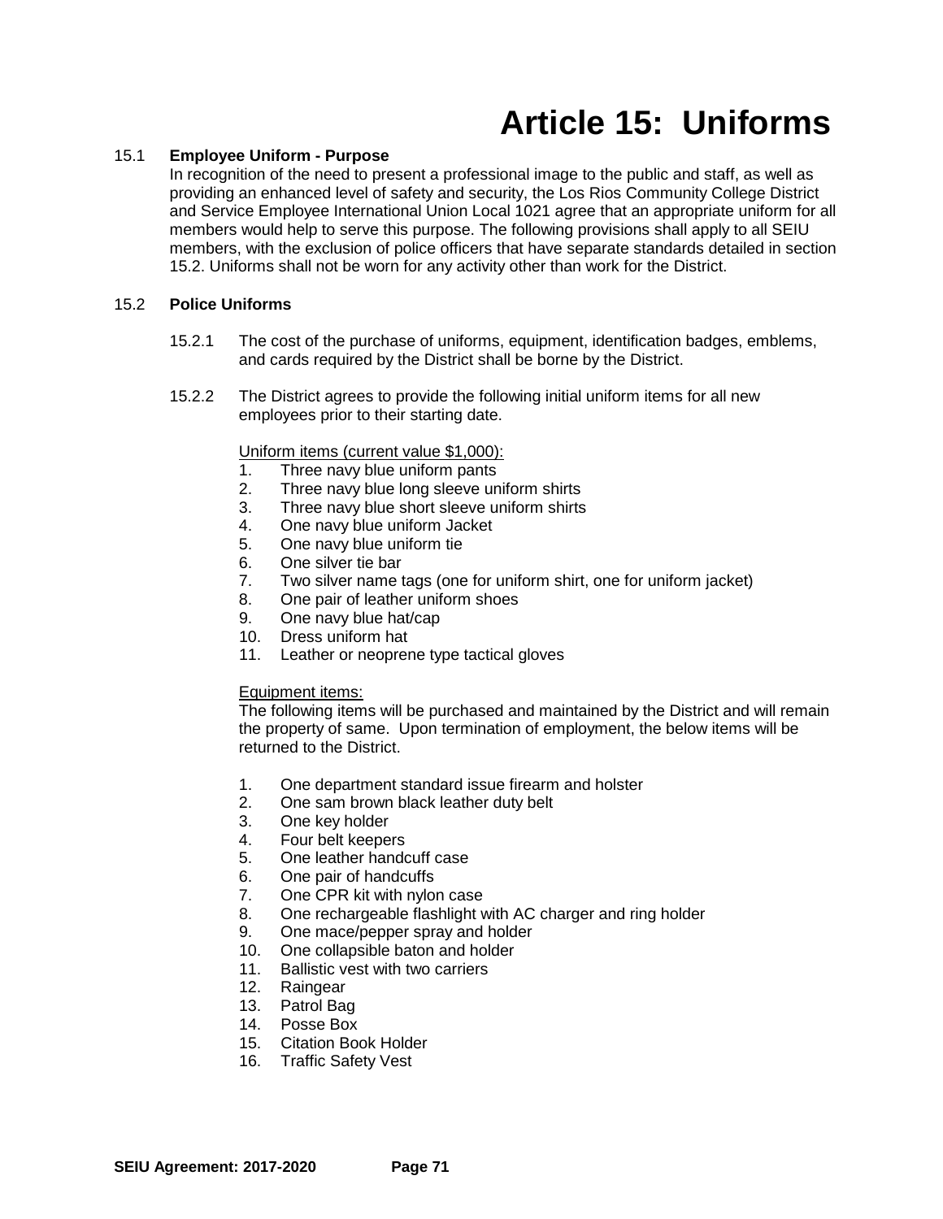# Article 15: Uniforms

15.1 **Employee Uniform - Purpose**

In recognition of the need to present a professional image to the public and staff, as well as providing an enhanced level of safety and security, the Los Rios Community College District and Service Employee International Union Local 1021 agree that an appropriate uniform for all members would help to serve this purpose. The following provisions shall apply to all SEIU members, with the exclusion of police officers that have separate standards detailed in section 15.2. Uniforms shall not be worn for any activity other than work for the District.

15.2 **Police Uniforms**

15.2.1 The cost of the purchase of uniforms, equipment, identification badges, emblems, and cards required by the District shall be borne by the District.

15.2.2 The District agrees to provide the following initial uniform items for all new employees prior to their starting date.

<u>Uniform items (current value $1,000):</u>

1. Three navy blue uniform pants
2. Three navy blue long sleeve uniform shirts
3. Three navy blue short sleeve uniform shirts
4. One navy blue uniform Jacket
5. One navy blue uniform tie
6. One silver tie bar
7. Two silver name tags (one for uniform shirt, one for uniform jacket)
8. One pair of leather uniform shoes
9. One navy blue hat/cap
10. Dress uniform hat
11. Leather or neoprene type tactical gloves

<u>Equipment items:</u>

The following items will be purchased and maintained by the District and will remain the property of same. Upon termination of employment, the below items will be returned to the District.

1. One department standard issue firearm and holster
2. One sam brown black leather duty belt
3. One key holder
4. Four belt keepers
5. One leather handcuff case
6. One pair of handcuffs
7. One CPR kit with nylon case
8. One rechargeable flashlight with AC charger and ring holder
9. One mace/pepper spray and holder
10. One collapsible baton and holder
11. Ballistic vest with two carriers
12. Raingear
13. Patrol Bag
14. Posse Box
15. Citation Book Holder
16. Traffic Safety Vest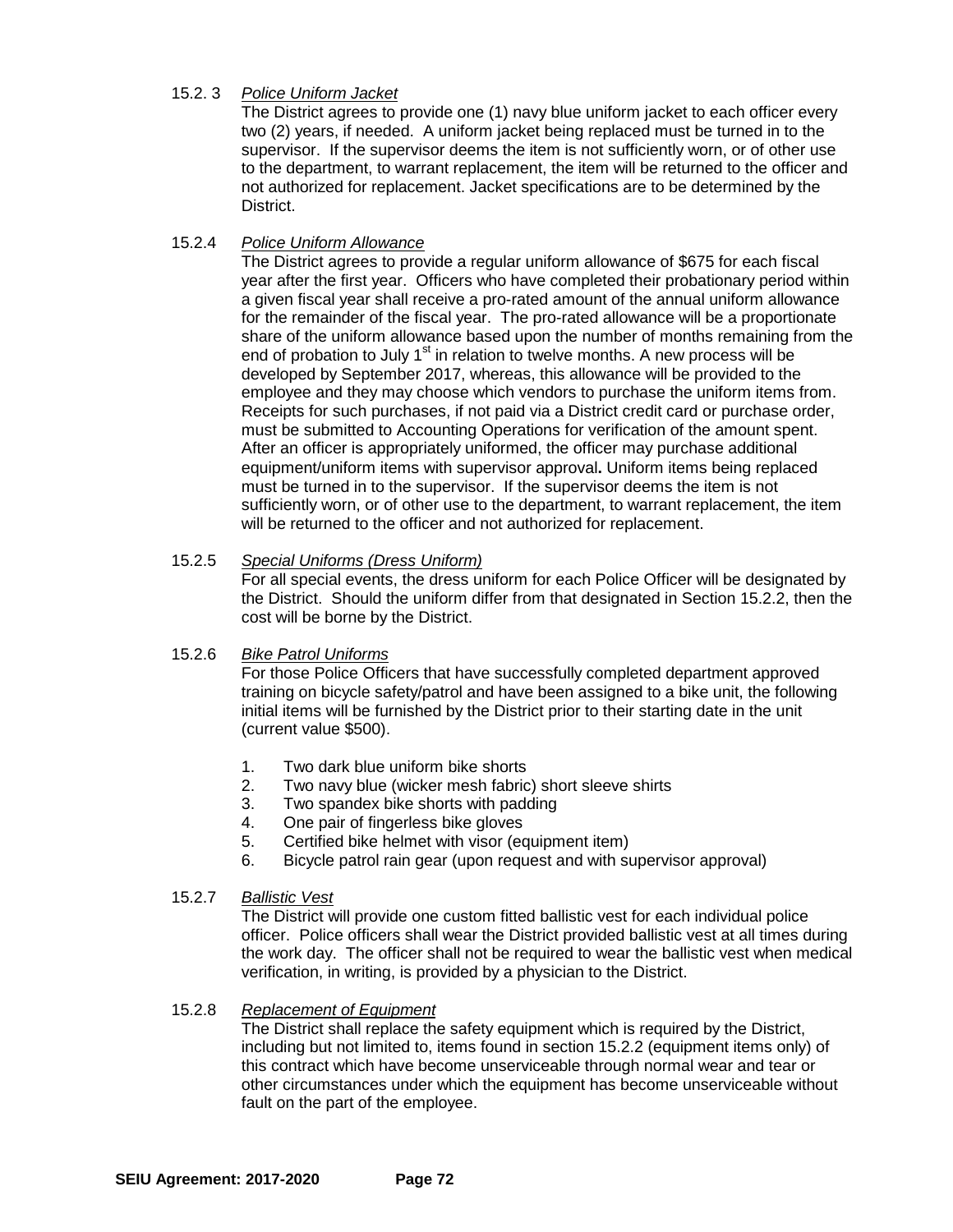15.2. 3 *Police Uniform Jacket*

The District agrees to provide one (1) navy blue uniform jacket to each officer every two (2) years, if needed. A uniform jacket being replaced must be turned in to the supervisor. If the supervisor deems the item is not sufficiently worn, or of other use to the department, to warrant replacement, the item will be returned to the officer and not authorized for replacement. Jacket specifications are to be determined by the District.

15.2.4 *Police Uniform Allowance*

The District agrees to provide a regular uniform allowance of $675 for each fiscal year after the first year. Officers who have completed their probationary period within a given fiscal year shall receive a pro-rated amount of the annual uniform allowance for the remainder of the fiscal year. The pro-rated allowance will be a proportionate share of the uniform allowance based upon the number of months remaining from the end of probation to July 1st in relation to twelve months. A new process will be developed by September 2017, whereas, this allowance will be provided to the employee and they may choose which vendors to purchase the uniform items from. Receipts for such purchases, if not paid via a District credit card or purchase order, must be submitted to Accounting Operations for verification of the amount spent. After an officer is appropriately uniformed, the officer may purchase additional equipment/uniform items with supervisor approval**.** Uniform items being replaced must be turned in to the supervisor. If the supervisor deems the item is not sufficiently worn, or of other use to the department, to warrant replacement, the item will be returned to the officer and not authorized for replacement.

15.2.5 *Special Uniforms (Dress Uniform)*

For all special events, the dress uniform for each Police Officer will be designated by the District. Should the uniform differ from that designated in Section 15.2.2, then the cost will be borne by the District.

15.2.6 *Bike Patrol Uniforms*

For those Police Officers that have successfully completed department approved training on bicycle safety/patrol and have been assigned to a bike unit, the following initial items will be furnished by the District prior to their starting date in the unit (current value $500).

1. Two dark blue uniform bike shorts
2. Two navy blue (wicker mesh fabric) short sleeve shirts
3. Two spandex bike shorts with padding
4. One pair of fingerless bike gloves
5. Certified bike helmet with visor (equipment item)
6. Bicycle patrol rain gear (upon request and with supervisor approval)

15.2.7 *Ballistic Vest*

The District will provide one custom fitted ballistic vest for each individual police officer. Police officers shall wear the District provided ballistic vest at all times during the work day. The officer shall not be required to wear the ballistic vest when medical verification, in writing, is provided by a physician to the District.

15.2.8 *Replacement of Equipment*

The District shall replace the safety equipment which is required by the District, including but not limited to, items found in section 15.2.2 (equipment items only) of this contract which have become unserviceable through normal wear and tear or other circumstances under which the equipment has become unserviceable without fault on the part of the employee.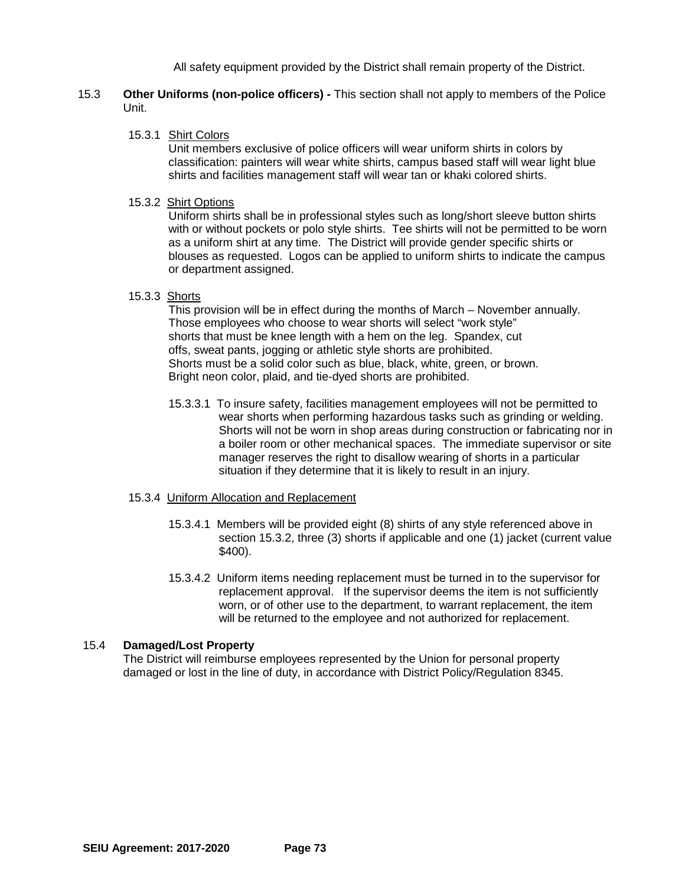All safety equipment provided by the District shall remain property of the District.

15.3 **Other Uniforms (non-police officers) -** This section shall not apply to members of the Police Unit.

15.3.1 Shirt Colors

Unit members exclusive of police officers will wear uniform shirts in colors by classification: painters will wear white shirts, campus based staff will wear light blue shirts and facilities management staff will wear tan or khaki colored shirts.

15.3.2 Shirt Options

Uniform shirts shall be in professional styles such as long/short sleeve button shirts with or without pockets or polo style shirts. Tee shirts will not be permitted to be worn as a uniform shirt at any time. The District will provide gender specific shirts or blouses as requested. Logos can be applied to uniform shirts to indicate the campus or department assigned.

15.3.3 Shorts

This provision will be in effect during the months of March – November annually. Those employees who choose to wear shorts will select "work style" shorts that must be knee length with a hem on the leg. Spandex, cut offs, sweat pants, jogging or athletic style shorts are prohibited. Shorts must be a solid color such as blue, black, white, green, or brown. Bright neon color, plaid, and tie-dyed shorts are prohibited.

15.3.3.1 To insure safety, facilities management employees will not be permitted to wear shorts when performing hazardous tasks such as grinding or welding. Shorts will not be worn in shop areas during construction or fabricating nor in a boiler room or other mechanical spaces. The immediate supervisor or site manager reserves the right to disallow wearing of shorts in a particular situation if they determine that it is likely to result in an injury.

15.3.4 Uniform Allocation and Replacement

15.3.4.1 Members will be provided eight (8) shirts of any style referenced above in section 15.3.2, three (3) shorts if applicable and one (1) jacket (current value $400).

15.3.4.2 Uniform items needing replacement must be turned in to the supervisor for replacement approval. If the supervisor deems the item is not sufficiently worn, or of other use to the department, to warrant replacement, the item will be returned to the employee and not authorized for replacement.

15.4 **Damaged/Lost Property**

The District will reimburse employees represented by the Union for personal property damaged or lost in the line of duty, in accordance with District Policy/Regulation 8345.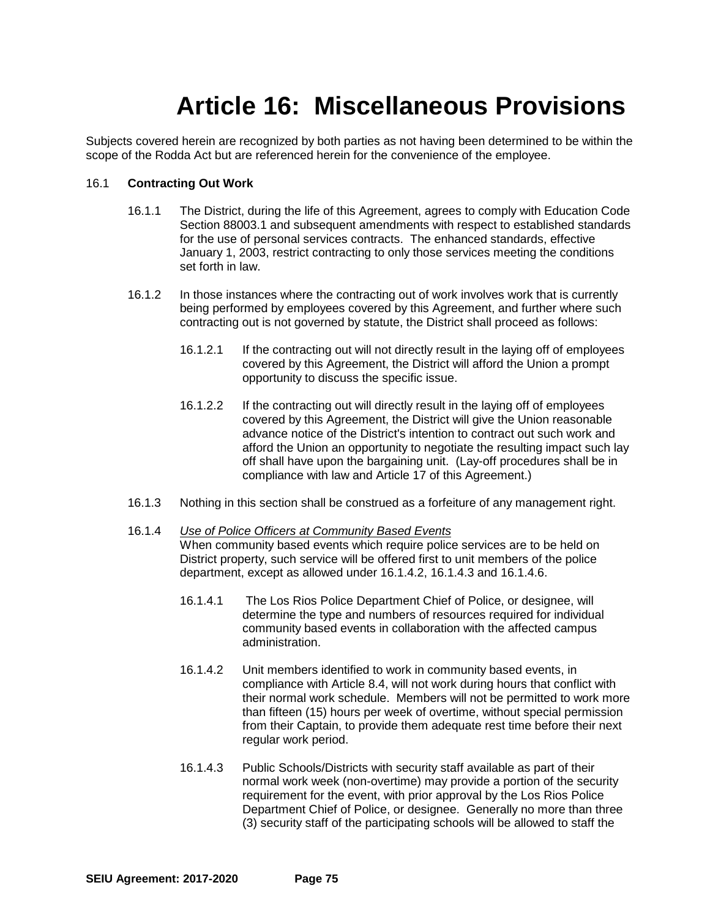# Article 16: Miscellaneous Provisions

Subjects covered herein are recognized by both parties as not having been determined to be within the scope of the Rodda Act but are referenced herein for the convenience of the employee.

16.1 **Contracting Out Work**

16.1.1 The District, during the life of this Agreement, agrees to comply with Education Code Section 88003.1 and subsequent amendments with respect to established standards for the use of personal services contracts. The enhanced standards, effective January 1, 2003, restrict contracting to only those services meeting the conditions set forth in law.

16.1.2 In those instances where the contracting out of work involves work that is currently being performed by employees covered by this Agreement, and further where such contracting out is not governed by statute, the District shall proceed as follows:

16.1.2.1 If the contracting out will not directly result in the laying off of employees covered by this Agreement, the District will afford the Union a prompt opportunity to discuss the specific issue.

16.1.2.2 If the contracting out will directly result in the laying off of employees covered by this Agreement, the District will give the Union reasonable advance notice of the District's intention to contract out such work and afford the Union an opportunity to negotiate the resulting impact such lay off shall have upon the bargaining unit. (Lay-off procedures shall be in compliance with law and Article 17 of this Agreement.)

16.1.3 Nothing in this section shall be construed as a forfeiture of any management right.

16.1.4 *Use of Police Officers at Community Based Events*
When community based events which require police services are to be held on District property, such service will be offered first to unit members of the police department, except as allowed under 16.1.4.2, 16.1.4.3 and 16.1.4.6.

16.1.4.1 The Los Rios Police Department Chief of Police, or designee, will determine the type and numbers of resources required for individual community based events in collaboration with the affected campus administration.

16.1.4.2 Unit members identified to work in community based events, in compliance with Article 8.4, will not work during hours that conflict with their normal work schedule. Members will not be permitted to work more than fifteen (15) hours per week of overtime, without special permission from their Captain, to provide them adequate rest time before their next regular work period.

16.1.4.3 Public Schools/Districts with security staff available as part of their normal work week (non-overtime) may provide a portion of the security requirement for the event, with prior approval by the Los Rios Police Department Chief of Police, or designee. Generally no more than three (3) security staff of the participating schools will be allowed to staff the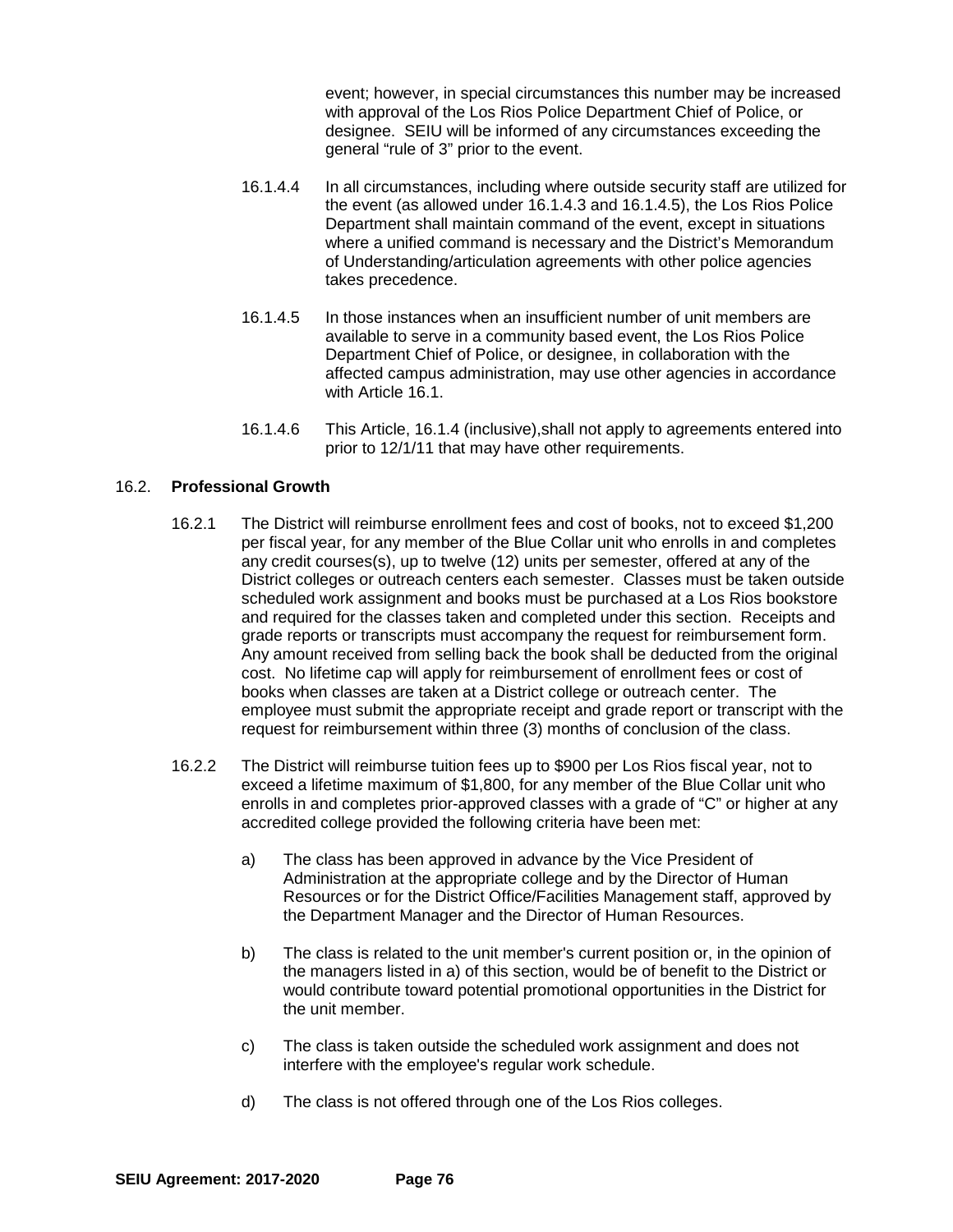event; however, in special circumstances this number may be increased with approval of the Los Rios Police Department Chief of Police, or designee. SEIU will be informed of any circumstances exceeding the general "rule of 3" prior to the event.

16.1.4.4 In all circumstances, including where outside security staff are utilized for the event (as allowed under 16.1.4.3 and 16.1.4.5), the Los Rios Police Department shall maintain command of the event, except in situations where a unified command is necessary and the District's Memorandum of Understanding/articulation agreements with other police agencies takes precedence.

16.1.4.5 In those instances when an insufficient number of unit members are available to serve in a community based event, the Los Rios Police Department Chief of Police, or designee, in collaboration with the affected campus administration, may use other agencies in accordance with Article 16.1.

16.1.4.6 This Article, 16.1.4 (inclusive),shall not apply to agreements entered into prior to 12/1/11 that may have other requirements.

16.2. **Professional Growth**

16.2.1 The District will reimburse enrollment fees and cost of books, not to exceed $1,200 per fiscal year, for any member of the Blue Collar unit who enrolls in and completes any credit courses(s), up to twelve (12) units per semester, offered at any of the District colleges or outreach centers each semester. Classes must be taken outside scheduled work assignment and books must be purchased at a Los Rios bookstore and required for the classes taken and completed under this section. Receipts and grade reports or transcripts must accompany the request for reimbursement form. Any amount received from selling back the book shall be deducted from the original cost. No lifetime cap will apply for reimbursement of enrollment fees or cost of books when classes are taken at a District college or outreach center. The employee must submit the appropriate receipt and grade report or transcript with the request for reimbursement within three (3) months of conclusion of the class.

16.2.2 The District will reimburse tuition fees up to $900 per Los Rios fiscal year, not to exceed a lifetime maximum of $1,800, for any member of the Blue Collar unit who enrolls in and completes prior-approved classes with a grade of "C" or higher at any accredited college provided the following criteria have been met:

a) The class has been approved in advance by the Vice President of Administration at the appropriate college and by the Director of Human Resources or for the District Office/Facilities Management staff, approved by the Department Manager and the Director of Human Resources.

b) The class is related to the unit member's current position or, in the opinion of the managers listed in a) of this section, would be of benefit to the District or would contribute toward potential promotional opportunities in the District for the unit member.

c) The class is taken outside the scheduled work assignment and does not interfere with the employee's regular work schedule.

d) The class is not offered through one of the Los Rios colleges.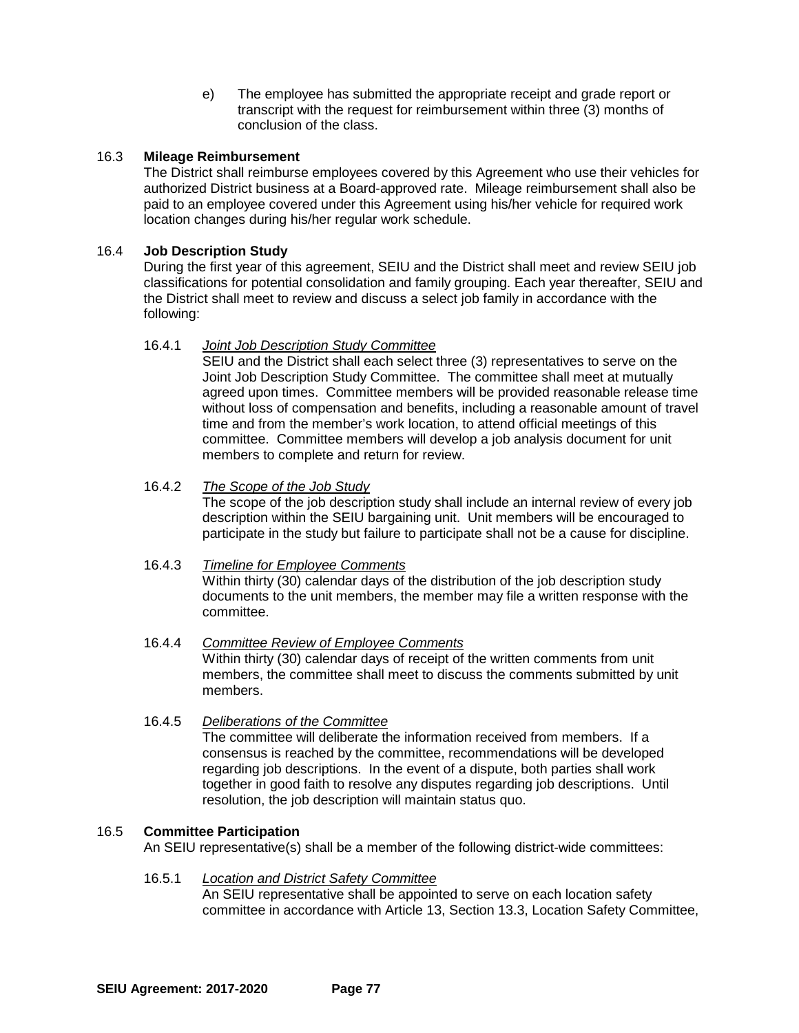e) The employee has submitted the appropriate receipt and grade report or transcript with the request for reimbursement within three (3) months of conclusion of the class.

### 16.3 Mileage Reimbursement

The District shall reimburse employees covered by this Agreement who use their vehicles for authorized District business at a Board-approved rate. Mileage reimbursement shall also be paid to an employee covered under this Agreement using his/her vehicle for required work location changes during his/her regular work schedule.

### 16.4 Job Description Study

During the first year of this agreement, SEIU and the District shall meet and review SEIU job classifications for potential consolidation and family grouping. Each year thereafter, SEIU and the District shall meet to review and discuss a select job family in accordance with the following:

16.4.1 *Joint Job Description Study Committee*

SEIU and the District shall each select three (3) representatives to serve on the Joint Job Description Study Committee. The committee shall meet at mutually agreed upon times. Committee members will be provided reasonable release time without loss of compensation and benefits, including a reasonable amount of travel time and from the member's work location, to attend official meetings of this committee. Committee members will develop a job analysis document for unit members to complete and return for review.

16.4.2 *The Scope of the Job Study*

The scope of the job description study shall include an internal review of every job description within the SEIU bargaining unit. Unit members will be encouraged to participate in the study but failure to participate shall not be a cause for discipline.

16.4.3 *Timeline for Employee Comments*

Within thirty (30) calendar days of the distribution of the job description study documents to the unit members, the member may file a written response with the committee.

16.4.4 *Committee Review of Employee Comments*

Within thirty (30) calendar days of receipt of the written comments from unit members, the committee shall meet to discuss the comments submitted by unit members.

16.4.5 *Deliberations of the Committee*

The committee will deliberate the information received from members. If a consensus is reached by the committee, recommendations will be developed regarding job descriptions. In the event of a dispute, both parties shall work together in good faith to resolve any disputes regarding job descriptions. Until resolution, the job description will maintain status quo.

### 16.5 Committee Participation

An SEIU representative(s) shall be a member of the following district-wide committees:

16.5.1 *Location and District Safety Committee*

An SEIU representative shall be appointed to serve on each location safety committee in accordance with Article 13, Section 13.3, Location Safety Committee,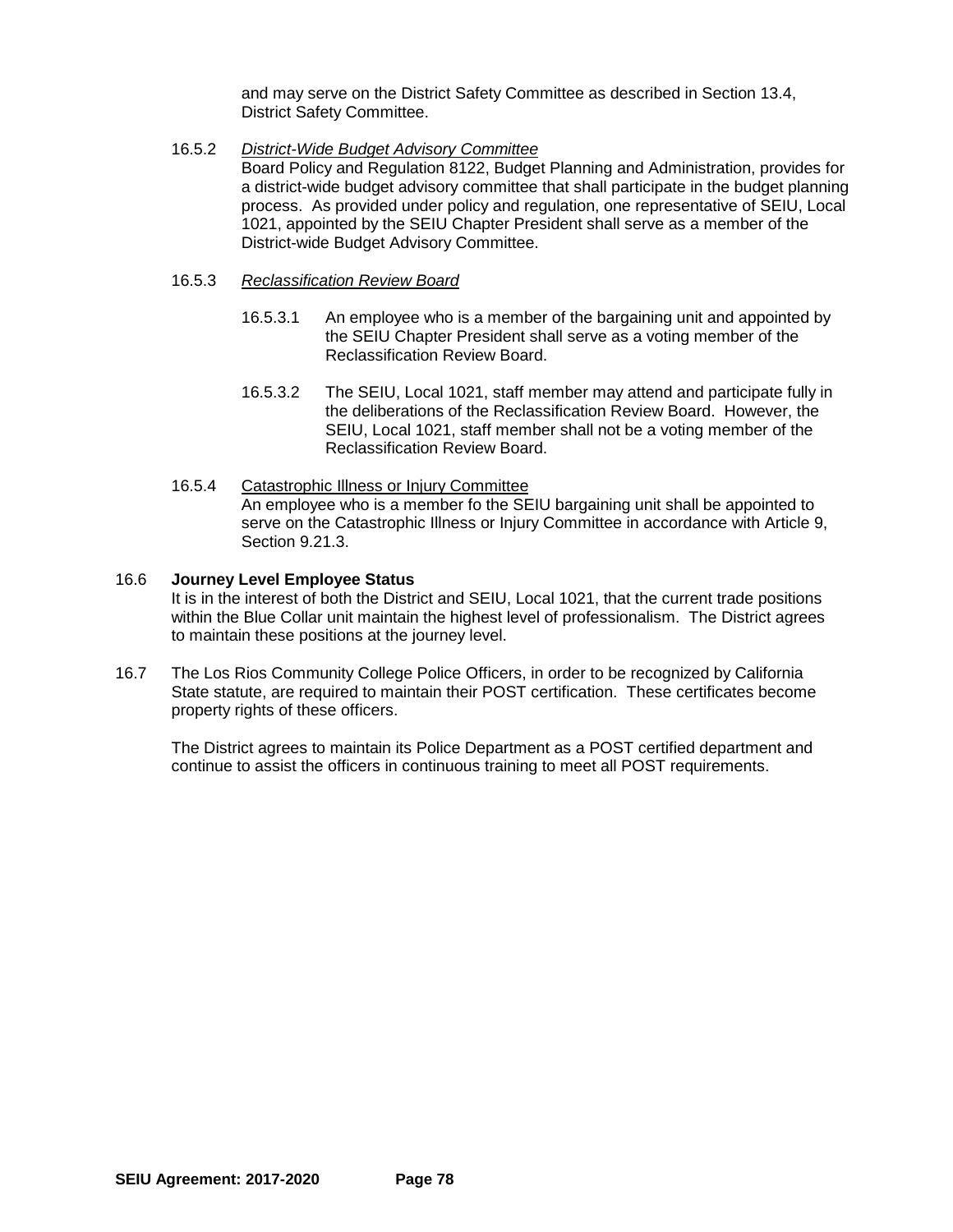and may serve on the District Safety Committee as described in Section 13.4, District Safety Committee.

16.5.2 *District-Wide Budget Advisory Committee*
Board Policy and Regulation 8122, Budget Planning and Administration, provides for a district-wide budget advisory committee that shall participate in the budget planning process. As provided under policy and regulation, one representative of SEIU, Local 1021, appointed by the SEIU Chapter President shall serve as a member of the District-wide Budget Advisory Committee.

16.5.3 *Reclassification Review Board*

16.5.3.1 An employee who is a member of the bargaining unit and appointed by the SEIU Chapter President shall serve as a voting member of the Reclassification Review Board.

16.5.3.2 The SEIU, Local 1021, staff member may attend and participate fully in the deliberations of the Reclassification Review Board. However, the SEIU, Local 1021, staff member shall not be a voting member of the Reclassification Review Board.

16.5.4 Catastrophic Illness or Injury Committee
An employee who is a member fo the SEIU bargaining unit shall be appointed to serve on the Catastrophic Illness or Injury Committee in accordance with Article 9, Section 9.21.3.

16.6 **Journey Level Employee Status**
It is in the interest of both the District and SEIU, Local 1021, that the current trade positions within the Blue Collar unit maintain the highest level of professionalism. The District agrees to maintain these positions at the journey level.

16.7 The Los Rios Community College Police Officers, in order to be recognized by California State statute, are required to maintain their POST certification. These certificates become property rights of these officers.

The District agrees to maintain its Police Department as a POST certified department and continue to assist the officers in continuous training to meet all POST requirements.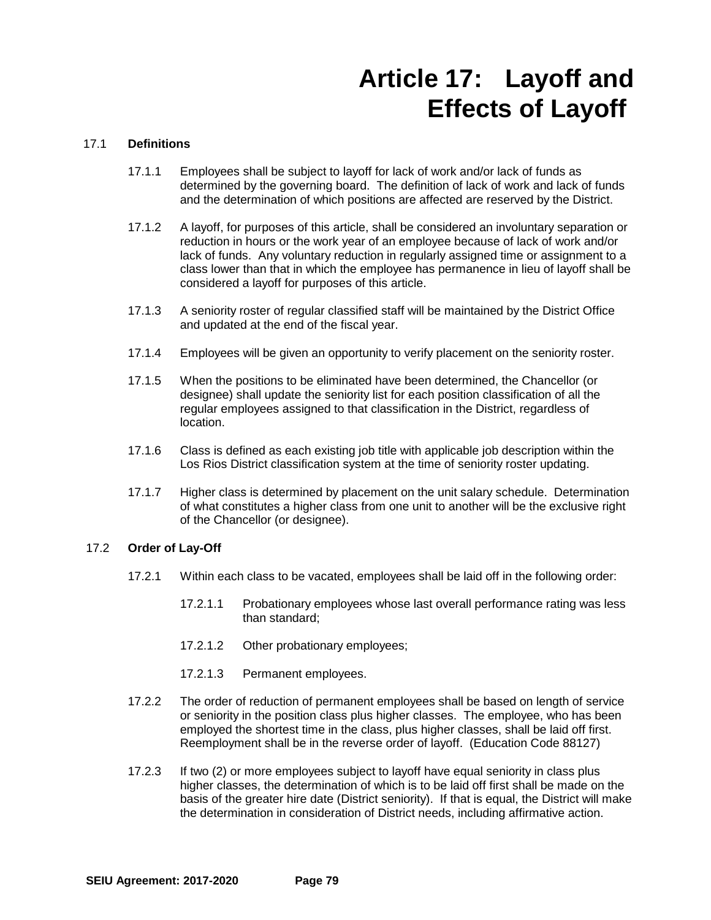# Article 17: Layoff and Effects of Layoff

## 17.1 Definitions

17.1.1 Employees shall be subject to layoff for lack of work and/or lack of funds as determined by the governing board. The definition of lack of work and lack of funds and the determination of which positions are affected are reserved by the District.

17.1.2 A layoff, for purposes of this article, shall be considered an involuntary separation or reduction in hours or the work year of an employee because of lack of work and/or lack of funds. Any voluntary reduction in regularly assigned time or assignment to a class lower than that in which the employee has permanence in lieu of layoff shall be considered a layoff for purposes of this article.

17.1.3 A seniority roster of regular classified staff will be maintained by the District Office and updated at the end of the fiscal year.

17.1.4 Employees will be given an opportunity to verify placement on the seniority roster.

17.1.5 When the positions to be eliminated have been determined, the Chancellor (or designee) shall update the seniority list for each position classification of all the regular employees assigned to that classification in the District, regardless of location.

17.1.6 Class is defined as each existing job title with applicable job description within the Los Rios District classification system at the time of seniority roster updating.

17.1.7 Higher class is determined by placement on the unit salary schedule. Determination of what constitutes a higher class from one unit to another will be the exclusive right of the Chancellor (or designee).

## 17.2 Order of Lay-Off

17.2.1 Within each class to be vacated, employees shall be laid off in the following order:

17.2.1.1 Probationary employees whose last overall performance rating was less than standard;

17.2.1.2 Other probationary employees;

17.2.1.3 Permanent employees.

17.2.2 The order of reduction of permanent employees shall be based on length of service or seniority in the position class plus higher classes. The employee, who has been employed the shortest time in the class, plus higher classes, shall be laid off first. Reemployment shall be in the reverse order of layoff. (Education Code 88127)

17.2.3 If two (2) or more employees subject to layoff have equal seniority in class plus higher classes, the determination of which is to be laid off first shall be made on the basis of the greater hire date (District seniority). If that is equal, the District will make the determination in consideration of District needs, including affirmative action.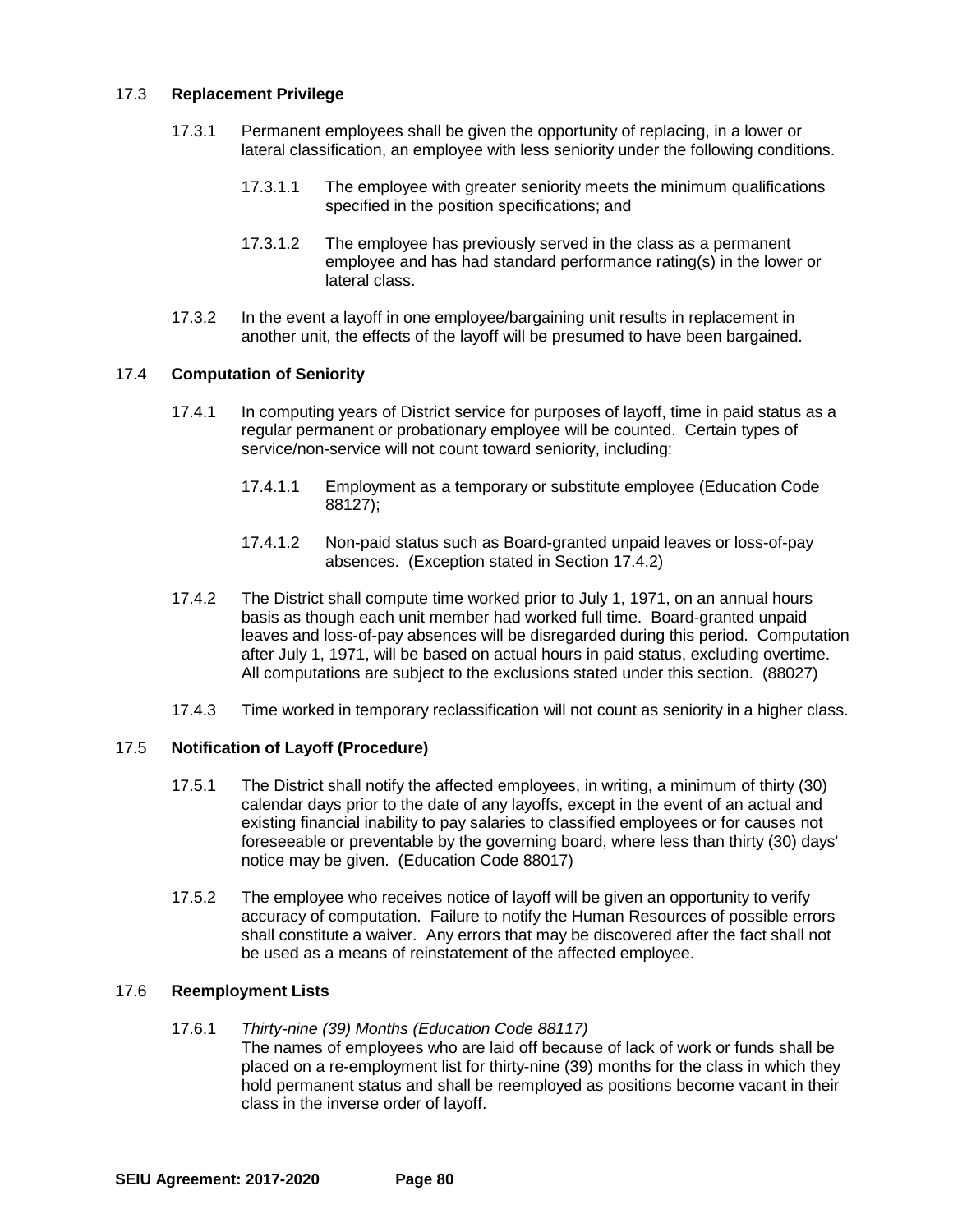### 17.3 **Replacement Privilege**

17.3.1 Permanent employees shall be given the opportunity of replacing, in a lower or lateral classification, an employee with less seniority under the following conditions.

17.3.1.1 The employee with greater seniority meets the minimum qualifications specified in the position specifications; and

17.3.1.2 The employee has previously served in the class as a permanent employee and has had standard performance rating(s) in the lower or lateral class.

17.3.2 In the event a layoff in one employee/bargaining unit results in replacement in another unit, the effects of the layoff will be presumed to have been bargained.

### 17.4 **Computation of Seniority**

17.4.1 In computing years of District service for purposes of layoff, time in paid status as a regular permanent or probationary employee will be counted. Certain types of service/non-service will not count toward seniority, including:

17.4.1.1 Employment as a temporary or substitute employee (Education Code 88127);

17.4.1.2 Non-paid status such as Board-granted unpaid leaves or loss-of-pay absences. (Exception stated in Section 17.4.2)

17.4.2 The District shall compute time worked prior to July 1, 1971, on an annual hours basis as though each unit member had worked full time. Board-granted unpaid leaves and loss-of-pay absences will be disregarded during this period. Computation after July 1, 1971, will be based on actual hours in paid status, excluding overtime. All computations are subject to the exclusions stated under this section. (88027)

17.4.3 Time worked in temporary reclassification will not count as seniority in a higher class.

### 17.5 **Notification of Layoff (Procedure)**

17.5.1 The District shall notify the affected employees, in writing, a minimum of thirty (30) calendar days prior to the date of any layoffs, except in the event of an actual and existing financial inability to pay salaries to classified employees or for causes not foreseeable or preventable by the governing board, where less than thirty (30) days' notice may be given. (Education Code 88017)

17.5.2 The employee who receives notice of layoff will be given an opportunity to verify accuracy of computation. Failure to notify the Human Resources of possible errors shall constitute a waiver. Any errors that may be discovered after the fact shall not be used as a means of reinstatement of the affected employee.

### 17.6 **Reemployment Lists**

17.6.1 *Thirty-nine (39) Months (Education Code 88117)*
The names of employees who are laid off because of lack of work or funds shall be placed on a re-employment list for thirty-nine (39) months for the class in which they hold permanent status and shall be reemployed as positions become vacant in their class in the inverse order of layoff.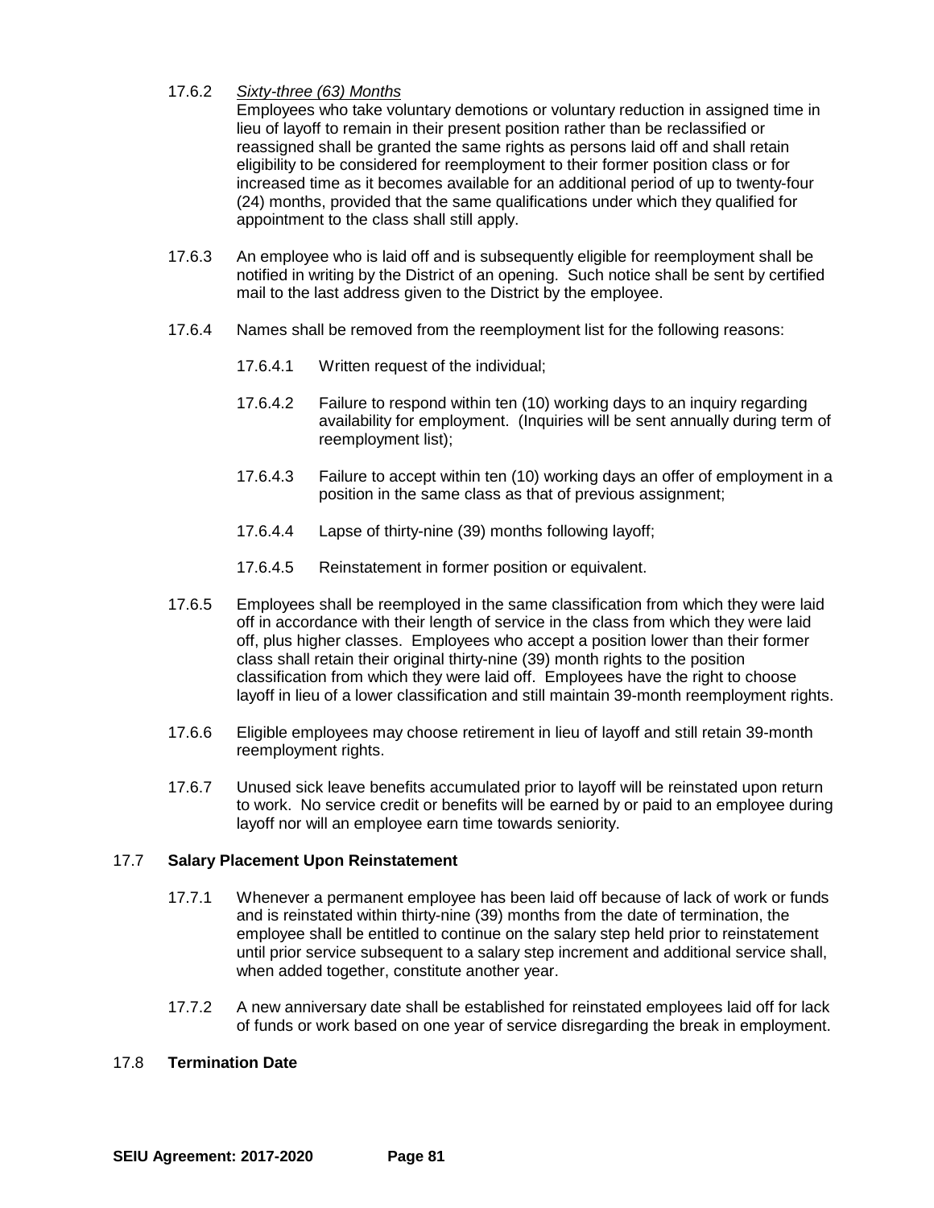17.6.2 *Sixty-three (63) Months*

Employees who take voluntary demotions or voluntary reduction in assigned time in lieu of layoff to remain in their present position rather than be reclassified or reassigned shall be granted the same rights as persons laid off and shall retain eligibility to be considered for reemployment to their former position class or for increased time as it becomes available for an additional period of up to twenty-four (24) months, provided that the same qualifications under which they qualified for appointment to the class shall still apply.

17.6.3 An employee who is laid off and is subsequently eligible for reemployment shall be notified in writing by the District of an opening. Such notice shall be sent by certified mail to the last address given to the District by the employee.

17.6.4 Names shall be removed from the reemployment list for the following reasons:

17.6.4.1 Written request of the individual;

17.6.4.2 Failure to respond within ten (10) working days to an inquiry regarding availability for employment. (Inquiries will be sent annually during term of reemployment list);

17.6.4.3 Failure to accept within ten (10) working days an offer of employment in a position in the same class as that of previous assignment;

17.6.4.4 Lapse of thirty-nine (39) months following layoff;

17.6.4.5 Reinstatement in former position or equivalent.

17.6.5 Employees shall be reemployed in the same classification from which they were laid off in accordance with their length of service in the class from which they were laid off, plus higher classes. Employees who accept a position lower than their former class shall retain their original thirty-nine (39) month rights to the position classification from which they were laid off. Employees have the right to choose layoff in lieu of a lower classification and still maintain 39-month reemployment rights.

17.6.6 Eligible employees may choose retirement in lieu of layoff and still retain 39-month reemployment rights.

17.6.7 Unused sick leave benefits accumulated prior to layoff will be reinstated upon return to work. No service credit or benefits will be earned by or paid to an employee during layoff nor will an employee earn time towards seniority.

## 17.7 **Salary Placement Upon Reinstatement**

17.7.1 Whenever a permanent employee has been laid off because of lack of work or funds and is reinstated within thirty-nine (39) months from the date of termination, the employee shall be entitled to continue on the salary step held prior to reinstatement until prior service subsequent to a salary step increment and additional service shall, when added together, constitute another year.

17.7.2 A new anniversary date shall be established for reinstated employees laid off for lack of funds or work based on one year of service disregarding the break in employment.

## 17.8 **Termination Date**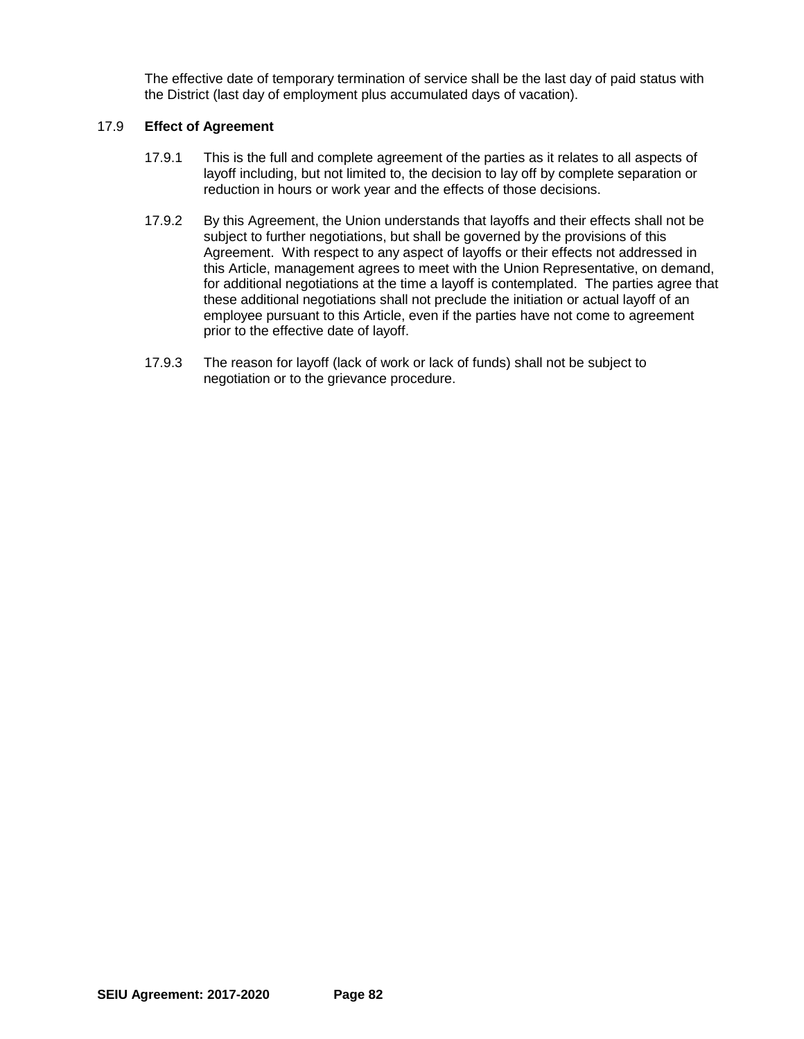The effective date of temporary termination of service shall be the last day of paid status with the District (last day of employment plus accumulated days of vacation).

17.9 **Effect of Agreement**

17.9.1 This is the full and complete agreement of the parties as it relates to all aspects of layoff including, but not limited to, the decision to lay off by complete separation or reduction in hours or work year and the effects of those decisions.

17.9.2 By this Agreement, the Union understands that layoffs and their effects shall not be subject to further negotiations, but shall be governed by the provisions of this Agreement. With respect to any aspect of layoffs or their effects not addressed in this Article, management agrees to meet with the Union Representative, on demand, for additional negotiations at the time a layoff is contemplated. The parties agree that these additional negotiations shall not preclude the initiation or actual layoff of an employee pursuant to this Article, even if the parties have not come to agreement prior to the effective date of layoff.

17.9.3 The reason for layoff (lack of work or lack of funds) shall not be subject to negotiation or to the grievance procedure.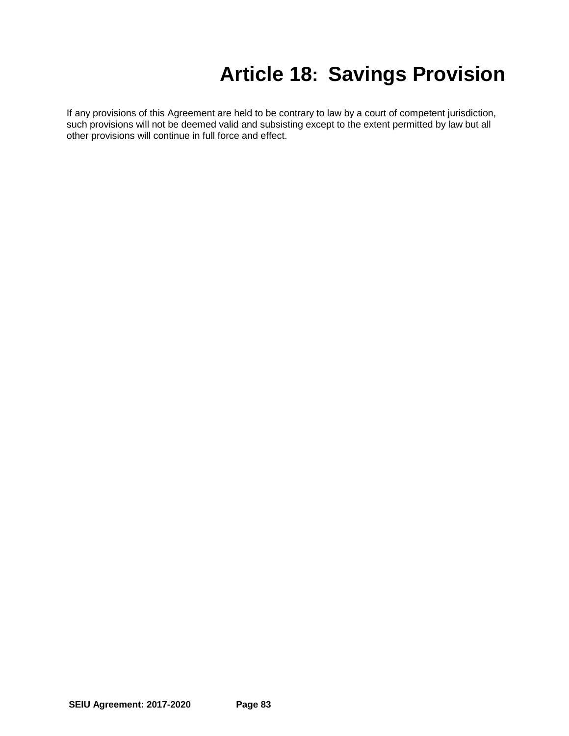# Article 18: Savings Provision

If any provisions of this Agreement are held to be contrary to law by a court of competent jurisdiction, such provisions will not be deemed valid and subsisting except to the extent permitted by law but all other provisions will continue in full force and effect.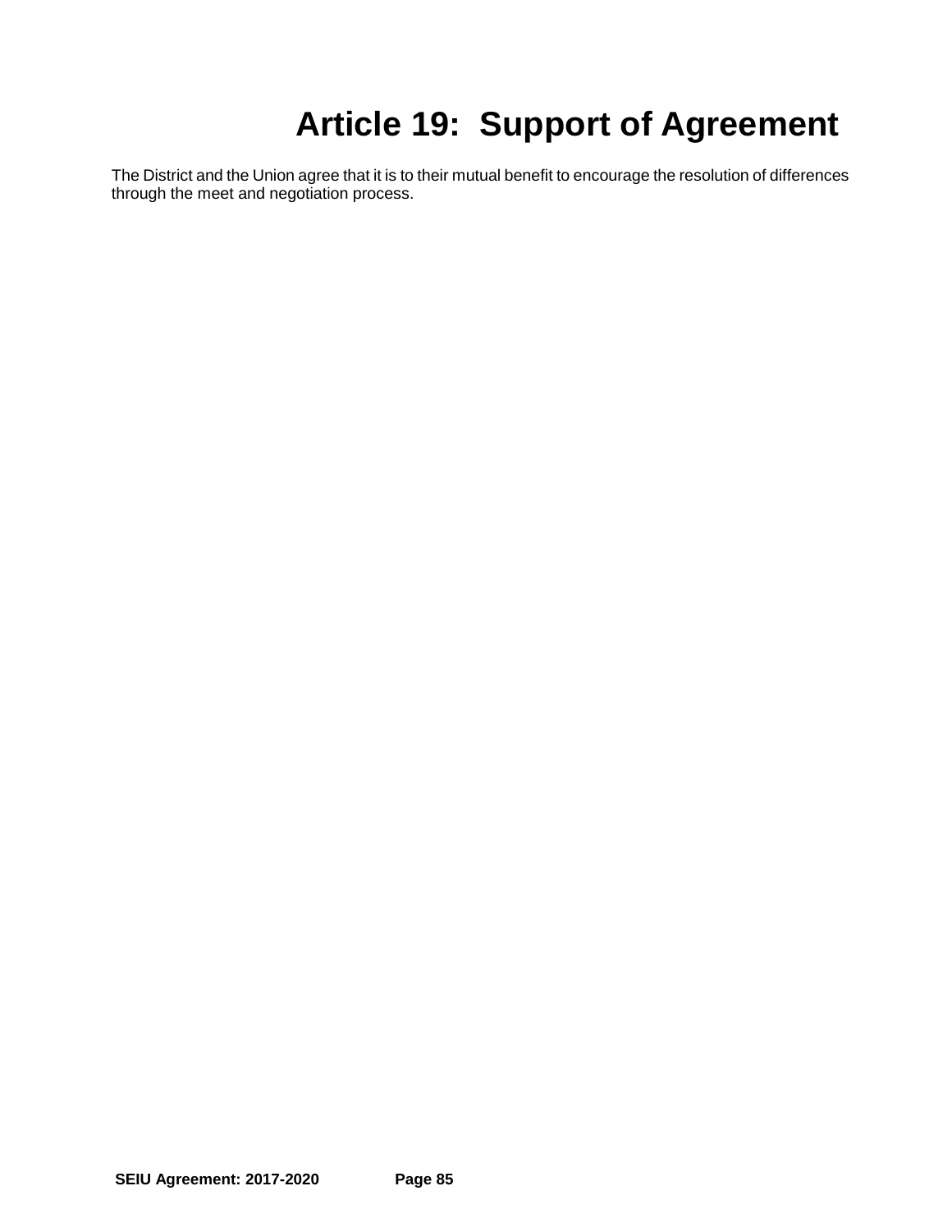# Article 19: Support of Agreement

The District and the Union agree that it is to their mutual benefit to encourage the resolution of differences through the meet and negotiation process.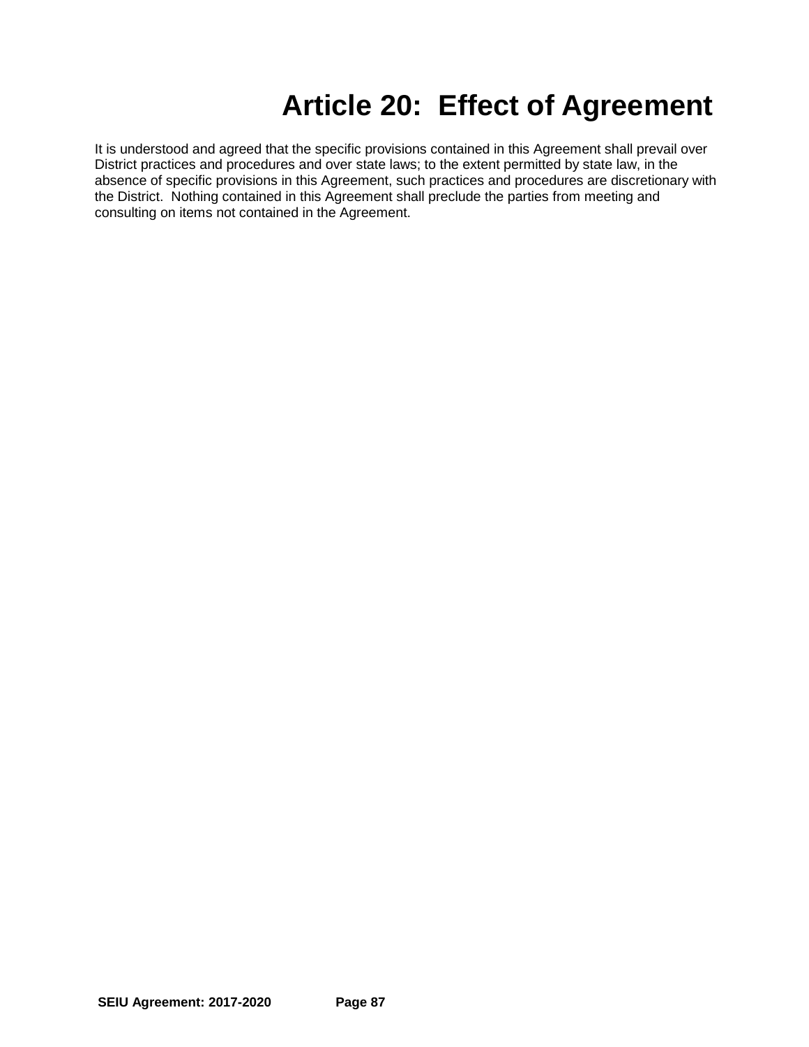# Article 20: Effect of Agreement

It is understood and agreed that the specific provisions contained in this Agreement shall prevail over District practices and procedures and over state laws; to the extent permitted by state law, in the absence of specific provisions in this Agreement, such practices and procedures are discretionary with the District. Nothing contained in this Agreement shall preclude the parties from meeting and consulting on items not contained in the Agreement.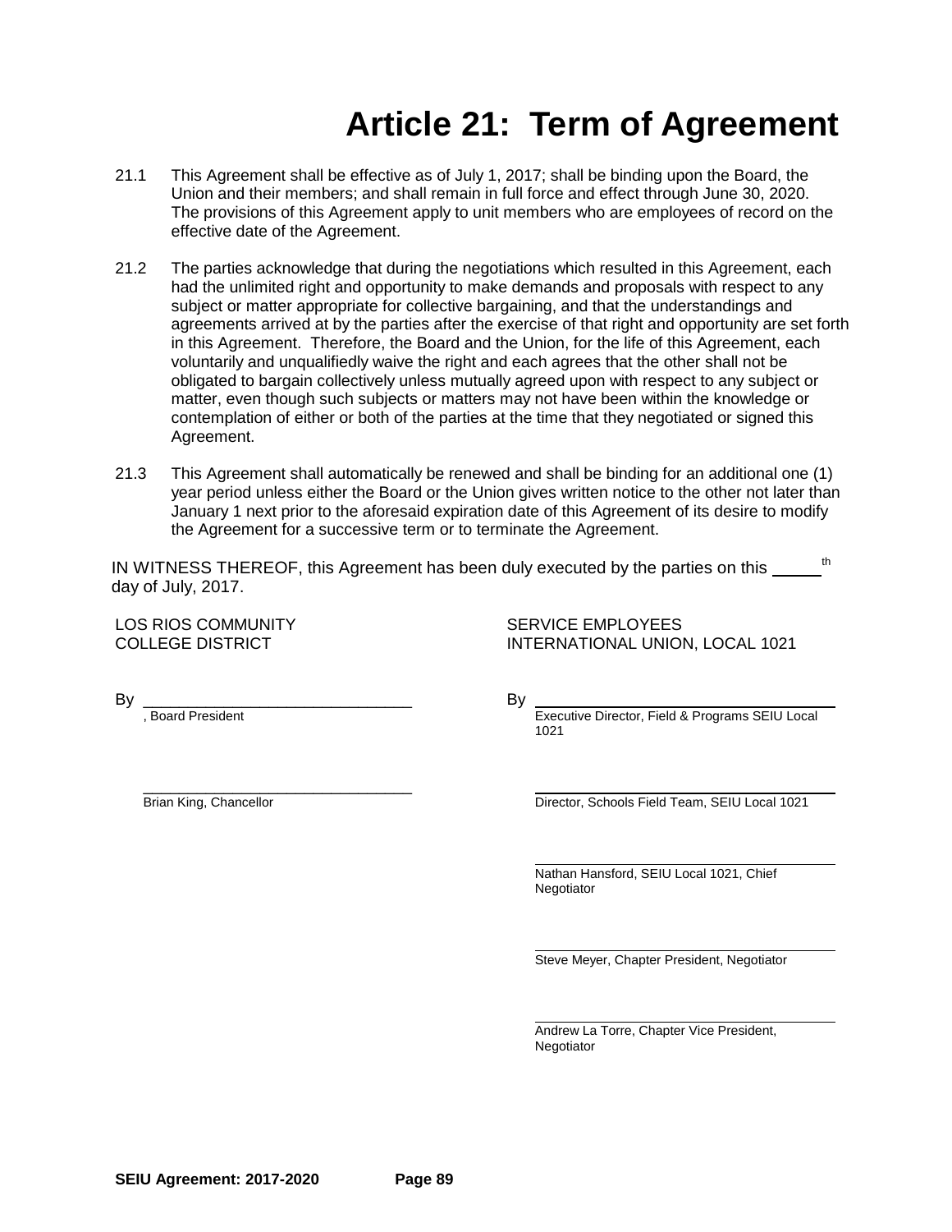# Article 21: Term of Agreement

21.1 This Agreement shall be effective as of July 1, 2017; shall be binding upon the Board, the Union and their members; and shall remain in full force and effect through June 30, 2020. The provisions of this Agreement apply to unit members who are employees of record on the effective date of the Agreement.

21.2 The parties acknowledge that during the negotiations which resulted in this Agreement, each had the unlimited right and opportunity to make demands and proposals with respect to any subject or matter appropriate for collective bargaining, and that the understandings and agreements arrived at by the parties after the exercise of that right and opportunity are set forth in this Agreement. Therefore, the Board and the Union, for the life of this Agreement, each voluntarily and unqualifiedly waive the right and each agrees that the other shall not be obligated to bargain collectively unless mutually agreed upon with respect to any subject or matter, even though such subjects or matters may not have been within the knowledge or contemplation of either or both of the parties at the time that they negotiated or signed this Agreement.

21.3 This Agreement shall automatically be renewed and shall be binding for an additional one (1) year period unless either the Board or the Union gives written notice to the other not later than January 1 next prior to the aforesaid expiration date of this Agreement of its desire to modify the Agreement for a successive term or to terminate the Agreement.

IN WITNESS THEREOF, this Agreement has been duly executed by the parties on this _____th day of July, 2017.

LOS RIOS COMMUNITY COLLEGE DISTRICT

By ______________________________
, Board President

______________________________
Brian King, Chancellor

SERVICE EMPLOYEES INTERNATIONAL UNION, LOCAL 1021

By ______________________________
Executive Director, Field & Programs SEIU Local 1021

______________________________
Director, Schools Field Team, SEIU Local 1021

______________________________
Nathan Hansford, SEIU Local 1021, Chief Negotiator

______________________________
Steve Meyer, Chapter President, Negotiator

______________________________
Andrew La Torre, Chapter Vice President, Negotiator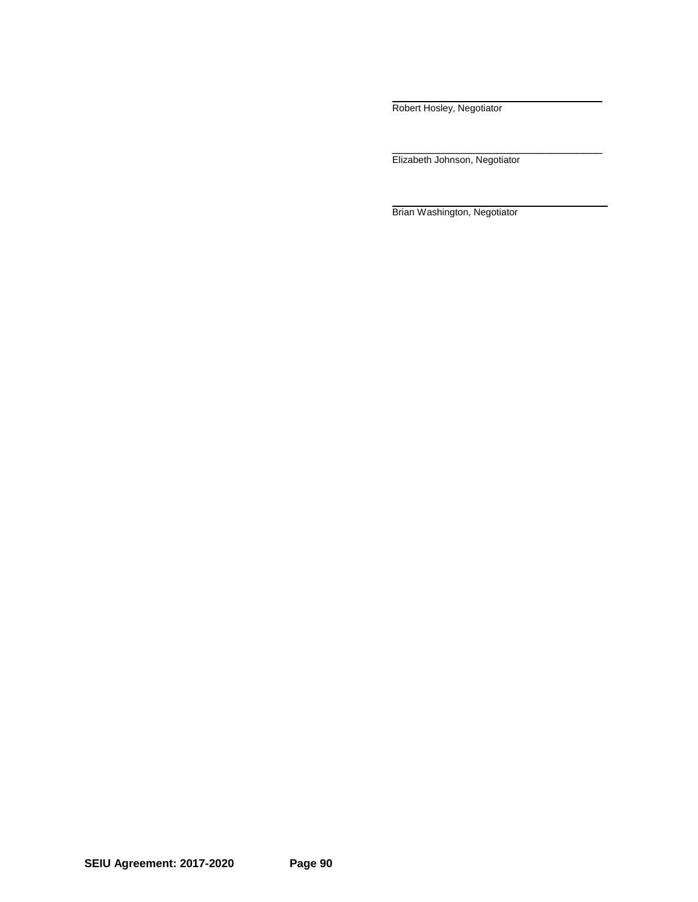\_\_\_\_\_\_\_\_\_\_\_\_\_\_\_\_\_\_\_\_\_\_\_\_\_\_\_\_\_\_\_\_\_\_\_\_\_\_
Robert Hosley, Negotiator

\_\_\_\_\_\_\_\_\_\_\_\_\_\_\_\_\_\_\_\_\_\_\_\_\_\_\_\_\_\_\_\_\_\_\_\_\_\_
Elizabeth Johnson, Negotiator

\_\_\_\_\_\_\_\_\_\_\_\_\_\_\_\_\_\_\_\_\_\_\_\_\_\_\_\_\_\_\_\_\_\_\_\_\_\_
Brian Washington, Negotiator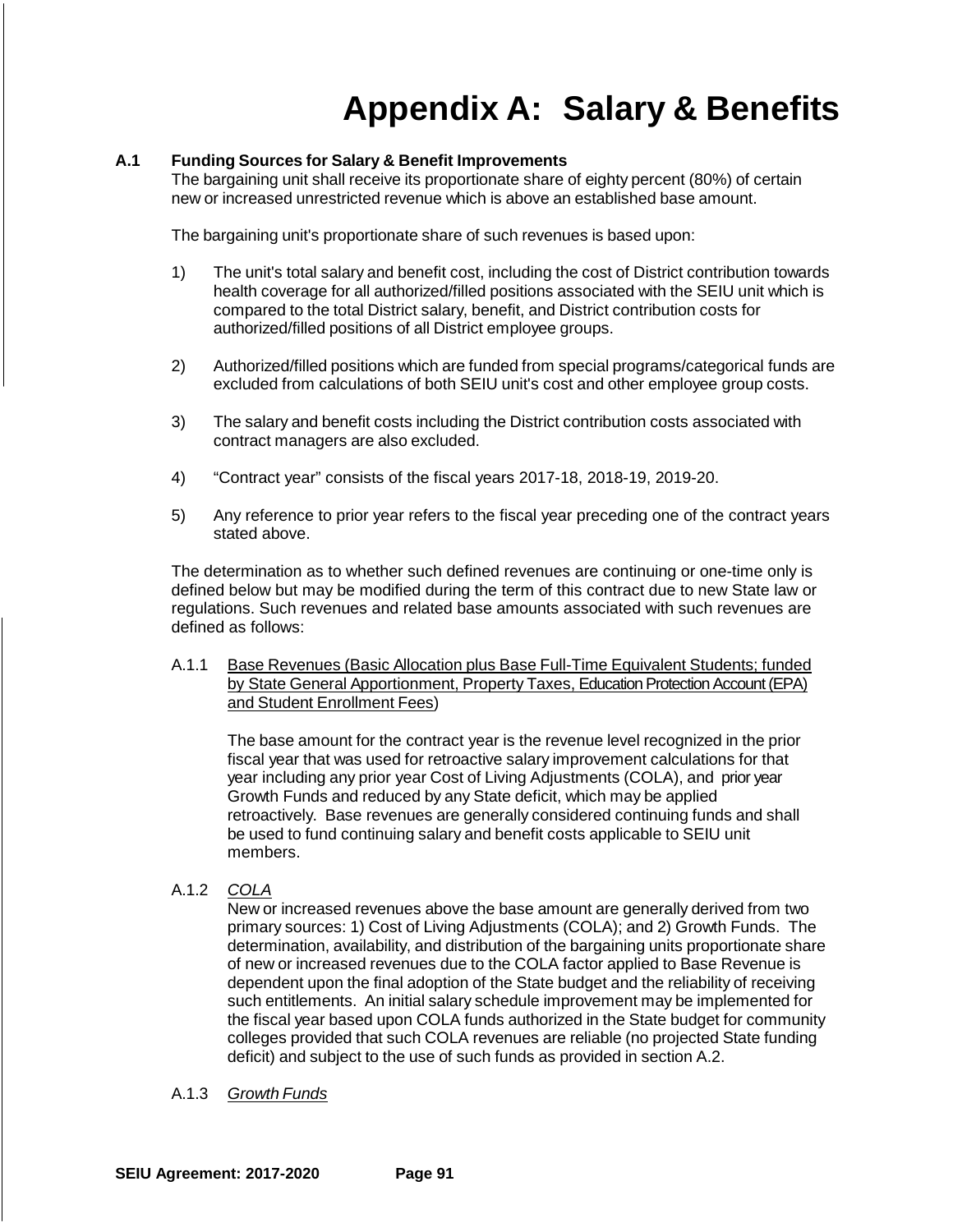# Appendix A: Salary & Benefits

**A.1 Funding Sources for Salary & Benefit Improvements**

The bargaining unit shall receive its proportionate share of eighty percent (80%) of certain new or increased unrestricted revenue which is above an established base amount.

The bargaining unit's proportionate share of such revenues is based upon:

1) The unit's total salary and benefit cost, including the cost of District contribution towards health coverage for all authorized/filled positions associated with the SEIU unit which is compared to the total District salary, benefit, and District contribution costs for authorized/filled positions of all District employee groups.

2) Authorized/filled positions which are funded from special programs/categorical funds are excluded from calculations of both SEIU unit's cost and other employee group costs.

3) The salary and benefit costs including the District contribution costs associated with contract managers are also excluded.

4) "Contract year" consists of the fiscal years 2017-18, 2018-19, 2019-20.

5) Any reference to prior year refers to the fiscal year preceding one of the contract years stated above.

The determination as to whether such defined revenues are continuing or one-time only is defined below but may be modified during the term of this contract due to new State law or regulations. Such revenues and related base amounts associated with such revenues are defined as follows:

A.1.1 Base Revenues (Basic Allocation plus Base Full-Time Equivalent Students; funded by State General Apportionment, Property Taxes, Education Protection Account (EPA) and Student Enrollment Fees)

The base amount for the contract year is the revenue level recognized in the prior fiscal year that was used for retroactive salary improvement calculations for that year including any prior year Cost of Living Adjustments (COLA), and prior year Growth Funds and reduced by any State deficit, which may be applied retroactively. Base revenues are generally considered continuing funds and shall be used to fund continuing salary and benefit costs applicable to SEIU unit members.

A.1.2 *COLA*

New or increased revenues above the base amount are generally derived from two primary sources: 1) Cost of Living Adjustments (COLA); and 2) Growth Funds. The determination, availability, and distribution of the bargaining units proportionate share of new or increased revenues due to the COLA factor applied to Base Revenue is dependent upon the final adoption of the State budget and the reliability of receiving such entitlements. An initial salary schedule improvement may be implemented for the fiscal year based upon COLA funds authorized in the State budget for community colleges provided that such COLA revenues are reliable (no projected State funding deficit) and subject to the use of such funds as provided in section A.2.

A.1.3 *Growth Funds*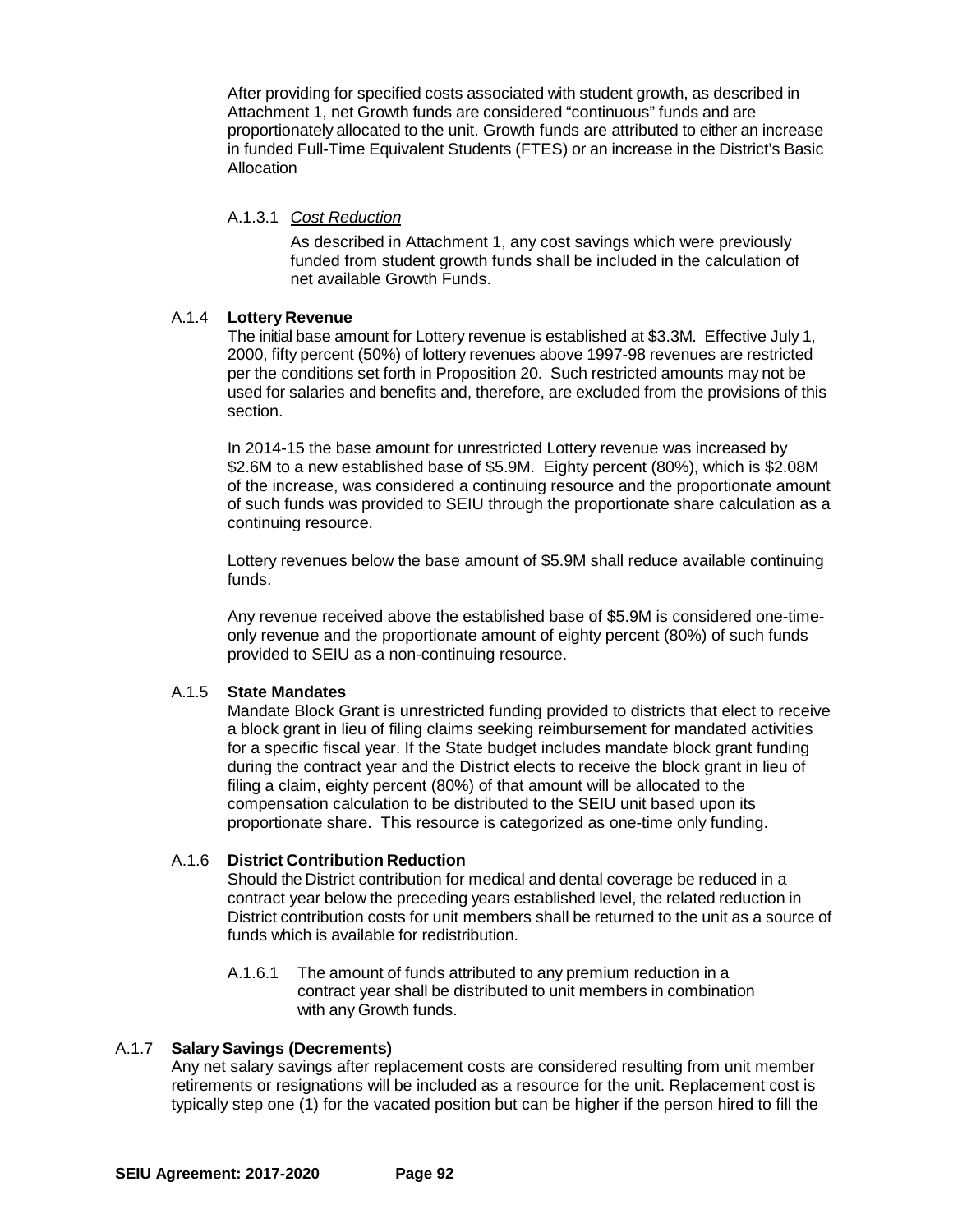After providing for specified costs associated with student growth, as described in Attachment 1, net Growth funds are considered "continuous" funds and are proportionately allocated to the unit. Growth funds are attributed to either an increase in funded Full-Time Equivalent Students (FTES) or an increase in the District's Basic Allocation

A.1.3.1 *Cost Reduction*

As described in Attachment 1, any cost savings which were previously funded from student growth funds shall be included in the calculation of net available Growth Funds.

A.1.4 **Lottery Revenue**

The initial base amount for Lottery revenue is established at \$3.3M. Effective July 1, 2000, fifty percent (50%) of lottery revenues above 1997-98 revenues are restricted per the conditions set forth in Proposition 20. Such restricted amounts may not be used for salaries and benefits and, therefore, are excluded from the provisions of this section.

In 2014-15 the base amount for unrestricted Lottery revenue was increased by \$2.6M to a new established base of \$5.9M. Eighty percent (80%), which is \$2.08M of the increase, was considered a continuing resource and the proportionate amount of such funds was provided to SEIU through the proportionate share calculation as a continuing resource.

Lottery revenues below the base amount of \$5.9M shall reduce available continuing funds.

Any revenue received above the established base of \$5.9M is considered one-time-only revenue and the proportionate amount of eighty percent (80%) of such funds provided to SEIU as a non-continuing resource.

A.1.5 **State Mandates**

Mandate Block Grant is unrestricted funding provided to districts that elect to receive a block grant in lieu of filing claims seeking reimbursement for mandated activities for a specific fiscal year. If the State budget includes mandate block grant funding during the contract year and the District elects to receive the block grant in lieu of filing a claim, eighty percent (80%) of that amount will be allocated to the compensation calculation to be distributed to the SEIU unit based upon its proportionate share. This resource is categorized as one-time only funding.

A.1.6 **District Contribution Reduction**

Should the District contribution for medical and dental coverage be reduced in a contract year below the preceding years established level, the related reduction in District contribution costs for unit members shall be returned to the unit as a source of funds which is available for redistribution.

A.1.6.1 The amount of funds attributed to any premium reduction in a contract year shall be distributed to unit members in combination with any Growth funds.

A.1.7 **Salary Savings (Decrements)**

Any net salary savings after replacement costs are considered resulting from unit member retirements or resignations will be included as a resource for the unit. Replacement cost is typically step one (1) for the vacated position but can be higher if the person hired to fill the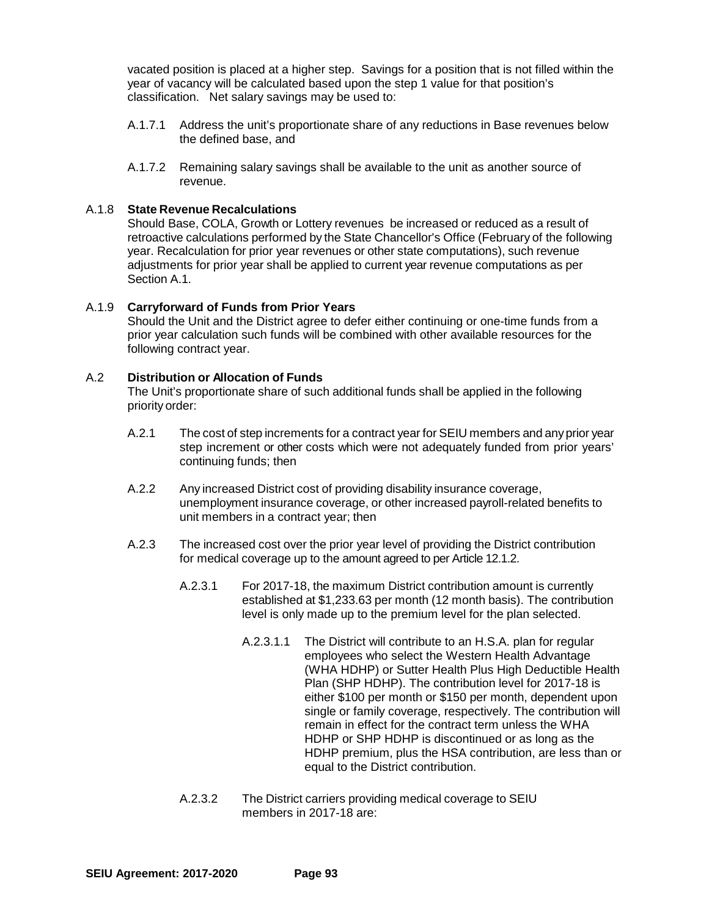vacated position is placed at a higher step. Savings for a position that is not filled within the year of vacancy will be calculated based upon the step 1 value for that position's classification. Net salary savings may be used to:

A.1.7.1 Address the unit's proportionate share of any reductions in Base revenues below the defined base, and

A.1.7.2 Remaining salary savings shall be available to the unit as another source of revenue.

A.1.8 **State Revenue Recalculations**

Should Base, COLA, Growth or Lottery revenues be increased or reduced as a result of retroactive calculations performed by the State Chancellor's Office (February of the following year. Recalculation for prior year revenues or other state computations), such revenue adjustments for prior year shall be applied to current year revenue computations as per Section A.1.

A.1.9 **Carryforward of Funds from Prior Years**

Should the Unit and the District agree to defer either continuing or one-time funds from a prior year calculation such funds will be combined with other available resources for the following contract year.

A.2 **Distribution or Allocation of Funds**

The Unit's proportionate share of such additional funds shall be applied in the following priority order:

A.2.1 The cost of step increments for a contract year for SEIU members and any prior year step increment or other costs which were not adequately funded from prior years' continuing funds; then

A.2.2 Any increased District cost of providing disability insurance coverage, unemployment insurance coverage, or other increased payroll-related benefits to unit members in a contract year; then

A.2.3 The increased cost over the prior year level of providing the District contribution for medical coverage up to the amount agreed to per Article 12.1.2.

A.2.3.1 For 2017-18, the maximum District contribution amount is currently established at $1,233.63 per month (12 month basis). The contribution level is only made up to the premium level for the plan selected.

A.2.3.1.1 The District will contribute to an H.S.A. plan for regular employees who select the Western Health Advantage (WHA HDHP) or Sutter Health Plus High Deductible Health Plan (SHP HDHP). The contribution level for 2017-18 is either $100 per month or $150 per month, dependent upon single or family coverage, respectively. The contribution will remain in effect for the contract term unless the WHA HDHP or SHP HDHP is discontinued or as long as the HDHP premium, plus the HSA contribution, are less than or equal to the District contribution.

A.2.3.2 The District carriers providing medical coverage to SEIU members in 2017-18 are: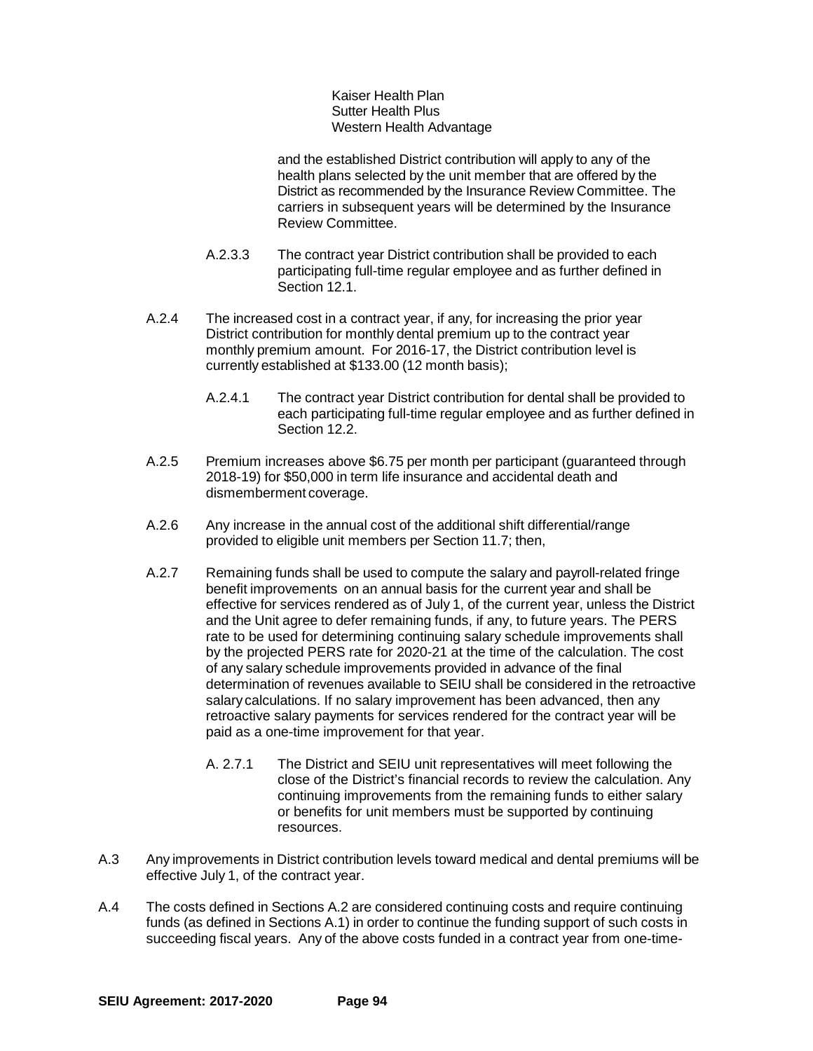Kaiser Health Plan
Sutter Health Plus
Western Health Advantage

and the established District contribution will apply to any of the health plans selected by the unit member that are offered by the District as recommended by the Insurance Review Committee. The carriers in subsequent years will be determined by the Insurance Review Committee.

A.2.3.3 The contract year District contribution shall be provided to each participating full-time regular employee and as further defined in Section 12.1.

A.2.4 The increased cost in a contract year, if any, for increasing the prior year District contribution for monthly dental premium up to the contract year monthly premium amount. For 2016-17, the District contribution level is currently established at $133.00 (12 month basis);

A.2.4.1 The contract year District contribution for dental shall be provided to each participating full-time regular employee and as further defined in Section 12.2.

A.2.5 Premium increases above $6.75 per month per participant (guaranteed through 2018-19) for $50,000 in term life insurance and accidental death and dismemberment coverage.

A.2.6 Any increase in the annual cost of the additional shift differential/range provided to eligible unit members per Section 11.7; then,

A.2.7 Remaining funds shall be used to compute the salary and payroll-related fringe benefit improvements on an annual basis for the current year and shall be effective for services rendered as of July 1, of the current year, unless the District and the Unit agree to defer remaining funds, if any, to future years. The PERS rate to be used for determining continuing salary schedule improvements shall by the projected PERS rate for 2020-21 at the time of the calculation. The cost of any salary schedule improvements provided in advance of the final determination of revenues available to SEIU shall be considered in the retroactive salary calculations. If no salary improvement has been advanced, then any retroactive salary payments for services rendered for the contract year will be paid as a one-time improvement for that year.

A. 2.7.1 The District and SEIU unit representatives will meet following the close of the District's financial records to review the calculation. Any continuing improvements from the remaining funds to either salary or benefits for unit members must be supported by continuing resources.

A.3 Any improvements in District contribution levels toward medical and dental premiums will be effective July 1, of the contract year.

A.4 The costs defined in Sections A.2 are considered continuing costs and require continuing funds (as defined in Sections A.1) in order to continue the funding support of such costs in succeeding fiscal years. Any of the above costs funded in a contract year from one-time-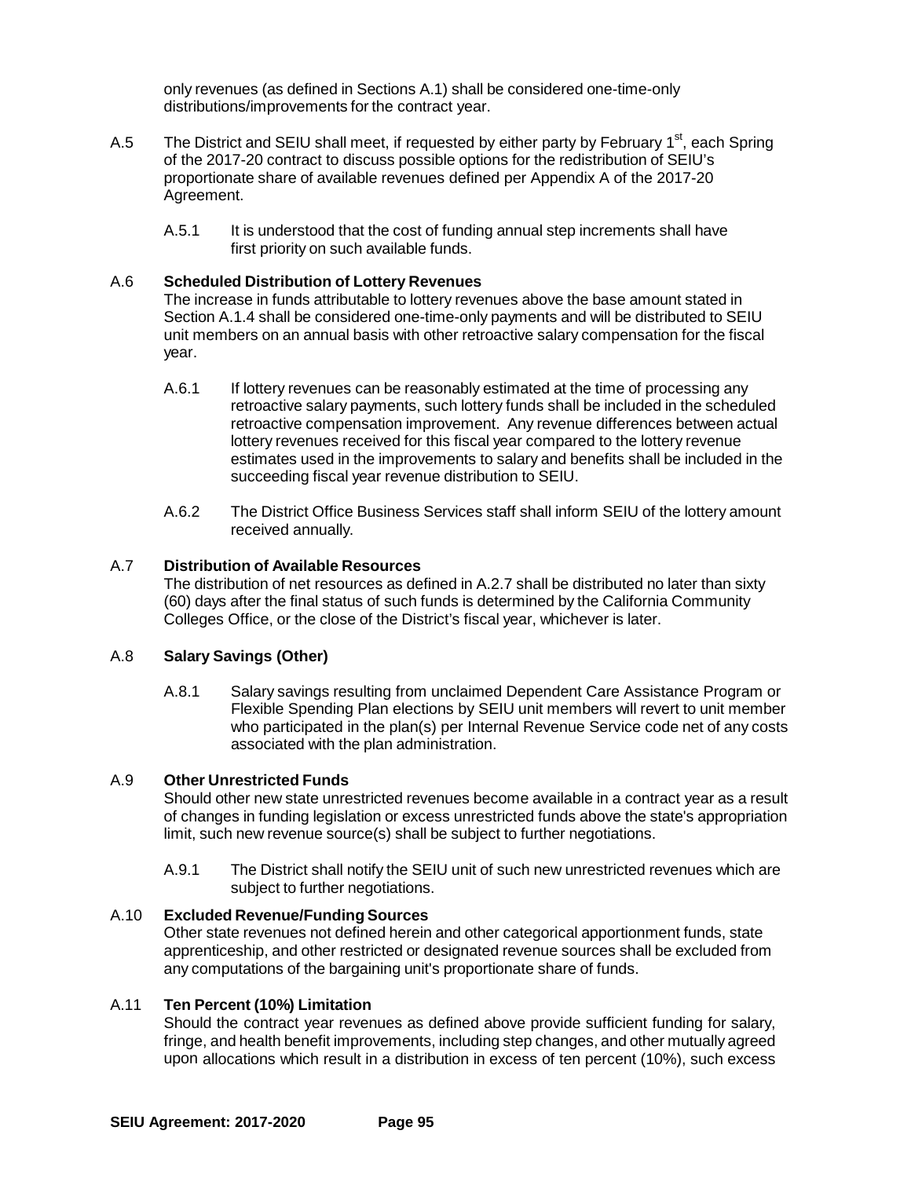only revenues (as defined in Sections A.1) shall be considered one-time-only distributions/improvements for the contract year.

A.5 The District and SEIU shall meet, if requested by either party by February 1st, each Spring of the 2017-20 contract to discuss possible options for the redistribution of SEIU's proportionate share of available revenues defined per Appendix A of the 2017-20 Agreement.

A.5.1 It is understood that the cost of funding annual step increments shall have first priority on such available funds.

A.6 **Scheduled Distribution of Lottery Revenues**
The increase in funds attributable to lottery revenues above the base amount stated in Section A.1.4 shall be considered one-time-only payments and will be distributed to SEIU unit members on an annual basis with other retroactive salary compensation for the fiscal year.

A.6.1 If lottery revenues can be reasonably estimated at the time of processing any retroactive salary payments, such lottery funds shall be included in the scheduled retroactive compensation improvement. Any revenue differences between actual lottery revenues received for this fiscal year compared to the lottery revenue estimates used in the improvements to salary and benefits shall be included in the succeeding fiscal year revenue distribution to SEIU.

A.6.2 The District Office Business Services staff shall inform SEIU of the lottery amount received annually.

A.7 **Distribution of Available Resources**
The distribution of net resources as defined in A.2.7 shall be distributed no later than sixty (60) days after the final status of such funds is determined by the California Community Colleges Office, or the close of the District's fiscal year, whichever is later.

A.8 **Salary Savings (Other)**

A.8.1 Salary savings resulting from unclaimed Dependent Care Assistance Program or Flexible Spending Plan elections by SEIU unit members will revert to unit member who participated in the plan(s) per Internal Revenue Service code net of any costs associated with the plan administration.

A.9 **Other Unrestricted Funds**
Should other new state unrestricted revenues become available in a contract year as a result of changes in funding legislation or excess unrestricted funds above the state's appropriation limit, such new revenue source(s) shall be subject to further negotiations.

A.9.1 The District shall notify the SEIU unit of such new unrestricted revenues which are subject to further negotiations.

A.10 **Excluded Revenue/Funding Sources**
Other state revenues not defined herein and other categorical apportionment funds, state apprenticeship, and other restricted or designated revenue sources shall be excluded from any computations of the bargaining unit's proportionate share of funds.

A.11 **Ten Percent (10%) Limitation**
Should the contract year revenues as defined above provide sufficient funding for salary, fringe, and health benefit improvements, including step changes, and other mutually agreed upon allocations which result in a distribution in excess of ten percent (10%), such excess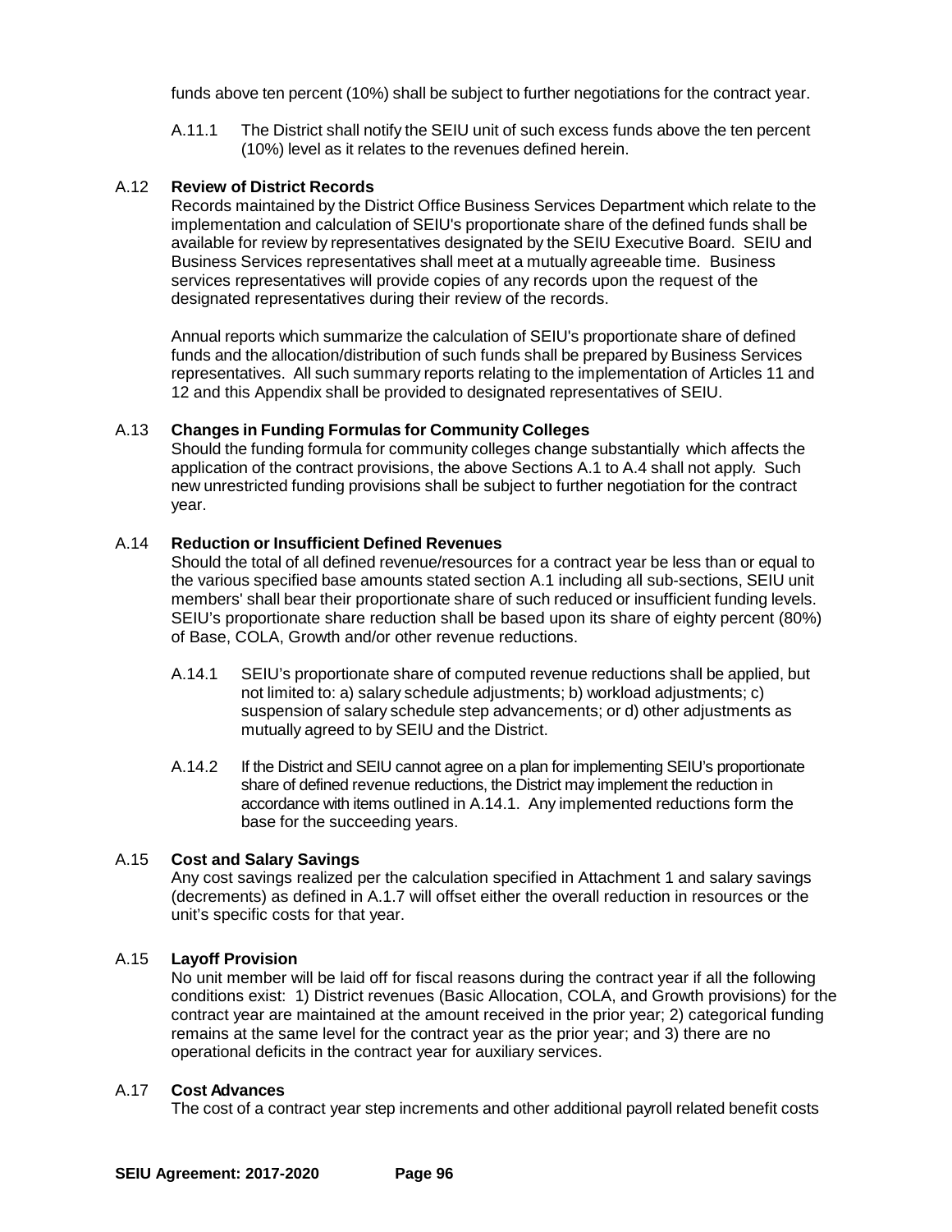funds above ten percent (10%) shall be subject to further negotiations for the contract year.

A.11.1 The District shall notify the SEIU unit of such excess funds above the ten percent (10%) level as it relates to the revenues defined herein.

A.12 **Review of District Records**

Records maintained by the District Office Business Services Department which relate to the implementation and calculation of SEIU's proportionate share of the defined funds shall be available for review by representatives designated by the SEIU Executive Board. SEIU and Business Services representatives shall meet at a mutually agreeable time. Business services representatives will provide copies of any records upon the request of the designated representatives during their review of the records.

Annual reports which summarize the calculation of SEIU's proportionate share of defined funds and the allocation/distribution of such funds shall be prepared by Business Services representatives. All such summary reports relating to the implementation of Articles 11 and 12 and this Appendix shall be provided to designated representatives of SEIU.

A.13 **Changes in Funding Formulas for Community Colleges**

Should the funding formula for community colleges change substantially which affects the application of the contract provisions, the above Sections A.1 to A.4 shall not apply. Such new unrestricted funding provisions shall be subject to further negotiation for the contract year.

A.14 **Reduction or Insufficient Defined Revenues**

Should the total of all defined revenue/resources for a contract year be less than or equal to the various specified base amounts stated section A.1 including all sub-sections, SEIU unit members' shall bear their proportionate share of such reduced or insufficient funding levels. SEIU's proportionate share reduction shall be based upon its share of eighty percent (80%) of Base, COLA, Growth and/or other revenue reductions.

A.14.1 SEIU's proportionate share of computed revenue reductions shall be applied, but not limited to: a) salary schedule adjustments; b) workload adjustments; c) suspension of salary schedule step advancements; or d) other adjustments as mutually agreed to by SEIU and the District.

A.14.2 If the District and SEIU cannot agree on a plan for implementing SEIU's proportionate share of defined revenue reductions, the District may implement the reduction in accordance with items outlined in A.14.1. Any implemented reductions form the base for the succeeding years.

A.15 **Cost and Salary Savings**

Any cost savings realized per the calculation specified in Attachment 1 and salary savings (decrements) as defined in A.1.7 will offset either the overall reduction in resources or the unit's specific costs for that year.

A.15 **Layoff Provision**

No unit member will be laid off for fiscal reasons during the contract year if all the following conditions exist: 1) District revenues (Basic Allocation, COLA, and Growth provisions) for the contract year are maintained at the amount received in the prior year; 2) categorical funding remains at the same level for the contract year as the prior year; and 3) there are no operational deficits in the contract year for auxiliary services.

A.17 **Cost Advances**

The cost of a contract year step increments and other additional payroll related benefit costs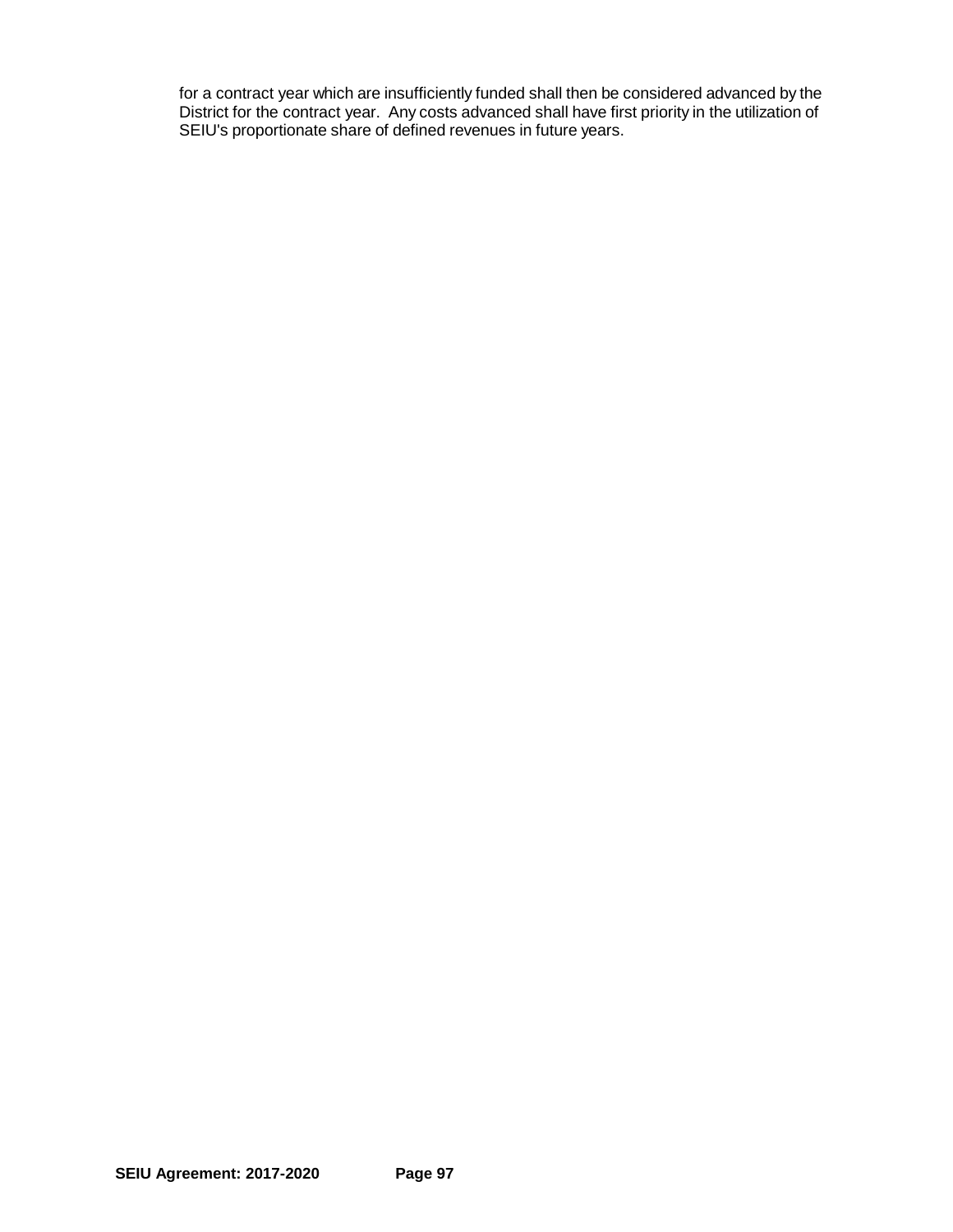for a contract year which are insufficiently funded shall then be considered advanced by the District for the contract year. Any costs advanced shall have first priority in the utilization of SEIU's proportionate share of defined revenues in future years.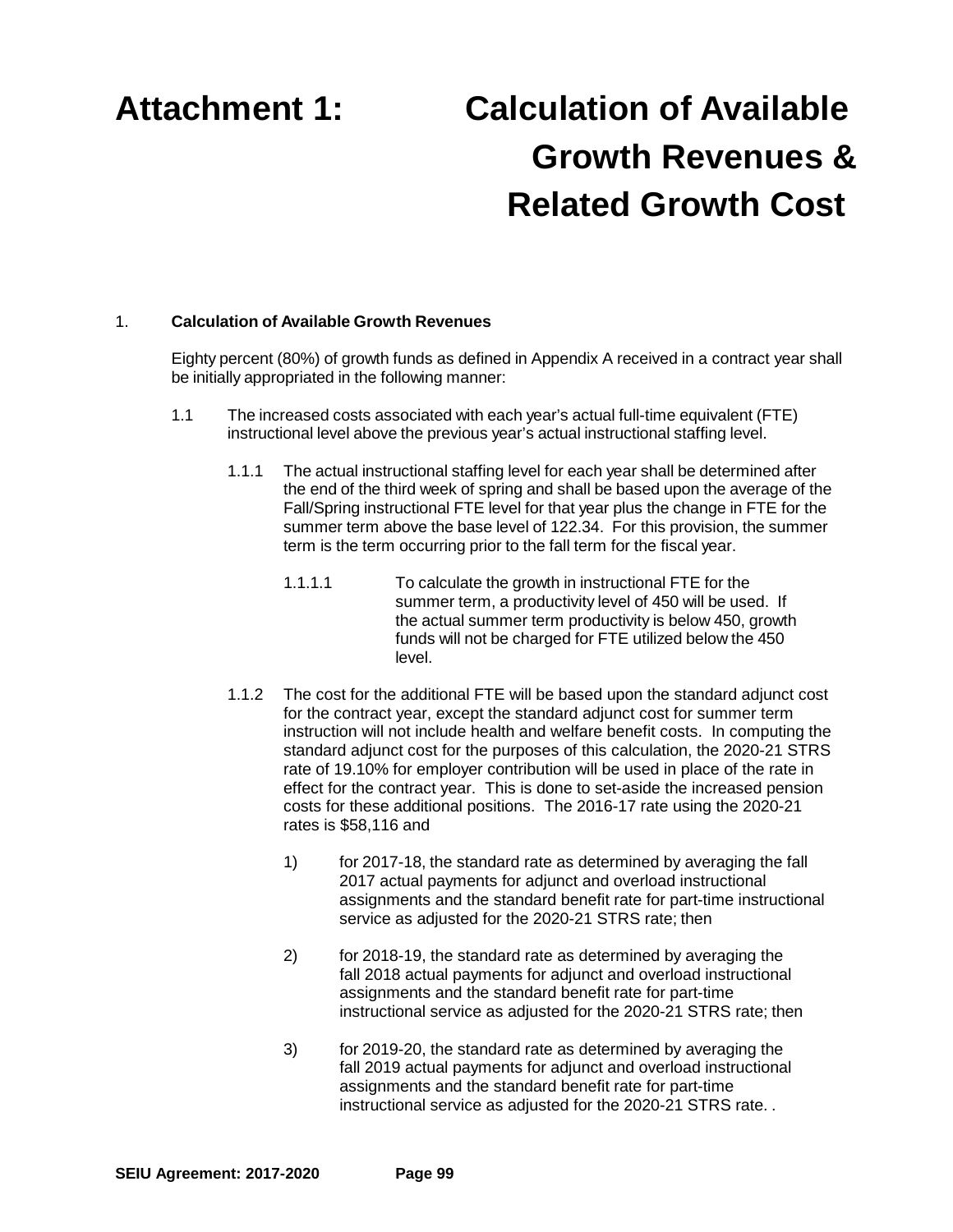# Attachment 1: Calculation of Available Growth Revenues & Related Growth Cost

1. **Calculation of Available Growth Revenues**

   Eighty percent (80%) of growth funds as defined in Appendix A received in a contract year shall be initially appropriated in the following manner:

   1.1 The increased costs associated with each year's actual full-time equivalent (FTE) instructional level above the previous year's actual instructional staffing level.

   1.1.1 The actual instructional staffing level for each year shall be determined after the end of the third week of spring and shall be based upon the average of the Fall/Spring instructional FTE level for that year plus the change in FTE for the summer term above the base level of 122.34. For this provision, the summer term is the term occurring prior to the fall term for the fiscal year.

   1.1.1.1 To calculate the growth in instructional FTE for the summer term, a productivity level of 450 will be used. If the actual summer term productivity is below 450, growth funds will not be charged for FTE utilized below the 450 level.

   1.1.2 The cost for the additional FTE will be based upon the standard adjunct cost for the contract year, except the standard adjunct cost for summer term instruction will not include health and welfare benefit costs. In computing the standard adjunct cost for the purposes of this calculation, the 2020-21 STRS rate of 19.10% for employer contribution will be used in place of the rate in effect for the contract year. This is done to set-aside the increased pension costs for these additional positions. The 2016-17 rate using the 2020-21 rates is $58,116 and

   1) for 2017-18, the standard rate as determined by averaging the fall 2017 actual payments for adjunct and overload instructional assignments and the standard benefit rate for part-time instructional service as adjusted for the 2020-21 STRS rate; then

   2) for 2018-19, the standard rate as determined by averaging the fall 2018 actual payments for adjunct and overload instructional assignments and the standard benefit rate for part-time instructional service as adjusted for the 2020-21 STRS rate; then

   3) for 2019-20, the standard rate as determined by averaging the fall 2019 actual payments for adjunct and overload instructional assignments and the standard benefit rate for part-time instructional service as adjusted for the 2020-21 STRS rate. .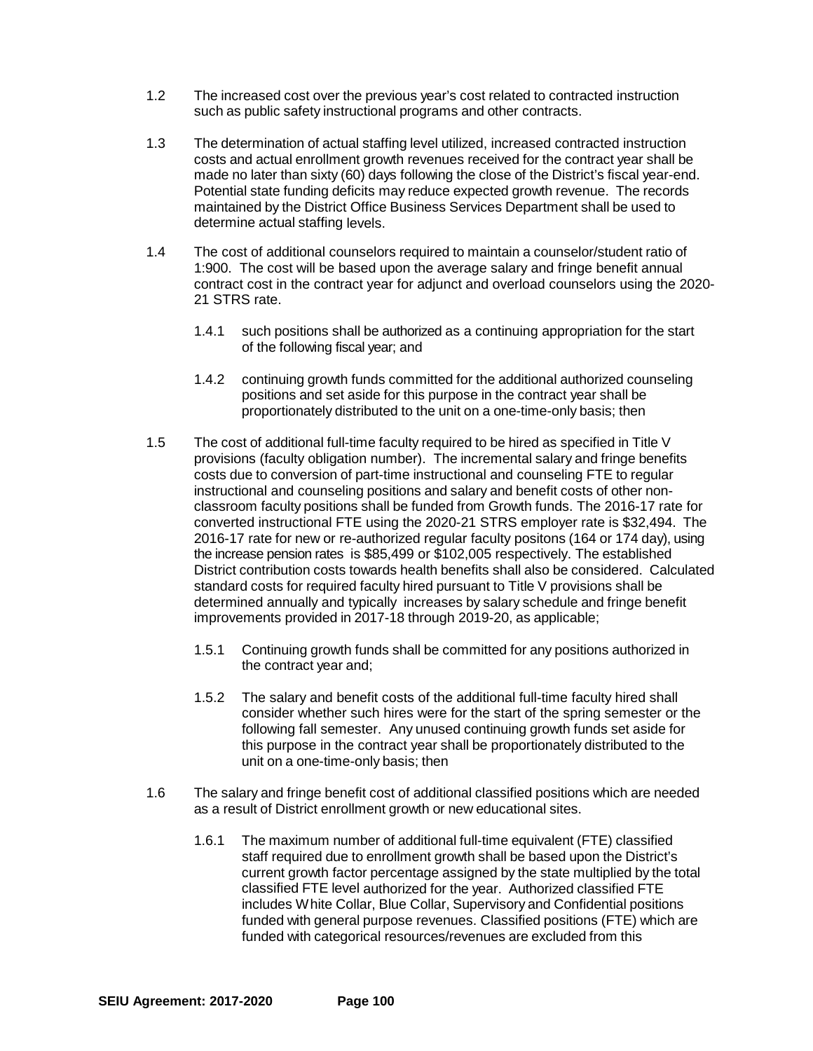1.2 The increased cost over the previous year's cost related to contracted instruction such as public safety instructional programs and other contracts.

1.3 The determination of actual staffing level utilized, increased contracted instruction costs and actual enrollment growth revenues received for the contract year shall be made no later than sixty (60) days following the close of the District's fiscal year-end. Potential state funding deficits may reduce expected growth revenue. The records maintained by the District Office Business Services Department shall be used to determine actual staffing levels.

1.4 The cost of additional counselors required to maintain a counselor/student ratio of 1:900. The cost will be based upon the average salary and fringe benefit annual contract cost in the contract year for adjunct and overload counselors using the 2020-21 STRS rate.

 1.4.1 such positions shall be authorized as a continuing appropriation for the start of the following fiscal year; and

 1.4.2 continuing growth funds committed for the additional authorized counseling positions and set aside for this purpose in the contract year shall be proportionately distributed to the unit on a one-time-only basis; then

1.5 The cost of additional full-time faculty required to be hired as specified in Title V provisions (faculty obligation number). The incremental salary and fringe benefits costs due to conversion of part-time instructional and counseling FTE to regular instructional and counseling positions and salary and benefit costs of other non-classroom faculty positions shall be funded from Growth funds. The 2016-17 rate for converted instructional FTE using the 2020-21 STRS employer rate is $32,494. The 2016-17 rate for new or re-authorized regular faculty positons (164 or 174 day), using the increase pension rates is $85,499 or $102,005 respectively. The established District contribution costs towards health benefits shall also be considered. Calculated standard costs for required faculty hired pursuant to Title V provisions shall be determined annually and typically increases by salary schedule and fringe benefit improvements provided in 2017-18 through 2019-20, as applicable;

 1.5.1 Continuing growth funds shall be committed for any positions authorized in the contract year and;

 1.5.2 The salary and benefit costs of the additional full-time faculty hired shall consider whether such hires were for the start of the spring semester or the following fall semester. Any unused continuing growth funds set aside for this purpose in the contract year shall be proportionately distributed to the unit on a one-time-only basis; then

1.6 The salary and fringe benefit cost of additional classified positions which are needed as a result of District enrollment growth or new educational sites.

 1.6.1 The maximum number of additional full-time equivalent (FTE) classified staff required due to enrollment growth shall be based upon the District's current growth factor percentage assigned by the state multiplied by the total classified FTE level authorized for the year. Authorized classified FTE includes White Collar, Blue Collar, Supervisory and Confidential positions funded with general purpose revenues. Classified positions (FTE) which are funded with categorical resources/revenues are excluded from this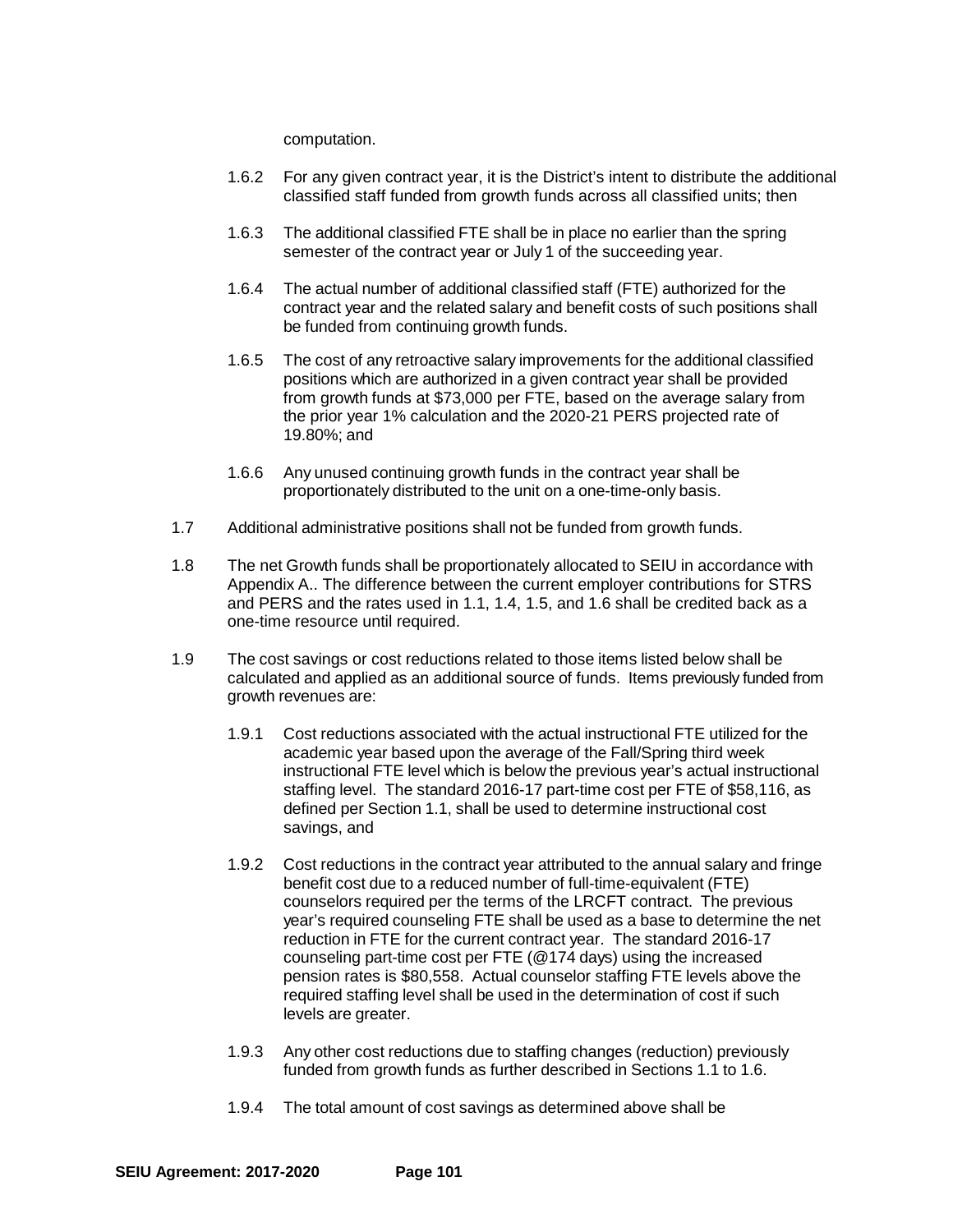computation.

1.6.2 For any given contract year, it is the District's intent to distribute the additional classified staff funded from growth funds across all classified units; then

1.6.3 The additional classified FTE shall be in place no earlier than the spring semester of the contract year or July 1 of the succeeding year.

1.6.4 The actual number of additional classified staff (FTE) authorized for the contract year and the related salary and benefit costs of such positions shall be funded from continuing growth funds.

1.6.5 The cost of any retroactive salary improvements for the additional classified positions which are authorized in a given contract year shall be provided from growth funds at $73,000 per FTE, based on the average salary from the prior year 1% calculation and the 2020-21 PERS projected rate of 19.80%; and

1.6.6 Any unused continuing growth funds in the contract year shall be proportionately distributed to the unit on a one-time-only basis.

1.7 Additional administrative positions shall not be funded from growth funds.

1.8 The net Growth funds shall be proportionately allocated to SEIU in accordance with Appendix A.. The difference between the current employer contributions for STRS and PERS and the rates used in 1.1, 1.4, 1.5, and 1.6 shall be credited back as a one-time resource until required.

1.9 The cost savings or cost reductions related to those items listed below shall be calculated and applied as an additional source of funds. Items previously funded from growth revenues are:

1.9.1 Cost reductions associated with the actual instructional FTE utilized for the academic year based upon the average of the Fall/Spring third week instructional FTE level which is below the previous year's actual instructional staffing level. The standard 2016-17 part-time cost per FTE of $58,116, as defined per Section 1.1, shall be used to determine instructional cost savings, and

1.9.2 Cost reductions in the contract year attributed to the annual salary and fringe benefit cost due to a reduced number of full-time-equivalent (FTE) counselors required per the terms of the LRCFT contract. The previous year's required counseling FTE shall be used as a base to determine the net reduction in FTE for the current contract year. The standard 2016-17 counseling part-time cost per FTE (@174 days) using the increased pension rates is $80,558. Actual counselor staffing FTE levels above the required staffing level shall be used in the determination of cost if such levels are greater.

1.9.3 Any other cost reductions due to staffing changes (reduction) previously funded from growth funds as further described in Sections 1.1 to 1.6.

1.9.4 The total amount of cost savings as determined above shall be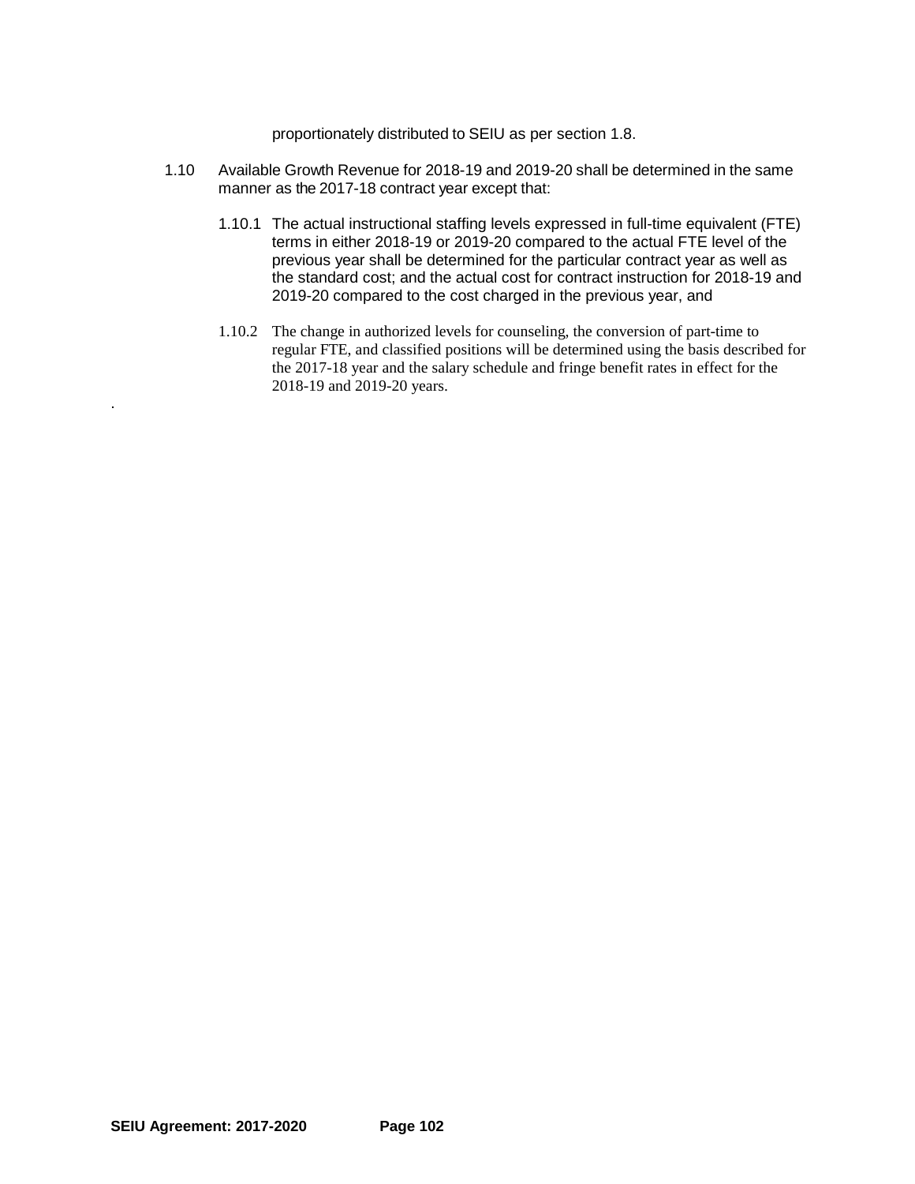proportionately distributed to SEIU as per section 1.8.

1.10 Available Growth Revenue for 2018-19 and 2019-20 shall be determined in the same manner as the 2017-18 contract year except that:

1.10.1 The actual instructional staffing levels expressed in full-time equivalent (FTE) terms in either 2018-19 or 2019-20 compared to the actual FTE level of the previous year shall be determined for the particular contract year as well as the standard cost; and the actual cost for contract instruction for 2018-19 and 2019-20 compared to the cost charged in the previous year, and

1.10.2 The change in authorized levels for counseling, the conversion of part-time to regular FTE, and classified positions will be determined using the basis described for the 2017-18 year and the salary schedule and fringe benefit rates in effect for the 2018-19 and 2019-20 years.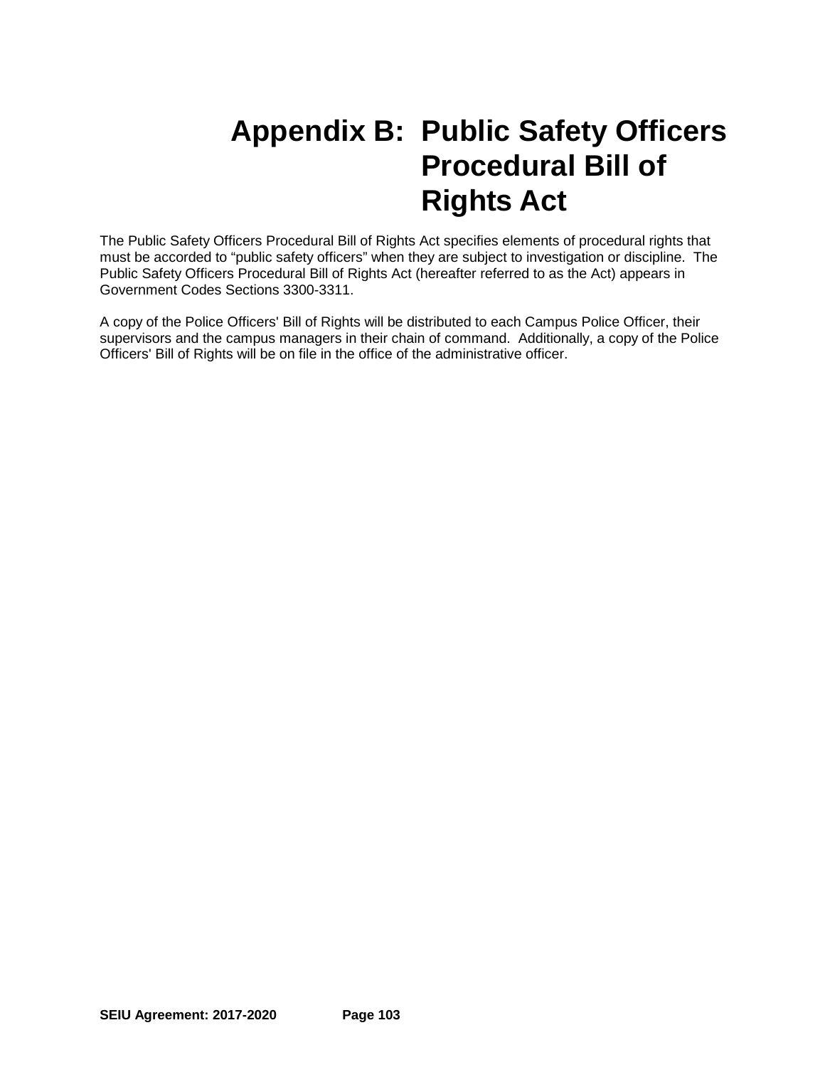# Appendix B: Public Safety Officers Procedural Bill of Rights Act

The Public Safety Officers Procedural Bill of Rights Act specifies elements of procedural rights that must be accorded to "public safety officers" when they are subject to investigation or discipline. The Public Safety Officers Procedural Bill of Rights Act (hereafter referred to as the Act) appears in Government Codes Sections 3300-3311.

A copy of the Police Officers' Bill of Rights will be distributed to each Campus Police Officer, their supervisors and the campus managers in their chain of command. Additionally, a copy of the Police Officers' Bill of Rights will be on file in the office of the administrative officer.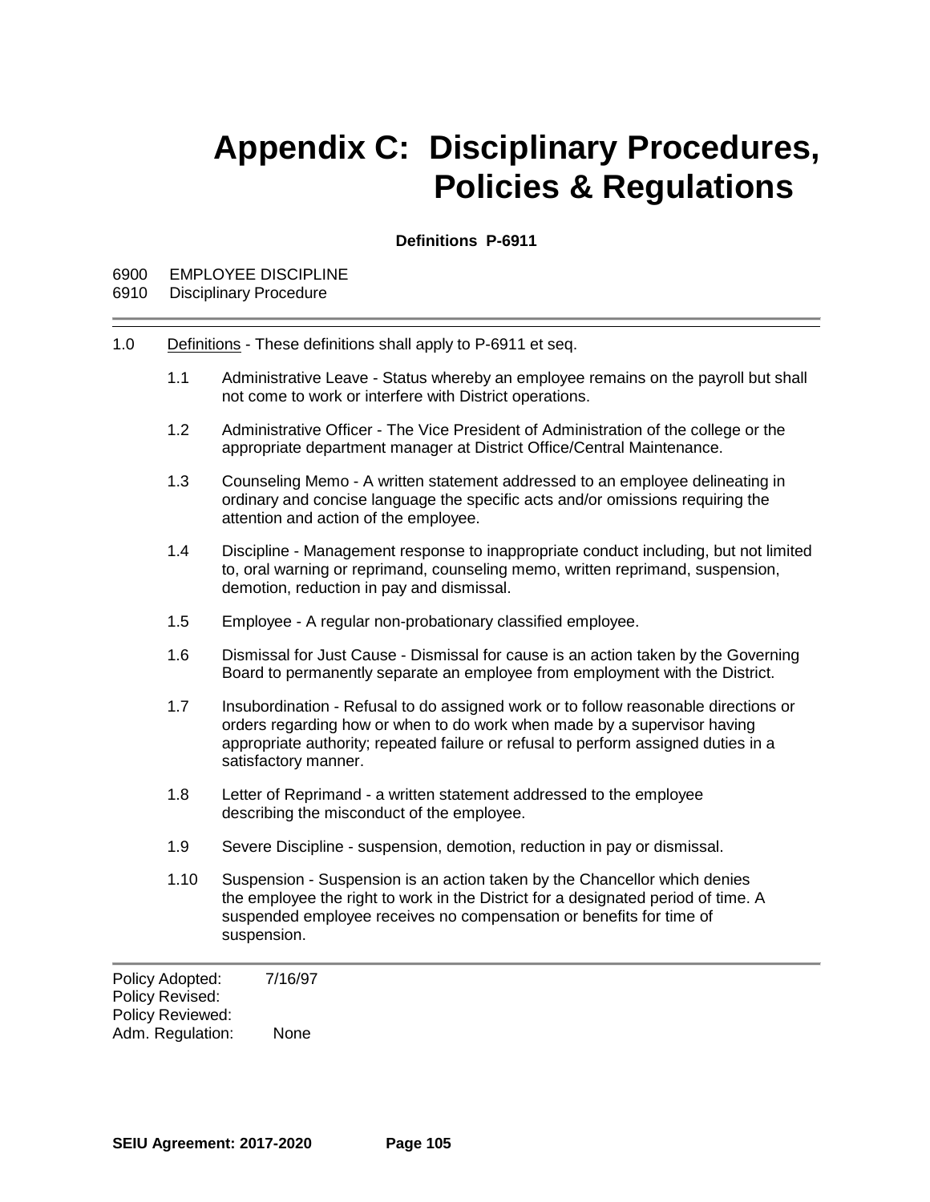# Appendix C: Disciplinary Procedures, Policies & Regulations

**Definitions P-6911**

6900 EMPLOYEE DISCIPLINE
6910 Disciplinary Procedure

---

1.0 Definitions - These definitions shall apply to P-6911 et seq.

1.1 Administrative Leave - Status whereby an employee remains on the payroll but shall not come to work or interfere with District operations.

1.2 Administrative Officer - The Vice President of Administration of the college or the appropriate department manager at District Office/Central Maintenance.

1.3 Counseling Memo - A written statement addressed to an employee delineating in ordinary and concise language the specific acts and/or omissions requiring the attention and action of the employee.

1.4 Discipline - Management response to inappropriate conduct including, but not limited to, oral warning or reprimand, counseling memo, written reprimand, suspension, demotion, reduction in pay and dismissal.

1.5 Employee - A regular non-probationary classified employee.

1.6 Dismissal for Just Cause - Dismissal for cause is an action taken by the Governing Board to permanently separate an employee from employment with the District.

1.7 Insubordination - Refusal to do assigned work or to follow reasonable directions or orders regarding how or when to do work when made by a supervisor having appropriate authority; repeated failure or refusal to perform assigned duties in a satisfactory manner.

1.8 Letter of Reprimand - a written statement addressed to the employee describing the misconduct of the employee.

1.9 Severe Discipline - suspension, demotion, reduction in pay or dismissal.

1.10 Suspension - Suspension is an action taken by the Chancellor which denies the employee the right to work in the District for a designated period of time. A suspended employee receives no compensation or benefits for time of suspension.

---

Policy Adopted: 7/16/97
Policy Revised:
Policy Reviewed:
Adm. Regulation: None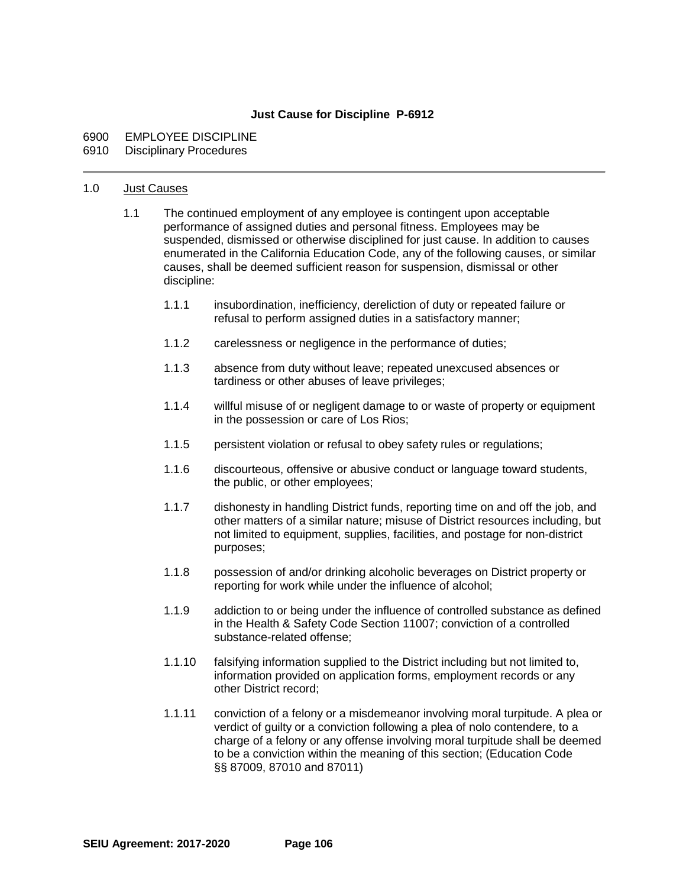**Just Cause for Discipline P-6912**

6900 EMPLOYEE DISCIPLINE
6910 Disciplinary Procedures

---

1.0 Just Causes

1.1 The continued employment of any employee is contingent upon acceptable performance of assigned duties and personal fitness. Employees may be suspended, dismissed or otherwise disciplined for just cause. In addition to causes enumerated in the California Education Code, any of the following causes, or similar causes, shall be deemed sufficient reason for suspension, dismissal or other discipline:

1.1.1 insubordination, inefficiency, dereliction of duty or repeated failure or refusal to perform assigned duties in a satisfactory manner;

1.1.2 carelessness or negligence in the performance of duties;

1.1.3 absence from duty without leave; repeated unexcused absences or tardiness or other abuses of leave privileges;

1.1.4 willful misuse of or negligent damage to or waste of property or equipment in the possession or care of Los Rios;

1.1.5 persistent violation or refusal to obey safety rules or regulations;

1.1.6 discourteous, offensive or abusive conduct or language toward students, the public, or other employees;

1.1.7 dishonesty in handling District funds, reporting time on and off the job, and other matters of a similar nature; misuse of District resources including, but not limited to equipment, supplies, facilities, and postage for non-district purposes;

1.1.8 possession of and/or drinking alcoholic beverages on District property or reporting for work while under the influence of alcohol;

1.1.9 addiction to or being under the influence of controlled substance as defined in the Health & Safety Code Section 11007; conviction of a controlled substance-related offense;

1.1.10 falsifying information supplied to the District including but not limited to, information provided on application forms, employment records or any other District record;

1.1.11 conviction of a felony or a misdemeanor involving moral turpitude. A plea or verdict of guilty or a conviction following a plea of nolo contendere, to a charge of a felony or any offense involving moral turpitude shall be deemed to be a conviction within the meaning of this section; (Education Code §§ 87009, 87010 and 87011)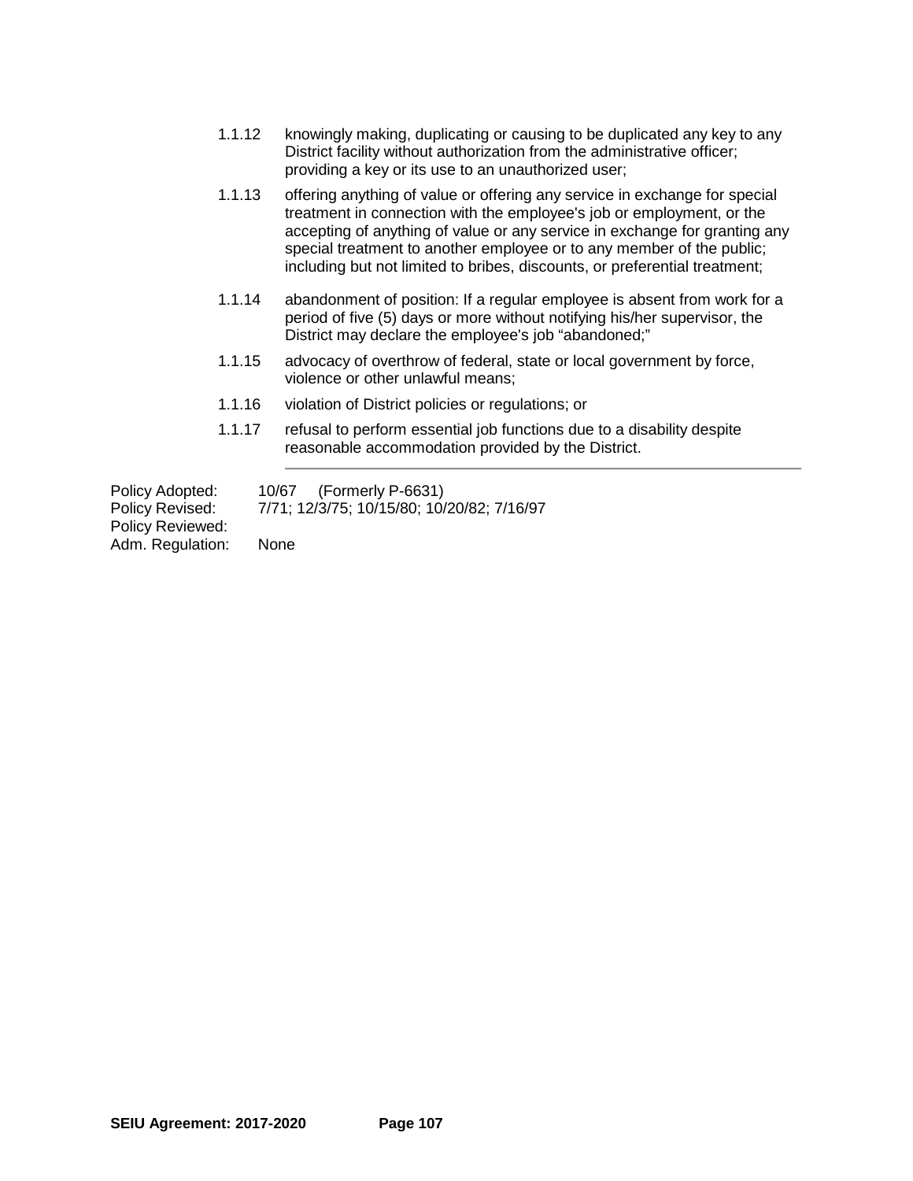1.1.12 knowingly making, duplicating or causing to be duplicated any key to any District facility without authorization from the administrative officer; providing a key or its use to an unauthorized user;

1.1.13 offering anything of value or offering any service in exchange for special treatment in connection with the employee's job or employment, or the accepting of anything of value or any service in exchange for granting any special treatment to another employee or to any member of the public; including but not limited to bribes, discounts, or preferential treatment;

1.1.14 abandonment of position: If a regular employee is absent from work for a period of five (5) days or more without notifying his/her supervisor, the District may declare the employee's job "abandoned;"

1.1.15 advocacy of overthrow of federal, state or local government by force, violence or other unlawful means;

1.1.16 violation of District policies or regulations; or

1.1.17 refusal to perform essential job functions due to a disability despite reasonable accommodation provided by the District.

---

Policy Adopted: 10/67 (Formerly P-6631)
Policy Revised: 7/71; 12/3/75; 10/15/80; 10/20/82; 7/16/97
Policy Reviewed:
Adm. Regulation: None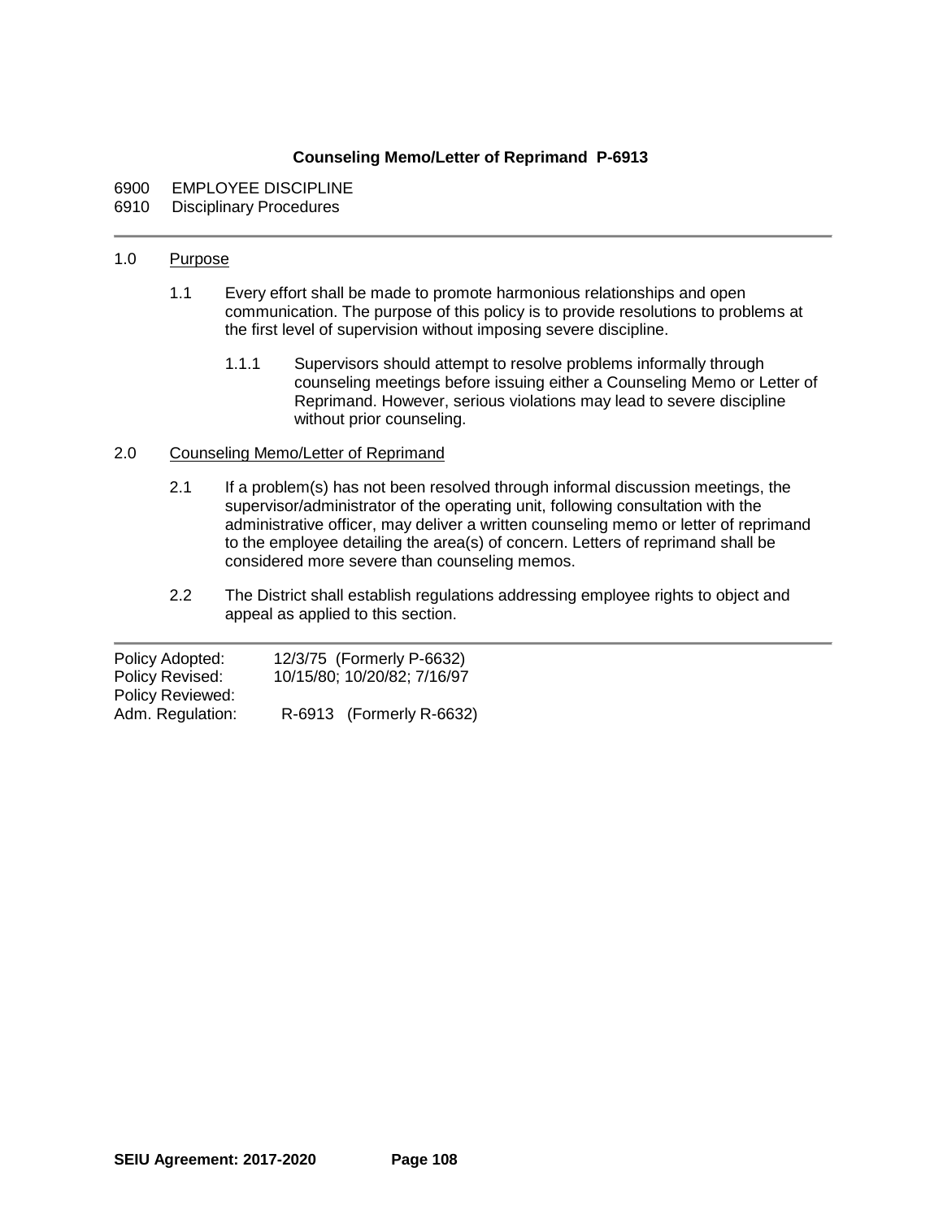# Counseling Memo/Letter of Reprimand P-6913

6900 EMPLOYEE DISCIPLINE
6910 Disciplinary Procedures

---

1.0 Purpose

1.1 Every effort shall be made to promote harmonious relationships and open communication. The purpose of this policy is to provide resolutions to problems at the first level of supervision without imposing severe discipline.

1.1.1 Supervisors should attempt to resolve problems informally through counseling meetings before issuing either a Counseling Memo or Letter of Reprimand. However, serious violations may lead to severe discipline without prior counseling.

2.0 Counseling Memo/Letter of Reprimand

2.1 If a problem(s) has not been resolved through informal discussion meetings, the supervisor/administrator of the operating unit, following consultation with the administrative officer, may deliver a written counseling memo or letter of reprimand to the employee detailing the area(s) of concern. Letters of reprimand shall be considered more severe than counseling memos.

2.2 The District shall establish regulations addressing employee rights to object and appeal as applied to this section.

---

Policy Adopted: 12/3/75 (Formerly P-6632)
Policy Revised: 10/15/80; 10/20/82; 7/16/97
Policy Reviewed:
Adm. Regulation: R-6913 (Formerly R-6632)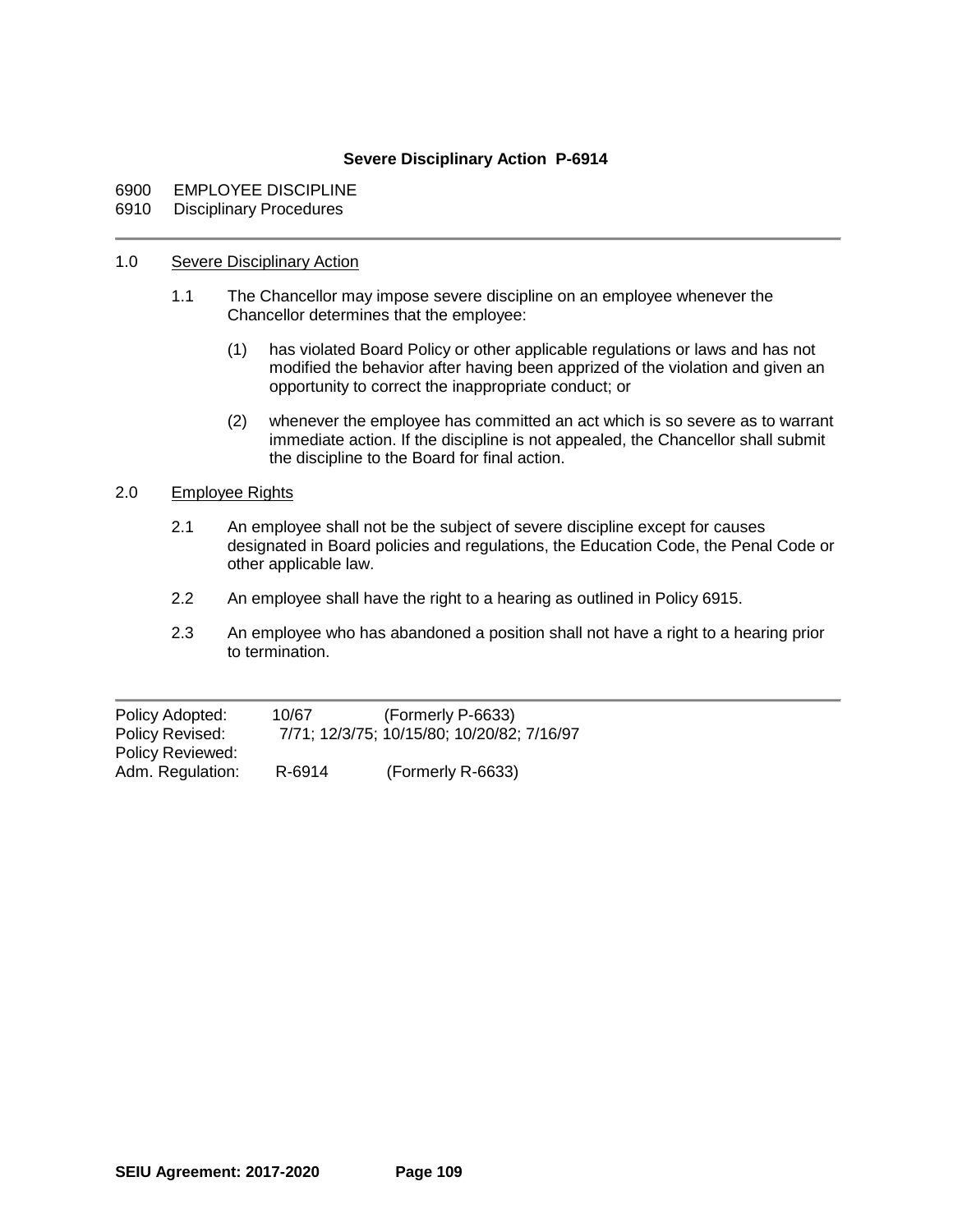**Severe Disciplinary Action P-6914**

6900 EMPLOYEE DISCIPLINE
6910 Disciplinary Procedures

---

1.0 <u>Severe Disciplinary Action</u>

1.1 The Chancellor may impose severe discipline on an employee whenever the Chancellor determines that the employee:

(1) has violated Board Policy or other applicable regulations or laws and has not modified the behavior after having been apprized of the violation and given an opportunity to correct the inappropriate conduct; or

(2) whenever the employee has committed an act which is so severe as to warrant immediate action. If the discipline is not appealed, the Chancellor shall submit the discipline to the Board for final action.

2.0 <u>Employee Rights</u>

2.1 An employee shall not be the subject of severe discipline except for causes designated in Board policies and regulations, the Education Code, the Penal Code or other applicable law.

2.2 An employee shall have the right to a hearing as outlined in Policy 6915.

2.3 An employee who has abandoned a position shall not have a right to a hearing prior to termination.

---

Policy Adopted: 10/67 (Formerly P-6633)
Policy Revised: 7/71; 12/3/75; 10/15/80; 10/20/82; 7/16/97
Policy Reviewed:
Adm. Regulation: R-6914 (Formerly R-6633)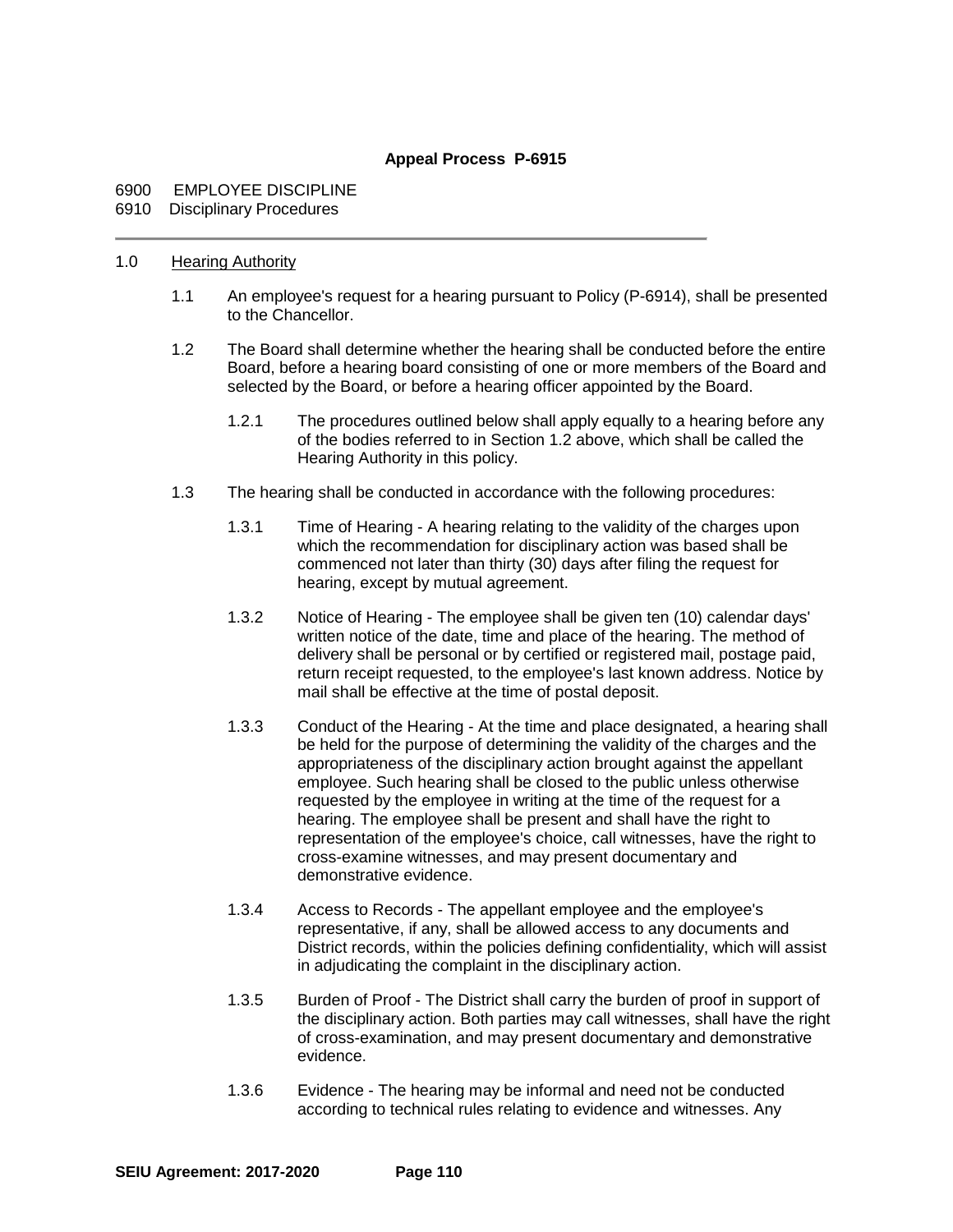**Appeal Process P-6915**

6900 EMPLOYEE DISCIPLINE
6910 Disciplinary Procedures

---

1.0 Hearing Authority

1.1 An employee's request for a hearing pursuant to Policy (P-6914), shall be presented to the Chancellor.

1.2 The Board shall determine whether the hearing shall be conducted before the entire Board, before a hearing board consisting of one or more members of the Board and selected by the Board, or before a hearing officer appointed by the Board.

1.2.1 The procedures outlined below shall apply equally to a hearing before any of the bodies referred to in Section 1.2 above, which shall be called the Hearing Authority in this policy.

1.3 The hearing shall be conducted in accordance with the following procedures:

1.3.1 Time of Hearing - A hearing relating to the validity of the charges upon which the recommendation for disciplinary action was based shall be commenced not later than thirty (30) days after filing the request for hearing, except by mutual agreement.

1.3.2 Notice of Hearing - The employee shall be given ten (10) calendar days' written notice of the date, time and place of the hearing. The method of delivery shall be personal or by certified or registered mail, postage paid, return receipt requested, to the employee's last known address. Notice by mail shall be effective at the time of postal deposit.

1.3.3 Conduct of the Hearing - At the time and place designated, a hearing shall be held for the purpose of determining the validity of the charges and the appropriateness of the disciplinary action brought against the appellant employee. Such hearing shall be closed to the public unless otherwise requested by the employee in writing at the time of the request for a hearing. The employee shall be present and shall have the right to representation of the employee's choice, call witnesses, have the right to cross-examine witnesses, and may present documentary and demonstrative evidence.

1.3.4 Access to Records - The appellant employee and the employee's representative, if any, shall be allowed access to any documents and District records, within the policies defining confidentiality, which will assist in adjudicating the complaint in the disciplinary action.

1.3.5 Burden of Proof - The District shall carry the burden of proof in support of the disciplinary action. Both parties may call witnesses, shall have the right of cross-examination, and may present documentary and demonstrative evidence.

1.3.6 Evidence - The hearing may be informal and need not be conducted according to technical rules relating to evidence and witnesses. Any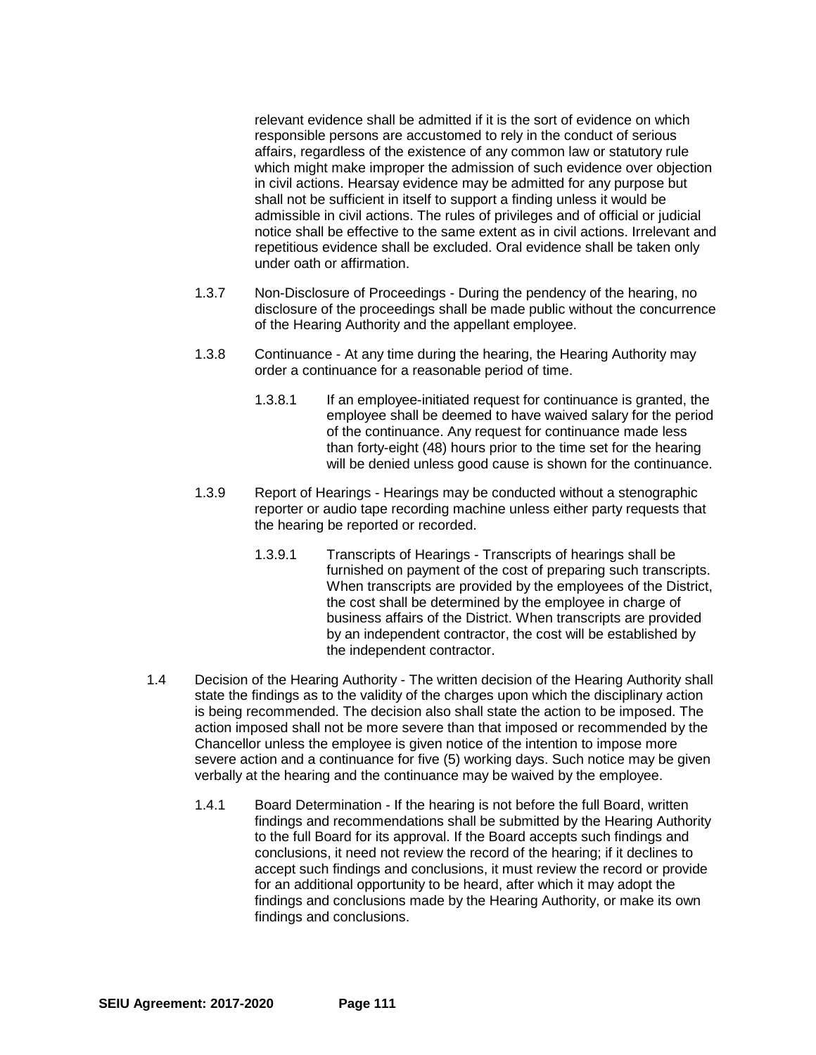relevant evidence shall be admitted if it is the sort of evidence on which responsible persons are accustomed to rely in the conduct of serious affairs, regardless of the existence of any common law or statutory rule which might make improper the admission of such evidence over objection in civil actions. Hearsay evidence may be admitted for any purpose but shall not be sufficient in itself to support a finding unless it would be admissible in civil actions. The rules of privileges and of official or judicial notice shall be effective to the same extent as in civil actions. Irrelevant and repetitious evidence shall be excluded. Oral evidence shall be taken only under oath or affirmation.

1.3.7 Non-Disclosure of Proceedings - During the pendency of the hearing, no disclosure of the proceedings shall be made public without the concurrence of the Hearing Authority and the appellant employee.

1.3.8 Continuance - At any time during the hearing, the Hearing Authority may order a continuance for a reasonable period of time.

1.3.8.1 If an employee-initiated request for continuance is granted, the employee shall be deemed to have waived salary for the period of the continuance. Any request for continuance made less than forty-eight (48) hours prior to the time set for the hearing will be denied unless good cause is shown for the continuance.

1.3.9 Report of Hearings - Hearings may be conducted without a stenographic reporter or audio tape recording machine unless either party requests that the hearing be reported or recorded.

1.3.9.1 Transcripts of Hearings - Transcripts of hearings shall be furnished on payment of the cost of preparing such transcripts. When transcripts are provided by the employees of the District, the cost shall be determined by the employee in charge of business affairs of the District. When transcripts are provided by an independent contractor, the cost will be established by the independent contractor.

1.4 Decision of the Hearing Authority - The written decision of the Hearing Authority shall state the findings as to the validity of the charges upon which the disciplinary action is being recommended. The decision also shall state the action to be imposed. The action imposed shall not be more severe than that imposed or recommended by the Chancellor unless the employee is given notice of the intention to impose more severe action and a continuance for five (5) working days. Such notice may be given verbally at the hearing and the continuance may be waived by the employee.

1.4.1 Board Determination - If the hearing is not before the full Board, written findings and recommendations shall be submitted by the Hearing Authority to the full Board for its approval. If the Board accepts such findings and conclusions, it need not review the record of the hearing; if it declines to accept such findings and conclusions, it must review the record or provide for an additional opportunity to be heard, after which it may adopt the findings and conclusions made by the Hearing Authority, or make its own findings and conclusions.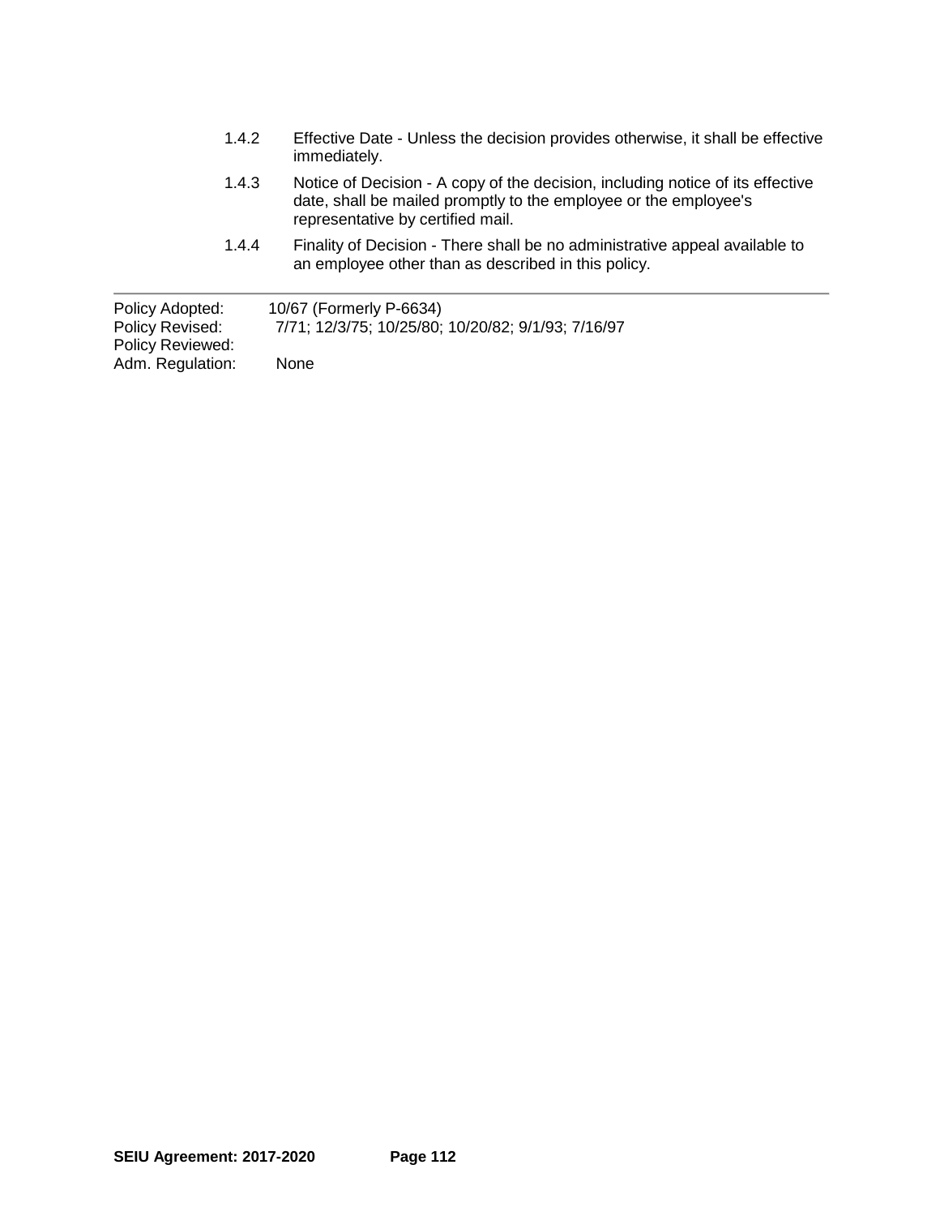1.4.2 Effective Date - Unless the decision provides otherwise, it shall be effective immediately.

1.4.3 Notice of Decision - A copy of the decision, including notice of its effective date, shall be mailed promptly to the employee or the employee's representative by certified mail.

1.4.4 Finality of Decision - There shall be no administrative appeal available to an employee other than as described in this policy.

---

| | |
|---|---|
| Policy Adopted: | 10/67 (Formerly P-6634) |
| Policy Revised: | 7/71; 12/3/75; 10/25/80; 10/20/82; 9/1/93; 7/16/97 |
| Policy Reviewed: | |
| Adm. Regulation: | None |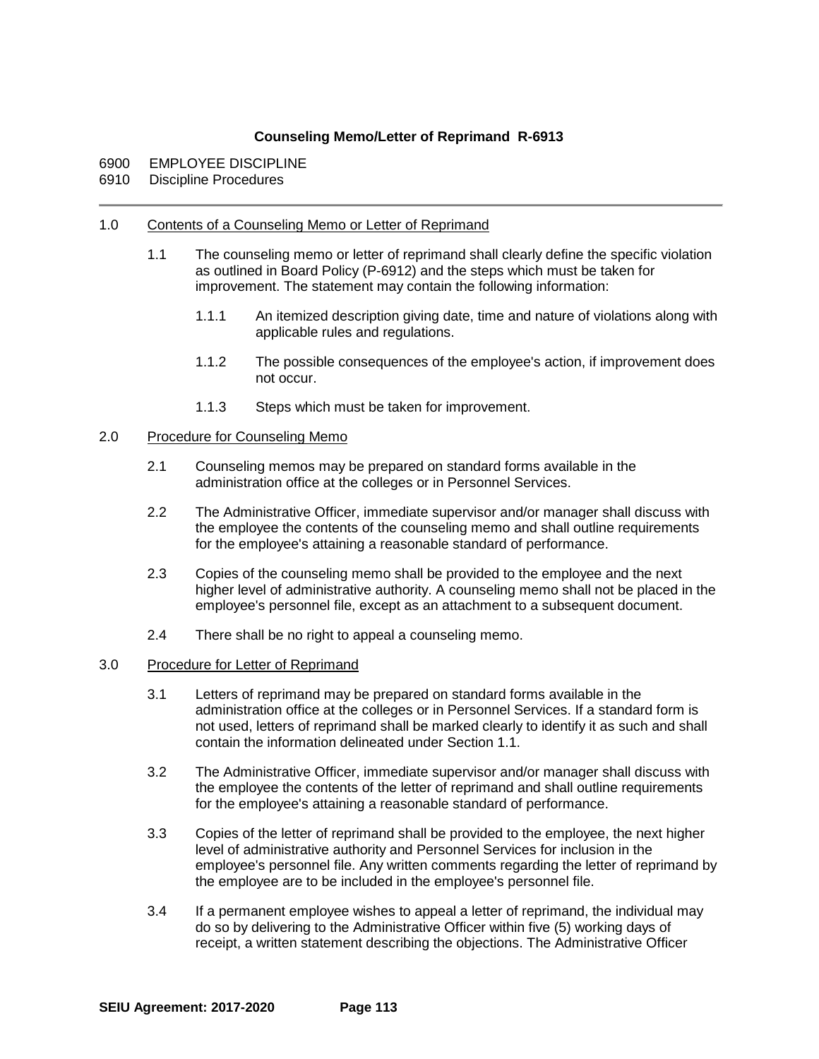**Counseling Memo/Letter of Reprimand R-6913**

6900 EMPLOYEE DISCIPLINE
6910 Discipline Procedures

---

1.0 Contents of a Counseling Memo or Letter of Reprimand

1.1 The counseling memo or letter of reprimand shall clearly define the specific violation as outlined in Board Policy (P-6912) and the steps which must be taken for improvement. The statement may contain the following information:

1.1.1 An itemized description giving date, time and nature of violations along with applicable rules and regulations.

1.1.2 The possible consequences of the employee's action, if improvement does not occur.

1.1.3 Steps which must be taken for improvement.

2.0 Procedure for Counseling Memo

2.1 Counseling memos may be prepared on standard forms available in the administration office at the colleges or in Personnel Services.

2.2 The Administrative Officer, immediate supervisor and/or manager shall discuss with the employee the contents of the counseling memo and shall outline requirements for the employee's attaining a reasonable standard of performance.

2.3 Copies of the counseling memo shall be provided to the employee and the next higher level of administrative authority. A counseling memo shall not be placed in the employee's personnel file, except as an attachment to a subsequent document.

2.4 There shall be no right to appeal a counseling memo.

3.0 Procedure for Letter of Reprimand

3.1 Letters of reprimand may be prepared on standard forms available in the administration office at the colleges or in Personnel Services. If a standard form is not used, letters of reprimand shall be marked clearly to identify it as such and shall contain the information delineated under Section 1.1.

3.2 The Administrative Officer, immediate supervisor and/or manager shall discuss with the employee the contents of the letter of reprimand and shall outline requirements for the employee's attaining a reasonable standard of performance.

3.3 Copies of the letter of reprimand shall be provided to the employee, the next higher level of administrative authority and Personnel Services for inclusion in the employee's personnel file. Any written comments regarding the letter of reprimand by the employee are to be included in the employee's personnel file.

3.4 If a permanent employee wishes to appeal a letter of reprimand, the individual may do so by delivering to the Administrative Officer within five (5) working days of receipt, a written statement describing the objections. The Administrative Officer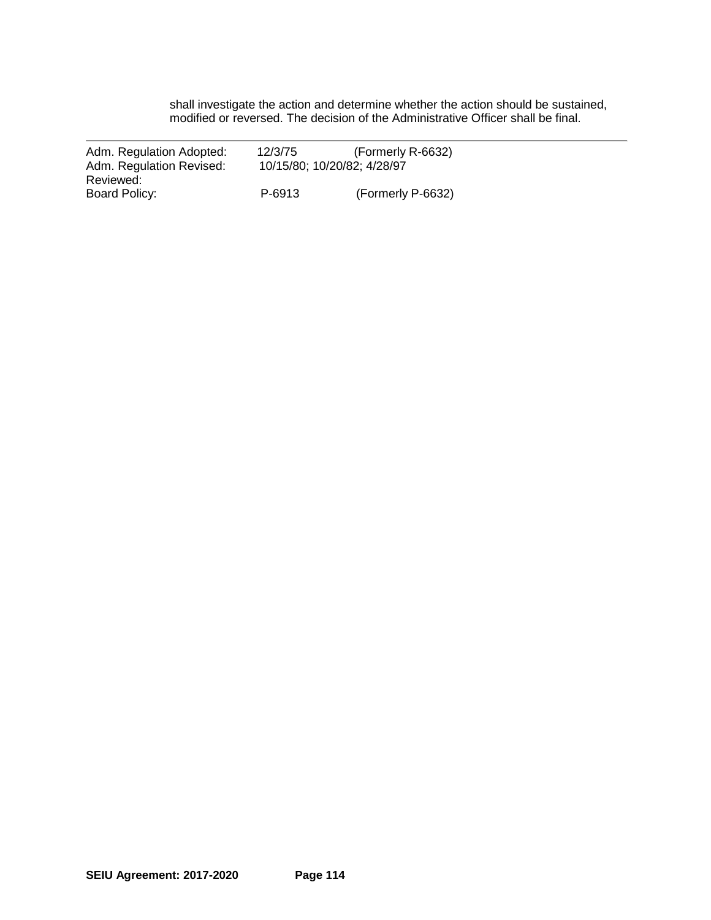shall investigate the action and determine whether the action should be sustained, modified or reversed. The decision of the Administrative Officer shall be final.

---

| | | |
|---|---|---|
| Adm. Regulation Adopted: | 12/3/75 | (Formerly R-6632) |
| Adm. Regulation Revised: | 10/15/80; 10/20/82; 4/28/97 | |
| Reviewed: | | |
| Board Policy: | P-6913 | (Formerly P-6632) |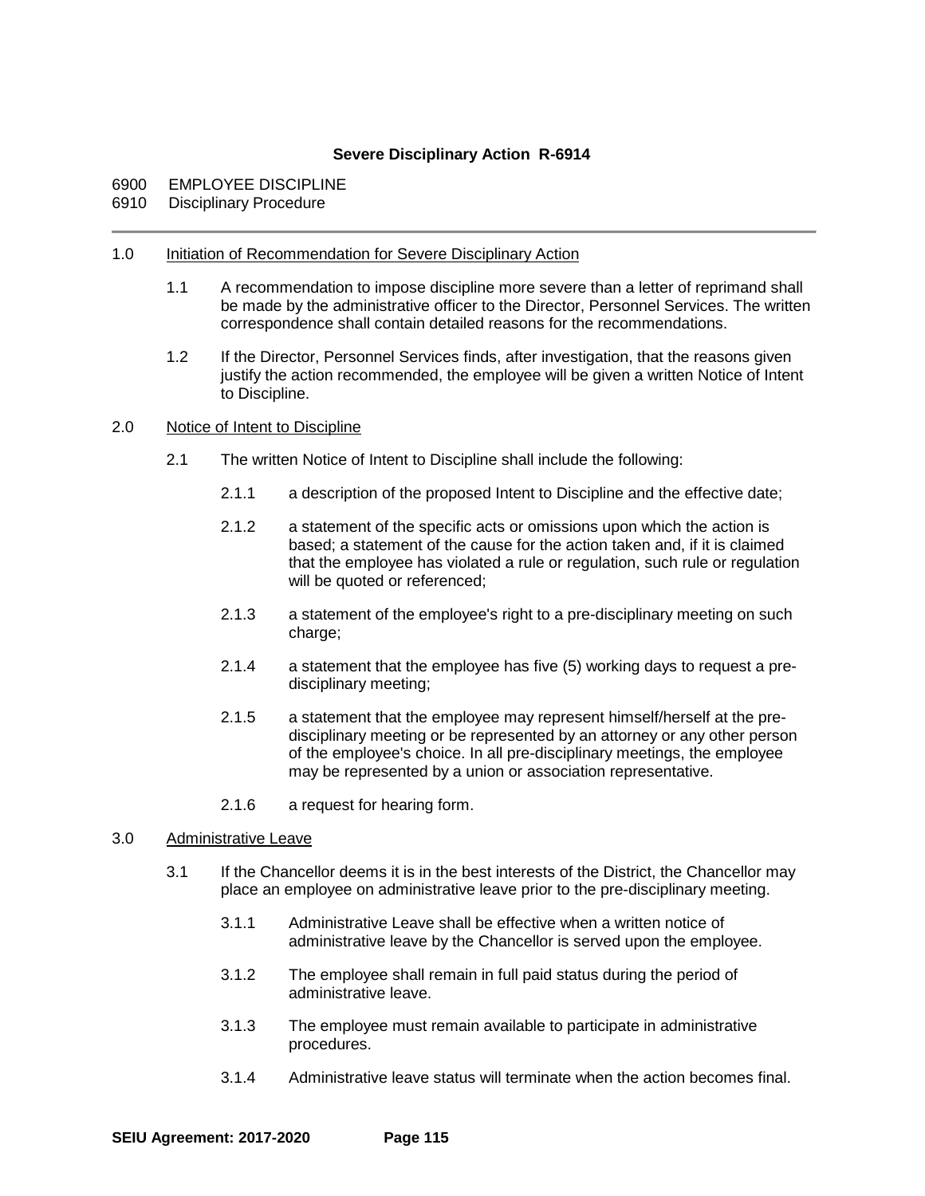# Severe Disciplinary Action R-6914

6900 EMPLOYEE DISCIPLINE
6910 Disciplinary Procedure

---

1.0 Initiation of Recommendation for Severe Disciplinary Action

1.1 A recommendation to impose discipline more severe than a letter of reprimand shall be made by the administrative officer to the Director, Personnel Services. The written correspondence shall contain detailed reasons for the recommendations.

1.2 If the Director, Personnel Services finds, after investigation, that the reasons given justify the action recommended, the employee will be given a written Notice of Intent to Discipline.

2.0 Notice of Intent to Discipline

2.1 The written Notice of Intent to Discipline shall include the following:

2.1.1 a description of the proposed Intent to Discipline and the effective date;

2.1.2 a statement of the specific acts or omissions upon which the action is based; a statement of the cause for the action taken and, if it is claimed that the employee has violated a rule or regulation, such rule or regulation will be quoted or referenced;

2.1.3 a statement of the employee's right to a pre-disciplinary meeting on such charge;

2.1.4 a statement that the employee has five (5) working days to request a pre-disciplinary meeting;

2.1.5 a statement that the employee may represent himself/herself at the pre-disciplinary meeting or be represented by an attorney or any other person of the employee's choice. In all pre-disciplinary meetings, the employee may be represented by a union or association representative.

2.1.6 a request for hearing form.

3.0 Administrative Leave

3.1 If the Chancellor deems it is in the best interests of the District, the Chancellor may place an employee on administrative leave prior to the pre-disciplinary meeting.

3.1.1 Administrative Leave shall be effective when a written notice of administrative leave by the Chancellor is served upon the employee.

3.1.2 The employee shall remain in full paid status during the period of administrative leave.

3.1.3 The employee must remain available to participate in administrative procedures.

3.1.4 Administrative leave status will terminate when the action becomes final.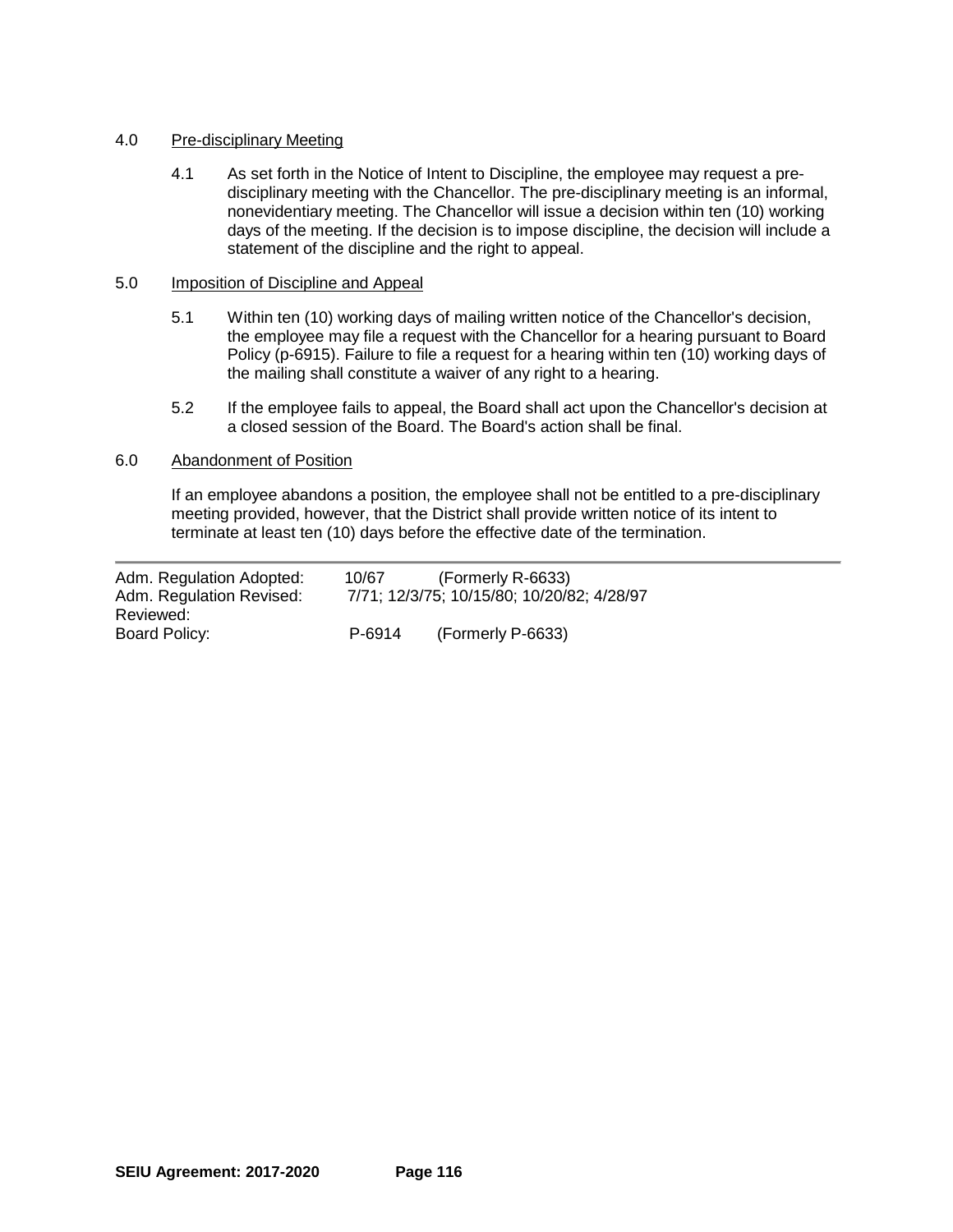4.0 Pre-disciplinary Meeting

4.1 As set forth in the Notice of Intent to Discipline, the employee may request a pre-disciplinary meeting with the Chancellor. The pre-disciplinary meeting is an informal, nonevidentiary meeting. The Chancellor will issue a decision within ten (10) working days of the meeting. If the decision is to impose discipline, the decision will include a statement of the discipline and the right to appeal.

5.0 Imposition of Discipline and Appeal

5.1 Within ten (10) working days of mailing written notice of the Chancellor's decision, the employee may file a request with the Chancellor for a hearing pursuant to Board Policy (p-6915). Failure to file a request for a hearing within ten (10) working days of the mailing shall constitute a waiver of any right to a hearing.

5.2 If the employee fails to appeal, the Board shall act upon the Chancellor's decision at a closed session of the Board. The Board's action shall be final.

6.0 Abandonment of Position

If an employee abandons a position, the employee shall not be entitled to a pre-disciplinary meeting provided, however, that the District shall provide written notice of its intent to terminate at least ten (10) days before the effective date of the termination.

---

| | | |
|---|---|---|
| Adm. Regulation Adopted: | 10/67 | (Formerly R-6633) |
| Adm. Regulation Revised: | 7/71; 12/3/75; 10/15/80; 10/20/82; 4/28/97 | |
| Reviewed: | | |
| Board Policy: | P-6914 | (Formerly P-6633) |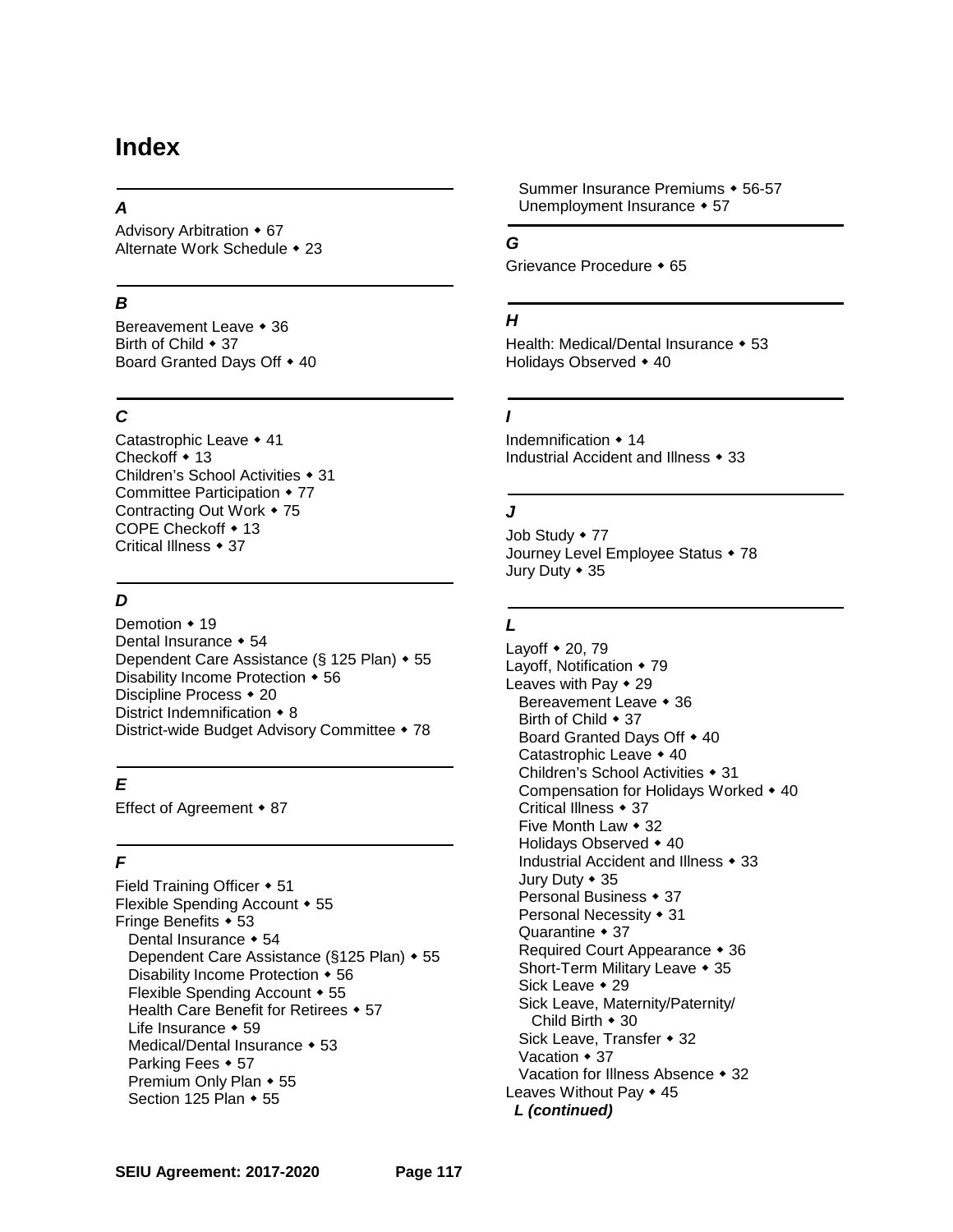# Index

### *A*

Advisory Arbitration ◆ 67
Alternate Work Schedule ◆ 23

### *B*

Bereavement Leave ◆ 36
Birth of Child ◆ 37
Board Granted Days Off ◆ 40

### *C*

Catastrophic Leave ◆ 41
Checkoff ◆ 13
Children's School Activities ◆ 31
Committee Participation ◆ 77
Contracting Out Work ◆ 75
COPE Checkoff ◆ 13
Critical Illness ◆ 37

### *D*

Demotion ◆ 19
Dental Insurance ◆ 54
Dependent Care Assistance (§ 125 Plan) ◆ 55
Disability Income Protection ◆ 56
Discipline Process ◆ 20
District Indemnification ◆ 8
District-wide Budget Advisory Committee ◆ 78

### *E*

Effect of Agreement ◆ 87

### *F*

Field Training Officer ◆ 51
Flexible Spending Account ◆ 55
Fringe Benefits ◆ 53
- Dental Insurance ◆ 54
- Dependent Care Assistance (§125 Plan) ◆ 55
- Disability Income Protection ◆ 56
- Flexible Spending Account ◆ 55
- Health Care Benefit for Retirees ◆ 57
- Life Insurance ◆ 59
- Medical/Dental Insurance ◆ 53
- Parking Fees ◆ 57
- Premium Only Plan ◆ 55
- Section 125 Plan ◆ 55
- Summer Insurance Premiums ◆ 56-57
- Unemployment Insurance ◆ 57

### *G*

Grievance Procedure ◆ 65

### *H*

Health: Medical/Dental Insurance ◆ 53
Holidays Observed ◆ 40

### *I*

Indemnification ◆ 14
Industrial Accident and Illness ◆ 33

### *J*

Job Study ◆ 77
Journey Level Employee Status ◆ 78
Jury Duty ◆ 35

### *L*

Layoff ◆ 20, 79
Layoff, Notification ◆ 79
Leaves with Pay ◆ 29
- Bereavement Leave ◆ 36
- Birth of Child ◆ 37
- Board Granted Days Off ◆ 40
- Catastrophic Leave ◆ 40
- Children's School Activities ◆ 31
- Compensation for Holidays Worked ◆ 40
- Critical Illness ◆ 37
- Five Month Law ◆ 32
- Holidays Observed ◆ 40
- Industrial Accident and Illness ◆ 33
- Jury Duty ◆ 35
- Personal Business ◆ 37
- Personal Necessity ◆ 31
- Quarantine ◆ 37
- Required Court Appearance ◆ 36
- Short-Term Military Leave ◆ 35
- Sick Leave ◆ 29
- Sick Leave, Maternity/Paternity/ Child Birth ◆ 30
- Sick Leave, Transfer ◆ 32
- Vacation ◆ 37
- Vacation for Illness Absence ◆ 32

Leaves Without Pay ◆ 45

***L (continued)***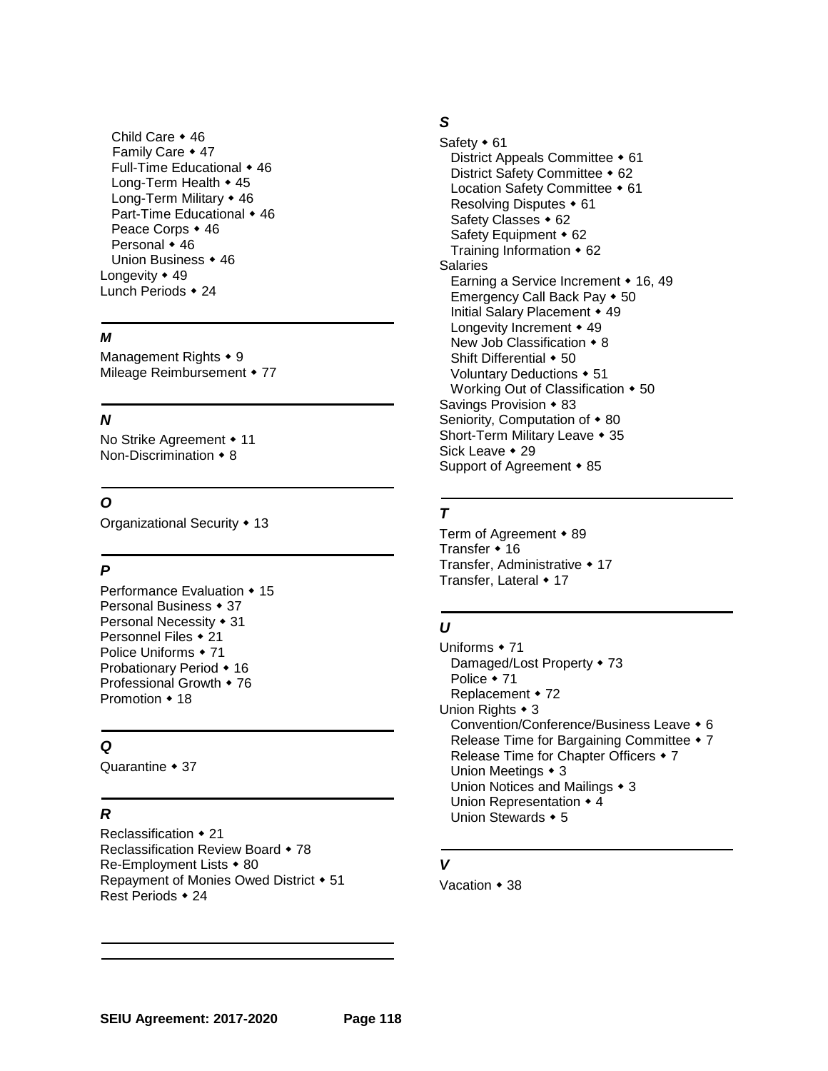- Child Care • 46
- Family Care • 47
- Full-Time Educational • 46
- Long-Term Health • 45
- Long-Term Military • 46
- Part-Time Educational • 46
- Peace Corps • 46
- Personal • 46
- Union Business • 46

Longevity • 49
Lunch Periods • 24

---

***M***

Management Rights • 9
Mileage Reimbursement • 77

---

***N***

No Strike Agreement • 11
Non-Discrimination • 8

---

***O***

Organizational Security • 13

---

***P***

Performance Evaluation • 15
Personal Business • 37
Personal Necessity • 31
Personnel Files • 21
Police Uniforms • 71
Probationary Period • 16
Professional Growth • 76
Promotion • 18

---

***Q***

Quarantine • 37

---

***R***

Reclassification • 21
Reclassification Review Board • 78
Re-Employment Lists • 80
Repayment of Monies Owed District • 51
Rest Periods • 24

---

***S***

Safety • 61

- District Appeals Committee • 61
- District Safety Committee • 62
- Location Safety Committee • 61
- Resolving Disputes • 61
- Safety Classes • 62
- Safety Equipment • 62
- Training Information • 62

Salaries

- Earning a Service Increment • 16, 49
- Emergency Call Back Pay • 50
- Initial Salary Placement • 49
- Longevity Increment • 49
- New Job Classification • 8
- Shift Differential • 50
- Voluntary Deductions • 51
- Working Out of Classification • 50

Savings Provision • 83
Seniority, Computation of • 80
Short-Term Military Leave • 35
Sick Leave • 29
Support of Agreement • 85

---

***T***

Term of Agreement • 89
Transfer • 16
Transfer, Administrative • 17
Transfer, Lateral • 17

---

***U***

Uniforms • 71

- Damaged/Lost Property • 73
- Police • 71
- Replacement • 72

Union Rights • 3

- Convention/Conference/Business Leave • 6
- Release Time for Bargaining Committee • 7
- Release Time for Chapter Officers • 7
- Union Meetings • 3
- Union Notices and Mailings • 3
- Union Representation • 4
- Union Stewards • 5

---

***V***

Vacation • 38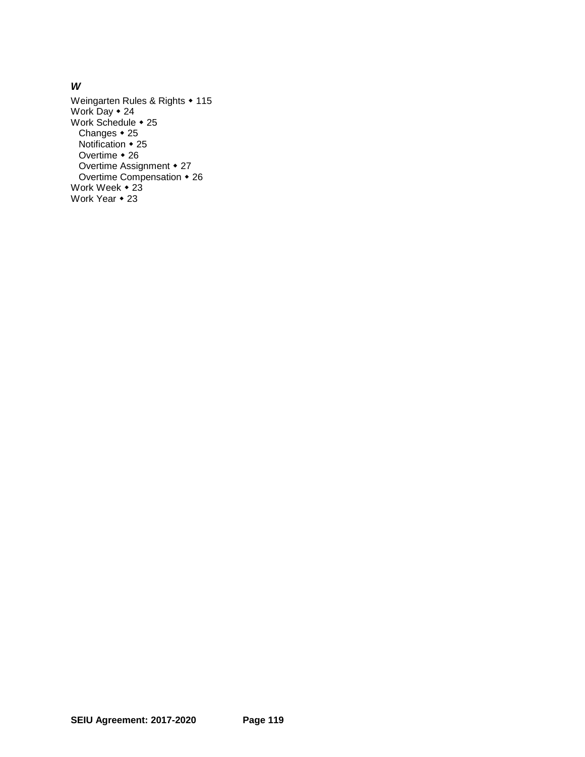***W***

Weingarten Rules & Rights ◆ 115
Work Day ◆ 24
Work Schedule ◆ 25
  Changes ◆ 25
  Notification ◆ 25
  Overtime ◆ 26
  Overtime Assignment ◆ 27
  Overtime Compensation ◆ 26
Work Week ◆ 23
Work Year ◆ 23